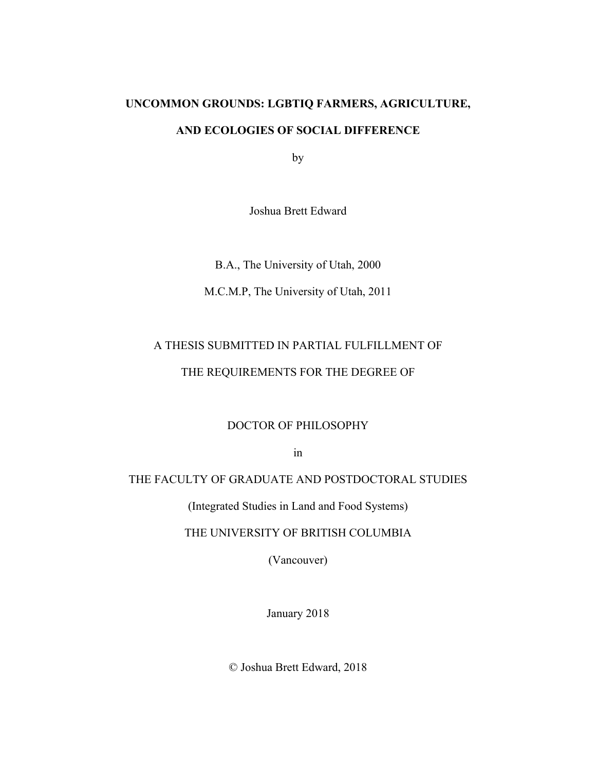# UNCOMMON GROUNDS: LGBTIQ FARMERS, AGRICULTURE, AND ECOLOGIES OF SOCIAL DIFFERENCE

by

Joshua Brett Edward

B.A., The University of Utah, 2000

M.C.M.P, The University of Utah, 2011

A THESIS SUBMITTED IN PARTIAL FULFILLMENT OF

THE REQUIREMENTS FOR THE DEGREE OF

DOCTOR OF PHILOSOPHY

in

THE FACULTY OF GRADUATE AND POSTDOCTORAL STUDIES

(Integrated Studies in Land and Food Systems)

THE UNIVERSITY OF BRITISH COLUMBIA

(Vancouver)

January 2018

© Joshua Brett Edward, 2018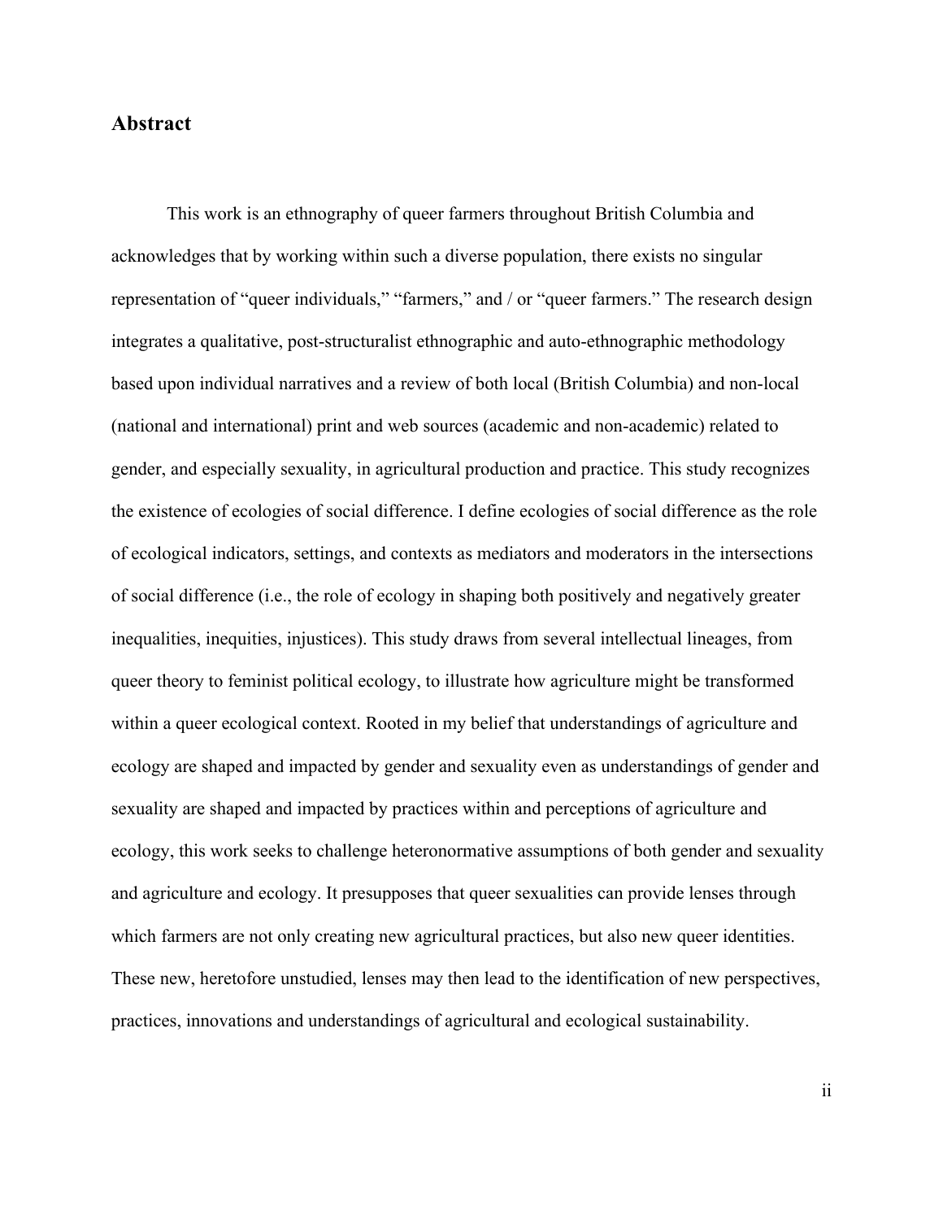## Abstract

This work is an ethnography of queer farmers throughout British Columbia and acknowledges that by working within such a diverse population, there exists no singular representation of "queer individuals," "farmers," and / or "queer farmers." The research design integrates a qualitative, post-structuralist ethnographic and auto-ethnographic methodology based upon individual narratives and a review of both local (British Columbia) and non-local (national and international) print and web sources (academic and non-academic) related to gender, and especially sexuality, in agricultural production and practice. This study recognizes the existence of ecologies of social difference. I define ecologies of social difference as the role of ecological indicators, settings, and contexts as mediators and moderators in the intersections of social difference (i.e., the role of ecology in shaping both positively and negatively greater inequalities, inequities, injustices). This study draws from several intellectual lineages, from queer theory to feminist political ecology, to illustrate how agriculture might be transformed within a queer ecological context. Rooted in my belief that understandings of agriculture and ecology are shaped and impacted by gender and sexuality even as understandings of gender and sexuality are shaped and impacted by practices within and perceptions of agriculture and ecology, this work seeks to challenge heteronormative assumptions of both gender and sexuality and agriculture and ecology. It presupposes that queer sexualities can provide lenses through which farmers are not only creating new agricultural practices, but also new queer identities. These new, heretofore unstudied, lenses may then lead to the identification of new perspectives, practices, innovations and understandings of agricultural and ecological sustainability.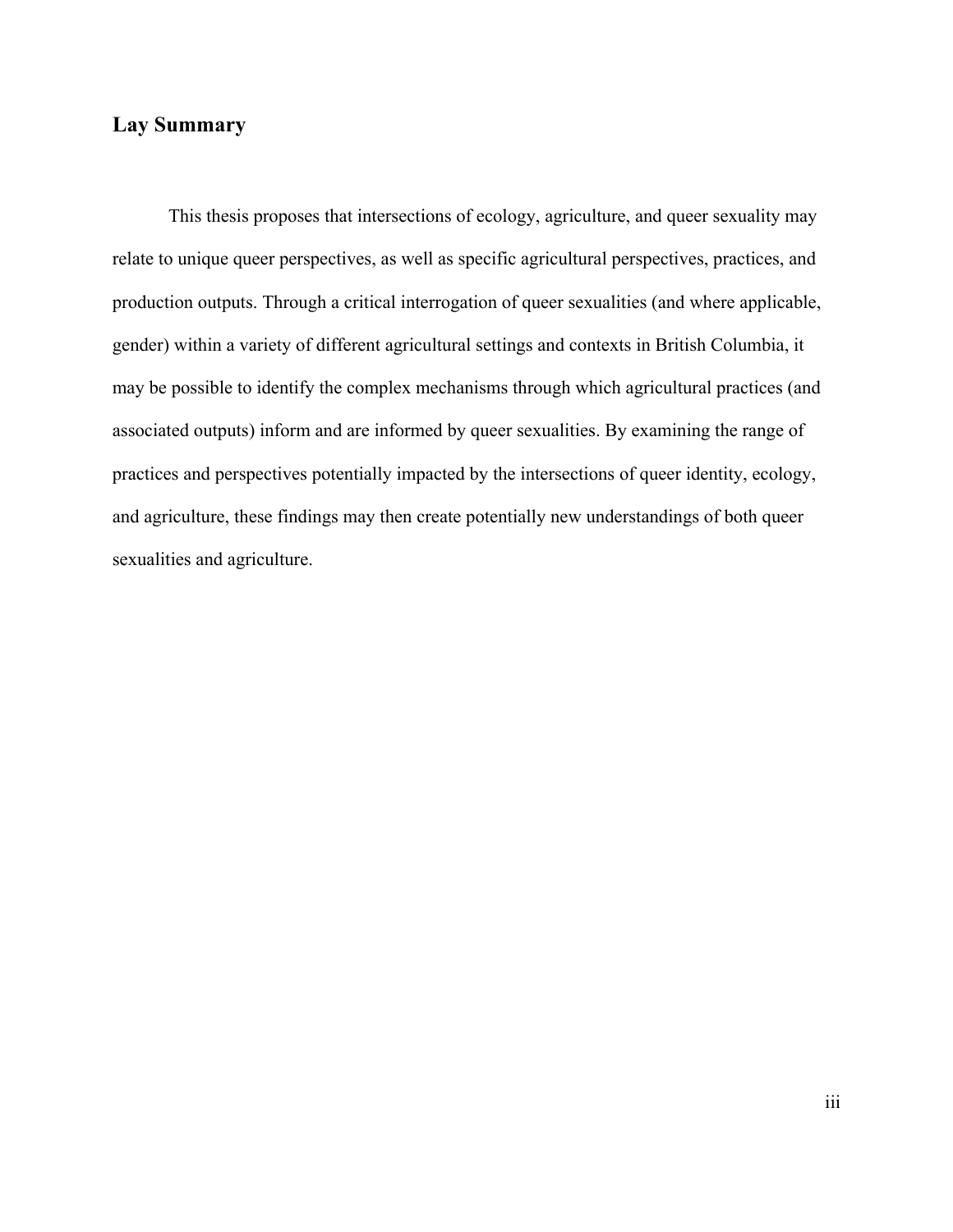## Lay Summary

This thesis proposes that intersections of ecology, agriculture, and queer sexuality may relate to unique queer perspectives, as well as specific agricultural perspectives, practices, and production outputs. Through a critical interrogation of queer sexualities (and where applicable, gender) within a variety of different agricultural settings and contexts in British Columbia, it may be possible to identify the complex mechanisms through which agricultural practices (and associated outputs) inform and are informed by queer sexualities. By examining the range of practices and perspectives potentially impacted by the intersections of queer identity, ecology, and agriculture, these findings may then create potentially new understandings of both queer sexualities and agriculture.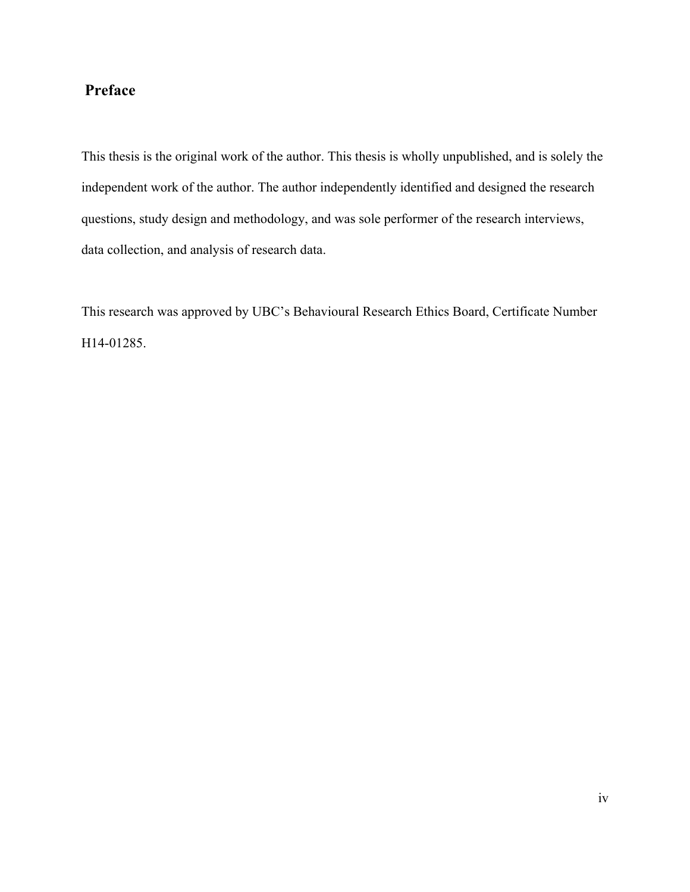## Preface

This thesis is the original work of the author. This thesis is wholly unpublished, and is solely the independent work of the author. The author independently identified and designed the research questions, study design and methodology, and was sole performer of the research interviews, data collection, and analysis of research data.

This research was approved by UBC's Behavioural Research Ethics Board, Certificate Number H14-01285.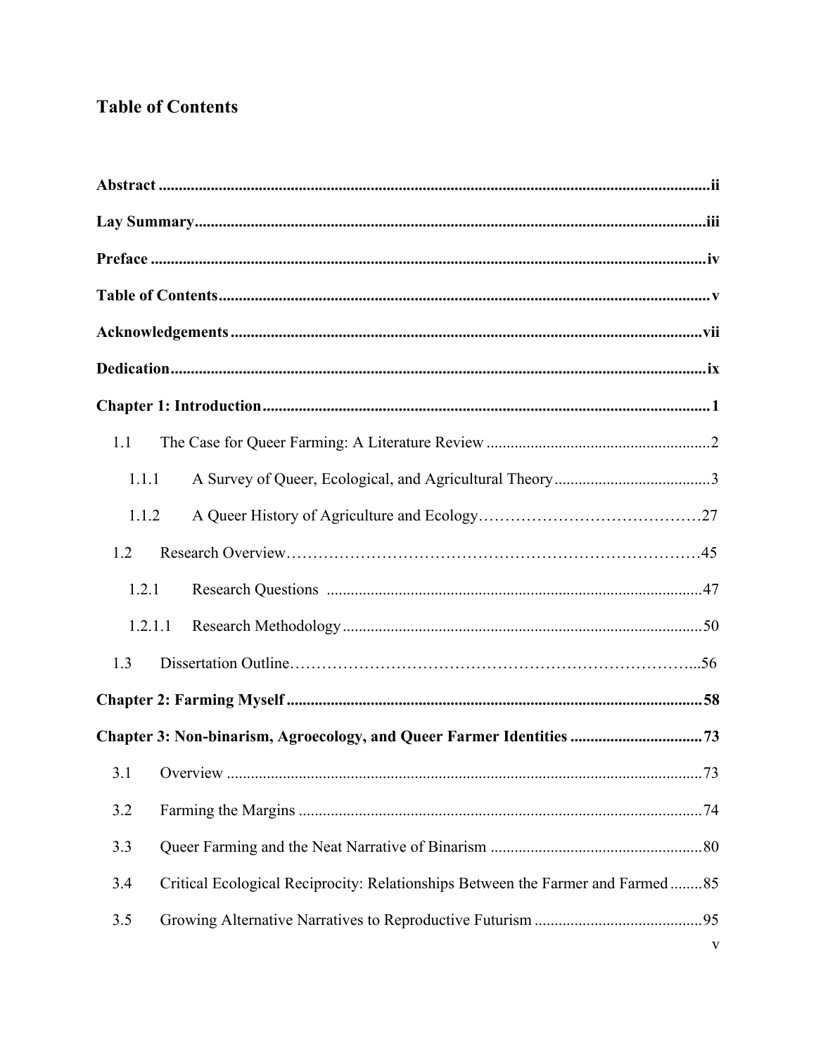# Table of Contents

**Abstract** .......... ii

**Lay Summary** .......... iii

**Preface** .......... iv

**Table of Contents** .......... v

**Acknowledgements** .......... vii

**Dedication** .......... ix

**Chapter 1: Introduction** .......... 1

- 1.1 The Case for Queer Farming: A Literature Review .......... 2
  - 1.1.1 A Survey of Queer, Ecological, and Agricultural Theory .......... 3
  - 1.1.2 A Queer History of Agriculture and Ecology .......... 27
- 1.2 Research Overview .......... 45
  - 1.2.1 Research Questions .......... 47
  - 1.2.1.1 Research Methodology .......... 50
- 1.3 Dissertation Outline .......... 56

**Chapter 2: Farming Myself** .......... 58

**Chapter 3: Non-binarism, Agroecology, and Queer Farmer Identities** .......... 73

- 3.1 Overview .......... 73
- 3.2 Farming the Margins .......... 74
- 3.3 Queer Farming and the Neat Narrative of Binarism .......... 80
- 3.4 Critical Ecological Reciprocity: Relationships Between the Farmer and Farmed .......... 85
- 3.5 Growing Alternative Narratives to Reproductive Futurism .......... 95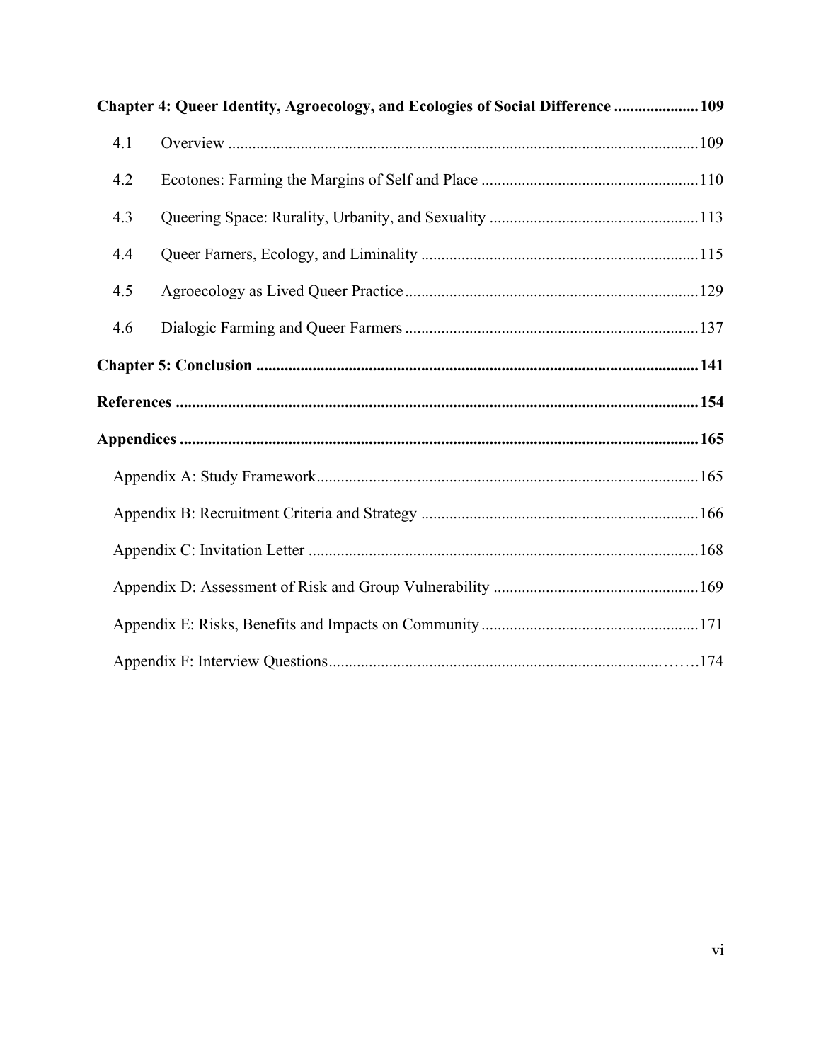**Chapter 4: Queer Identity, Agroecology, and Ecologies of Social Difference ..................... 109**

4.1 Overview ..................................................................................................................109

4.2 Ecotones: Farming the Margins of Self and Place .....................................................110

4.3 Queering Space: Rurality, Urbanity, and Sexuality ...................................................113

4.4 Queer Farners, Ecology, and Liminality ....................................................................115

4.5 Agroecology as Lived Queer Practice ........................................................................129

4.6 Dialogic Farming and Queer Farmers ........................................................................137

**Chapter 5: Conclusion ............................................................................................................ 141**

**References ................................................................................................................................. 154**

**Appendices ................................................................................................................................ 165**

Appendix A: Study Framework.............................................................................................165

Appendix B: Recruitment Criteria and Strategy ....................................................................166

Appendix C: Invitation Letter ................................................................................................168

Appendix D: Assessment of Risk and Group Vulnerability ..................................................169

Appendix E: Risks, Benefits and Impacts on Community .....................................................171

Appendix F: Interview Questions.......................................................................................……174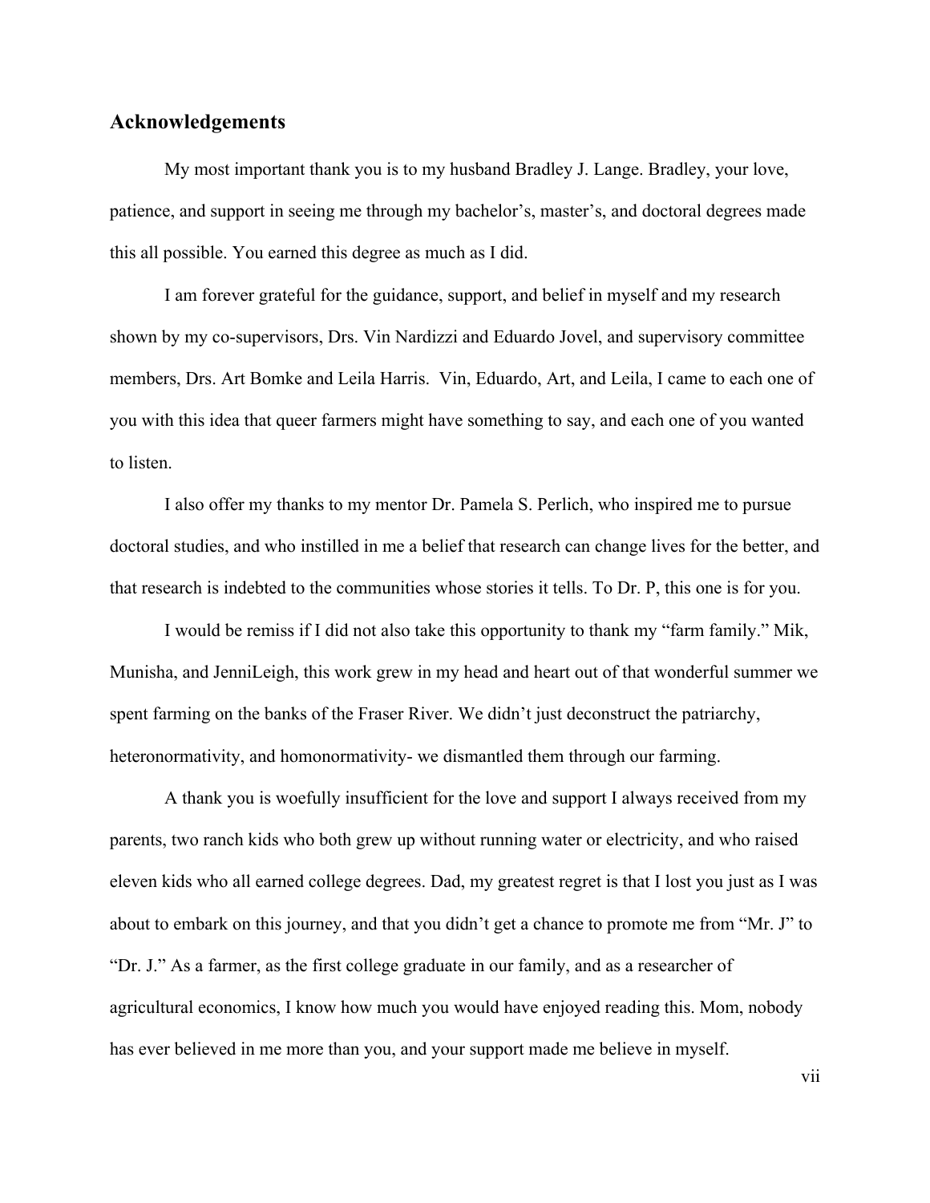## Acknowledgements

My most important thank you is to my husband Bradley J. Lange. Bradley, your love, patience, and support in seeing me through my bachelor's, master's, and doctoral degrees made this all possible. You earned this degree as much as I did.

I am forever grateful for the guidance, support, and belief in myself and my research shown by my co-supervisors, Drs. Vin Nardizzi and Eduardo Jovel, and supervisory committee members, Drs. Art Bomke and Leila Harris. Vin, Eduardo, Art, and Leila, I came to each one of you with this idea that queer farmers might have something to say, and each one of you wanted to listen.

I also offer my thanks to my mentor Dr. Pamela S. Perlich, who inspired me to pursue doctoral studies, and who instilled in me a belief that research can change lives for the better, and that research is indebted to the communities whose stories it tells. To Dr. P, this one is for you.

I would be remiss if I did not also take this opportunity to thank my "farm family." Mik, Munisha, and JenniLeigh, this work grew in my head and heart out of that wonderful summer we spent farming on the banks of the Fraser River. We didn't just deconstruct the patriarchy, heteronormativity, and homonormativity- we dismantled them through our farming.

A thank you is woefully insufficient for the love and support I always received from my parents, two ranch kids who both grew up without running water or electricity, and who raised eleven kids who all earned college degrees. Dad, my greatest regret is that I lost you just as I was about to embark on this journey, and that you didn't get a chance to promote me from "Mr. J" to "Dr. J." As a farmer, as the first college graduate in our family, and as a researcher of agricultural economics, I know how much you would have enjoyed reading this. Mom, nobody has ever believed in me more than you, and your support made me believe in myself.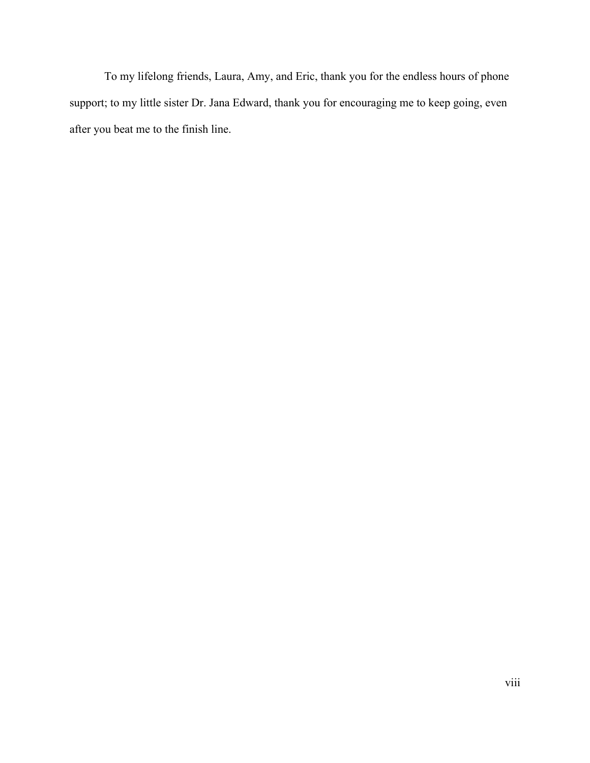To my lifelong friends, Laura, Amy, and Eric, thank you for the endless hours of phone support; to my little sister Dr. Jana Edward, thank you for encouraging me to keep going, even after you beat me to the finish line.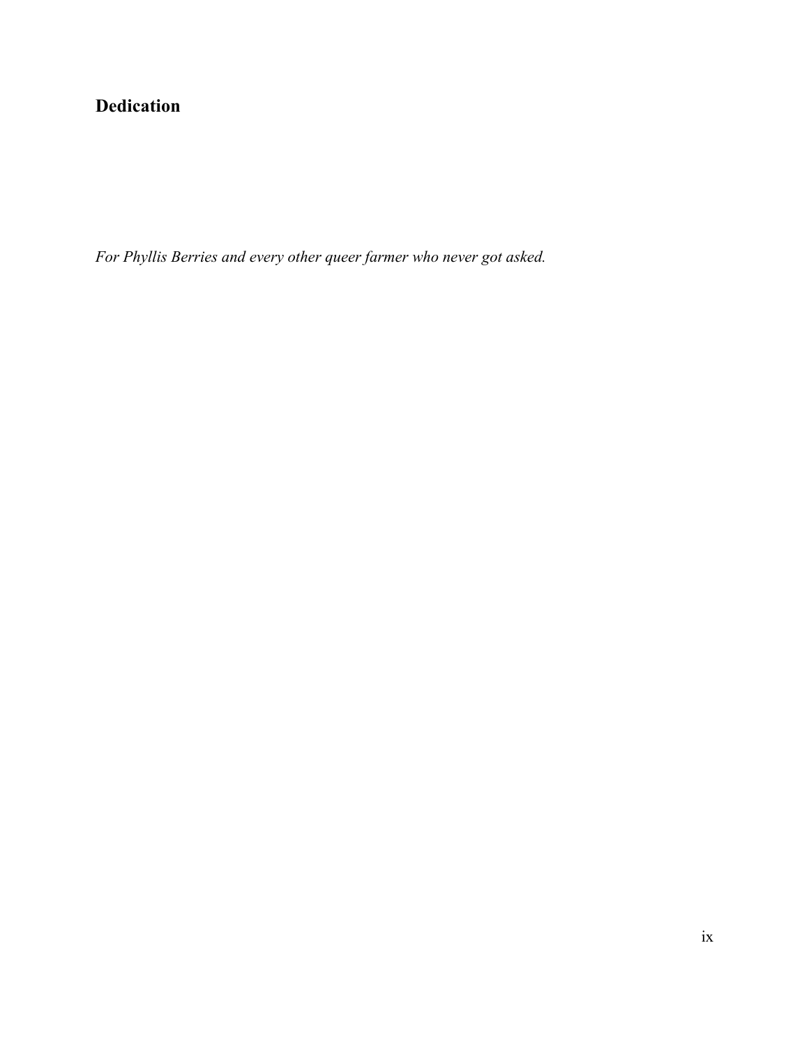## Dedication

*For Phyllis Berries and every other queer farmer who never got asked.*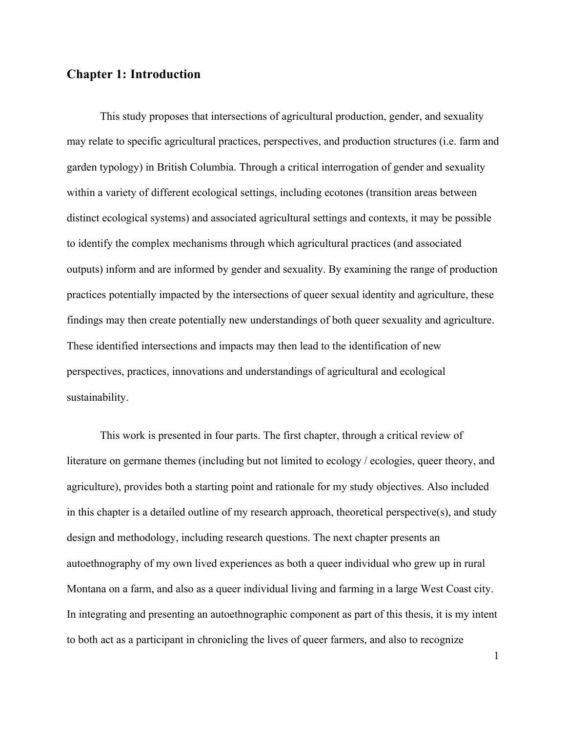## Chapter 1: Introduction

This study proposes that intersections of agricultural production, gender, and sexuality may relate to specific agricultural practices, perspectives, and production structures (i.e. farm and garden typology) in British Columbia. Through a critical interrogation of gender and sexuality within a variety of different ecological settings, including ecotones (transition areas between distinct ecological systems) and associated agricultural settings and contexts, it may be possible to identify the complex mechanisms through which agricultural practices (and associated outputs) inform and are informed by gender and sexuality. By examining the range of production practices potentially impacted by the intersections of queer sexual identity and agriculture, these findings may then create potentially new understandings of both queer sexuality and agriculture. These identified intersections and impacts may then lead to the identification of new perspectives, practices, innovations and understandings of agricultural and ecological sustainability.

This work is presented in four parts. The first chapter, through a critical review of literature on germane themes (including but not limited to ecology / ecologies, queer theory, and agriculture), provides both a starting point and rationale for my study objectives. Also included in this chapter is a detailed outline of my research approach, theoretical perspective(s), and study design and methodology, including research questions. The next chapter presents an autoethnography of my own lived experiences as both a queer individual who grew up in rural Montana on a farm, and also as a queer individual living and farming in a large West Coast city. In integrating and presenting an autoethnographic component as part of this thesis, it is my intent to both act as a participant in chronicling the lives of queer farmers, and also to recognize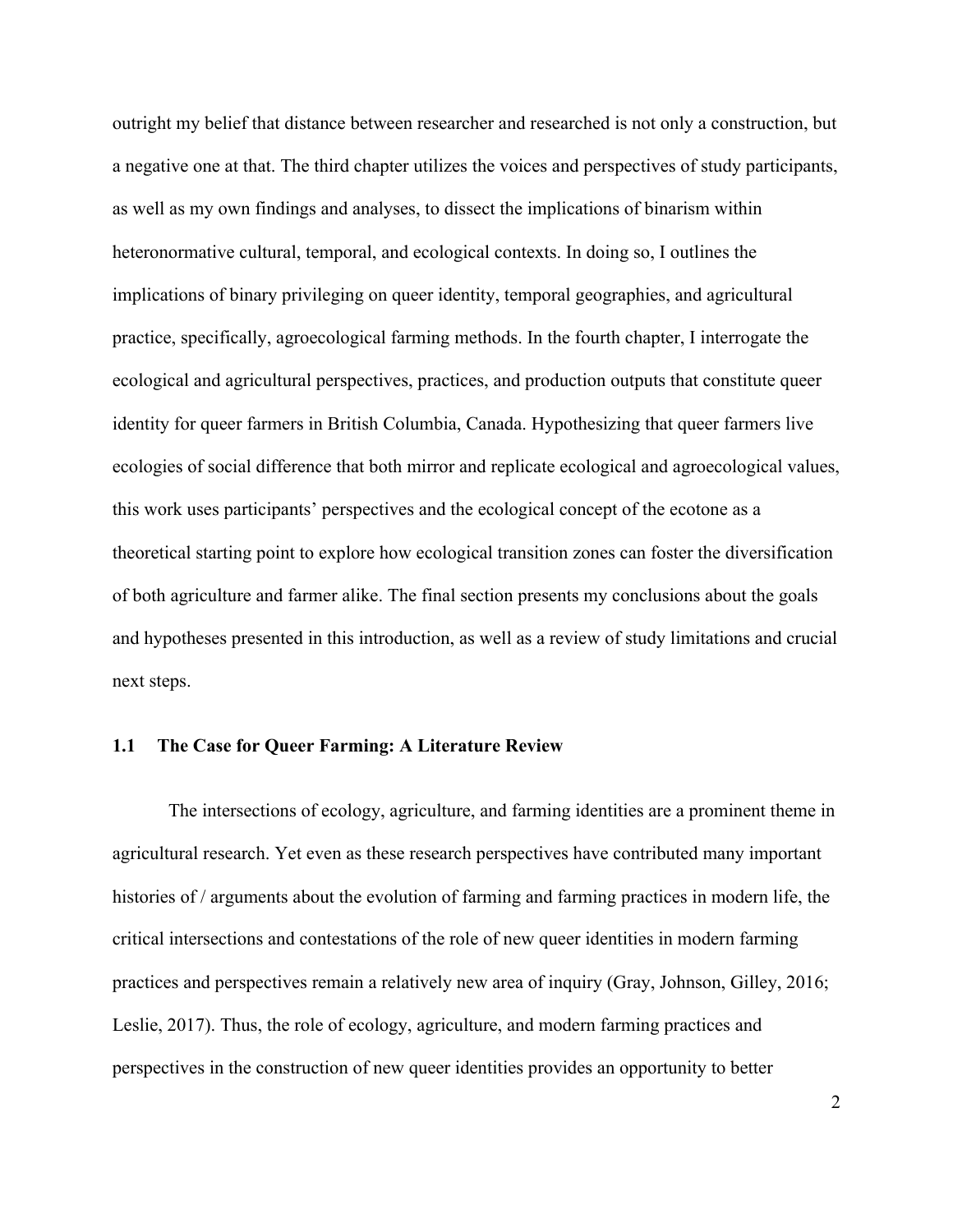outright my belief that distance between researcher and researched is not only a construction, but a negative one at that. The third chapter utilizes the voices and perspectives of study participants, as well as my own findings and analyses, to dissect the implications of binarism within heteronormative cultural, temporal, and ecological contexts. In doing so, I outlines the implications of binary privileging on queer identity, temporal geographies, and agricultural practice, specifically, agroecological farming methods. In the fourth chapter, I interrogate the ecological and agricultural perspectives, practices, and production outputs that constitute queer identity for queer farmers in British Columbia, Canada. Hypothesizing that queer farmers live ecologies of social difference that both mirror and replicate ecological and agroecological values, this work uses participants' perspectives and the ecological concept of the ecotone as a theoretical starting point to explore how ecological transition zones can foster the diversification of both agriculture and farmer alike. The final section presents my conclusions about the goals and hypotheses presented in this introduction, as well as a review of study limitations and crucial next steps.

## 1.1 The Case for Queer Farming: A Literature Review

The intersections of ecology, agriculture, and farming identities are a prominent theme in agricultural research. Yet even as these research perspectives have contributed many important histories of / arguments about the evolution of farming and farming practices in modern life, the critical intersections and contestations of the role of new queer identities in modern farming practices and perspectives remain a relatively new area of inquiry (Gray, Johnson, Gilley, 2016; Leslie, 2017). Thus, the role of ecology, agriculture, and modern farming practices and perspectives in the construction of new queer identities provides an opportunity to better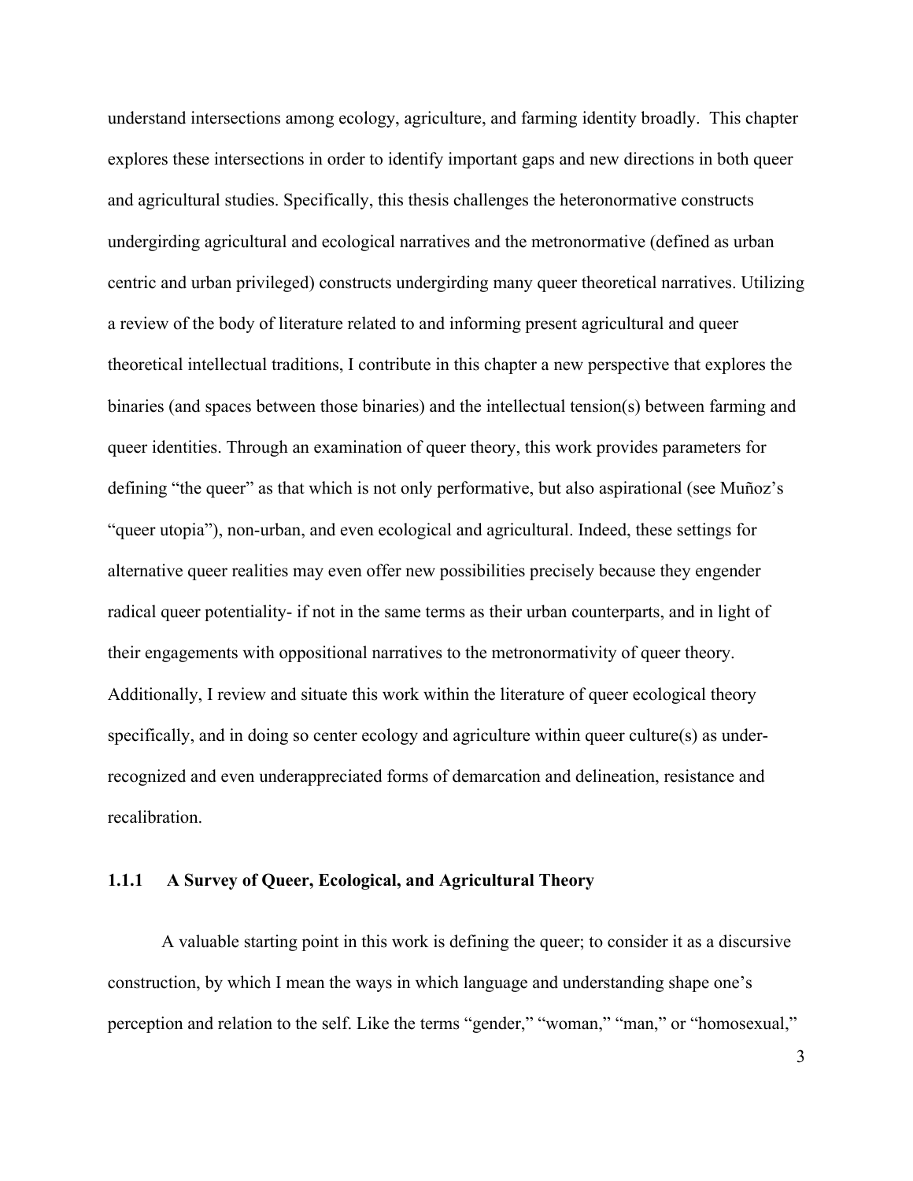understand intersections among ecology, agriculture, and farming identity broadly. This chapter explores these intersections in order to identify important gaps and new directions in both queer and agricultural studies. Specifically, this thesis challenges the heteronormative constructs undergirding agricultural and ecological narratives and the metronormative (defined as urban centric and urban privileged) constructs undergirding many queer theoretical narratives. Utilizing a review of the body of literature related to and informing present agricultural and queer theoretical intellectual traditions, I contribute in this chapter a new perspective that explores the binaries (and spaces between those binaries) and the intellectual tension(s) between farming and queer identities. Through an examination of queer theory, this work provides parameters for defining "the queer" as that which is not only performative, but also aspirational (see Muñoz's "queer utopia"), non-urban, and even ecological and agricultural. Indeed, these settings for alternative queer realities may even offer new possibilities precisely because they engender radical queer potentiality- if not in the same terms as their urban counterparts, and in light of their engagements with oppositional narratives to the metronormativity of queer theory. Additionally, I review and situate this work within the literature of queer ecological theory specifically, and in doing so center ecology and agriculture within queer culture(s) as under-recognized and even underappreciated forms of demarcation and delineation, resistance and recalibration.

### 1.1.1 A Survey of Queer, Ecological, and Agricultural Theory

A valuable starting point in this work is defining the queer; to consider it as a discursive construction, by which I mean the ways in which language and understanding shape one's perception and relation to the self. Like the terms "gender," "woman," "man," or "homosexual,"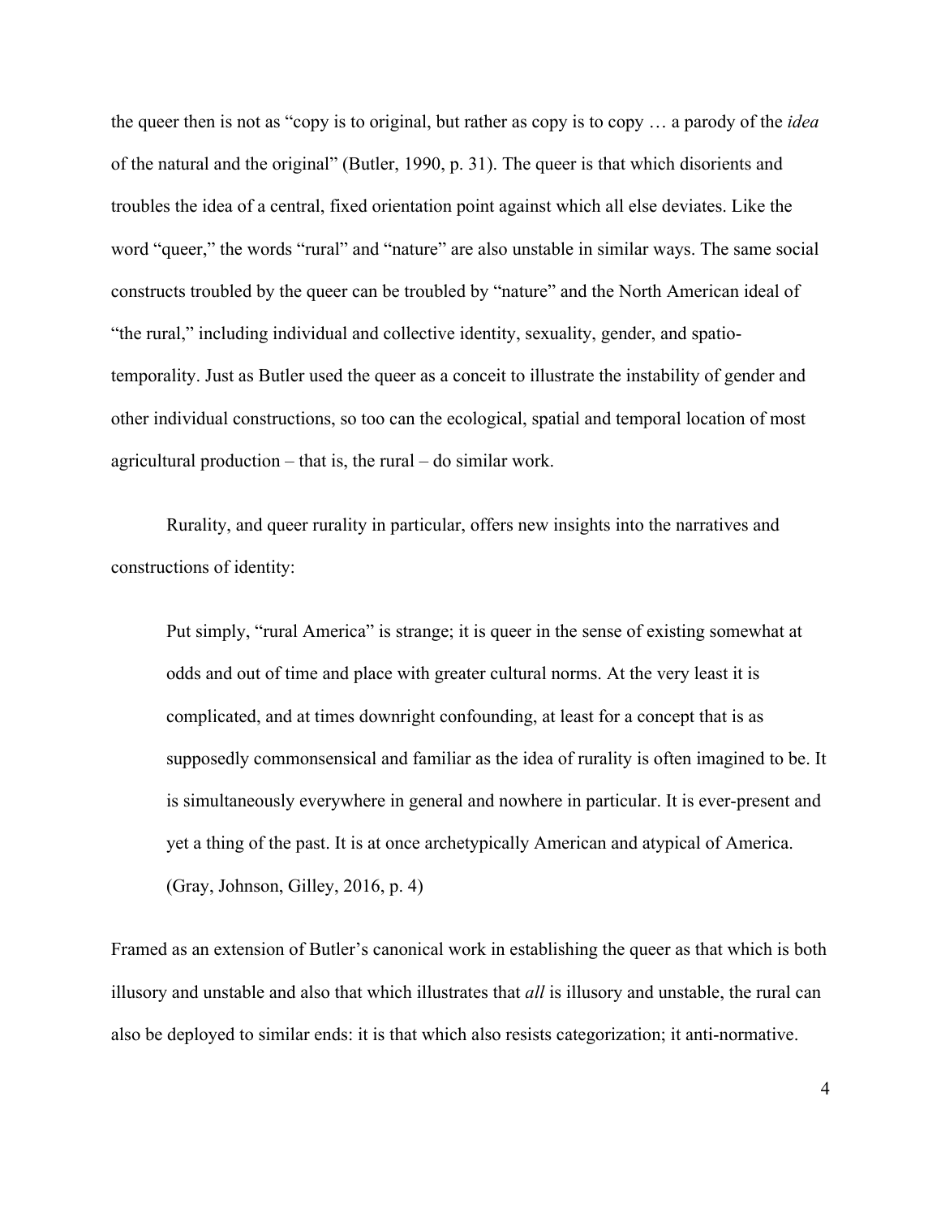the queer then is not as "copy is to original, but rather as copy is to copy … a parody of the *idea* of the natural and the original" (Butler, 1990, p. 31). The queer is that which disorients and troubles the idea of a central, fixed orientation point against which all else deviates. Like the word "queer," the words "rural" and "nature" are also unstable in similar ways. The same social constructs troubled by the queer can be troubled by "nature" and the North American ideal of "the rural," including individual and collective identity, sexuality, gender, and spatio-temporality. Just as Butler used the queer as a conceit to illustrate the instability of gender and other individual constructions, so too can the ecological, spatial and temporal location of most agricultural production – that is, the rural – do similar work.

Rurality, and queer rurality in particular, offers new insights into the narratives and constructions of identity:

> Put simply, "rural America" is strange; it is queer in the sense of existing somewhat at odds and out of time and place with greater cultural norms. At the very least it is complicated, and at times downright confounding, at least for a concept that is as supposedly commonsensical and familiar as the idea of rurality is often imagined to be. It is simultaneously everywhere in general and nowhere in particular. It is ever-present and yet a thing of the past. It is at once archetypically American and atypical of America. (Gray, Johnson, Gilley, 2016, p. 4)

Framed as an extension of Butler's canonical work in establishing the queer as that which is both illusory and unstable and also that which illustrates that *all* is illusory and unstable, the rural can also be deployed to similar ends: it is that which also resists categorization; it anti-normative.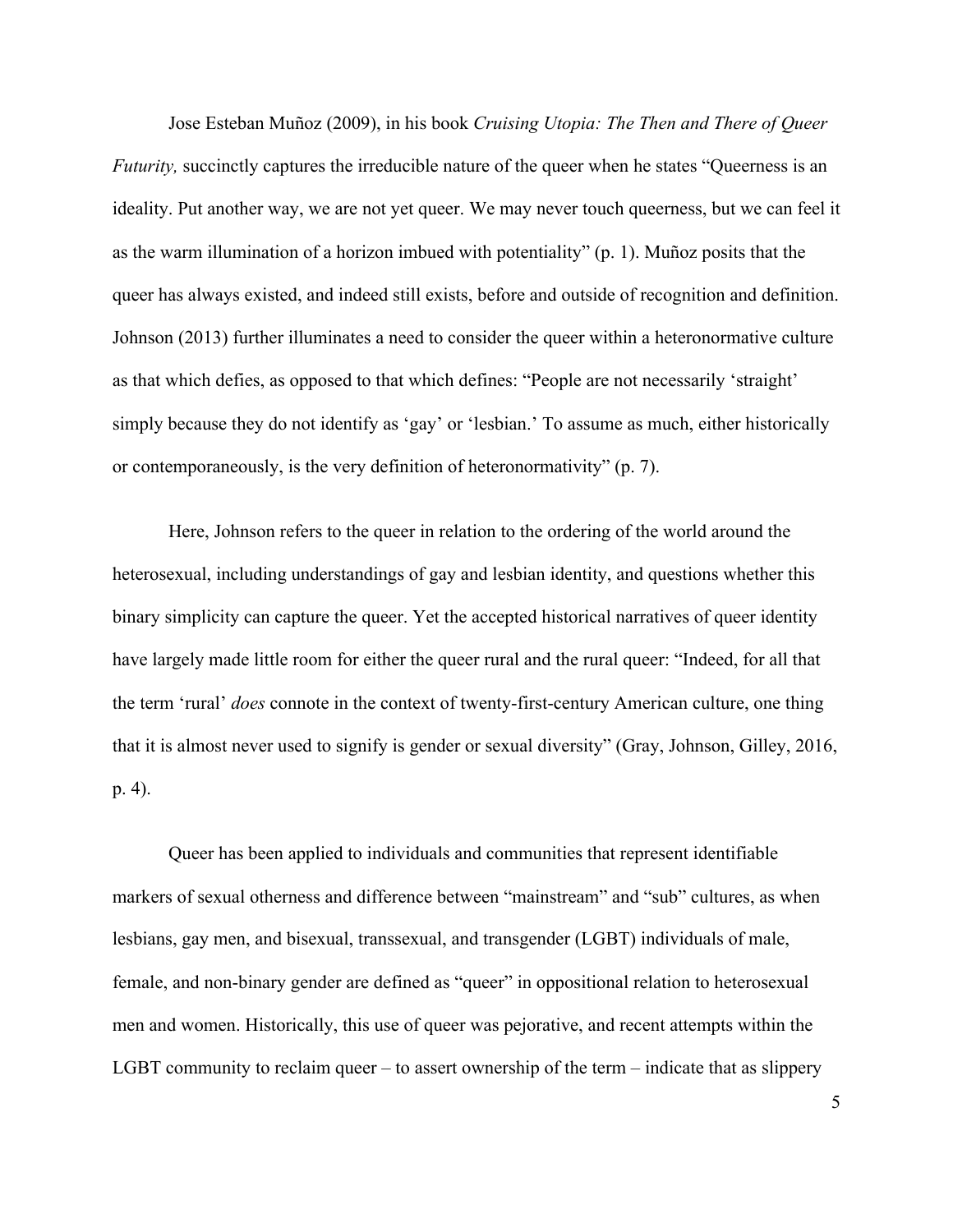Jose Esteban Muñoz (2009), in his book *Cruising Utopia: The Then and There of Queer Futurity,* succinctly captures the irreducible nature of the queer when he states "Queerness is an ideality. Put another way, we are not yet queer. We may never touch queerness, but we can feel it as the warm illumination of a horizon imbued with potentiality" (p. 1). Muñoz posits that the queer has always existed, and indeed still exists, before and outside of recognition and definition. Johnson (2013) further illuminates a need to consider the queer within a heteronormative culture as that which defies, as opposed to that which defines: "People are not necessarily 'straight' simply because they do not identify as 'gay' or 'lesbian.' To assume as much, either historically or contemporaneously, is the very definition of heteronormativity" (p. 7).

Here, Johnson refers to the queer in relation to the ordering of the world around the heterosexual, including understandings of gay and lesbian identity, and questions whether this binary simplicity can capture the queer. Yet the accepted historical narratives of queer identity have largely made little room for either the queer rural and the rural queer: "Indeed, for all that the term 'rural' *does* connote in the context of twenty-first-century American culture, one thing that it is almost never used to signify is gender or sexual diversity" (Gray, Johnson, Gilley, 2016, p. 4).

Queer has been applied to individuals and communities that represent identifiable markers of sexual otherness and difference between "mainstream" and "sub" cultures, as when lesbians, gay men, and bisexual, transsexual, and transgender (LGBT) individuals of male, female, and non-binary gender are defined as "queer" in oppositional relation to heterosexual men and women. Historically, this use of queer was pejorative, and recent attempts within the LGBT community to reclaim queer – to assert ownership of the term – indicate that as slippery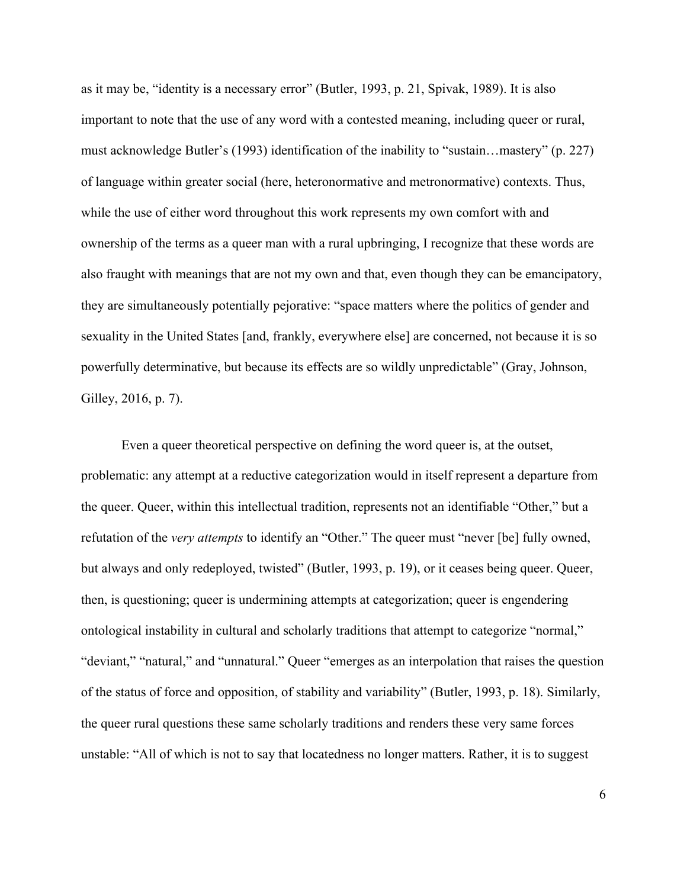as it may be, "identity is a necessary error" (Butler, 1993, p. 21, Spivak, 1989). It is also important to note that the use of any word with a contested meaning, including queer or rural, must acknowledge Butler's (1993) identification of the inability to "sustain…mastery" (p. 227) of language within greater social (here, heteronormative and metronormative) contexts. Thus, while the use of either word throughout this work represents my own comfort with and ownership of the terms as a queer man with a rural upbringing, I recognize that these words are also fraught with meanings that are not my own and that, even though they can be emancipatory, they are simultaneously potentially pejorative: "space matters where the politics of gender and sexuality in the United States [and, frankly, everywhere else] are concerned, not because it is so powerfully determinative, but because its effects are so wildly unpredictable" (Gray, Johnson, Gilley, 2016, p. 7).

Even a queer theoretical perspective on defining the word queer is, at the outset, problematic: any attempt at a reductive categorization would in itself represent a departure from the queer. Queer, within this intellectual tradition, represents not an identifiable "Other," but a refutation of the *very attempts* to identify an "Other." The queer must "never [be] fully owned, but always and only redeployed, twisted" (Butler, 1993, p. 19), or it ceases being queer. Queer, then, is questioning; queer is undermining attempts at categorization; queer is engendering ontological instability in cultural and scholarly traditions that attempt to categorize "normal," "deviant," "natural," and "unnatural." Queer "emerges as an interpolation that raises the question of the status of force and opposition, of stability and variability" (Butler, 1993, p. 18). Similarly, the queer rural questions these same scholarly traditions and renders these very same forces unstable: "All of which is not to say that locatedness no longer matters. Rather, it is to suggest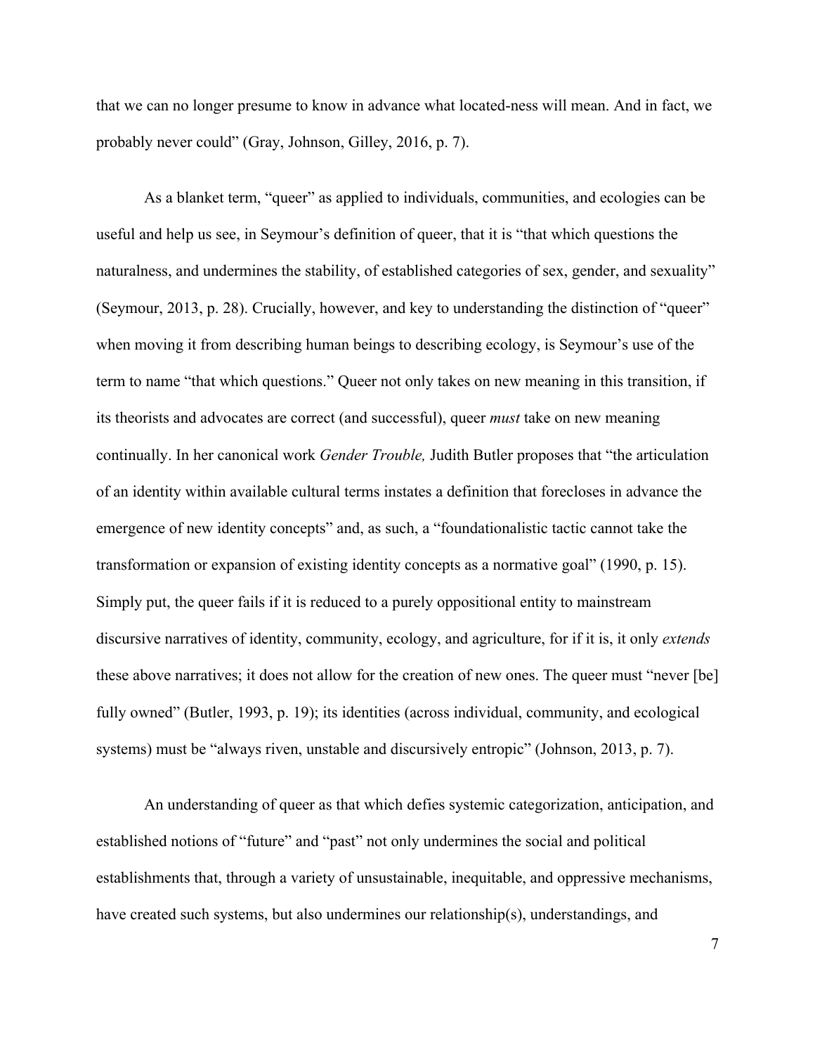that we can no longer presume to know in advance what located-ness will mean. And in fact, we probably never could" (Gray, Johnson, Gilley, 2016, p. 7).

As a blanket term, "queer" as applied to individuals, communities, and ecologies can be useful and help us see, in Seymour's definition of queer, that it is "that which questions the naturalness, and undermines the stability, of established categories of sex, gender, and sexuality" (Seymour, 2013, p. 28). Crucially, however, and key to understanding the distinction of "queer" when moving it from describing human beings to describing ecology, is Seymour's use of the term to name "that which questions." Queer not only takes on new meaning in this transition, if its theorists and advocates are correct (and successful), queer *must* take on new meaning continually. In her canonical work *Gender Trouble,* Judith Butler proposes that "the articulation of an identity within available cultural terms instates a definition that forecloses in advance the emergence of new identity concepts" and, as such, a "foundationalistic tactic cannot take the transformation or expansion of existing identity concepts as a normative goal" (1990, p. 15). Simply put, the queer fails if it is reduced to a purely oppositional entity to mainstream discursive narratives of identity, community, ecology, and agriculture, for if it is, it only *extends* these above narratives; it does not allow for the creation of new ones. The queer must "never [be] fully owned" (Butler, 1993, p. 19); its identities (across individual, community, and ecological systems) must be "always riven, unstable and discursively entropic" (Johnson, 2013, p. 7).

An understanding of queer as that which defies systemic categorization, anticipation, and established notions of "future" and "past" not only undermines the social and political establishments that, through a variety of unsustainable, inequitable, and oppressive mechanisms, have created such systems, but also undermines our relationship(s), understandings, and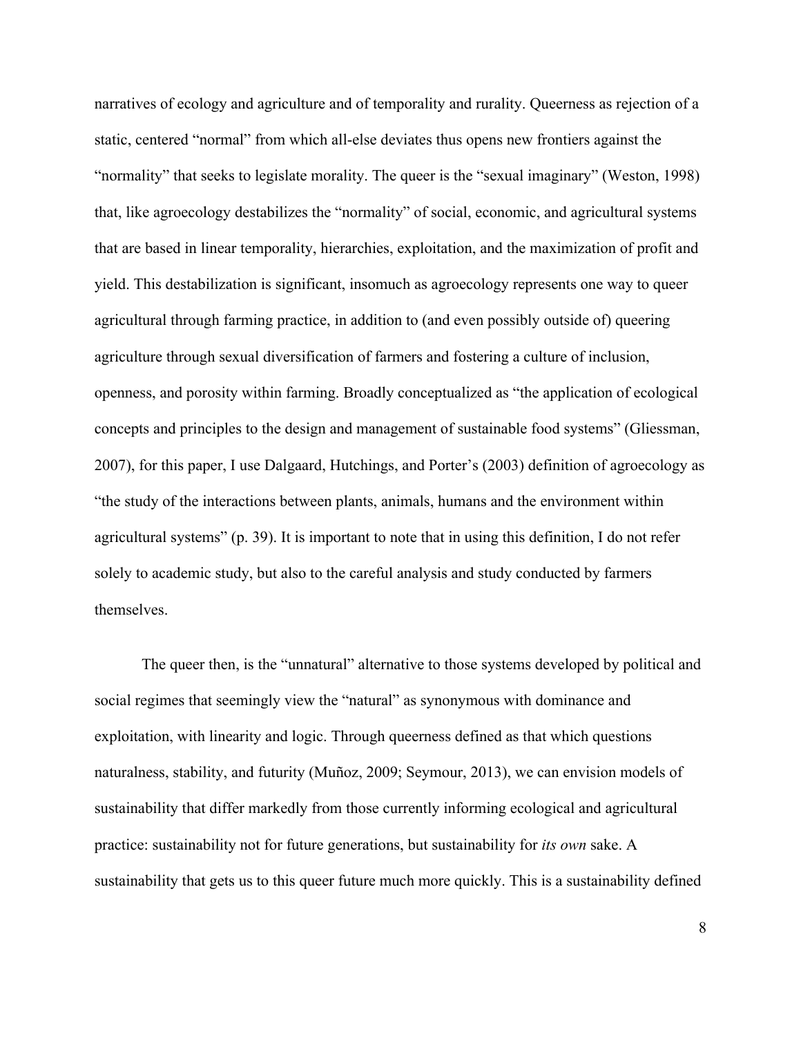narratives of ecology and agriculture and of temporality and rurality. Queerness as rejection of a static, centered "normal" from which all-else deviates thus opens new frontiers against the "normality" that seeks to legislate morality. The queer is the "sexual imaginary" (Weston, 1998) that, like agroecology destabilizes the "normality" of social, economic, and agricultural systems that are based in linear temporality, hierarchies, exploitation, and the maximization of profit and yield. This destabilization is significant, insomuch as agroecology represents one way to queer agricultural through farming practice, in addition to (and even possibly outside of) queering agriculture through sexual diversification of farmers and fostering a culture of inclusion, openness, and porosity within farming. Broadly conceptualized as "the application of ecological concepts and principles to the design and management of sustainable food systems" (Gliessman, 2007), for this paper, I use Dalgaard, Hutchings, and Porter's (2003) definition of agroecology as "the study of the interactions between plants, animals, humans and the environment within agricultural systems" (p. 39). It is important to note that in using this definition, I do not refer solely to academic study, but also to the careful analysis and study conducted by farmers themselves.

The queer then, is the "unnatural" alternative to those systems developed by political and social regimes that seemingly view the "natural" as synonymous with dominance and exploitation, with linearity and logic. Through queerness defined as that which questions naturalness, stability, and futurity (Muñoz, 2009; Seymour, 2013), we can envision models of sustainability that differ markedly from those currently informing ecological and agricultural practice: sustainability not for future generations, but sustainability for *its own* sake. A sustainability that gets us to this queer future much more quickly. This is a sustainability defined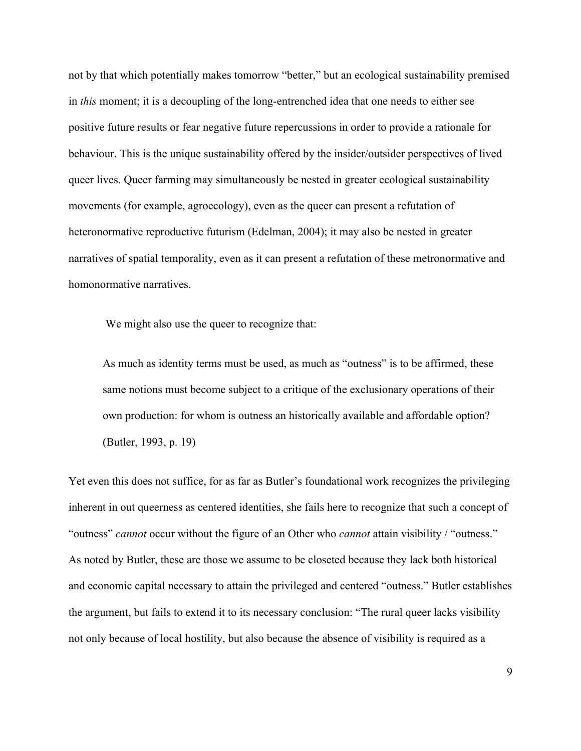not by that which potentially makes tomorrow "better," but an ecological sustainability premised in *this* moment; it is a decoupling of the long-entrenched idea that one needs to either see positive future results or fear negative future repercussions in order to provide a rationale for behaviour. This is the unique sustainability offered by the insider/outsider perspectives of lived queer lives. Queer farming may simultaneously be nested in greater ecological sustainability movements (for example, agroecology), even as the queer can present a refutation of heteronormative reproductive futurism (Edelman, 2004); it may also be nested in greater narratives of spatial temporality, even as it can present a refutation of these metronormative and homonormative narratives.

We might also use the queer to recognize that:

> As much as identity terms must be used, as much as "outness" is to be affirmed, these same notions must become subject to a critique of the exclusionary operations of their own production: for whom is outness an historically available and affordable option? (Butler, 1993, p. 19)

Yet even this does not suffice, for as far as Butler's foundational work recognizes the privileging inherent in out queerness as centered identities, she fails here to recognize that such a concept of "outness" *cannot* occur without the figure of an Other who *cannot* attain visibility / "outness." As noted by Butler, these are those we assume to be closeted because they lack both historical and economic capital necessary to attain the privileged and centered "outness." Butler establishes the argument, but fails to extend it to its necessary conclusion: "The rural queer lacks visibility not only because of local hostility, but also because the absence of visibility is required as a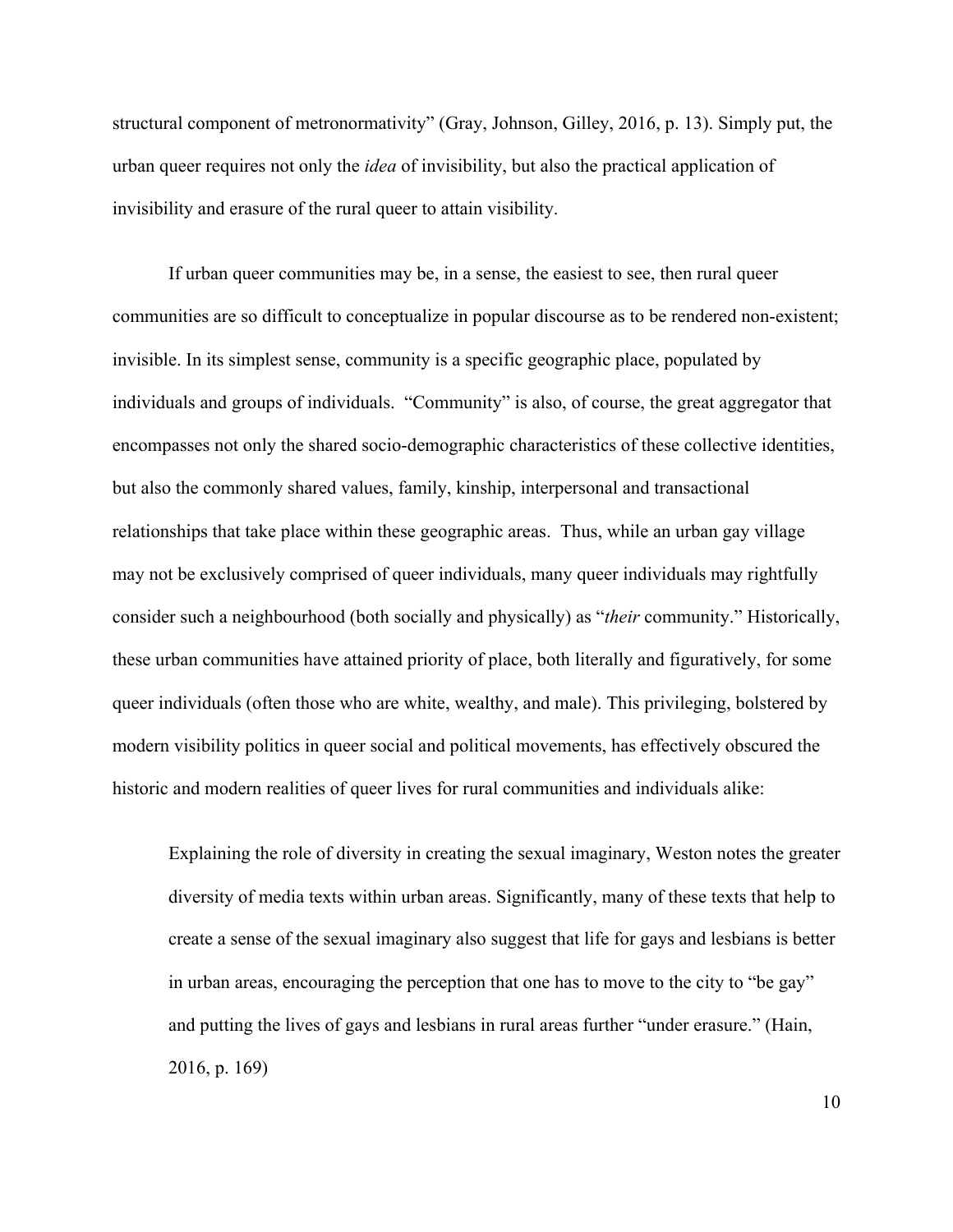structural component of metronormativity" (Gray, Johnson, Gilley, 2016, p. 13). Simply put, the urban queer requires not only the *idea* of invisibility, but also the practical application of invisibility and erasure of the rural queer to attain visibility.

If urban queer communities may be, in a sense, the easiest to see, then rural queer communities are so difficult to conceptualize in popular discourse as to be rendered non-existent; invisible. In its simplest sense, community is a specific geographic place, populated by individuals and groups of individuals. "Community" is also, of course, the great aggregator that encompasses not only the shared socio-demographic characteristics of these collective identities, but also the commonly shared values, family, kinship, interpersonal and transactional relationships that take place within these geographic areas. Thus, while an urban gay village may not be exclusively comprised of queer individuals, many queer individuals may rightfully consider such a neighbourhood (both socially and physically) as "*their* community." Historically, these urban communities have attained priority of place, both literally and figuratively, for some queer individuals (often those who are white, wealthy, and male). This privileging, bolstered by modern visibility politics in queer social and political movements, has effectively obscured the historic and modern realities of queer lives for rural communities and individuals alike:

> Explaining the role of diversity in creating the sexual imaginary, Weston notes the greater diversity of media texts within urban areas. Significantly, many of these texts that help to create a sense of the sexual imaginary also suggest that life for gays and lesbians is better in urban areas, encouraging the perception that one has to move to the city to "be gay" and putting the lives of gays and lesbians in rural areas further "under erasure." (Hain, 2016, p. 169)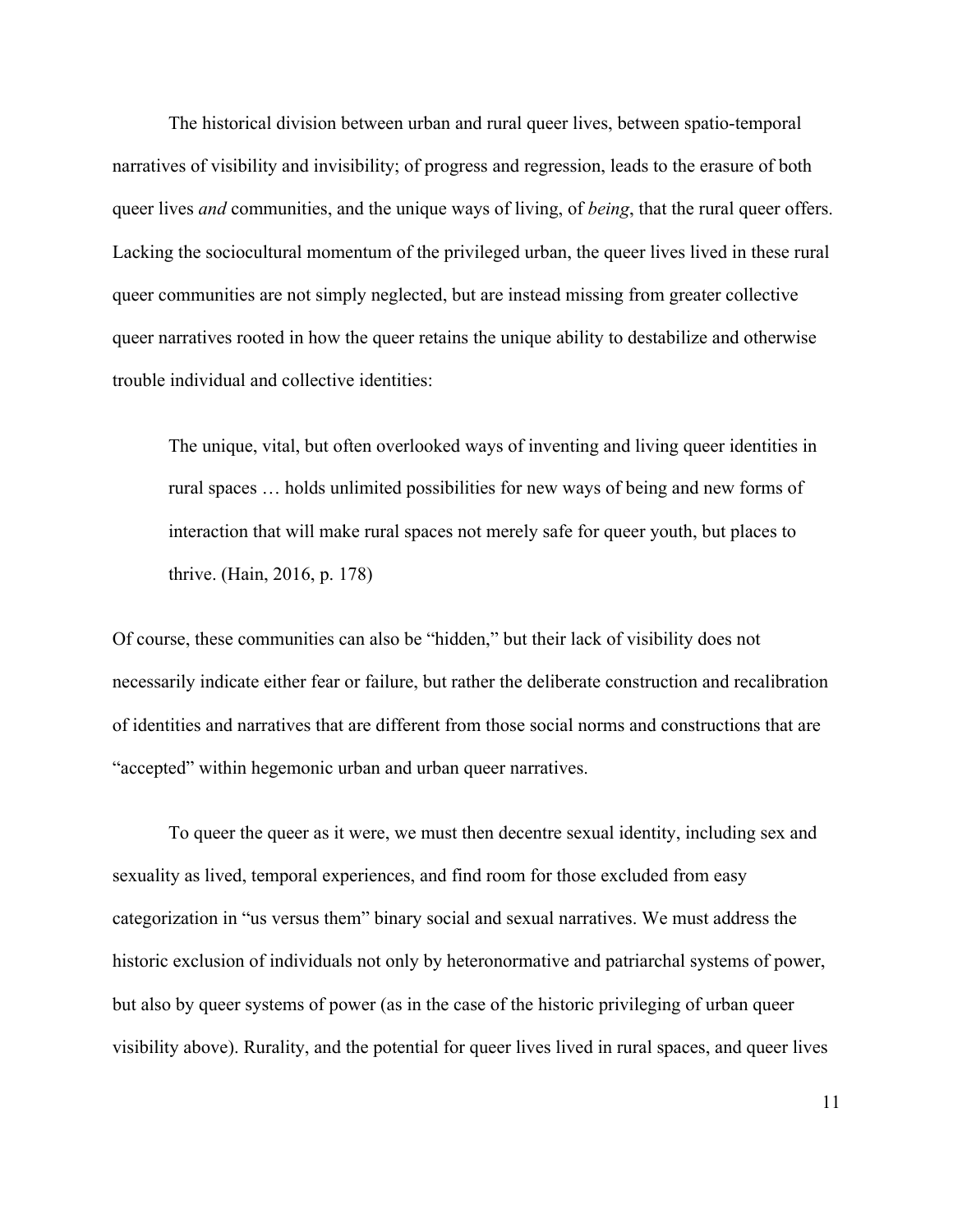The historical division between urban and rural queer lives, between spatio-temporal narratives of visibility and invisibility; of progress and regression, leads to the erasure of both queer lives *and* communities, and the unique ways of living, of *being*, that the rural queer offers. Lacking the sociocultural momentum of the privileged urban, the queer lives lived in these rural queer communities are not simply neglected, but are instead missing from greater collective queer narratives rooted in how the queer retains the unique ability to destabilize and otherwise trouble individual and collective identities:

> The unique, vital, but often overlooked ways of inventing and living queer identities in rural spaces … holds unlimited possibilities for new ways of being and new forms of interaction that will make rural spaces not merely safe for queer youth, but places to thrive. (Hain, 2016, p. 178)

Of course, these communities can also be "hidden," but their lack of visibility does not necessarily indicate either fear or failure, but rather the deliberate construction and recalibration of identities and narratives that are different from those social norms and constructions that are "accepted" within hegemonic urban and urban queer narratives.

To queer the queer as it were, we must then decentre sexual identity, including sex and sexuality as lived, temporal experiences, and find room for those excluded from easy categorization in "us versus them" binary social and sexual narratives. We must address the historic exclusion of individuals not only by heteronormative and patriarchal systems of power, but also by queer systems of power (as in the case of the historic privileging of urban queer visibility above). Rurality, and the potential for queer lives lived in rural spaces, and queer lives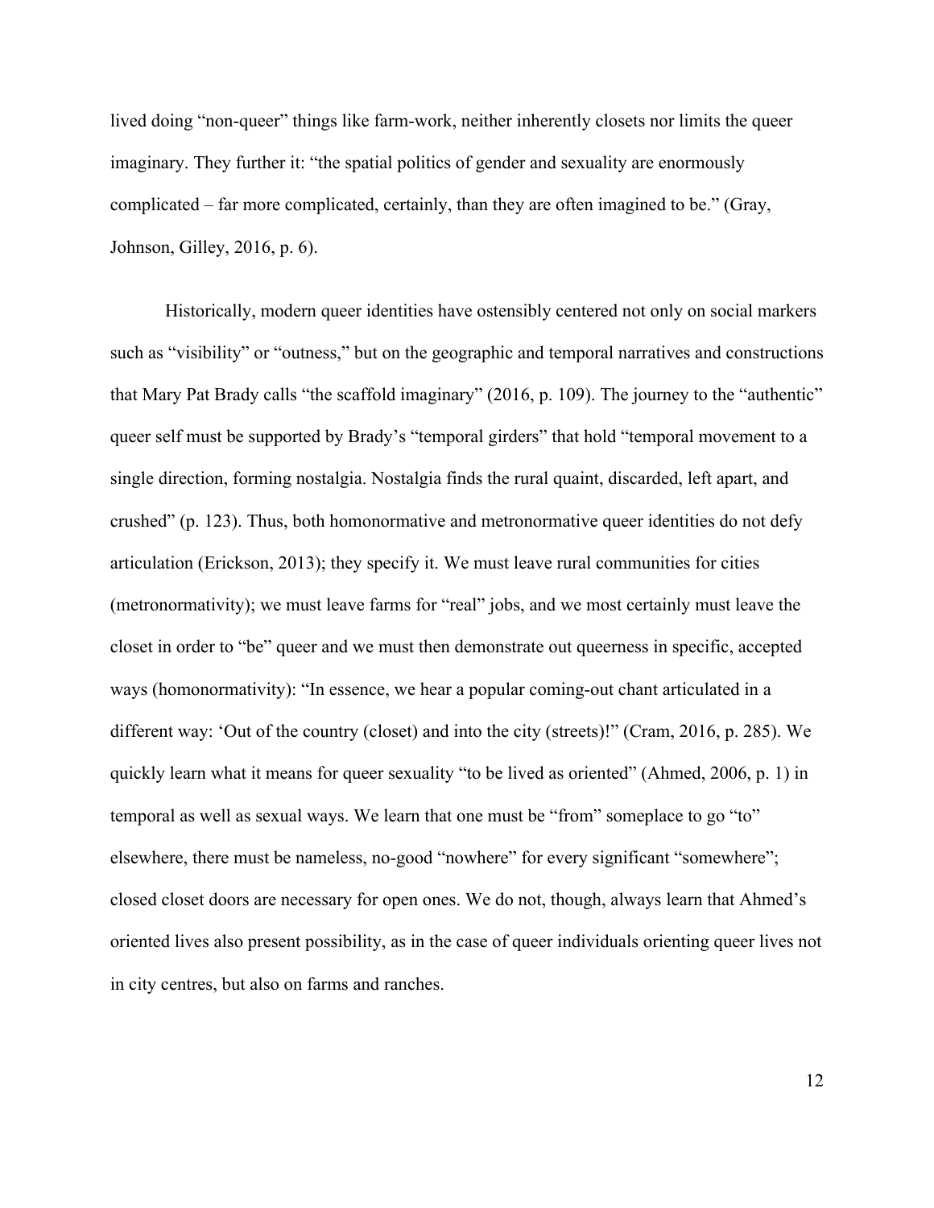lived doing “non-queer” things like farm-work, neither inherently closets nor limits the queer imaginary. They further it: “the spatial politics of gender and sexuality are enormously complicated – far more complicated, certainly, than they are often imagined to be.” (Gray, Johnson, Gilley, 2016, p. 6).

Historically, modern queer identities have ostensibly centered not only on social markers such as “visibility” or “outness,” but on the geographic and temporal narratives and constructions that Mary Pat Brady calls “the scaffold imaginary” (2016, p. 109). The journey to the “authentic” queer self must be supported by Brady’s “temporal girders” that hold “temporal movement to a single direction, forming nostalgia. Nostalgia finds the rural quaint, discarded, left apart, and crushed” (p. 123). Thus, both homonormative and metronormative queer identities do not defy articulation (Erickson, 2013); they specify it. We must leave rural communities for cities (metronormativity); we must leave farms for “real” jobs, and we most certainly must leave the closet in order to “be” queer and we must then demonstrate out queerness in specific, accepted ways (homonormativity): “In essence, we hear a popular coming-out chant articulated in a different way: ‘Out of the country (closet) and into the city (streets)!” (Cram, 2016, p. 285). We quickly learn what it means for queer sexuality “to be lived as oriented” (Ahmed, 2006, p. 1) in temporal as well as sexual ways. We learn that one must be “from” someplace to go “to” elsewhere, there must be nameless, no-good “nowhere” for every significant “somewhere”; closed closet doors are necessary for open ones. We do not, though, always learn that Ahmed’s oriented lives also present possibility, as in the case of queer individuals orienting queer lives not in city centres, but also on farms and ranches.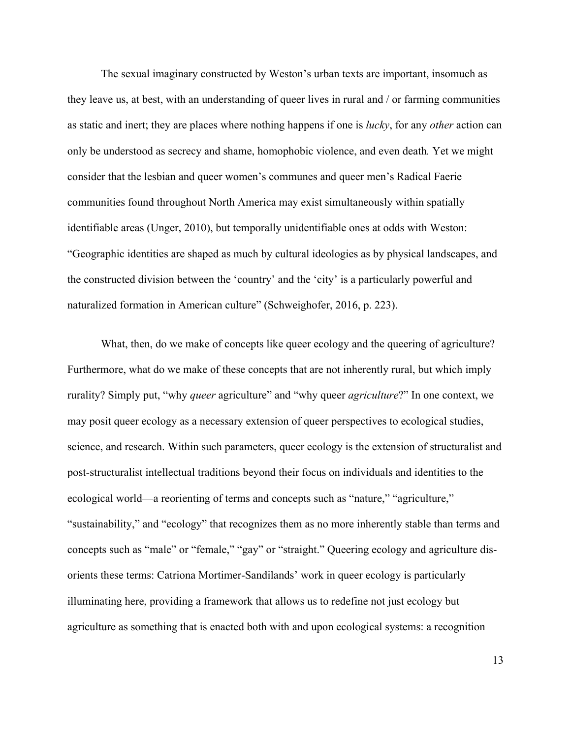The sexual imaginary constructed by Weston's urban texts are important, insomuch as they leave us, at best, with an understanding of queer lives in rural and / or farming communities as static and inert; they are places where nothing happens if one is *lucky*, for any *other* action can only be understood as secrecy and shame, homophobic violence, and even death. Yet we might consider that the lesbian and queer women's communes and queer men's Radical Faerie communities found throughout North America may exist simultaneously within spatially identifiable areas (Unger, 2010), but temporally unidentifiable ones at odds with Weston: "Geographic identities are shaped as much by cultural ideologies as by physical landscapes, and the constructed division between the 'country' and the 'city' is a particularly powerful and naturalized formation in American culture" (Schweighofer, 2016, p. 223).

What, then, do we make of concepts like queer ecology and the queering of agriculture? Furthermore, what do we make of these concepts that are not inherently rural, but which imply rurality? Simply put, "why *queer* agriculture" and "why queer *agriculture*?" In one context, we may posit queer ecology as a necessary extension of queer perspectives to ecological studies, science, and research. Within such parameters, queer ecology is the extension of structuralist and post-structuralist intellectual traditions beyond their focus on individuals and identities to the ecological world—a reorienting of terms and concepts such as "nature," "agriculture," "sustainability," and "ecology" that recognizes them as no more inherently stable than terms and concepts such as "male" or "female," "gay" or "straight." Queering ecology and agriculture dis-orients these terms: Catriona Mortimer-Sandilands' work in queer ecology is particularly illuminating here, providing a framework that allows us to redefine not just ecology but agriculture as something that is enacted both with and upon ecological systems: a recognition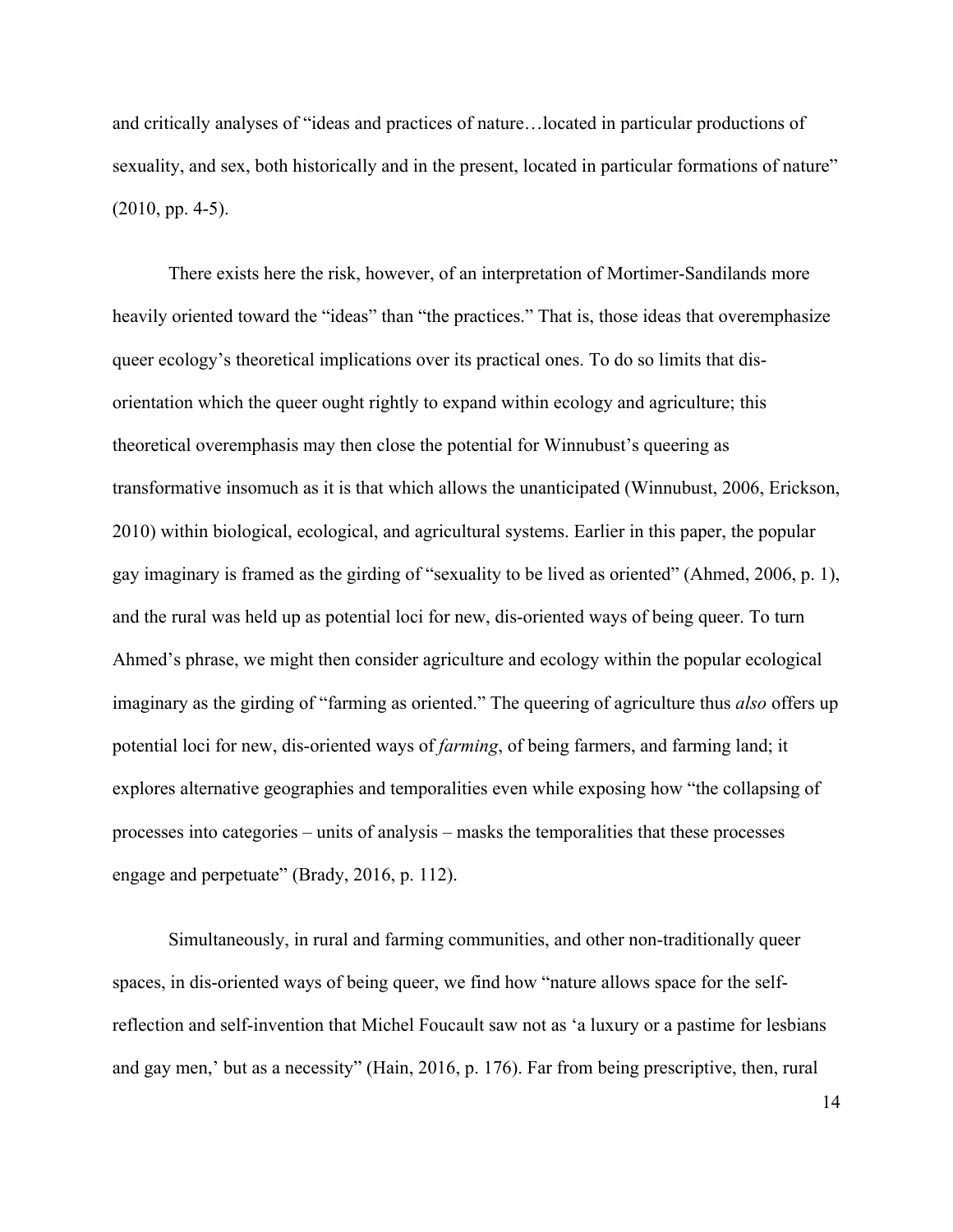and critically analyses of "ideas and practices of nature…located in particular productions of sexuality, and sex, both historically and in the present, located in particular formations of nature" (2010, pp. 4-5).

There exists here the risk, however, of an interpretation of Mortimer-Sandilands more heavily oriented toward the "ideas" than "the practices." That is, those ideas that overemphasize queer ecology's theoretical implications over its practical ones. To do so limits that dis-orientation which the queer ought rightly to expand within ecology and agriculture; this theoretical overemphasis may then close the potential for Winnubust's queering as transformative insomuch as it is that which allows the unanticipated (Winnubust, 2006, Erickson, 2010) within biological, ecological, and agricultural systems. Earlier in this paper, the popular gay imaginary is framed as the girding of "sexuality to be lived as oriented" (Ahmed, 2006, p. 1), and the rural was held up as potential loci for new, dis-oriented ways of being queer. To turn Ahmed's phrase, we might then consider agriculture and ecology within the popular ecological imaginary as the girding of "farming as oriented." The queering of agriculture thus *also* offers up potential loci for new, dis-oriented ways of *farming*, of being farmers, and farming land; it explores alternative geographies and temporalities even while exposing how "the collapsing of processes into categories – units of analysis – masks the temporalities that these processes engage and perpetuate" (Brady, 2016, p. 112).

Simultaneously, in rural and farming communities, and other non-traditionally queer spaces, in dis-oriented ways of being queer, we find how "nature allows space for the self-reflection and self-invention that Michel Foucault saw not as 'a luxury or a pastime for lesbians and gay men,' but as a necessity" (Hain, 2016, p. 176). Far from being prescriptive, then, rural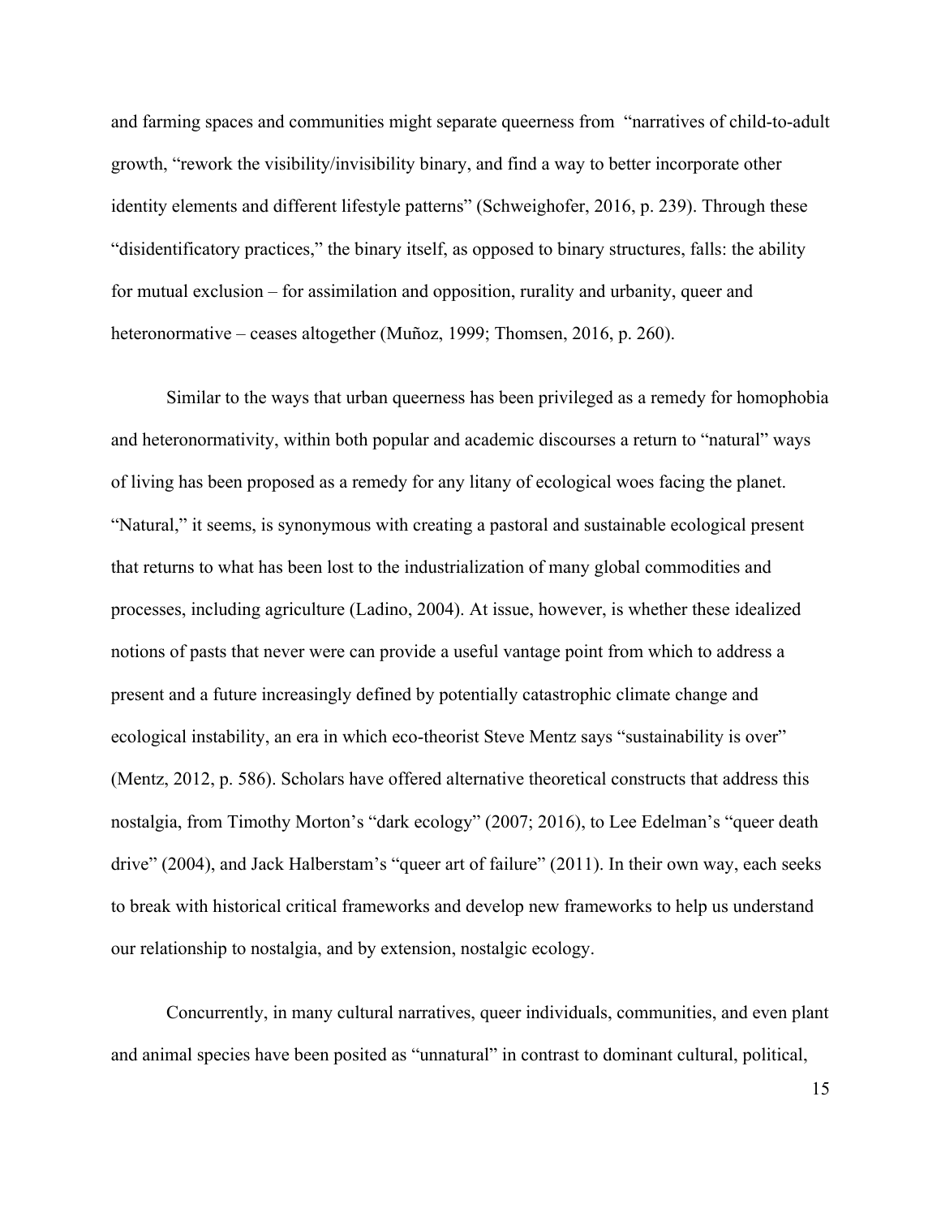and farming spaces and communities might separate queerness from "narratives of child-to-adult growth, "rework the visibility/invisibility binary, and find a way to better incorporate other identity elements and different lifestyle patterns" (Schweighofer, 2016, p. 239). Through these "disidentificatory practices," the binary itself, as opposed to binary structures, falls: the ability for mutual exclusion – for assimilation and opposition, rurality and urbanity, queer and heteronormative – ceases altogether (Muñoz, 1999; Thomsen, 2016, p. 260).

Similar to the ways that urban queerness has been privileged as a remedy for homophobia and heteronormativity, within both popular and academic discourses a return to "natural" ways of living has been proposed as a remedy for any litany of ecological woes facing the planet. "Natural," it seems, is synonymous with creating a pastoral and sustainable ecological present that returns to what has been lost to the industrialization of many global commodities and processes, including agriculture (Ladino, 2004). At issue, however, is whether these idealized notions of pasts that never were can provide a useful vantage point from which to address a present and a future increasingly defined by potentially catastrophic climate change and ecological instability, an era in which eco-theorist Steve Mentz says "sustainability is over" (Mentz, 2012, p. 586). Scholars have offered alternative theoretical constructs that address this nostalgia, from Timothy Morton's "dark ecology" (2007; 2016), to Lee Edelman's "queer death drive" (2004), and Jack Halberstam's "queer art of failure" (2011). In their own way, each seeks to break with historical critical frameworks and develop new frameworks to help us understand our relationship to nostalgia, and by extension, nostalgic ecology.

Concurrently, in many cultural narratives, queer individuals, communities, and even plant and animal species have been posited as "unnatural" in contrast to dominant cultural, political,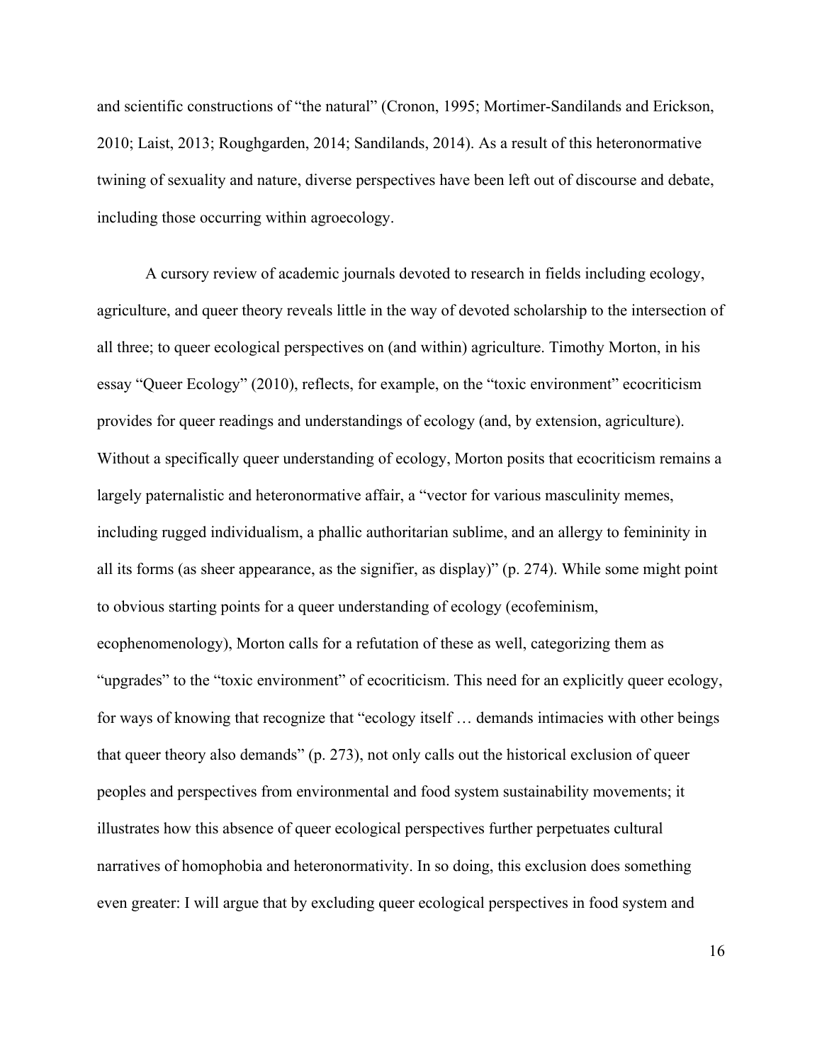and scientific constructions of "the natural" (Cronon, 1995; Mortimer-Sandilands and Erickson, 2010; Laist, 2013; Roughgarden, 2014; Sandilands, 2014). As a result of this heteronormative twining of sexuality and nature, diverse perspectives have been left out of discourse and debate, including those occurring within agroecology.

A cursory review of academic journals devoted to research in fields including ecology, agriculture, and queer theory reveals little in the way of devoted scholarship to the intersection of all three; to queer ecological perspectives on (and within) agriculture. Timothy Morton, in his essay "Queer Ecology" (2010), reflects, for example, on the "toxic environment" ecocriticism provides for queer readings and understandings of ecology (and, by extension, agriculture). Without a specifically queer understanding of ecology, Morton posits that ecocriticism remains a largely paternalistic and heteronormative affair, a "vector for various masculinity memes, including rugged individualism, a phallic authoritarian sublime, and an allergy to femininity in all its forms (as sheer appearance, as the signifier, as display)" (p. 274). While some might point to obvious starting points for a queer understanding of ecology (ecofeminism, ecophenomenology), Morton calls for a refutation of these as well, categorizing them as "upgrades" to the "toxic environment" of ecocriticism. This need for an explicitly queer ecology, for ways of knowing that recognize that "ecology itself … demands intimacies with other beings that queer theory also demands" (p. 273), not only calls out the historical exclusion of queer peoples and perspectives from environmental and food system sustainability movements; it illustrates how this absence of queer ecological perspectives further perpetuates cultural narratives of homophobia and heteronormativity. In so doing, this exclusion does something even greater: I will argue that by excluding queer ecological perspectives in food system and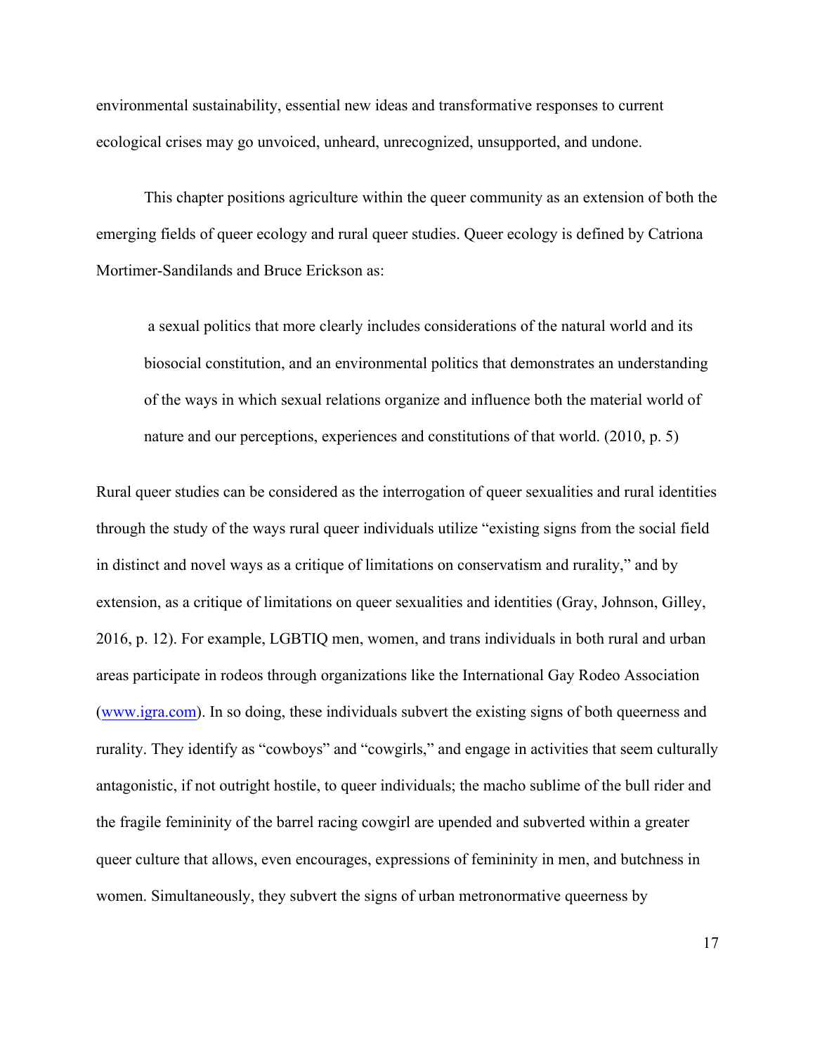environmental sustainability, essential new ideas and transformative responses to current ecological crises may go unvoiced, unheard, unrecognized, unsupported, and undone.

This chapter positions agriculture within the queer community as an extension of both the emerging fields of queer ecology and rural queer studies. Queer ecology is defined by Catriona Mortimer-Sandilands and Bruce Erickson as:

> a sexual politics that more clearly includes considerations of the natural world and its biosocial constitution, and an environmental politics that demonstrates an understanding of the ways in which sexual relations organize and influence both the material world of nature and our perceptions, experiences and constitutions of that world. (2010, p. 5)

Rural queer studies can be considered as the interrogation of queer sexualities and rural identities through the study of the ways rural queer individuals utilize "existing signs from the social field in distinct and novel ways as a critique of limitations on conservatism and rurality," and by extension, as a critique of limitations on queer sexualities and identities (Gray, Johnson, Gilley, 2016, p. 12). For example, LGBTIQ men, women, and trans individuals in both rural and urban areas participate in rodeos through organizations like the International Gay Rodeo Association (www.igra.com). In so doing, these individuals subvert the existing signs of both queerness and rurality. They identify as "cowboys" and "cowgirls," and engage in activities that seem culturally antagonistic, if not outright hostile, to queer individuals; the macho sublime of the bull rider and the fragile femininity of the barrel racing cowgirl are upended and subverted within a greater queer culture that allows, even encourages, expressions of femininity in men, and butchness in women. Simultaneously, they subvert the signs of urban metronormative queerness by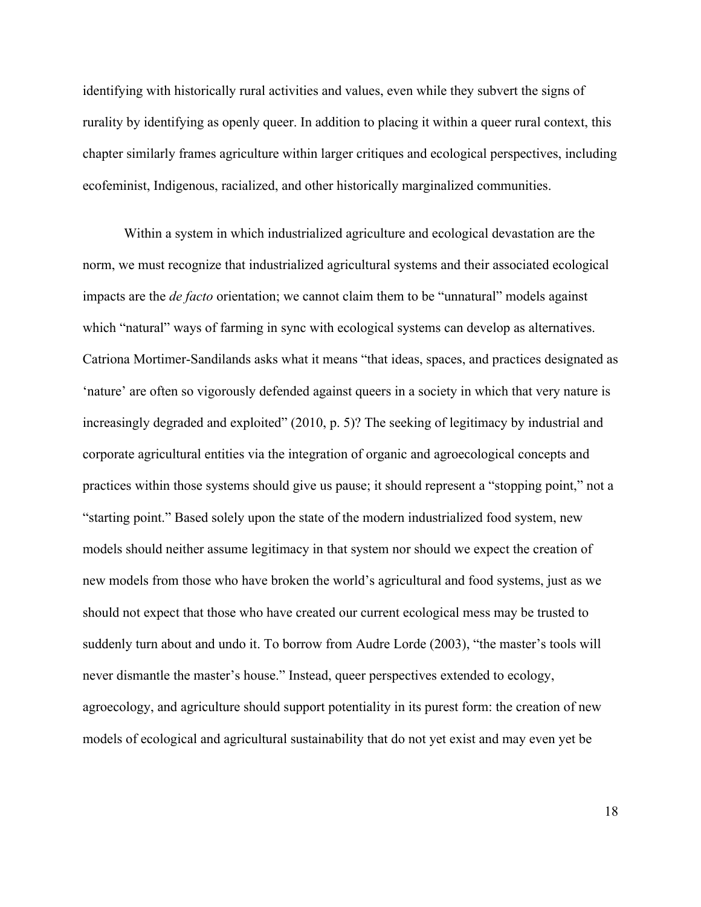identifying with historically rural activities and values, even while they subvert the signs of rurality by identifying as openly queer. In addition to placing it within a queer rural context, this chapter similarly frames agriculture within larger critiques and ecological perspectives, including ecofeminist, Indigenous, racialized, and other historically marginalized communities.

Within a system in which industrialized agriculture and ecological devastation are the norm, we must recognize that industrialized agricultural systems and their associated ecological impacts are the *de facto* orientation; we cannot claim them to be "unnatural" models against which "natural" ways of farming in sync with ecological systems can develop as alternatives. Catriona Mortimer-Sandilands asks what it means "that ideas, spaces, and practices designated as 'nature' are often so vigorously defended against queers in a society in which that very nature is increasingly degraded and exploited" (2010, p. 5)? The seeking of legitimacy by industrial and corporate agricultural entities via the integration of organic and agroecological concepts and practices within those systems should give us pause; it should represent a "stopping point," not a "starting point." Based solely upon the state of the modern industrialized food system, new models should neither assume legitimacy in that system nor should we expect the creation of new models from those who have broken the world's agricultural and food systems, just as we should not expect that those who have created our current ecological mess may be trusted to suddenly turn about and undo it. To borrow from Audre Lorde (2003), "the master's tools will never dismantle the master's house." Instead, queer perspectives extended to ecology, agroecology, and agriculture should support potentiality in its purest form: the creation of new models of ecological and agricultural sustainability that do not yet exist and may even yet be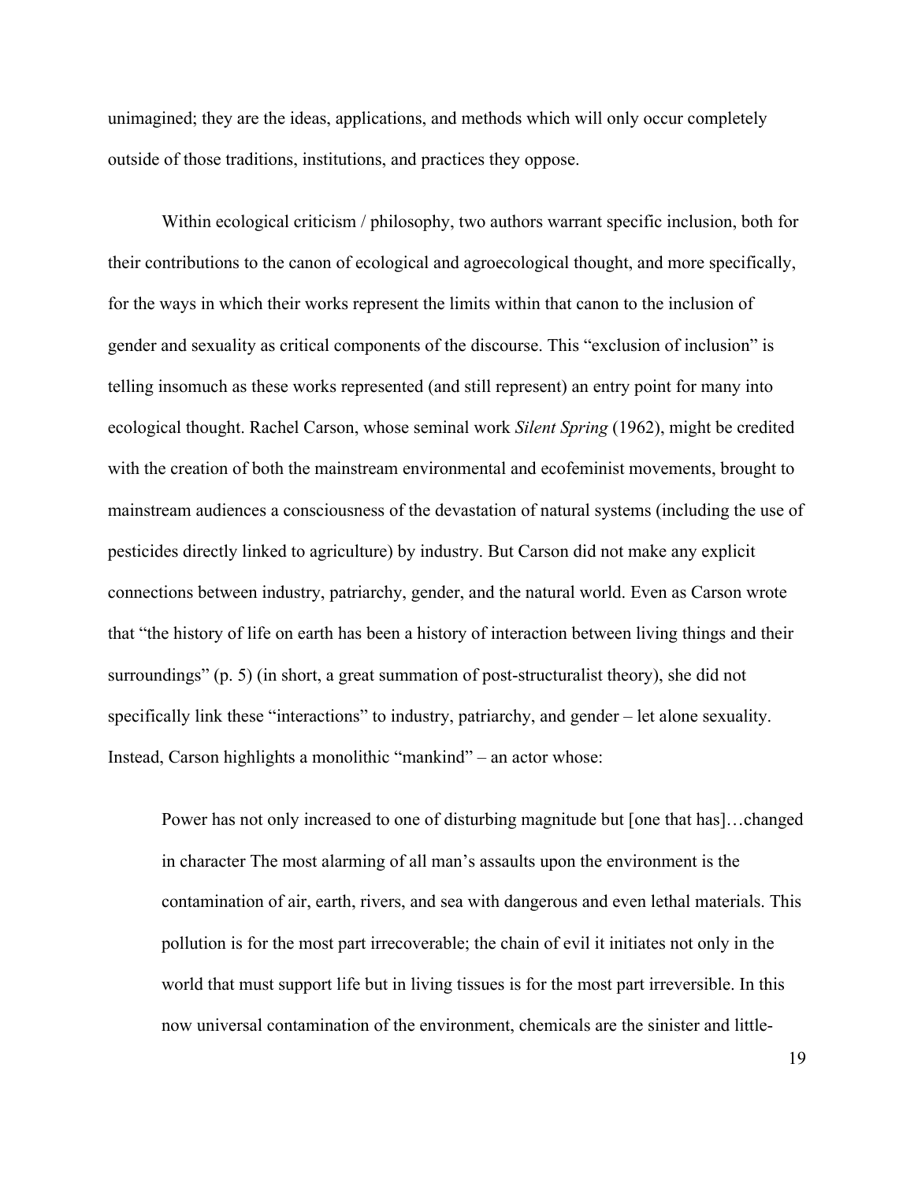unimagined; they are the ideas, applications, and methods which will only occur completely outside of those traditions, institutions, and practices they oppose.

Within ecological criticism / philosophy, two authors warrant specific inclusion, both for their contributions to the canon of ecological and agroecological thought, and more specifically, for the ways in which their works represent the limits within that canon to the inclusion of gender and sexuality as critical components of the discourse. This "exclusion of inclusion" is telling insomuch as these works represented (and still represent) an entry point for many into ecological thought. Rachel Carson, whose seminal work *Silent Spring* (1962), might be credited with the creation of both the mainstream environmental and ecofeminist movements, brought to mainstream audiences a consciousness of the devastation of natural systems (including the use of pesticides directly linked to agriculture) by industry. But Carson did not make any explicit connections between industry, patriarchy, gender, and the natural world. Even as Carson wrote that "the history of life on earth has been a history of interaction between living things and their surroundings" (p. 5) (in short, a great summation of post-structuralist theory), she did not specifically link these "interactions" to industry, patriarchy, and gender – let alone sexuality. Instead, Carson highlights a monolithic "mankind" – an actor whose:

> Power has not only increased to one of disturbing magnitude but [one that has]…changed in character The most alarming of all man's assaults upon the environment is the contamination of air, earth, rivers, and sea with dangerous and even lethal materials. This pollution is for the most part irrecoverable; the chain of evil it initiates not only in the world that must support life but in living tissues is for the most part irreversible. In this now universal contamination of the environment, chemicals are the sinister and little-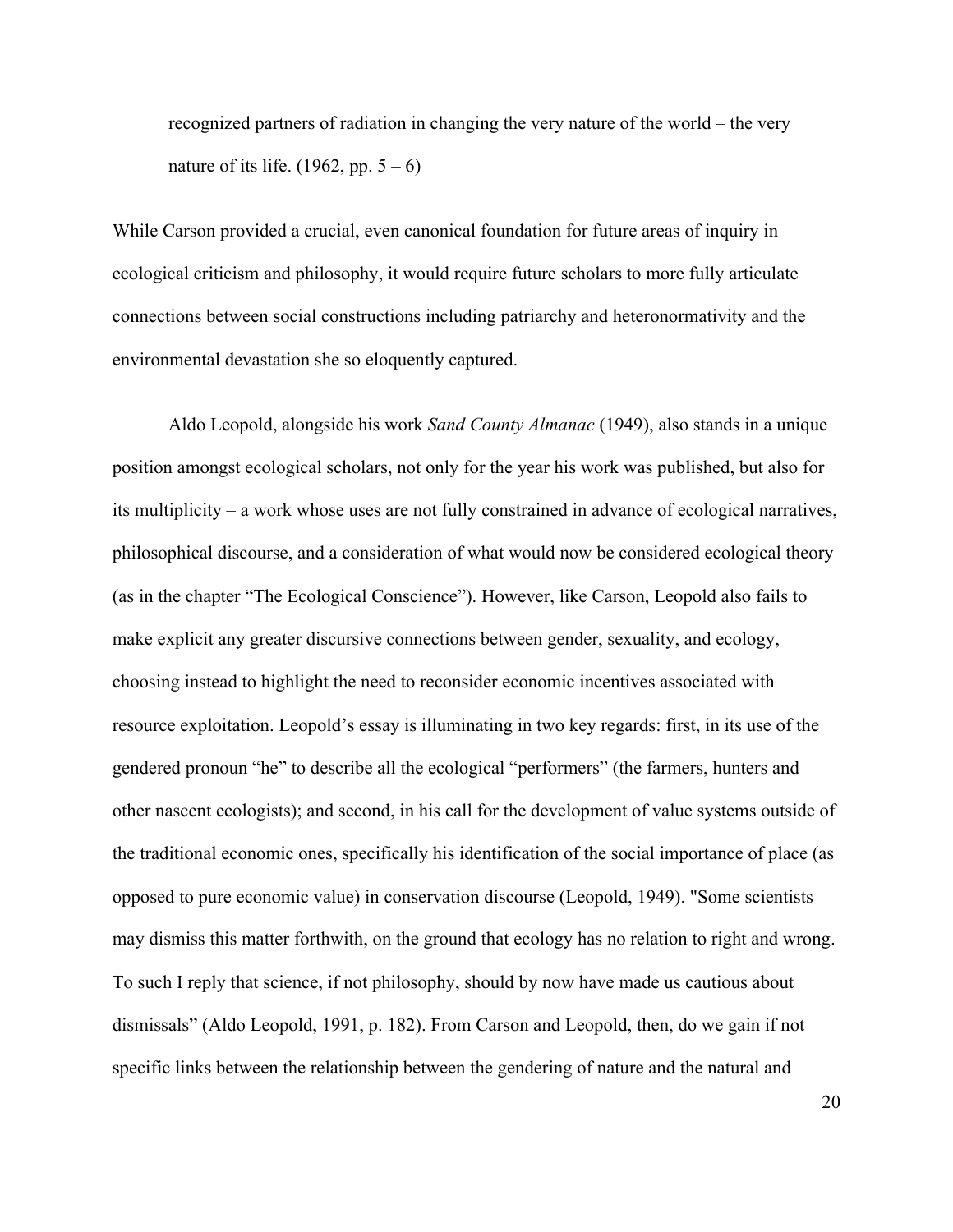> recognized partners of radiation in changing the very nature of the world – the very nature of its life. (1962, pp. 5 – 6)

While Carson provided a crucial, even canonical foundation for future areas of inquiry in ecological criticism and philosophy, it would require future scholars to more fully articulate connections between social constructions including patriarchy and heteronormativity and the environmental devastation she so eloquently captured.

Aldo Leopold, alongside his work *Sand County Almanac* (1949), also stands in a unique position amongst ecological scholars, not only for the year his work was published, but also for its multiplicity – a work whose uses are not fully constrained in advance of ecological narratives, philosophical discourse, and a consideration of what would now be considered ecological theory (as in the chapter "The Ecological Conscience"). However, like Carson, Leopold also fails to make explicit any greater discursive connections between gender, sexuality, and ecology, choosing instead to highlight the need to reconsider economic incentives associated with resource exploitation. Leopold's essay is illuminating in two key regards: first, in its use of the gendered pronoun "he" to describe all the ecological "performers" (the farmers, hunters and other nascent ecologists); and second, in his call for the development of value systems outside of the traditional economic ones, specifically his identification of the social importance of place (as opposed to pure economic value) in conservation discourse (Leopold, 1949). "Some scientists may dismiss this matter forthwith, on the ground that ecology has no relation to right and wrong. To such I reply that science, if not philosophy, should by now have made us cautious about dismissals" (Aldo Leopold, 1991, p. 182). From Carson and Leopold, then, do we gain if not specific links between the relationship between the gendering of nature and the natural and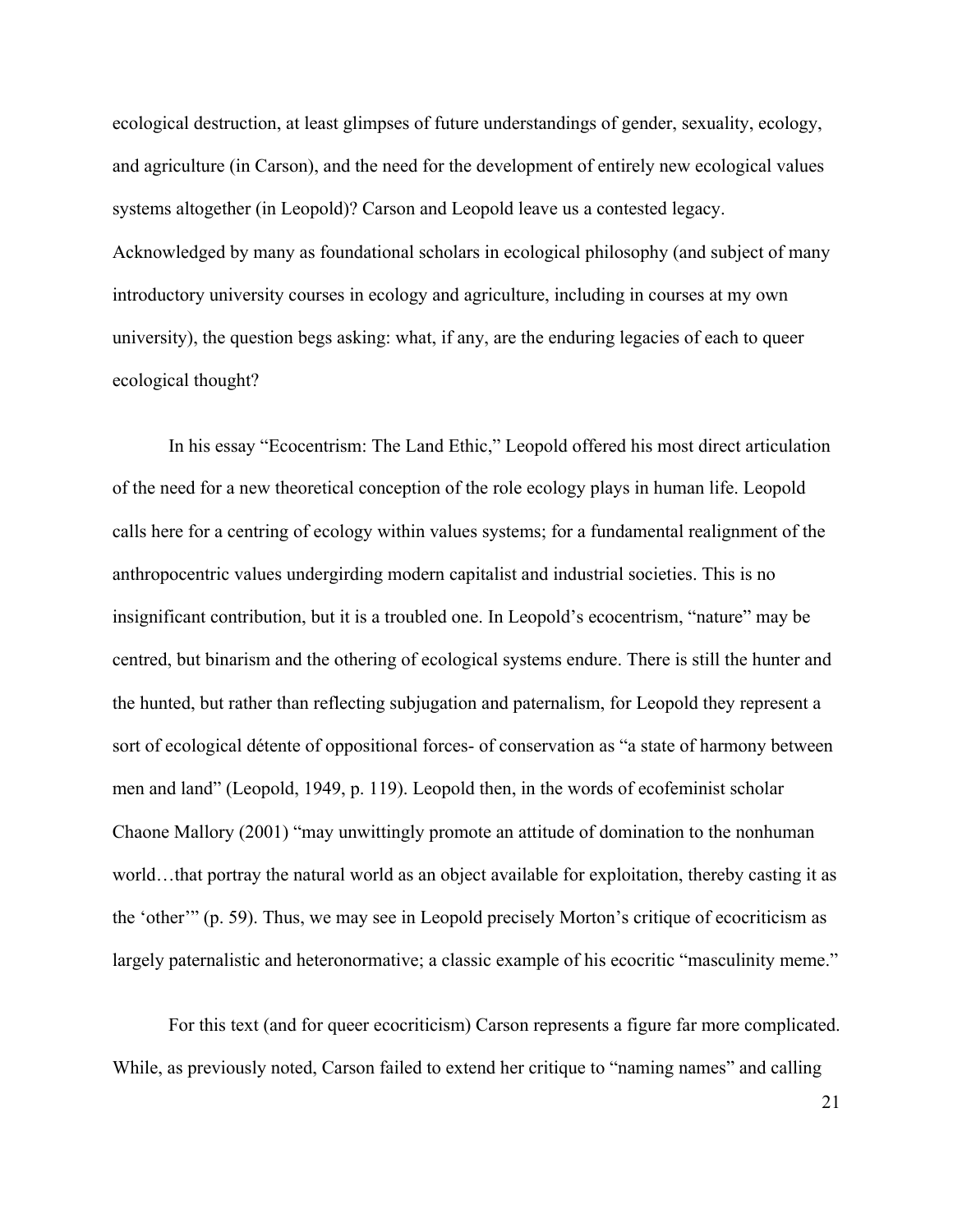ecological destruction, at least glimpses of future understandings of gender, sexuality, ecology, and agriculture (in Carson), and the need for the development of entirely new ecological values systems altogether (in Leopold)? Carson and Leopold leave us a contested legacy. Acknowledged by many as foundational scholars in ecological philosophy (and subject of many introductory university courses in ecology and agriculture, including in courses at my own university), the question begs asking: what, if any, are the enduring legacies of each to queer ecological thought?

In his essay "Ecocentrism: The Land Ethic," Leopold offered his most direct articulation of the need for a new theoretical conception of the role ecology plays in human life. Leopold calls here for a centring of ecology within values systems; for a fundamental realignment of the anthropocentric values undergirding modern capitalist and industrial societies. This is no insignificant contribution, but it is a troubled one. In Leopold's ecocentrism, "nature" may be centred, but binarism and the othering of ecological systems endure. There is still the hunter and the hunted, but rather than reflecting subjugation and paternalism, for Leopold they represent a sort of ecological détente of oppositional forces- of conservation as "a state of harmony between men and land" (Leopold, 1949, p. 119). Leopold then, in the words of ecofeminist scholar Chaone Mallory (2001) "may unwittingly promote an attitude of domination to the nonhuman world…that portray the natural world as an object available for exploitation, thereby casting it as the 'other'" (p. 59). Thus, we may see in Leopold precisely Morton's critique of ecocriticism as largely paternalistic and heteronormative; a classic example of his ecocritic "masculinity meme."

For this text (and for queer ecocriticism) Carson represents a figure far more complicated. While, as previously noted, Carson failed to extend her critique to "naming names" and calling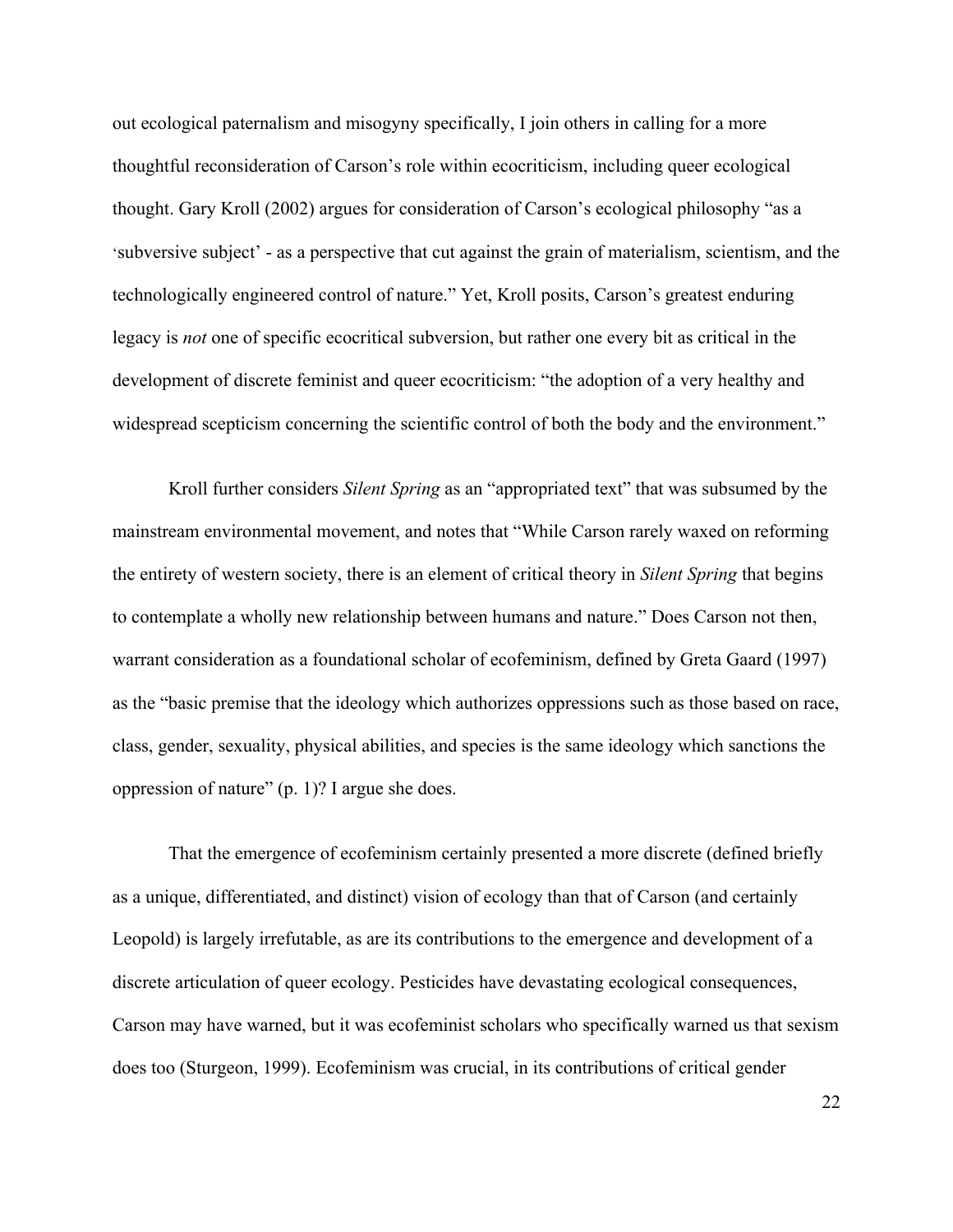out ecological paternalism and misogyny specifically, I join others in calling for a more thoughtful reconsideration of Carson's role within ecocriticism, including queer ecological thought. Gary Kroll (2002) argues for consideration of Carson's ecological philosophy "as a 'subversive subject' - as a perspective that cut against the grain of materialism, scientism, and the technologically engineered control of nature." Yet, Kroll posits, Carson's greatest enduring legacy is *not* one of specific ecocritical subversion, but rather one every bit as critical in the development of discrete feminist and queer ecocriticism: "the adoption of a very healthy and widespread scepticism concerning the scientific control of both the body and the environment."

Kroll further considers *Silent Spring* as an "appropriated text" that was subsumed by the mainstream environmental movement, and notes that "While Carson rarely waxed on reforming the entirety of western society, there is an element of critical theory in *Silent Spring* that begins to contemplate a wholly new relationship between humans and nature." Does Carson not then, warrant consideration as a foundational scholar of ecofeminism, defined by Greta Gaard (1997) as the "basic premise that the ideology which authorizes oppressions such as those based on race, class, gender, sexuality, physical abilities, and species is the same ideology which sanctions the oppression of nature" (p. 1)? I argue she does.

That the emergence of ecofeminism certainly presented a more discrete (defined briefly as a unique, differentiated, and distinct) vision of ecology than that of Carson (and certainly Leopold) is largely irrefutable, as are its contributions to the emergence and development of a discrete articulation of queer ecology. Pesticides have devastating ecological consequences, Carson may have warned, but it was ecofeminist scholars who specifically warned us that sexism does too (Sturgeon, 1999). Ecofeminism was crucial, in its contributions of critical gender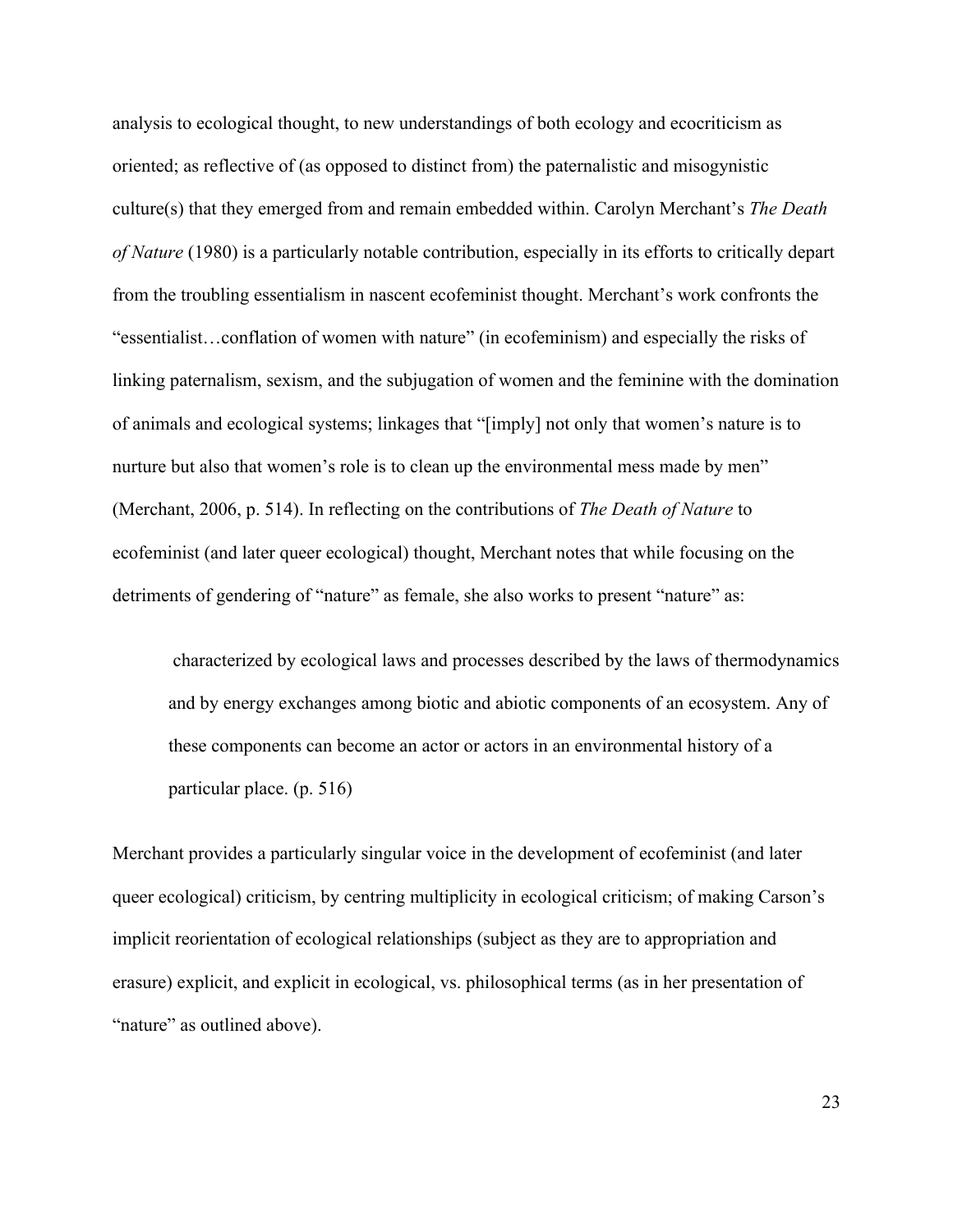analysis to ecological thought, to new understandings of both ecology and ecocriticism as oriented; as reflective of (as opposed to distinct from) the paternalistic and misogynistic culture(s) that they emerged from and remain embedded within. Carolyn Merchant's *The Death of Nature* (1980) is a particularly notable contribution, especially in its efforts to critically depart from the troubling essentialism in nascent ecofeminist thought. Merchant's work confronts the "essentialist…conflation of women with nature" (in ecofeminism) and especially the risks of linking paternalism, sexism, and the subjugation of women and the feminine with the domination of animals and ecological systems; linkages that "[imply] not only that women's nature is to nurture but also that women's role is to clean up the environmental mess made by men" (Merchant, 2006, p. 514). In reflecting on the contributions of *The Death of Nature* to ecofeminist (and later queer ecological) thought, Merchant notes that while focusing on the detriments of gendering of "nature" as female, she also works to present "nature" as:

> characterized by ecological laws and processes described by the laws of thermodynamics and by energy exchanges among biotic and abiotic components of an ecosystem. Any of these components can become an actor or actors in an environmental history of a particular place. (p. 516)

Merchant provides a particularly singular voice in the development of ecofeminist (and later queer ecological) criticism, by centring multiplicity in ecological criticism; of making Carson's implicit reorientation of ecological relationships (subject as they are to appropriation and erasure) explicit, and explicit in ecological, vs. philosophical terms (as in her presentation of "nature" as outlined above).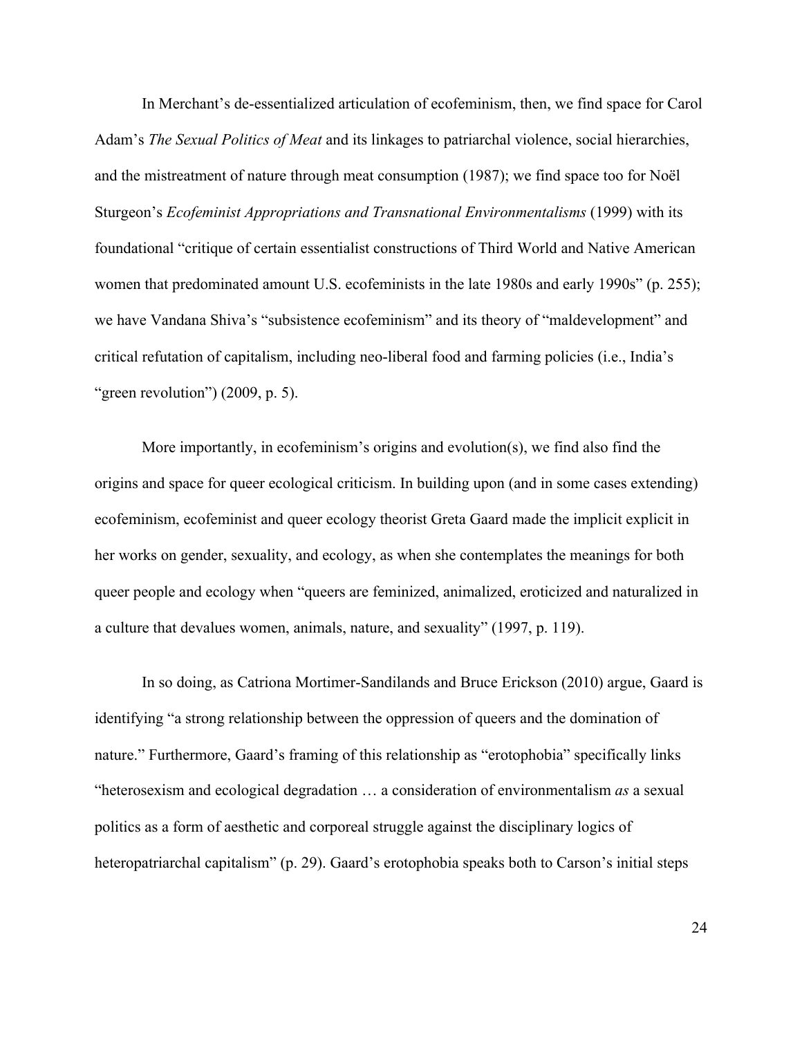In Merchant's de-essentialized articulation of ecofeminism, then, we find space for Carol Adam's *The Sexual Politics of Meat* and its linkages to patriarchal violence, social hierarchies, and the mistreatment of nature through meat consumption (1987); we find space too for Noël Sturgeon's *Ecofeminist Appropriations and Transnational Environmentalisms* (1999) with its foundational "critique of certain essentialist constructions of Third World and Native American women that predominated amount U.S. ecofeminists in the late 1980s and early 1990s" (p. 255); we have Vandana Shiva's "subsistence ecofeminism" and its theory of "maldevelopment" and critical refutation of capitalism, including neo-liberal food and farming policies (i.e., India's "green revolution") (2009, p. 5).

More importantly, in ecofeminism's origins and evolution(s), we find also find the origins and space for queer ecological criticism. In building upon (and in some cases extending) ecofeminism, ecofeminist and queer ecology theorist Greta Gaard made the implicit explicit in her works on gender, sexuality, and ecology, as when she contemplates the meanings for both queer people and ecology when "queers are feminized, animalized, eroticized and naturalized in a culture that devalues women, animals, nature, and sexuality" (1997, p. 119).

In so doing, as Catriona Mortimer-Sandilands and Bruce Erickson (2010) argue, Gaard is identifying "a strong relationship between the oppression of queers and the domination of nature." Furthermore, Gaard's framing of this relationship as "erotophobia" specifically links "heterosexism and ecological degradation … a consideration of environmentalism *as* a sexual politics as a form of aesthetic and corporeal struggle against the disciplinary logics of heteropatriarchal capitalism" (p. 29). Gaard's erotophobia speaks both to Carson's initial steps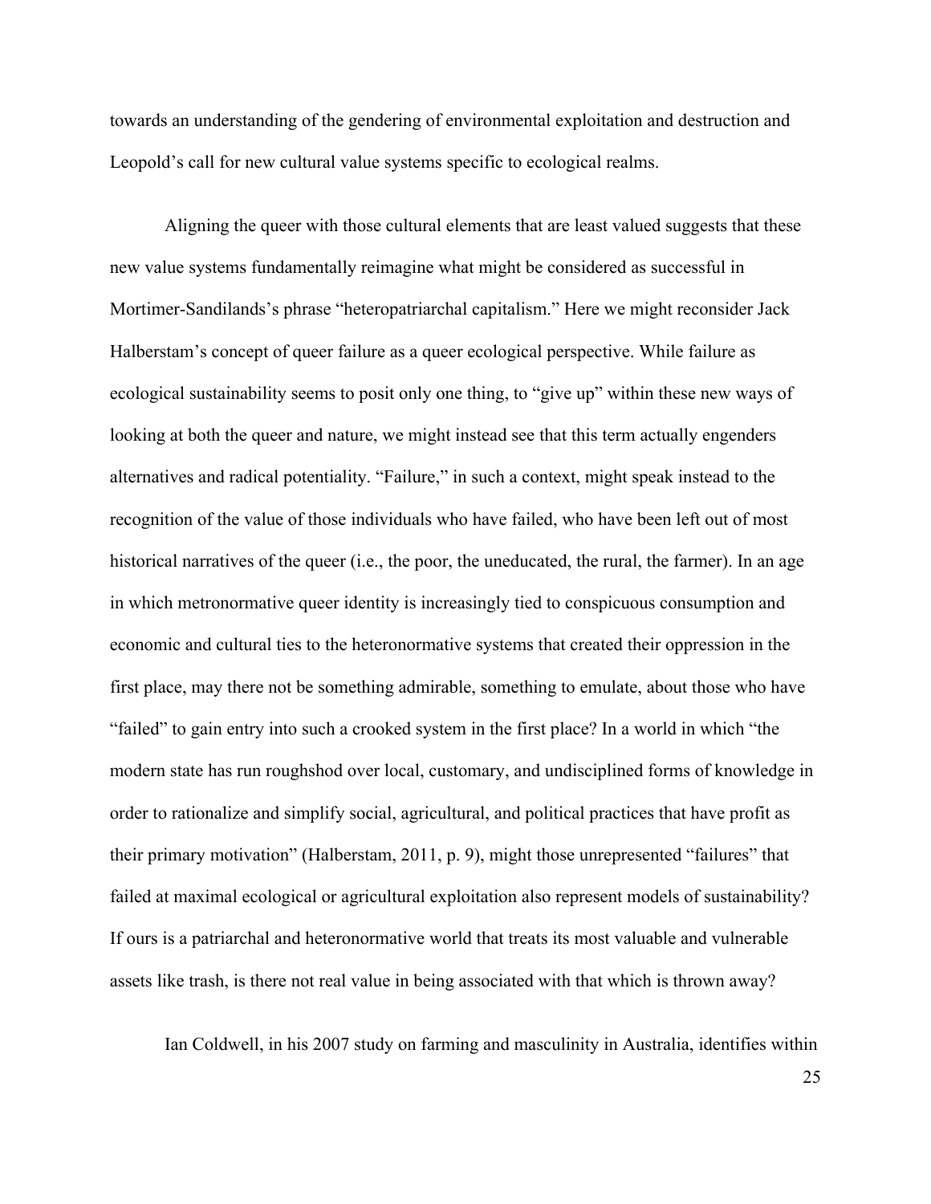towards an understanding of the gendering of environmental exploitation and destruction and Leopold's call for new cultural value systems specific to ecological realms.

Aligning the queer with those cultural elements that are least valued suggests that these new value systems fundamentally reimagine what might be considered as successful in Mortimer-Sandilands's phrase "heteropatriarchal capitalism." Here we might reconsider Jack Halberstam's concept of queer failure as a queer ecological perspective. While failure as ecological sustainability seems to posit only one thing, to "give up" within these new ways of looking at both the queer and nature, we might instead see that this term actually engenders alternatives and radical potentiality. "Failure," in such a context, might speak instead to the recognition of the value of those individuals who have failed, who have been left out of most historical narratives of the queer (i.e., the poor, the uneducated, the rural, the farmer). In an age in which metronormative queer identity is increasingly tied to conspicuous consumption and economic and cultural ties to the heteronormative systems that created their oppression in the first place, may there not be something admirable, something to emulate, about those who have "failed" to gain entry into such a crooked system in the first place? In a world in which "the modern state has run roughshod over local, customary, and undisciplined forms of knowledge in order to rationalize and simplify social, agricultural, and political practices that have profit as their primary motivation" (Halberstam, 2011, p. 9), might those unrepresented "failures" that failed at maximal ecological or agricultural exploitation also represent models of sustainability? If ours is a patriarchal and heteronormative world that treats its most valuable and vulnerable assets like trash, is there not real value in being associated with that which is thrown away?

Ian Coldwell, in his 2007 study on farming and masculinity in Australia, identifies within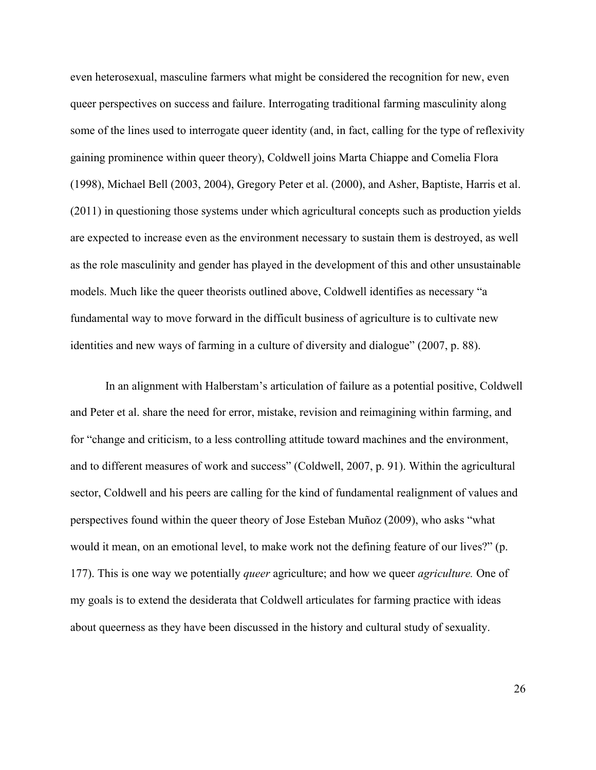even heterosexual, masculine farmers what might be considered the recognition for new, even queer perspectives on success and failure. Interrogating traditional farming masculinity along some of the lines used to interrogate queer identity (and, in fact, calling for the type of reflexivity gaining prominence within queer theory), Coldwell joins Marta Chiappe and Comelia Flora (1998), Michael Bell (2003, 2004), Gregory Peter et al. (2000), and Asher, Baptiste, Harris et al. (2011) in questioning those systems under which agricultural concepts such as production yields are expected to increase even as the environment necessary to sustain them is destroyed, as well as the role masculinity and gender has played in the development of this and other unsustainable models. Much like the queer theorists outlined above, Coldwell identifies as necessary "a fundamental way to move forward in the difficult business of agriculture is to cultivate new identities and new ways of farming in a culture of diversity and dialogue" (2007, p. 88).

In an alignment with Halberstam's articulation of failure as a potential positive, Coldwell and Peter et al. share the need for error, mistake, revision and reimagining within farming, and for "change and criticism, to a less controlling attitude toward machines and the environment, and to different measures of work and success" (Coldwell, 2007, p. 91). Within the agricultural sector, Coldwell and his peers are calling for the kind of fundamental realignment of values and perspectives found within the queer theory of Jose Esteban Muñoz (2009), who asks "what would it mean, on an emotional level, to make work not the defining feature of our lives?" (p. 177). This is one way we potentially *queer* agriculture; and how we queer *agriculture.* One of my goals is to extend the desiderata that Coldwell articulates for farming practice with ideas about queerness as they have been discussed in the history and cultural study of sexuality.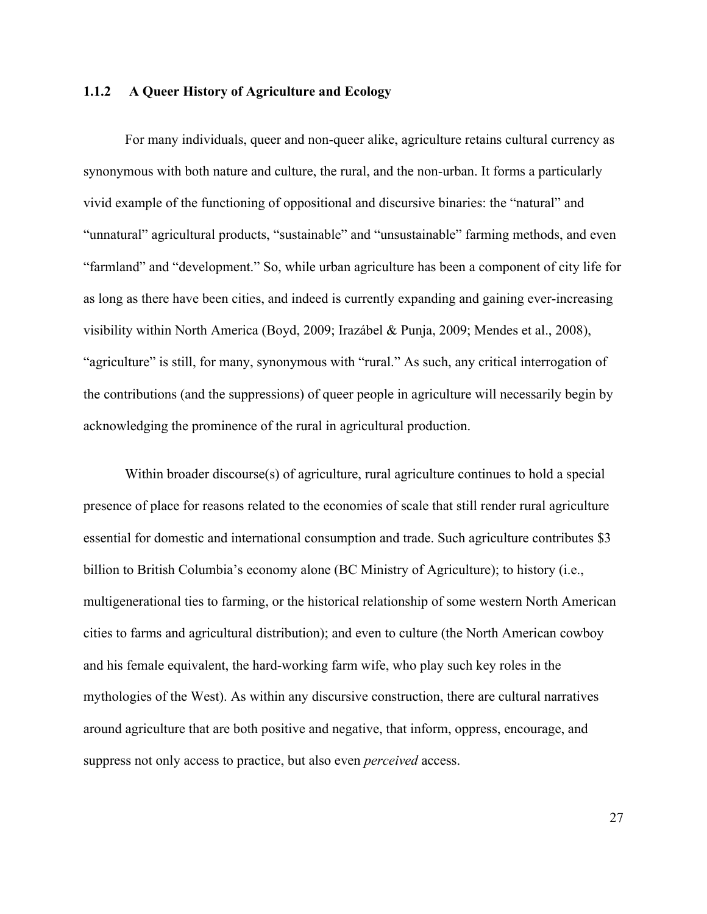### 1.1.2 A Queer History of Agriculture and Ecology

For many individuals, queer and non-queer alike, agriculture retains cultural currency as synonymous with both nature and culture, the rural, and the non-urban. It forms a particularly vivid example of the functioning of oppositional and discursive binaries: the "natural" and "unnatural" agricultural products, "sustainable" and "unsustainable" farming methods, and even "farmland" and "development." So, while urban agriculture has been a component of city life for as long as there have been cities, and indeed is currently expanding and gaining ever-increasing visibility within North America (Boyd, 2009; Irazábel & Punja, 2009; Mendes et al., 2008), "agriculture" is still, for many, synonymous with "rural." As such, any critical interrogation of the contributions (and the suppressions) of queer people in agriculture will necessarily begin by acknowledging the prominence of the rural in agricultural production.

Within broader discourse(s) of agriculture, rural agriculture continues to hold a special presence of place for reasons related to the economies of scale that still render rural agriculture essential for domestic and international consumption and trade. Such agriculture contributes $3 billion to British Columbia's economy alone (BC Ministry of Agriculture); to history (i.e., multigenerational ties to farming, or the historical relationship of some western North American cities to farms and agricultural distribution); and even to culture (the North American cowboy and his female equivalent, the hard-working farm wife, who play such key roles in the mythologies of the West). As within any discursive construction, there are cultural narratives around agriculture that are both positive and negative, that inform, oppress, encourage, and suppress not only access to practice, but also even *perceived* access.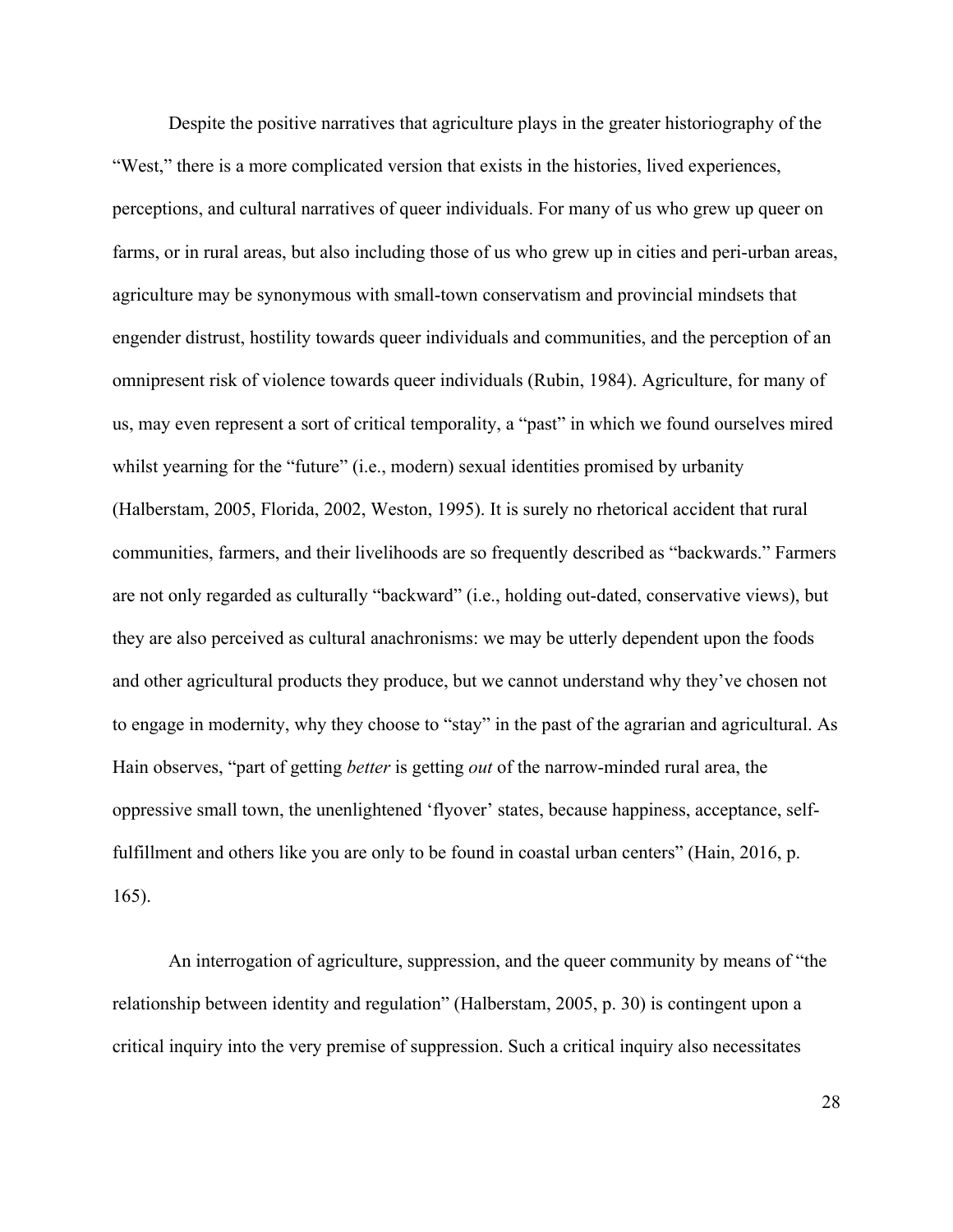Despite the positive narratives that agriculture plays in the greater historiography of the "West," there is a more complicated version that exists in the histories, lived experiences, perceptions, and cultural narratives of queer individuals. For many of us who grew up queer on farms, or in rural areas, but also including those of us who grew up in cities and peri-urban areas, agriculture may be synonymous with small-town conservatism and provincial mindsets that engender distrust, hostility towards queer individuals and communities, and the perception of an omnipresent risk of violence towards queer individuals (Rubin, 1984). Agriculture, for many of us, may even represent a sort of critical temporality, a "past" in which we found ourselves mired whilst yearning for the "future" (i.e., modern) sexual identities promised by urbanity (Halberstam, 2005, Florida, 2002, Weston, 1995). It is surely no rhetorical accident that rural communities, farmers, and their livelihoods are so frequently described as "backwards." Farmers are not only regarded as culturally "backward" (i.e., holding out-dated, conservative views), but they are also perceived as cultural anachronisms: we may be utterly dependent upon the foods and other agricultural products they produce, but we cannot understand why they've chosen not to engage in modernity, why they choose to "stay" in the past of the agrarian and agricultural. As Hain observes, "part of getting *better* is getting *out* of the narrow-minded rural area, the oppressive small town, the unenlightened 'flyover' states, because happiness, acceptance, self-fulfillment and others like you are only to be found in coastal urban centers" (Hain, 2016, p. 165).

An interrogation of agriculture, suppression, and the queer community by means of "the relationship between identity and regulation" (Halberstam, 2005, p. 30) is contingent upon a critical inquiry into the very premise of suppression. Such a critical inquiry also necessitates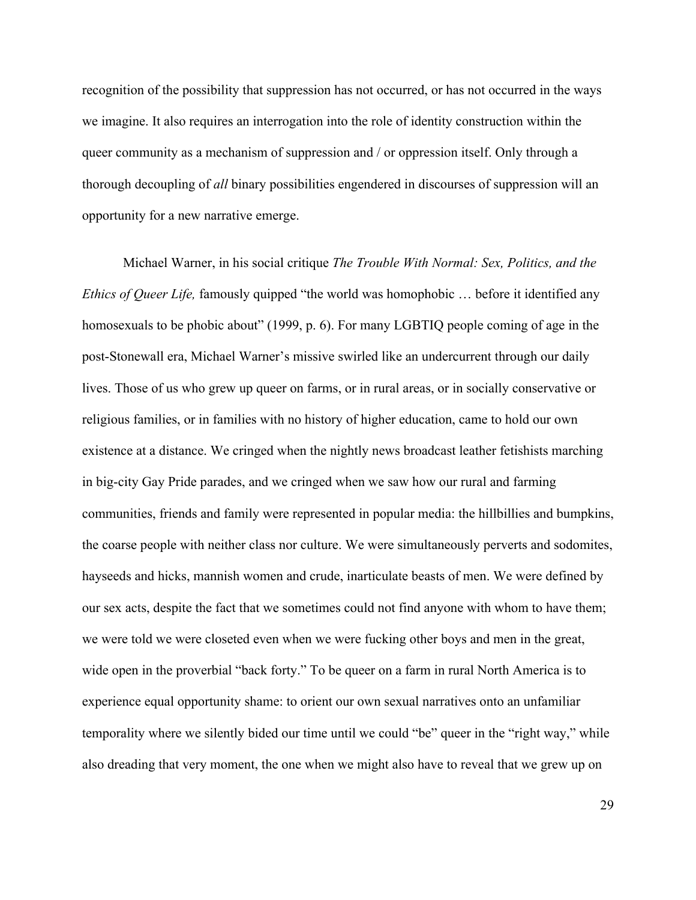recognition of the possibility that suppression has not occurred, or has not occurred in the ways we imagine. It also requires an interrogation into the role of identity construction within the queer community as a mechanism of suppression and / or oppression itself. Only through a thorough decoupling of *all* binary possibilities engendered in discourses of suppression will an opportunity for a new narrative emerge.

Michael Warner, in his social critique *The Trouble With Normal: Sex, Politics, and the Ethics of Queer Life,* famously quipped "the world was homophobic … before it identified any homosexuals to be phobic about" (1999, p. 6). For many LGBTIQ people coming of age in the post-Stonewall era, Michael Warner's missive swirled like an undercurrent through our daily lives. Those of us who grew up queer on farms, or in rural areas, or in socially conservative or religious families, or in families with no history of higher education, came to hold our own existence at a distance. We cringed when the nightly news broadcast leather fetishists marching in big-city Gay Pride parades, and we cringed when we saw how our rural and farming communities, friends and family were represented in popular media: the hillbillies and bumpkins, the coarse people with neither class nor culture. We were simultaneously perverts and sodomites, hayseeds and hicks, mannish women and crude, inarticulate beasts of men. We were defined by our sex acts, despite the fact that we sometimes could not find anyone with whom to have them; we were told we were closeted even when we were fucking other boys and men in the great, wide open in the proverbial "back forty." To be queer on a farm in rural North America is to experience equal opportunity shame: to orient our own sexual narratives onto an unfamiliar temporality where we silently bided our time until we could "be" queer in the "right way," while also dreading that very moment, the one when we might also have to reveal that we grew up on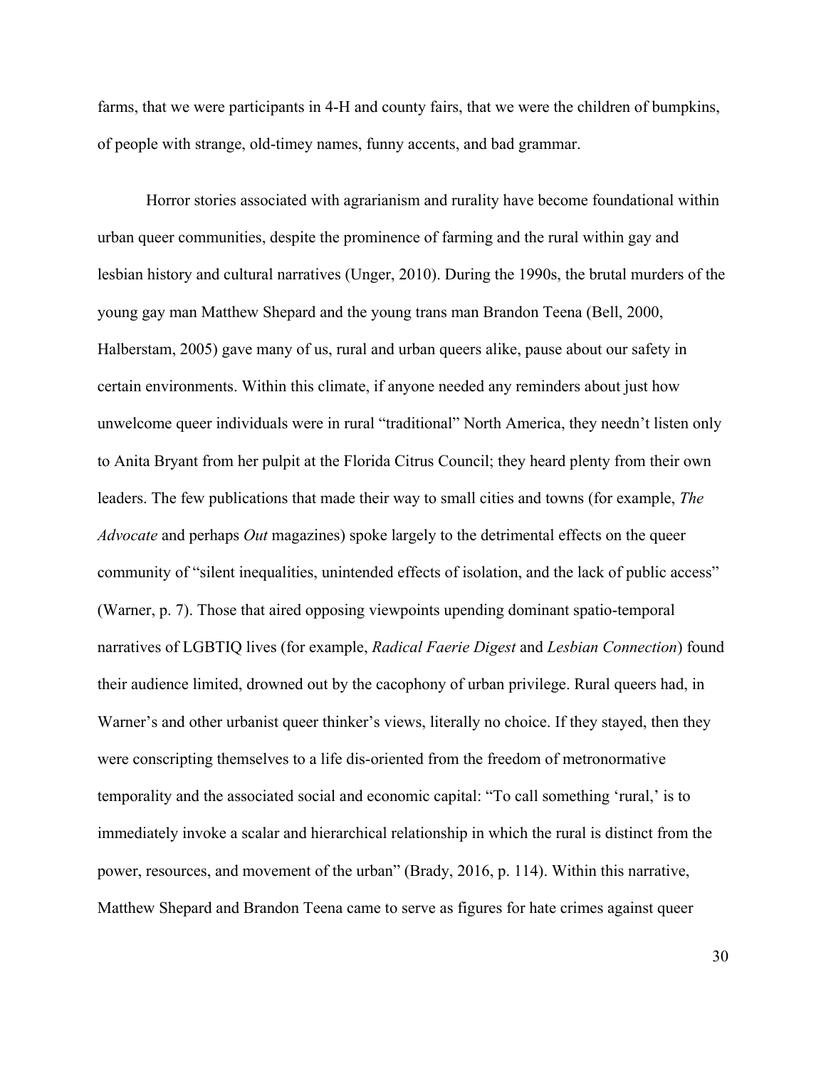farms, that we were participants in 4-H and county fairs, that we were the children of bumpkins, of people with strange, old-timey names, funny accents, and bad grammar.

Horror stories associated with agrarianism and rurality have become foundational within urban queer communities, despite the prominence of farming and the rural within gay and lesbian history and cultural narratives (Unger, 2010). During the 1990s, the brutal murders of the young gay man Matthew Shepard and the young trans man Brandon Teena (Bell, 2000, Halberstam, 2005) gave many of us, rural and urban queers alike, pause about our safety in certain environments. Within this climate, if anyone needed any reminders about just how unwelcome queer individuals were in rural "traditional" North America, they needn't listen only to Anita Bryant from her pulpit at the Florida Citrus Council; they heard plenty from their own leaders. The few publications that made their way to small cities and towns (for example, *The Advocate* and perhaps *Out* magazines) spoke largely to the detrimental effects on the queer community of "silent inequalities, unintended effects of isolation, and the lack of public access" (Warner, p. 7). Those that aired opposing viewpoints upending dominant spatio-temporal narratives of LGBTIQ lives (for example, *Radical Faerie Digest* and *Lesbian Connection*) found their audience limited, drowned out by the cacophony of urban privilege. Rural queers had, in Warner's and other urbanist queer thinker's views, literally no choice. If they stayed, then they were conscripting themselves to a life dis-oriented from the freedom of metronormative temporality and the associated social and economic capital: "To call something 'rural,' is to immediately invoke a scalar and hierarchical relationship in which the rural is distinct from the power, resources, and movement of the urban" (Brady, 2016, p. 114). Within this narrative, Matthew Shepard and Brandon Teena came to serve as figures for hate crimes against queer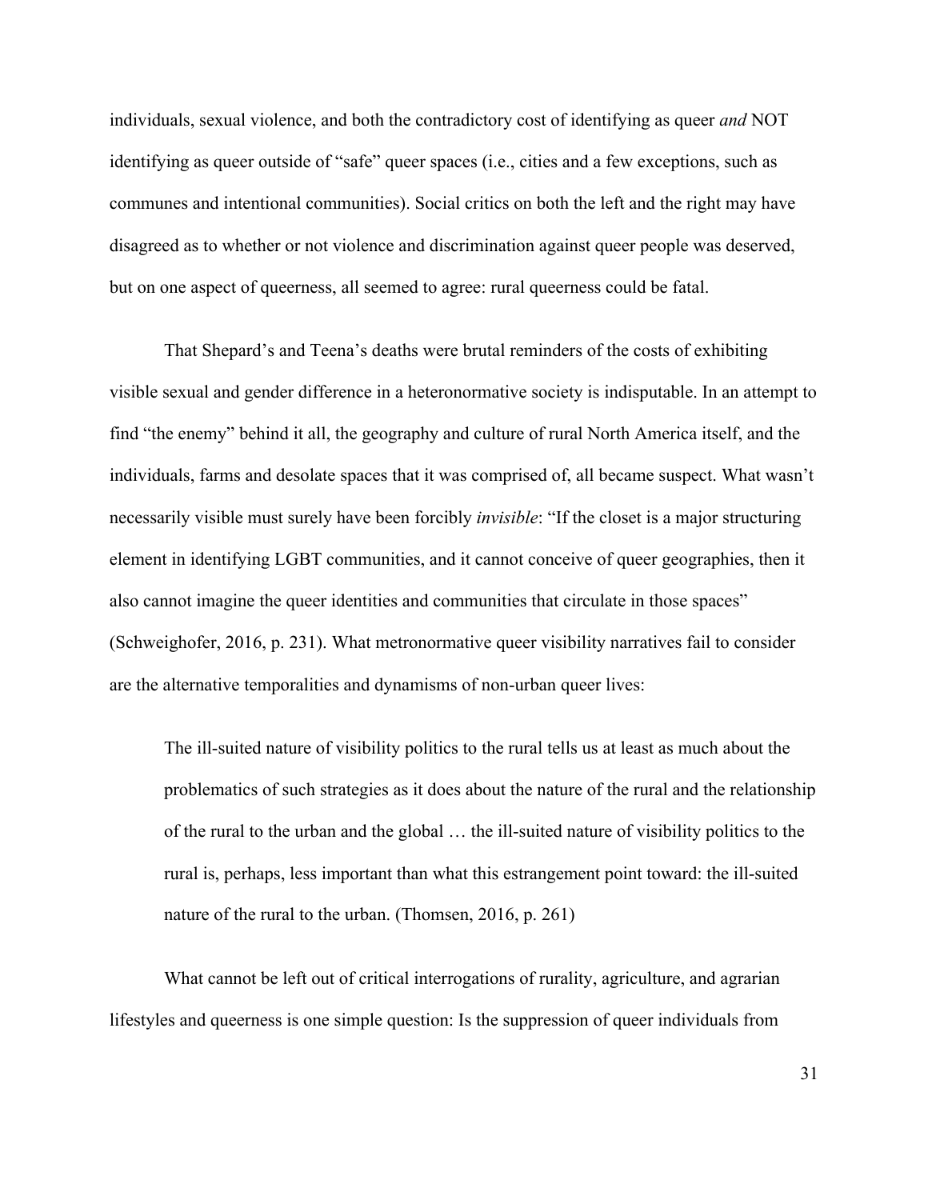individuals, sexual violence, and both the contradictory cost of identifying as queer *and* NOT identifying as queer outside of "safe" queer spaces (i.e., cities and a few exceptions, such as communes and intentional communities). Social critics on both the left and the right may have disagreed as to whether or not violence and discrimination against queer people was deserved, but on one aspect of queerness, all seemed to agree: rural queerness could be fatal.

That Shepard's and Teena's deaths were brutal reminders of the costs of exhibiting visible sexual and gender difference in a heteronormative society is indisputable. In an attempt to find "the enemy" behind it all, the geography and culture of rural North America itself, and the individuals, farms and desolate spaces that it was comprised of, all became suspect. What wasn't necessarily visible must surely have been forcibly *invisible*: "If the closet is a major structuring element in identifying LGBT communities, and it cannot conceive of queer geographies, then it also cannot imagine the queer identities and communities that circulate in those spaces" (Schweighofer, 2016, p. 231). What metronormative queer visibility narratives fail to consider are the alternative temporalities and dynamisms of non-urban queer lives:

> The ill-suited nature of visibility politics to the rural tells us at least as much about the problematics of such strategies as it does about the nature of the rural and the relationship of the rural to the urban and the global … the ill-suited nature of visibility politics to the rural is, perhaps, less important than what this estrangement point toward: the ill-suited nature of the rural to the urban. (Thomsen, 2016, p. 261)

What cannot be left out of critical interrogations of rurality, agriculture, and agrarian lifestyles and queerness is one simple question: Is the suppression of queer individuals from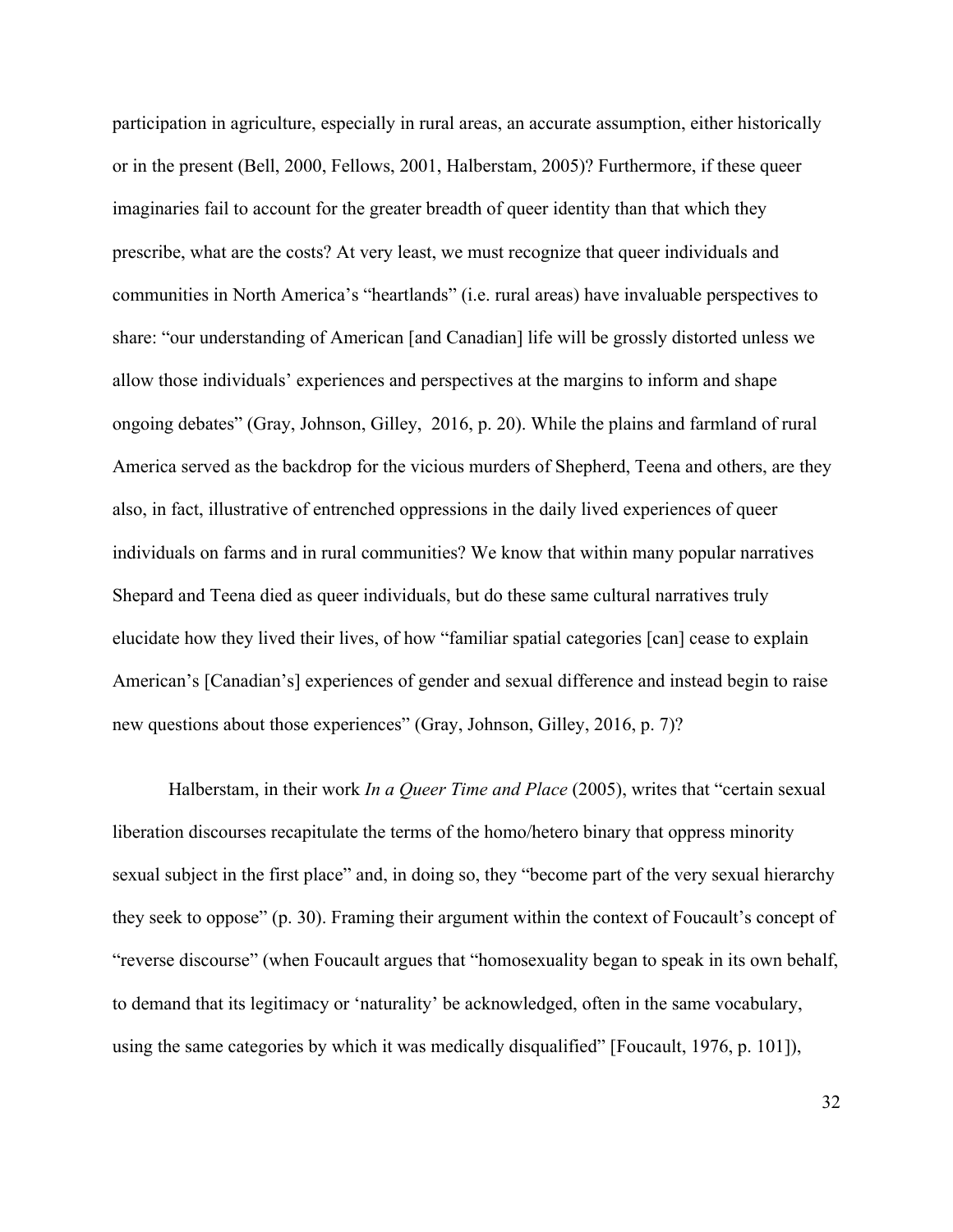participation in agriculture, especially in rural areas, an accurate assumption, either historically or in the present (Bell, 2000, Fellows, 2001, Halberstam, 2005)? Furthermore, if these queer imaginaries fail to account for the greater breadth of queer identity than that which they prescribe, what are the costs? At very least, we must recognize that queer individuals and communities in North America's "heartlands" (i.e. rural areas) have invaluable perspectives to share: "our understanding of American [and Canadian] life will be grossly distorted unless we allow those individuals' experiences and perspectives at the margins to inform and shape ongoing debates" (Gray, Johnson, Gilley, 2016, p. 20). While the plains and farmland of rural America served as the backdrop for the vicious murders of Shepherd, Teena and others, are they also, in fact, illustrative of entrenched oppressions in the daily lived experiences of queer individuals on farms and in rural communities? We know that within many popular narratives Shepard and Teena died as queer individuals, but do these same cultural narratives truly elucidate how they lived their lives, of how "familiar spatial categories [can] cease to explain American's [Canadian's] experiences of gender and sexual difference and instead begin to raise new questions about those experiences" (Gray, Johnson, Gilley, 2016, p. 7)?

Halberstam, in their work *In a Queer Time and Place* (2005), writes that "certain sexual liberation discourses recapitulate the terms of the homo/hetero binary that oppress minority sexual subject in the first place" and, in doing so, they "become part of the very sexual hierarchy they seek to oppose" (p. 30). Framing their argument within the context of Foucault's concept of "reverse discourse" (when Foucault argues that "homosexuality began to speak in its own behalf, to demand that its legitimacy or 'naturality' be acknowledged, often in the same vocabulary, using the same categories by which it was medically disqualified" [Foucault, 1976, p. 101]),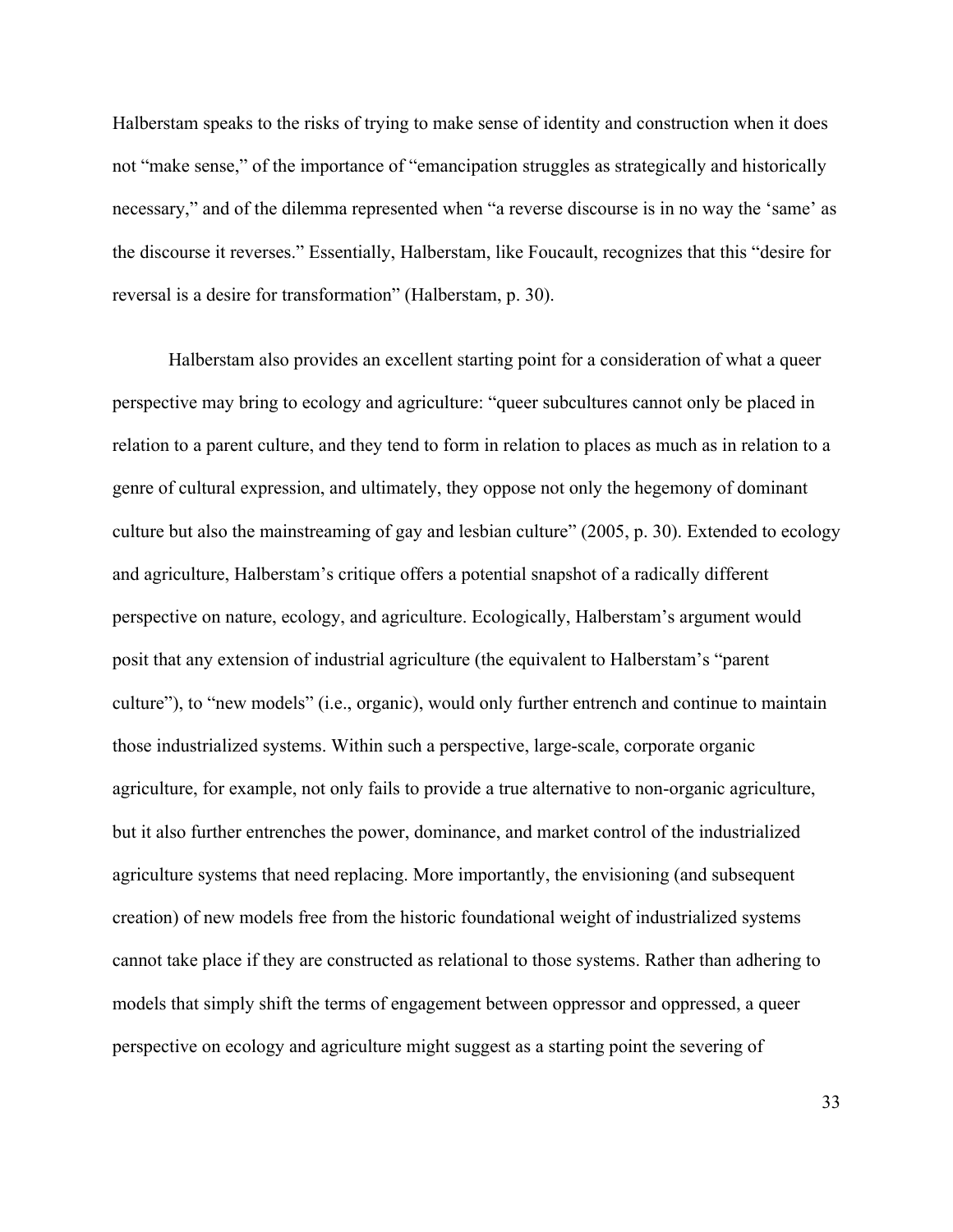Halberstam speaks to the risks of trying to make sense of identity and construction when it does not “make sense,” of the importance of “emancipation struggles as strategically and historically necessary,” and of the dilemma represented when “a reverse discourse is in no way the ‘same’ as the discourse it reverses.” Essentially, Halberstam, like Foucault, recognizes that this “desire for reversal is a desire for transformation” (Halberstam, p. 30).

Halberstam also provides an excellent starting point for a consideration of what a queer perspective may bring to ecology and agriculture: “queer subcultures cannot only be placed in relation to a parent culture, and they tend to form in relation to places as much as in relation to a genre of cultural expression, and ultimately, they oppose not only the hegemony of dominant culture but also the mainstreaming of gay and lesbian culture” (2005, p. 30). Extended to ecology and agriculture, Halberstam’s critique offers a potential snapshot of a radically different perspective on nature, ecology, and agriculture. Ecologically, Halberstam’s argument would posit that any extension of industrial agriculture (the equivalent to Halberstam’s “parent culture”), to “new models” (i.e., organic), would only further entrench and continue to maintain those industrialized systems. Within such a perspective, large-scale, corporate organic agriculture, for example, not only fails to provide a true alternative to non-organic agriculture, but it also further entrenches the power, dominance, and market control of the industrialized agriculture systems that need replacing. More importantly, the envisioning (and subsequent creation) of new models free from the historic foundational weight of industrialized systems cannot take place if they are constructed as relational to those systems. Rather than adhering to models that simply shift the terms of engagement between oppressor and oppressed, a queer perspective on ecology and agriculture might suggest as a starting point the severing of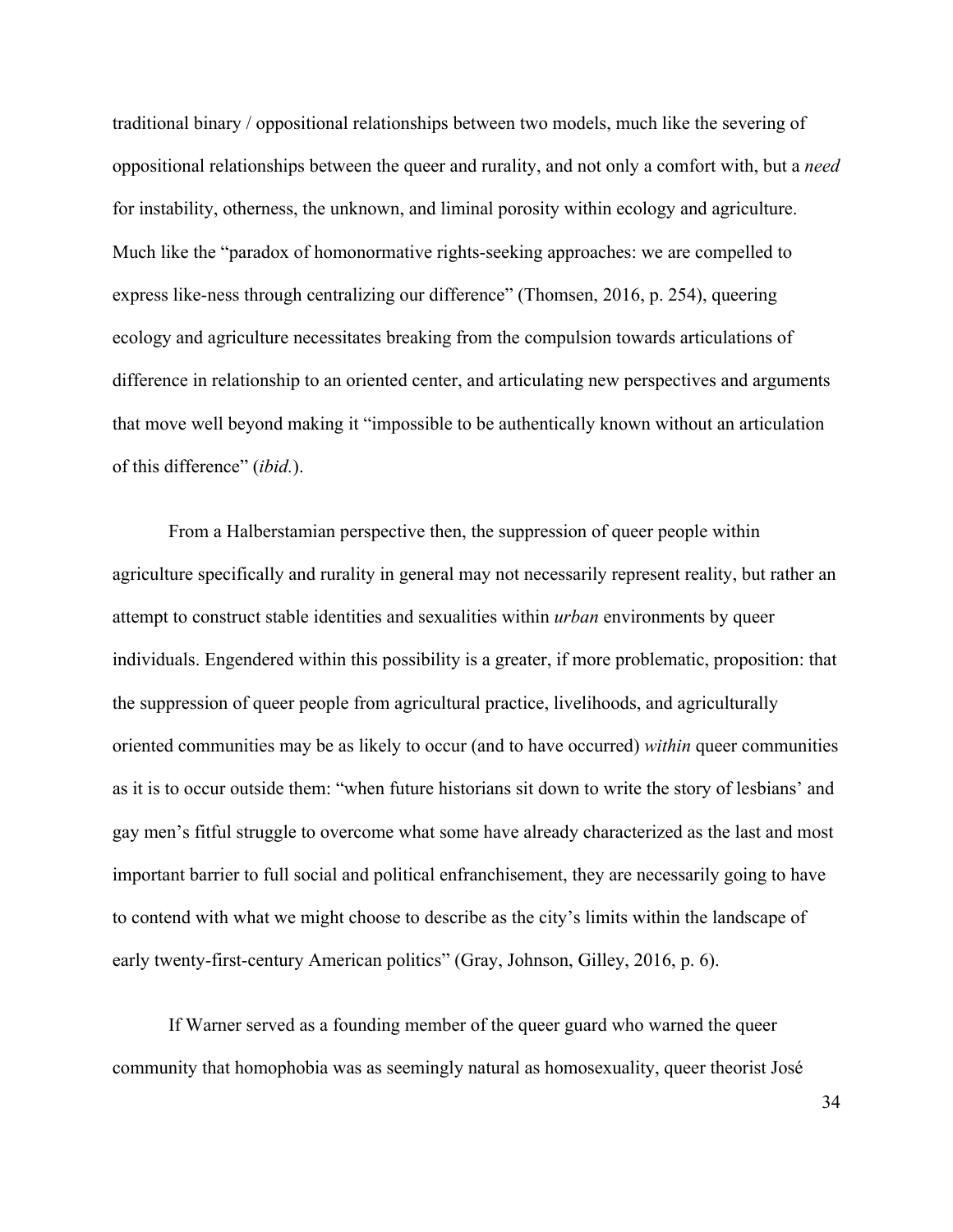traditional binary / oppositional relationships between two models, much like the severing of oppositional relationships between the queer and rurality, and not only a comfort with, but a *need* for instability, otherness, the unknown, and liminal porosity within ecology and agriculture. Much like the "paradox of homonormative rights-seeking approaches: we are compelled to express like-ness through centralizing our difference" (Thomsen, 2016, p. 254), queering ecology and agriculture necessitates breaking from the compulsion towards articulations of difference in relationship to an oriented center, and articulating new perspectives and arguments that move well beyond making it "impossible to be authentically known without an articulation of this difference" (*ibid.*).

From a Halberstamian perspective then, the suppression of queer people within agriculture specifically and rurality in general may not necessarily represent reality, but rather an attempt to construct stable identities and sexualities within *urban* environments by queer individuals. Engendered within this possibility is a greater, if more problematic, proposition: that the suppression of queer people from agricultural practice, livelihoods, and agriculturally oriented communities may be as likely to occur (and to have occurred) *within* queer communities as it is to occur outside them: "when future historians sit down to write the story of lesbians' and gay men's fitful struggle to overcome what some have already characterized as the last and most important barrier to full social and political enfranchisement, they are necessarily going to have to contend with what we might choose to describe as the city's limits within the landscape of early twenty-first-century American politics" (Gray, Johnson, Gilley, 2016, p. 6).

If Warner served as a founding member of the queer guard who warned the queer community that homophobia was as seemingly natural as homosexuality, queer theorist José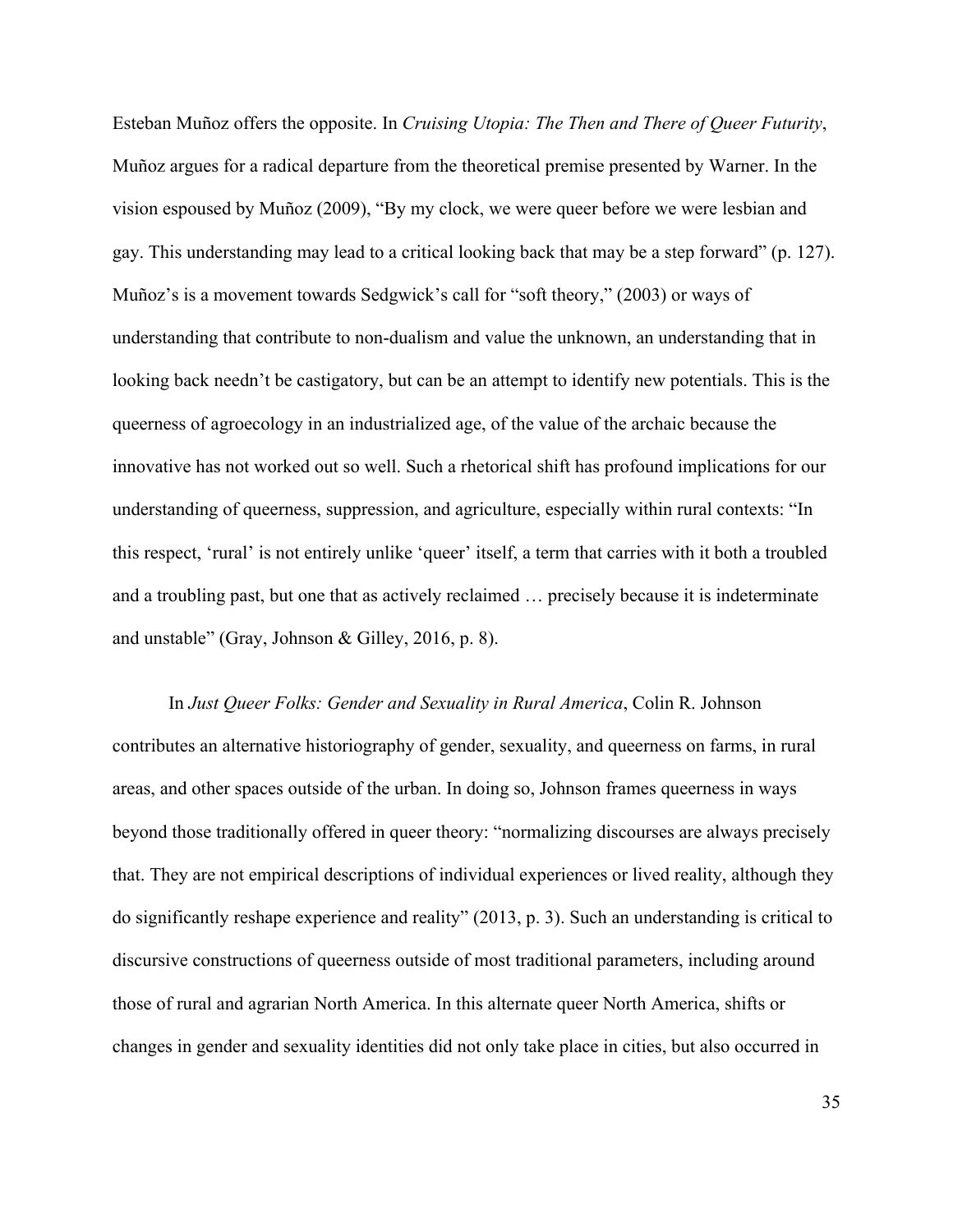Esteban Muñoz offers the opposite. In *Cruising Utopia: The Then and There of Queer Futurity*, Muñoz argues for a radical departure from the theoretical premise presented by Warner. In the vision espoused by Muñoz (2009), "By my clock, we were queer before we were lesbian and gay. This understanding may lead to a critical looking back that may be a step forward" (p. 127). Muñoz's is a movement towards Sedgwick's call for "soft theory," (2003) or ways of understanding that contribute to non-dualism and value the unknown, an understanding that in looking back needn't be castigatory, but can be an attempt to identify new potentials. This is the queerness of agroecology in an industrialized age, of the value of the archaic because the innovative has not worked out so well. Such a rhetorical shift has profound implications for our understanding of queerness, suppression, and agriculture, especially within rural contexts: "In this respect, 'rural' is not entirely unlike 'queer' itself, a term that carries with it both a troubled and a troubling past, but one that as actively reclaimed … precisely because it is indeterminate and unstable" (Gray, Johnson & Gilley, 2016, p. 8).

In *Just Queer Folks: Gender and Sexuality in Rural America*, Colin R. Johnson contributes an alternative historiography of gender, sexuality, and queerness on farms, in rural areas, and other spaces outside of the urban. In doing so, Johnson frames queerness in ways beyond those traditionally offered in queer theory: "normalizing discourses are always precisely that. They are not empirical descriptions of individual experiences or lived reality, although they do significantly reshape experience and reality" (2013, p. 3). Such an understanding is critical to discursive constructions of queerness outside of most traditional parameters, including around those of rural and agrarian North America. In this alternate queer North America, shifts or changes in gender and sexuality identities did not only take place in cities, but also occurred in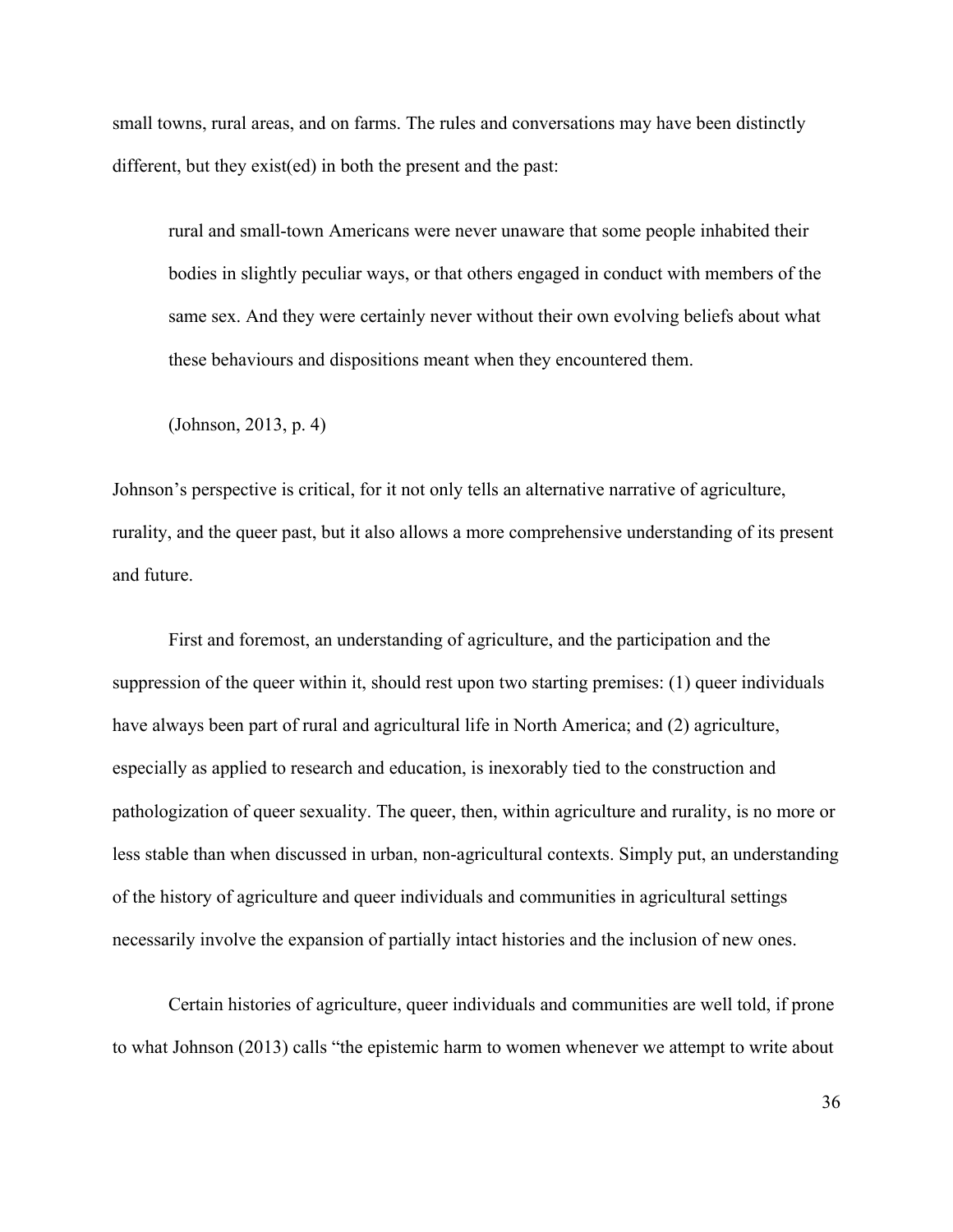small towns, rural areas, and on farms. The rules and conversations may have been distinctly different, but they exist(ed) in both the present and the past:

> rural and small-town Americans were never unaware that some people inhabited their bodies in slightly peculiar ways, or that others engaged in conduct with members of the same sex. And they were certainly never without their own evolving beliefs about what these behaviours and dispositions meant when they encountered them.
>
> (Johnson, 2013, p. 4)

Johnson's perspective is critical, for it not only tells an alternative narrative of agriculture, rurality, and the queer past, but it also allows a more comprehensive understanding of its present and future.

First and foremost, an understanding of agriculture, and the participation and the suppression of the queer within it, should rest upon two starting premises: (1) queer individuals have always been part of rural and agricultural life in North America; and (2) agriculture, especially as applied to research and education, is inexorably tied to the construction and pathologization of queer sexuality. The queer, then, within agriculture and rurality, is no more or less stable than when discussed in urban, non-agricultural contexts. Simply put, an understanding of the history of agriculture and queer individuals and communities in agricultural settings necessarily involve the expansion of partially intact histories and the inclusion of new ones.

Certain histories of agriculture, queer individuals and communities are well told, if prone to what Johnson (2013) calls "the epistemic harm to women whenever we attempt to write about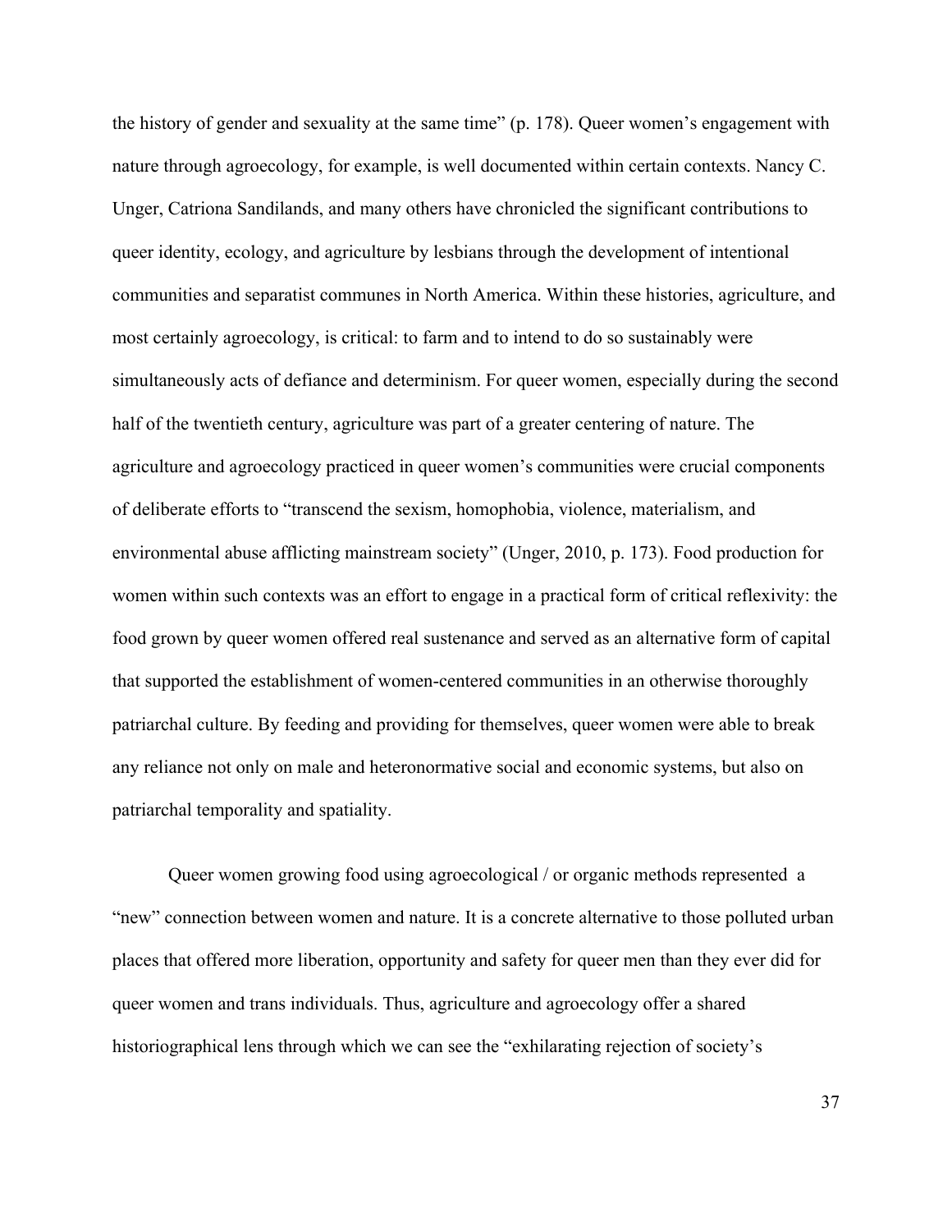the history of gender and sexuality at the same time" (p. 178). Queer women's engagement with nature through agroecology, for example, is well documented within certain contexts. Nancy C. Unger, Catriona Sandilands, and many others have chronicled the significant contributions to queer identity, ecology, and agriculture by lesbians through the development of intentional communities and separatist communes in North America. Within these histories, agriculture, and most certainly agroecology, is critical: to farm and to intend to do so sustainably were simultaneously acts of defiance and determinism. For queer women, especially during the second half of the twentieth century, agriculture was part of a greater centering of nature. The agriculture and agroecology practiced in queer women's communities were crucial components of deliberate efforts to "transcend the sexism, homophobia, violence, materialism, and environmental abuse afflicting mainstream society" (Unger, 2010, p. 173). Food production for women within such contexts was an effort to engage in a practical form of critical reflexivity: the food grown by queer women offered real sustenance and served as an alternative form of capital that supported the establishment of women-centered communities in an otherwise thoroughly patriarchal culture. By feeding and providing for themselves, queer women were able to break any reliance not only on male and heteronormative social and economic systems, but also on patriarchal temporality and spatiality.

Queer women growing food using agroecological / or organic methods represented a "new" connection between women and nature. It is a concrete alternative to those polluted urban places that offered more liberation, opportunity and safety for queer men than they ever did for queer women and trans individuals. Thus, agriculture and agroecology offer a shared historiographical lens through which we can see the "exhilarating rejection of society's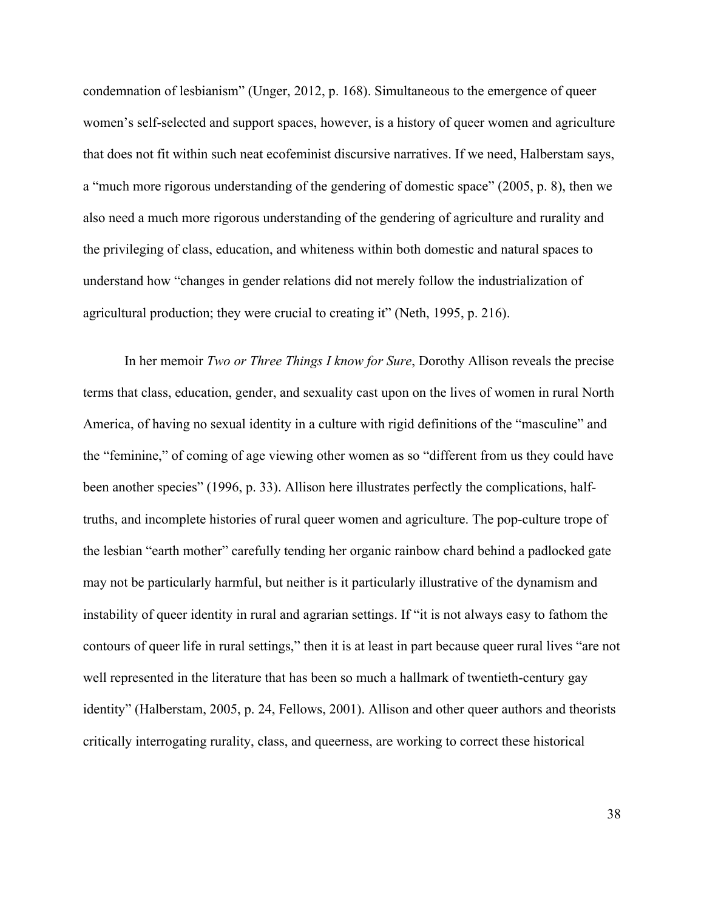condemnation of lesbianism" (Unger, 2012, p. 168). Simultaneous to the emergence of queer women's self-selected and support spaces, however, is a history of queer women and agriculture that does not fit within such neat ecofeminist discursive narratives. If we need, Halberstam says, a "much more rigorous understanding of the gendering of domestic space" (2005, p. 8), then we also need a much more rigorous understanding of the gendering of agriculture and rurality and the privileging of class, education, and whiteness within both domestic and natural spaces to understand how "changes in gender relations did not merely follow the industrialization of agricultural production; they were crucial to creating it" (Neth, 1995, p. 216).

In her memoir *Two or Three Things I know for Sure*, Dorothy Allison reveals the precise terms that class, education, gender, and sexuality cast upon on the lives of women in rural North America, of having no sexual identity in a culture with rigid definitions of the "masculine" and the "feminine," of coming of age viewing other women as so "different from us they could have been another species" (1996, p. 33). Allison here illustrates perfectly the complications, half-truths, and incomplete histories of rural queer women and agriculture. The pop-culture trope of the lesbian "earth mother" carefully tending her organic rainbow chard behind a padlocked gate may not be particularly harmful, but neither is it particularly illustrative of the dynamism and instability of queer identity in rural and agrarian settings. If "it is not always easy to fathom the contours of queer life in rural settings," then it is at least in part because queer rural lives "are not well represented in the literature that has been so much a hallmark of twentieth-century gay identity" (Halberstam, 2005, p. 24, Fellows, 2001). Allison and other queer authors and theorists critically interrogating rurality, class, and queerness, are working to correct these historical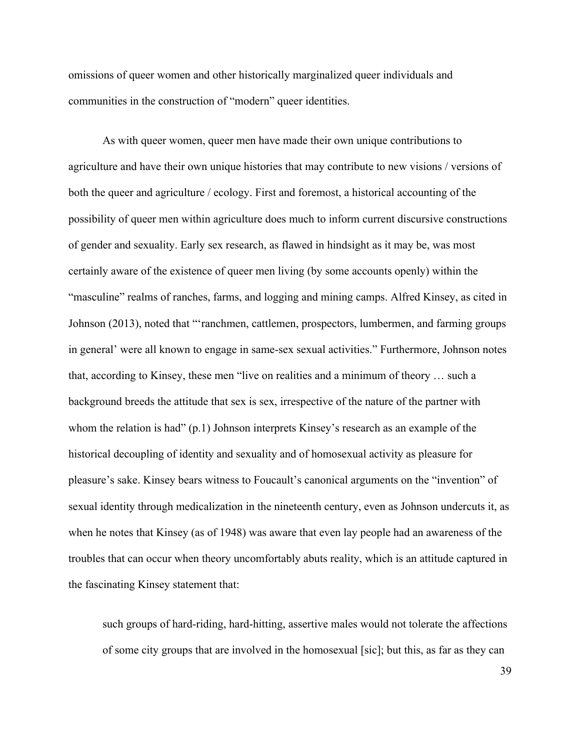omissions of queer women and other historically marginalized queer individuals and communities in the construction of "modern" queer identities.

As with queer women, queer men have made their own unique contributions to agriculture and have their own unique histories that may contribute to new visions / versions of both the queer and agriculture / ecology. First and foremost, a historical accounting of the possibility of queer men within agriculture does much to inform current discursive constructions of gender and sexuality. Early sex research, as flawed in hindsight as it may be, was most certainly aware of the existence of queer men living (by some accounts openly) within the "masculine" realms of ranches, farms, and logging and mining camps. Alfred Kinsey, as cited in Johnson (2013), noted that "'ranchmen, cattlemen, prospectors, lumbermen, and farming groups in general' were all known to engage in same-sex sexual activities." Furthermore, Johnson notes that, according to Kinsey, these men "live on realities and a minimum of theory … such a background breeds the attitude that sex is sex, irrespective of the nature of the partner with whom the relation is had" (p.1) Johnson interprets Kinsey's research as an example of the historical decoupling of identity and sexuality and of homosexual activity as pleasure for pleasure's sake. Kinsey bears witness to Foucault's canonical arguments on the "invention" of sexual identity through medicalization in the nineteenth century, even as Johnson undercuts it, as when he notes that Kinsey (as of 1948) was aware that even lay people had an awareness of the troubles that can occur when theory uncomfortably abuts reality, which is an attitude captured in the fascinating Kinsey statement that:

> such groups of hard-riding, hard-hitting, assertive males would not tolerate the affections of some city groups that are involved in the homosexual [sic]; but this, as far as they can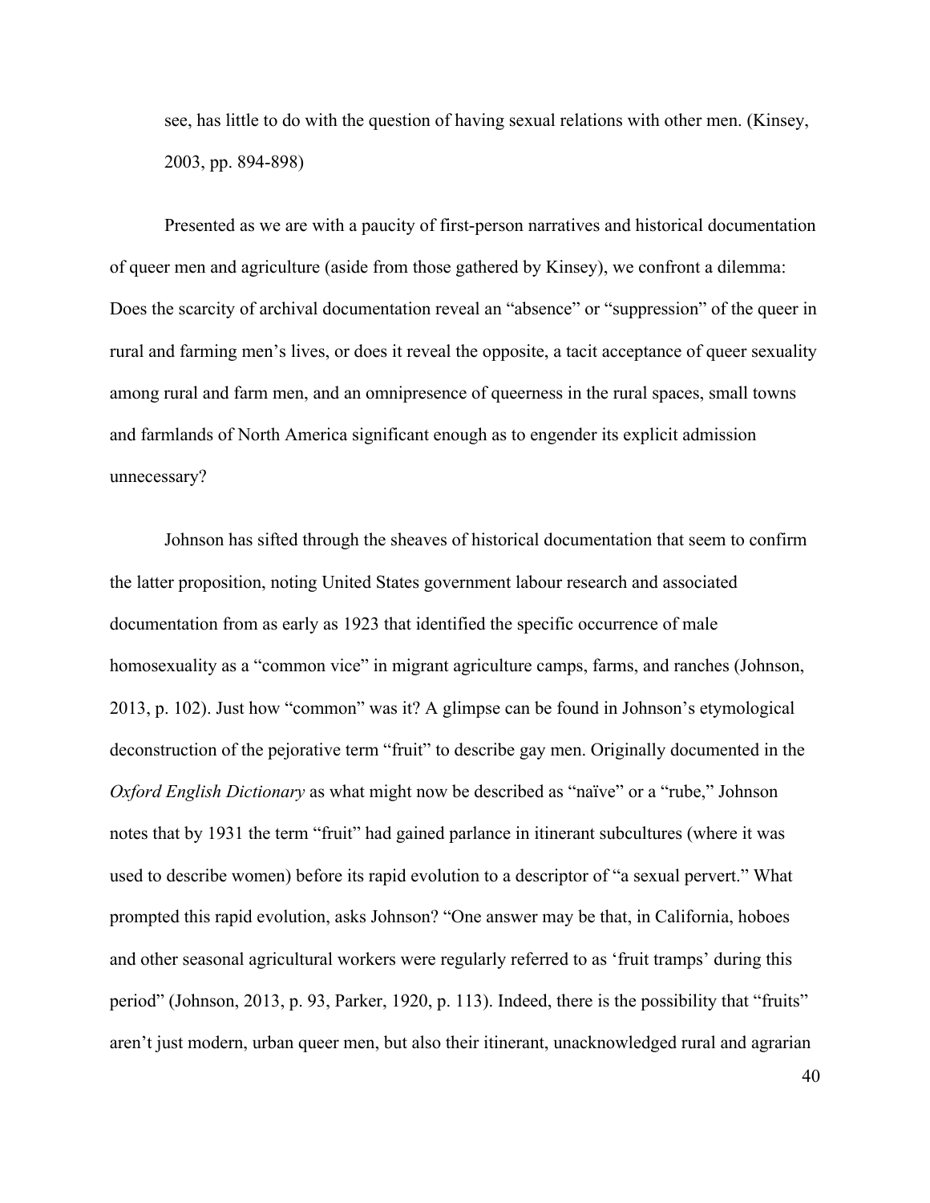see, has little to do with the question of having sexual relations with other men. (Kinsey, 2003, pp. 894-898)

Presented as we are with a paucity of first-person narratives and historical documentation of queer men and agriculture (aside from those gathered by Kinsey), we confront a dilemma: Does the scarcity of archival documentation reveal an "absence" or "suppression" of the queer in rural and farming men's lives, or does it reveal the opposite, a tacit acceptance of queer sexuality among rural and farm men, and an omnipresence of queerness in the rural spaces, small towns and farmlands of North America significant enough as to engender its explicit admission unnecessary?

Johnson has sifted through the sheaves of historical documentation that seem to confirm the latter proposition, noting United States government labour research and associated documentation from as early as 1923 that identified the specific occurrence of male homosexuality as a "common vice" in migrant agriculture camps, farms, and ranches (Johnson, 2013, p. 102). Just how "common" was it? A glimpse can be found in Johnson's etymological deconstruction of the pejorative term "fruit" to describe gay men. Originally documented in the *Oxford English Dictionary* as what might now be described as "naïve" or a "rube," Johnson notes that by 1931 the term "fruit" had gained parlance in itinerant subcultures (where it was used to describe women) before its rapid evolution to a descriptor of "a sexual pervert." What prompted this rapid evolution, asks Johnson? "One answer may be that, in California, hoboes and other seasonal agricultural workers were regularly referred to as 'fruit tramps' during this period" (Johnson, 2013, p. 93, Parker, 1920, p. 113). Indeed, there is the possibility that "fruits" aren't just modern, urban queer men, but also their itinerant, unacknowledged rural and agrarian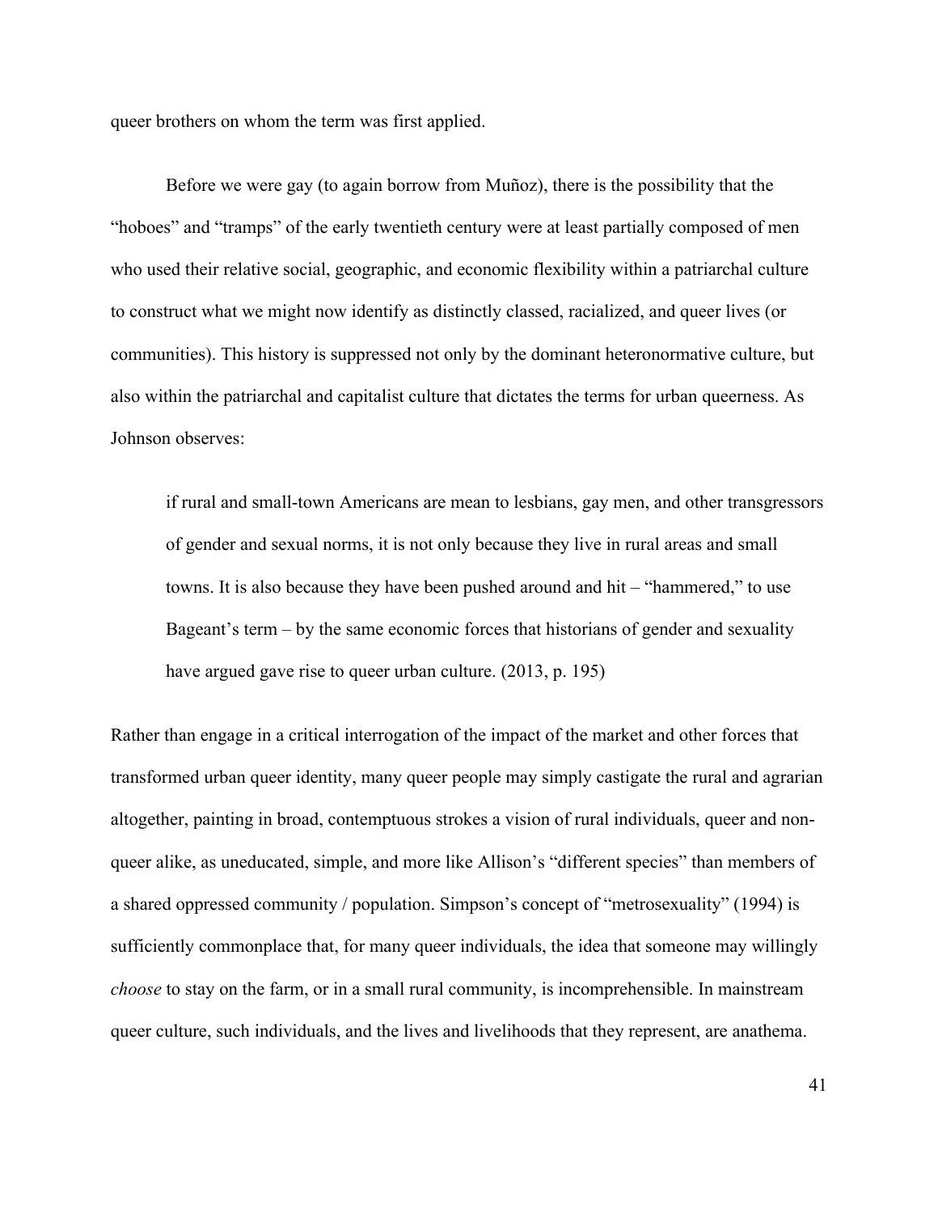queer brothers on whom the term was first applied.

Before we were gay (to again borrow from Muñoz), there is the possibility that the "hoboes" and "tramps" of the early twentieth century were at least partially composed of men who used their relative social, geographic, and economic flexibility within a patriarchal culture to construct what we might now identify as distinctly classed, racialized, and queer lives (or communities). This history is suppressed not only by the dominant heteronormative culture, but also within the patriarchal and capitalist culture that dictates the terms for urban queerness. As Johnson observes:

> if rural and small-town Americans are mean to lesbians, gay men, and other transgressors of gender and sexual norms, it is not only because they live in rural areas and small towns. It is also because they have been pushed around and hit – "hammered," to use Bageant's term – by the same economic forces that historians of gender and sexuality have argued gave rise to queer urban culture. (2013, p. 195)

Rather than engage in a critical interrogation of the impact of the market and other forces that transformed urban queer identity, many queer people may simply castigate the rural and agrarian altogether, painting in broad, contemptuous strokes a vision of rural individuals, queer and non-queer alike, as uneducated, simple, and more like Allison's "different species" than members of a shared oppressed community / population. Simpson's concept of "metrosexuality" (1994) is sufficiently commonplace that, for many queer individuals, the idea that someone may willingly *choose* to stay on the farm, or in a small rural community, is incomprehensible. In mainstream queer culture, such individuals, and the lives and livelihoods that they represent, are anathema.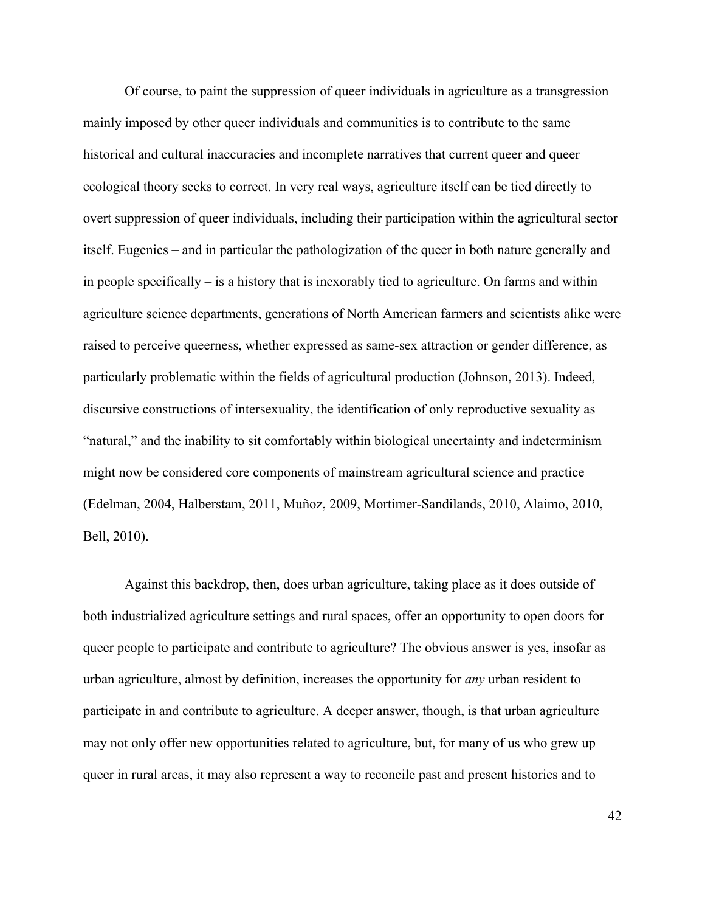Of course, to paint the suppression of queer individuals in agriculture as a transgression mainly imposed by other queer individuals and communities is to contribute to the same historical and cultural inaccuracies and incomplete narratives that current queer and queer ecological theory seeks to correct. In very real ways, agriculture itself can be tied directly to overt suppression of queer individuals, including their participation within the agricultural sector itself. Eugenics – and in particular the pathologization of the queer in both nature generally and in people specifically – is a history that is inexorably tied to agriculture. On farms and within agriculture science departments, generations of North American farmers and scientists alike were raised to perceive queerness, whether expressed as same-sex attraction or gender difference, as particularly problematic within the fields of agricultural production (Johnson, 2013). Indeed, discursive constructions of intersexuality, the identification of only reproductive sexuality as "natural," and the inability to sit comfortably within biological uncertainty and indeterminism might now be considered core components of mainstream agricultural science and practice (Edelman, 2004, Halberstam, 2011, Muñoz, 2009, Mortimer-Sandilands, 2010, Alaimo, 2010, Bell, 2010).

Against this backdrop, then, does urban agriculture, taking place as it does outside of both industrialized agriculture settings and rural spaces, offer an opportunity to open doors for queer people to participate and contribute to agriculture? The obvious answer is yes, insofar as urban agriculture, almost by definition, increases the opportunity for *any* urban resident to participate in and contribute to agriculture. A deeper answer, though, is that urban agriculture may not only offer new opportunities related to agriculture, but, for many of us who grew up queer in rural areas, it may also represent a way to reconcile past and present histories and to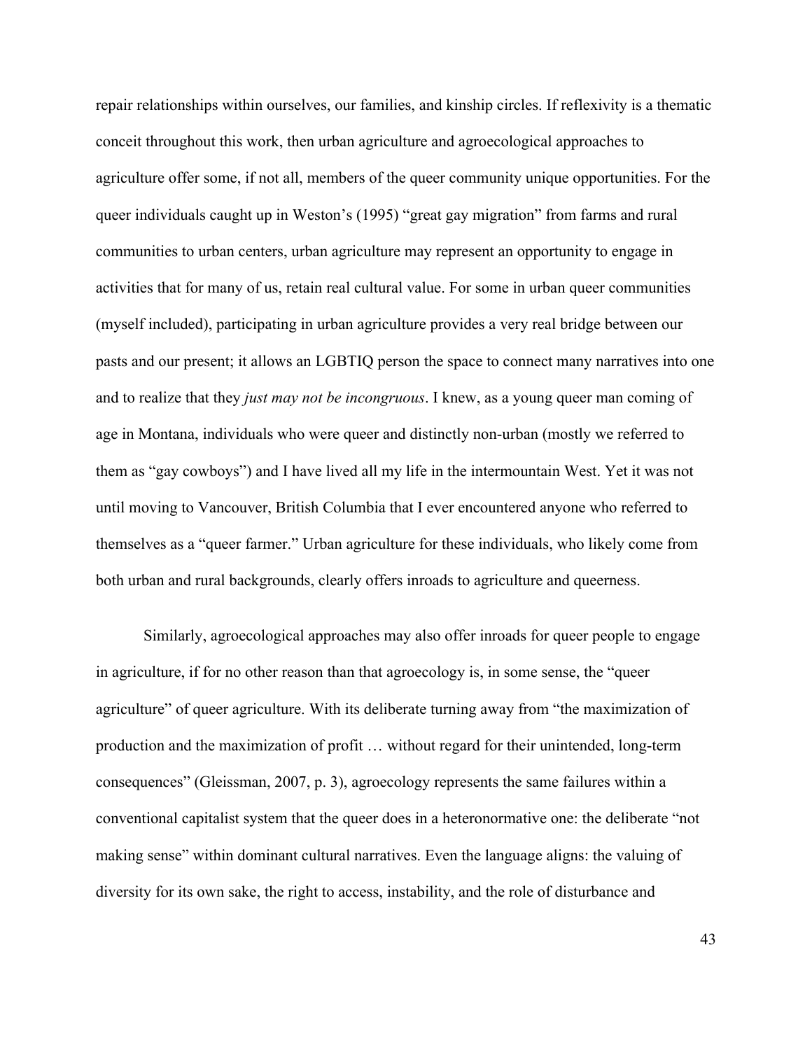repair relationships within ourselves, our families, and kinship circles. If reflexivity is a thematic conceit throughout this work, then urban agriculture and agroecological approaches to agriculture offer some, if not all, members of the queer community unique opportunities. For the queer individuals caught up in Weston's (1995) "great gay migration" from farms and rural communities to urban centers, urban agriculture may represent an opportunity to engage in activities that for many of us, retain real cultural value. For some in urban queer communities (myself included), participating in urban agriculture provides a very real bridge between our pasts and our present; it allows an LGBTIQ person the space to connect many narratives into one and to realize that they *just may not be incongruous*. I knew, as a young queer man coming of age in Montana, individuals who were queer and distinctly non-urban (mostly we referred to them as "gay cowboys") and I have lived all my life in the intermountain West. Yet it was not until moving to Vancouver, British Columbia that I ever encountered anyone who referred to themselves as a "queer farmer." Urban agriculture for these individuals, who likely come from both urban and rural backgrounds, clearly offers inroads to agriculture and queerness.

Similarly, agroecological approaches may also offer inroads for queer people to engage in agriculture, if for no other reason than that agroecology is, in some sense, the "queer agriculture" of queer agriculture. With its deliberate turning away from "the maximization of production and the maximization of profit … without regard for their unintended, long-term consequences" (Gleissman, 2007, p. 3), agroecology represents the same failures within a conventional capitalist system that the queer does in a heteronormative one: the deliberate "not making sense" within dominant cultural narratives. Even the language aligns: the valuing of diversity for its own sake, the right to access, instability, and the role of disturbance and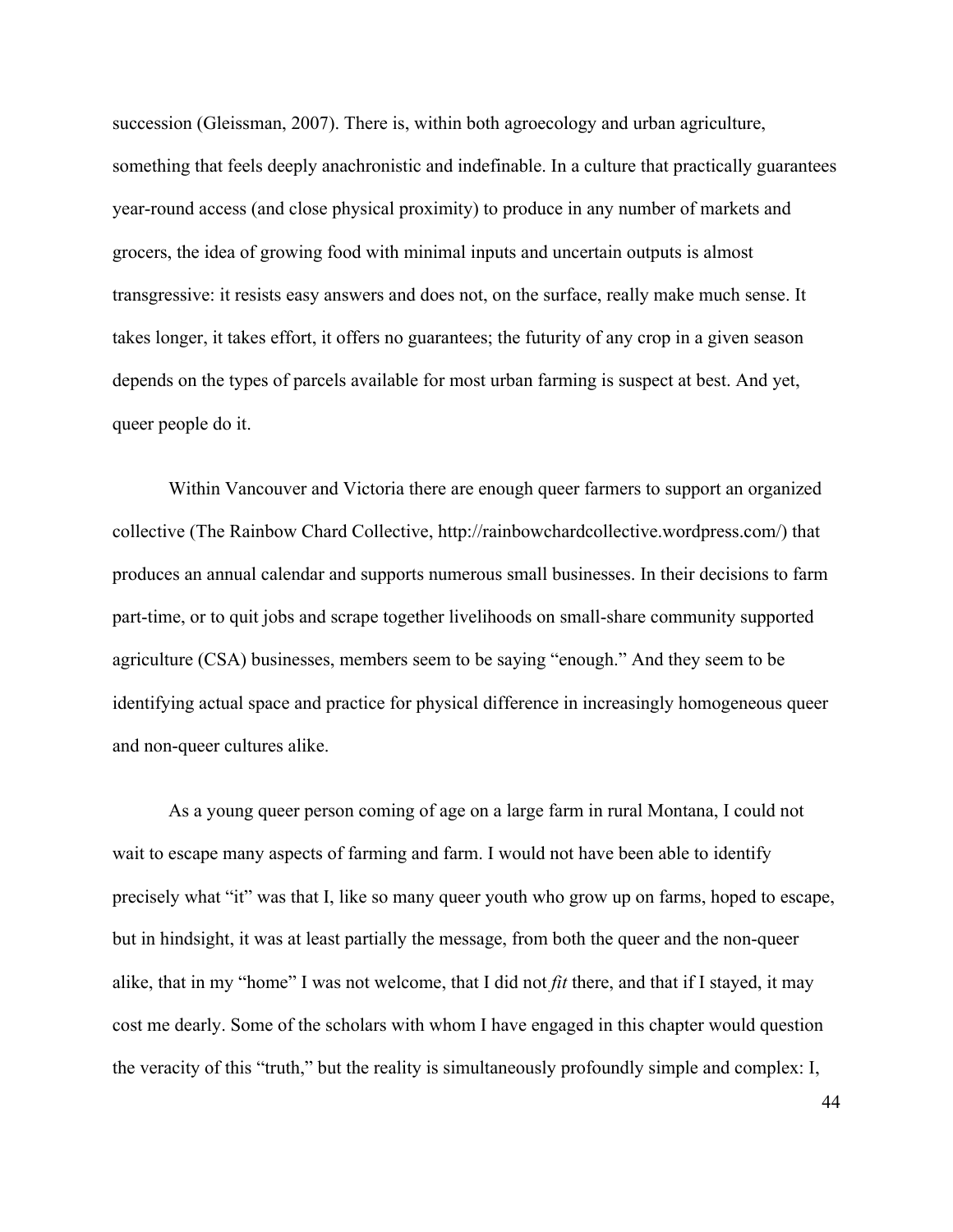succession (Gleissman, 2007). There is, within both agroecology and urban agriculture, something that feels deeply anachronistic and indefinable. In a culture that practically guarantees year-round access (and close physical proximity) to produce in any number of markets and grocers, the idea of growing food with minimal inputs and uncertain outputs is almost transgressive: it resists easy answers and does not, on the surface, really make much sense. It takes longer, it takes effort, it offers no guarantees; the futurity of any crop in a given season depends on the types of parcels available for most urban farming is suspect at best. And yet, queer people do it.

Within Vancouver and Victoria there are enough queer farmers to support an organized collective (The Rainbow Chard Collective, http://rainbowchardcollective.wordpress.com/) that produces an annual calendar and supports numerous small businesses. In their decisions to farm part-time, or to quit jobs and scrape together livelihoods on small-share community supported agriculture (CSA) businesses, members seem to be saying "enough." And they seem to be identifying actual space and practice for physical difference in increasingly homogeneous queer and non-queer cultures alike.

As a young queer person coming of age on a large farm in rural Montana, I could not wait to escape many aspects of farming and farm. I would not have been able to identify precisely what "it" was that I, like so many queer youth who grow up on farms, hoped to escape, but in hindsight, it was at least partially the message, from both the queer and the non-queer alike, that in my "home" I was not welcome, that I did not *fit* there, and that if I stayed, it may cost me dearly. Some of the scholars with whom I have engaged in this chapter would question the veracity of this "truth," but the reality is simultaneously profoundly simple and complex: I,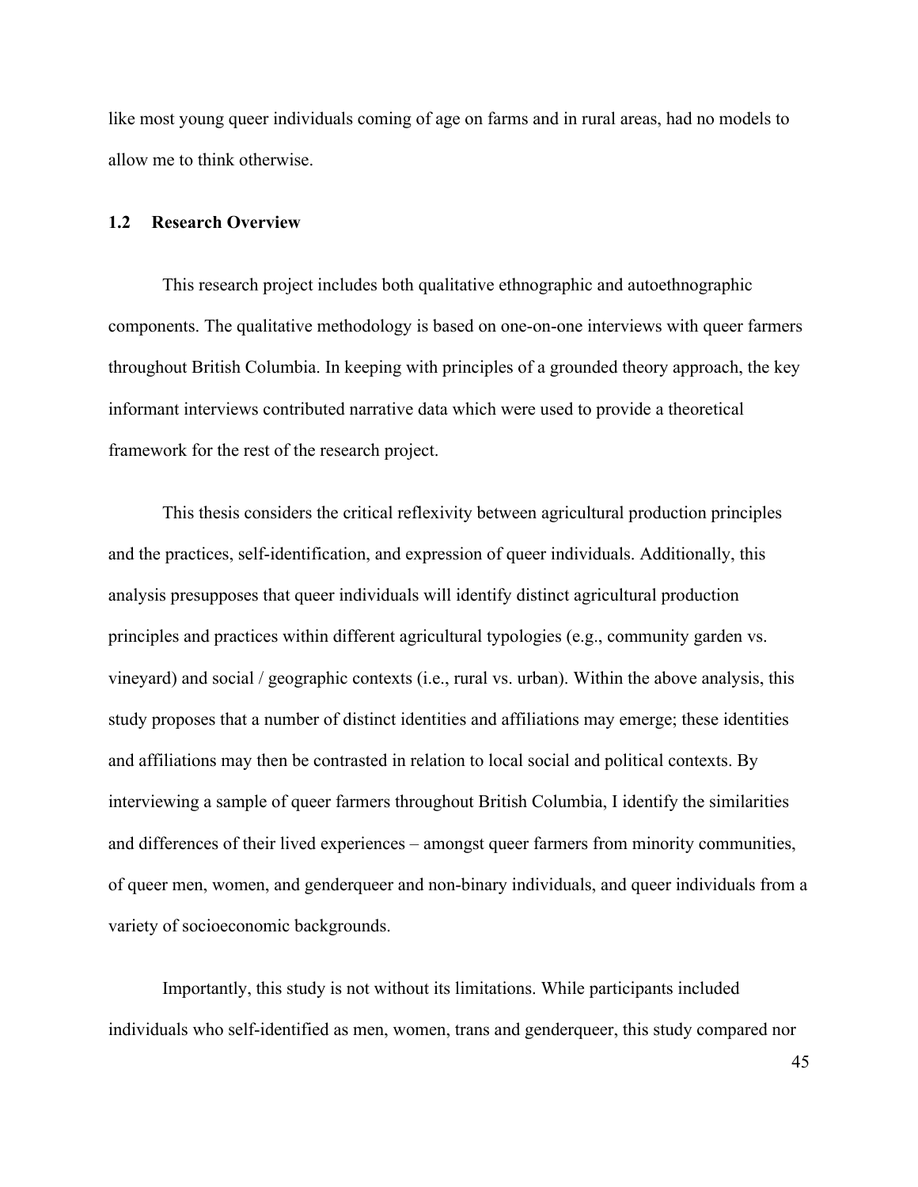like most young queer individuals coming of age on farms and in rural areas, had no models to allow me to think otherwise.

## 1.2 Research Overview

This research project includes both qualitative ethnographic and autoethnographic components. The qualitative methodology is based on one-on-one interviews with queer farmers throughout British Columbia. In keeping with principles of a grounded theory approach, the key informant interviews contributed narrative data which were used to provide a theoretical framework for the rest of the research project.

This thesis considers the critical reflexivity between agricultural production principles and the practices, self-identification, and expression of queer individuals. Additionally, this analysis presupposes that queer individuals will identify distinct agricultural production principles and practices within different agricultural typologies (e.g., community garden vs. vineyard) and social / geographic contexts (i.e., rural vs. urban). Within the above analysis, this study proposes that a number of distinct identities and affiliations may emerge; these identities and affiliations may then be contrasted in relation to local social and political contexts. By interviewing a sample of queer farmers throughout British Columbia, I identify the similarities and differences of their lived experiences – amongst queer farmers from minority communities, of queer men, women, and genderqueer and non-binary individuals, and queer individuals from a variety of socioeconomic backgrounds.

Importantly, this study is not without its limitations. While participants included individuals who self-identified as men, women, trans and genderqueer, this study compared nor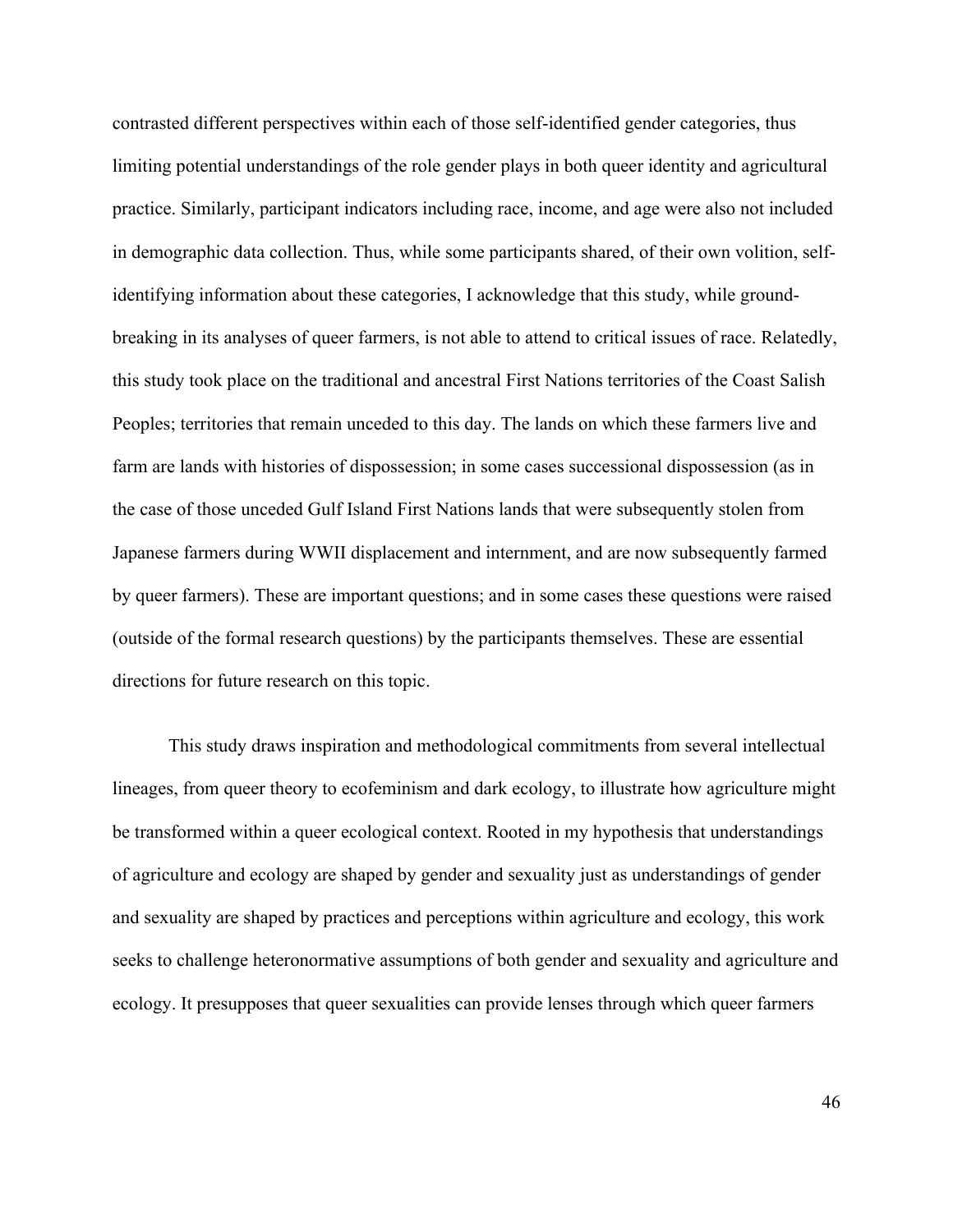contrasted different perspectives within each of those self-identified gender categories, thus limiting potential understandings of the role gender plays in both queer identity and agricultural practice. Similarly, participant indicators including race, income, and age were also not included in demographic data collection. Thus, while some participants shared, of their own volition, self-identifying information about these categories, I acknowledge that this study, while ground-breaking in its analyses of queer farmers, is not able to attend to critical issues of race. Relatedly, this study took place on the traditional and ancestral First Nations territories of the Coast Salish Peoples; territories that remain unceded to this day. The lands on which these farmers live and farm are lands with histories of dispossession; in some cases successional dispossession (as in the case of those unceded Gulf Island First Nations lands that were subsequently stolen from Japanese farmers during WWII displacement and internment, and are now subsequently farmed by queer farmers). These are important questions; and in some cases these questions were raised (outside of the formal research questions) by the participants themselves. These are essential directions for future research on this topic.

This study draws inspiration and methodological commitments from several intellectual lineages, from queer theory to ecofeminism and dark ecology, to illustrate how agriculture might be transformed within a queer ecological context. Rooted in my hypothesis that understandings of agriculture and ecology are shaped by gender and sexuality just as understandings of gender and sexuality are shaped by practices and perceptions within agriculture and ecology, this work seeks to challenge heteronormative assumptions of both gender and sexuality and agriculture and ecology. It presupposes that queer sexualities can provide lenses through which queer farmers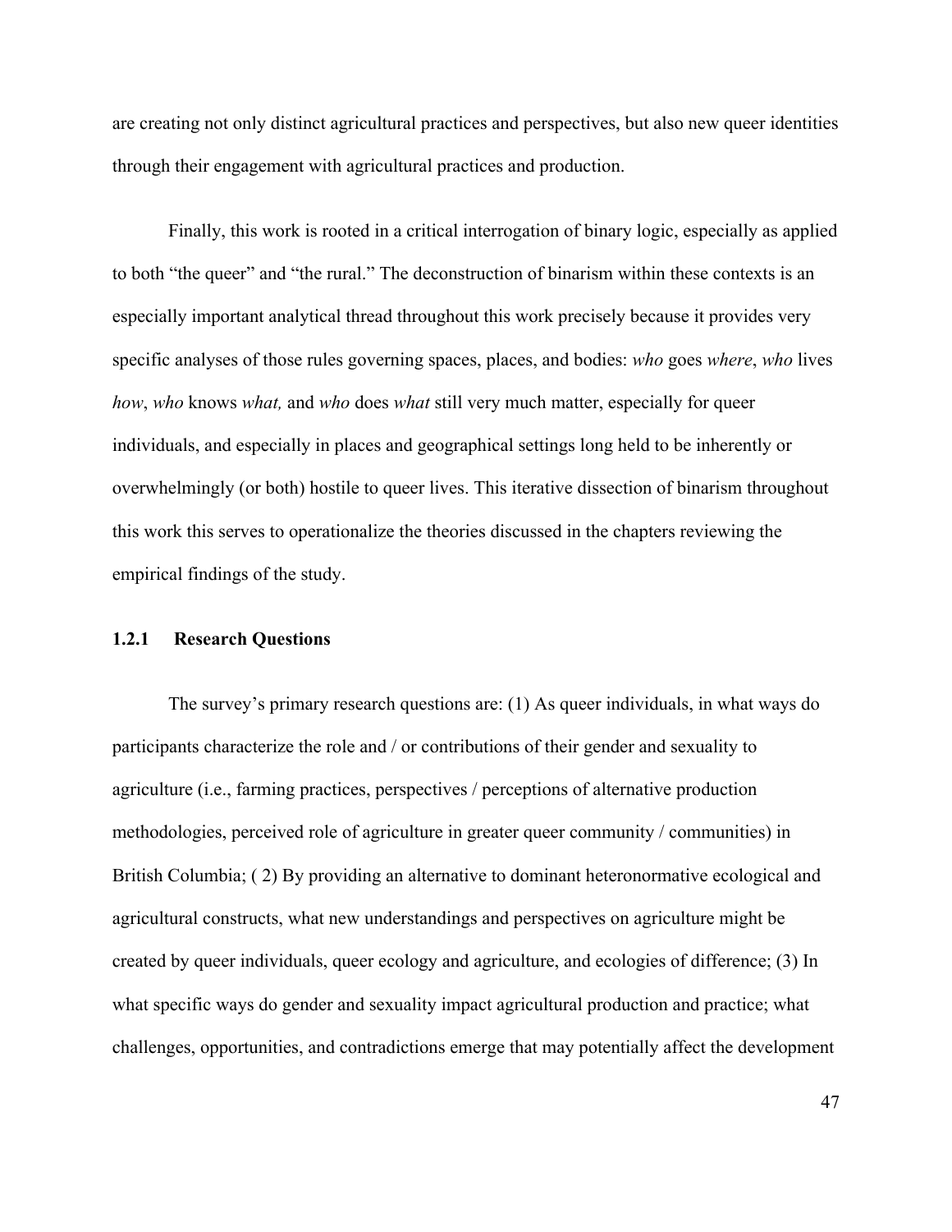are creating not only distinct agricultural practices and perspectives, but also new queer identities through their engagement with agricultural practices and production.

Finally, this work is rooted in a critical interrogation of binary logic, especially as applied to both "the queer" and "the rural." The deconstruction of binarism within these contexts is an especially important analytical thread throughout this work precisely because it provides very specific analyses of those rules governing spaces, places, and bodies: *who* goes *where*, *who* lives *how*, *who* knows *what,* and *who* does *what* still very much matter, especially for queer individuals, and especially in places and geographical settings long held to be inherently or overwhelmingly (or both) hostile to queer lives. This iterative dissection of binarism throughout this work this serves to operationalize the theories discussed in the chapters reviewing the empirical findings of the study.

### 1.2.1 Research Questions

The survey's primary research questions are: (1) As queer individuals, in what ways do participants characterize the role and / or contributions of their gender and sexuality to agriculture (i.e., farming practices, perspectives / perceptions of alternative production methodologies, perceived role of agriculture in greater queer community / communities) in British Columbia; ( 2) By providing an alternative to dominant heteronormative ecological and agricultural constructs, what new understandings and perspectives on agriculture might be created by queer individuals, queer ecology and agriculture, and ecologies of difference; (3) In what specific ways do gender and sexuality impact agricultural production and practice; what challenges, opportunities, and contradictions emerge that may potentially affect the development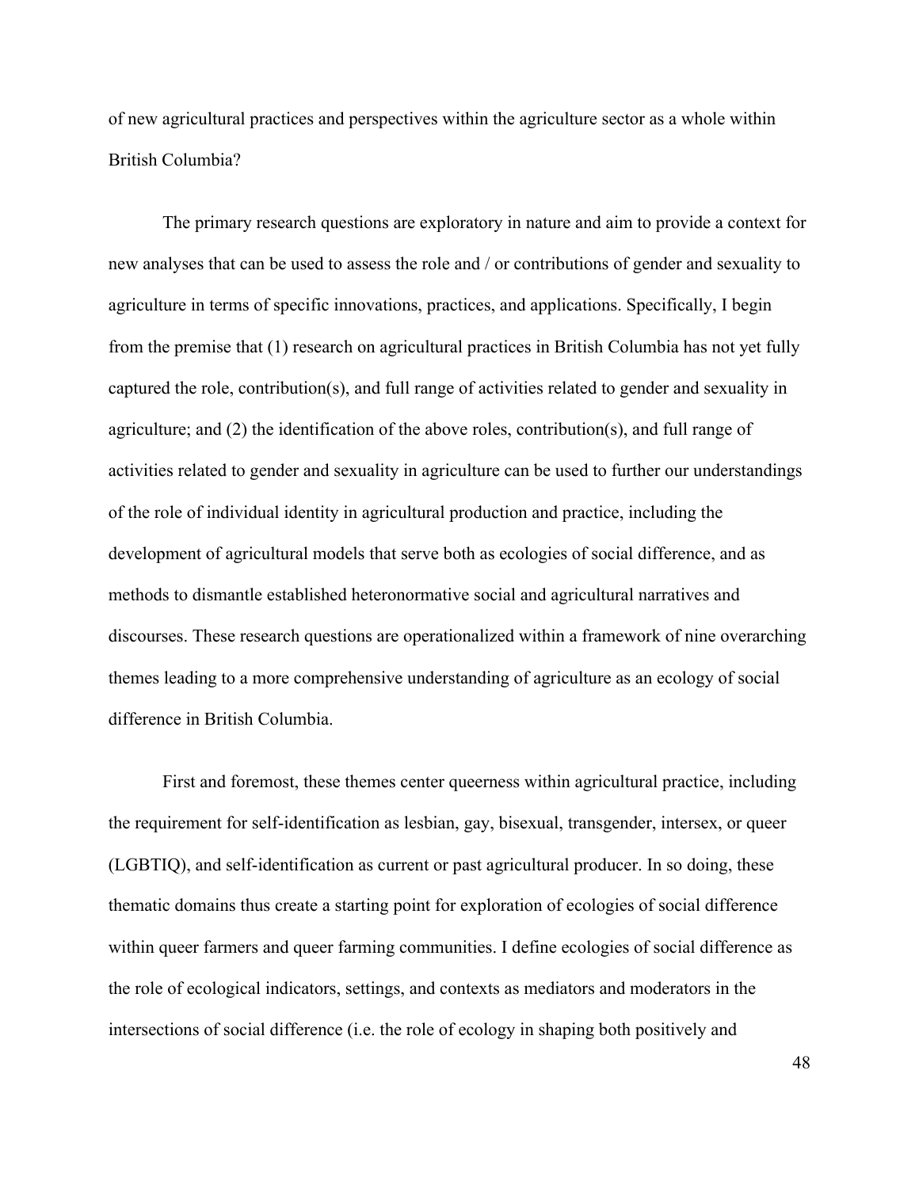of new agricultural practices and perspectives within the agriculture sector as a whole within British Columbia?

The primary research questions are exploratory in nature and aim to provide a context for new analyses that can be used to assess the role and / or contributions of gender and sexuality to agriculture in terms of specific innovations, practices, and applications. Specifically, I begin from the premise that (1) research on agricultural practices in British Columbia has not yet fully captured the role, contribution(s), and full range of activities related to gender and sexuality in agriculture; and (2) the identification of the above roles, contribution(s), and full range of activities related to gender and sexuality in agriculture can be used to further our understandings of the role of individual identity in agricultural production and practice, including the development of agricultural models that serve both as ecologies of social difference, and as methods to dismantle established heteronormative social and agricultural narratives and discourses. These research questions are operationalized within a framework of nine overarching themes leading to a more comprehensive understanding of agriculture as an ecology of social difference in British Columbia.

First and foremost, these themes center queerness within agricultural practice, including the requirement for self-identification as lesbian, gay, bisexual, transgender, intersex, or queer (LGBTIQ), and self-identification as current or past agricultural producer. In so doing, these thematic domains thus create a starting point for exploration of ecologies of social difference within queer farmers and queer farming communities. I define ecologies of social difference as the role of ecological indicators, settings, and contexts as mediators and moderators in the intersections of social difference (i.e. the role of ecology in shaping both positively and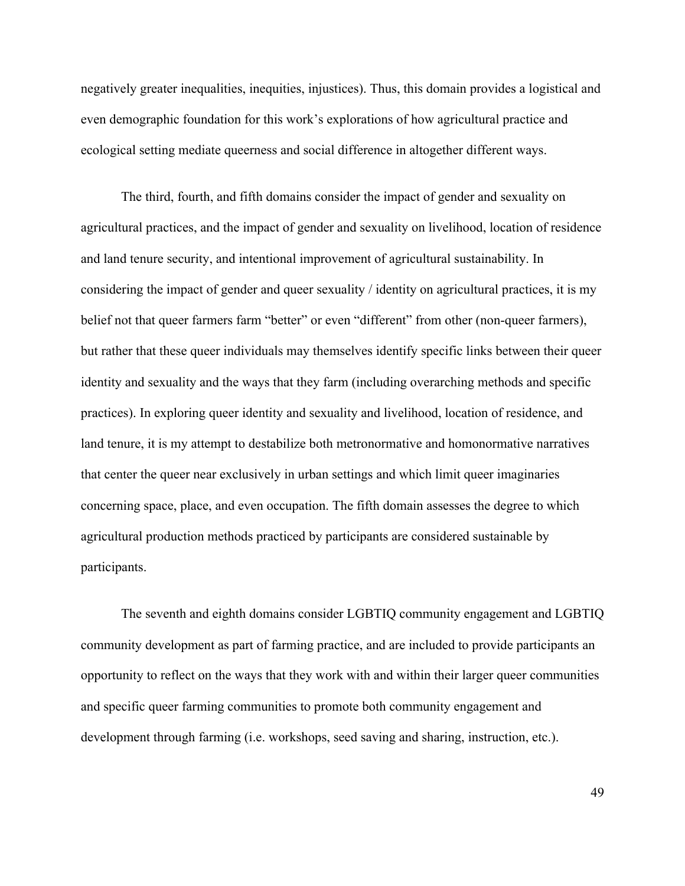negatively greater inequalities, inequities, injustices). Thus, this domain provides a logistical and even demographic foundation for this work's explorations of how agricultural practice and ecological setting mediate queerness and social difference in altogether different ways.

The third, fourth, and fifth domains consider the impact of gender and sexuality on agricultural practices, and the impact of gender and sexuality on livelihood, location of residence and land tenure security, and intentional improvement of agricultural sustainability. In considering the impact of gender and queer sexuality / identity on agricultural practices, it is my belief not that queer farmers farm "better" or even "different" from other (non-queer farmers), but rather that these queer individuals may themselves identify specific links between their queer identity and sexuality and the ways that they farm (including overarching methods and specific practices). In exploring queer identity and sexuality and livelihood, location of residence, and land tenure, it is my attempt to destabilize both metronormative and homonormative narratives that center the queer near exclusively in urban settings and which limit queer imaginaries concerning space, place, and even occupation. The fifth domain assesses the degree to which agricultural production methods practiced by participants are considered sustainable by participants.

The seventh and eighth domains consider LGBTIQ community engagement and LGBTIQ community development as part of farming practice, and are included to provide participants an opportunity to reflect on the ways that they work with and within their larger queer communities and specific queer farming communities to promote both community engagement and development through farming (i.e. workshops, seed saving and sharing, instruction, etc.).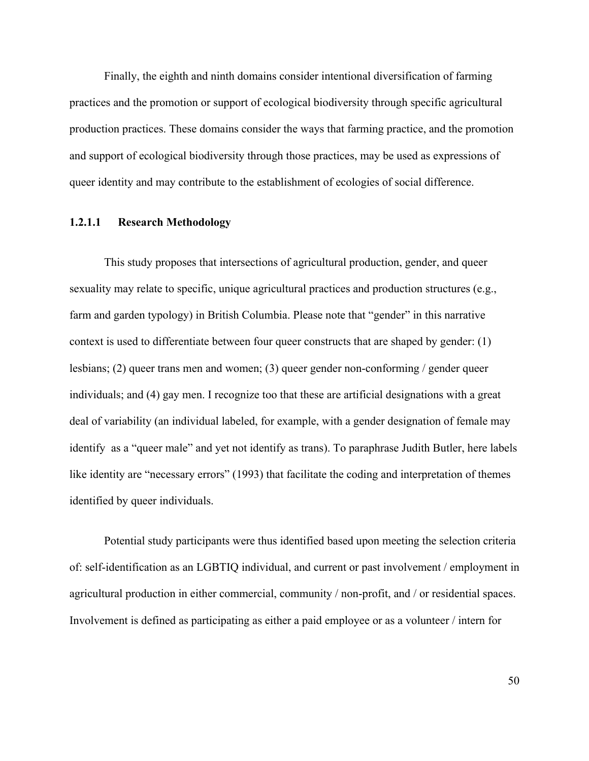Finally, the eighth and ninth domains consider intentional diversification of farming practices and the promotion or support of ecological biodiversity through specific agricultural production practices. These domains consider the ways that farming practice, and the promotion and support of ecological biodiversity through those practices, may be used as expressions of queer identity and may contribute to the establishment of ecologies of social difference.

#### 1.2.1.1 Research Methodology

This study proposes that intersections of agricultural production, gender, and queer sexuality may relate to specific, unique agricultural practices and production structures (e.g., farm and garden typology) in British Columbia. Please note that "gender" in this narrative context is used to differentiate between four queer constructs that are shaped by gender: (1) lesbians; (2) queer trans men and women; (3) queer gender non-conforming / gender queer individuals; and (4) gay men. I recognize too that these are artificial designations with a great deal of variability (an individual labeled, for example, with a gender designation of female may identify as a "queer male" and yet not identify as trans). To paraphrase Judith Butler, here labels like identity are "necessary errors" (1993) that facilitate the coding and interpretation of themes identified by queer individuals.

Potential study participants were thus identified based upon meeting the selection criteria of: self-identification as an LGBTIQ individual, and current or past involvement / employment in agricultural production in either commercial, community / non-profit, and / or residential spaces. Involvement is defined as participating as either a paid employee or as a volunteer / intern for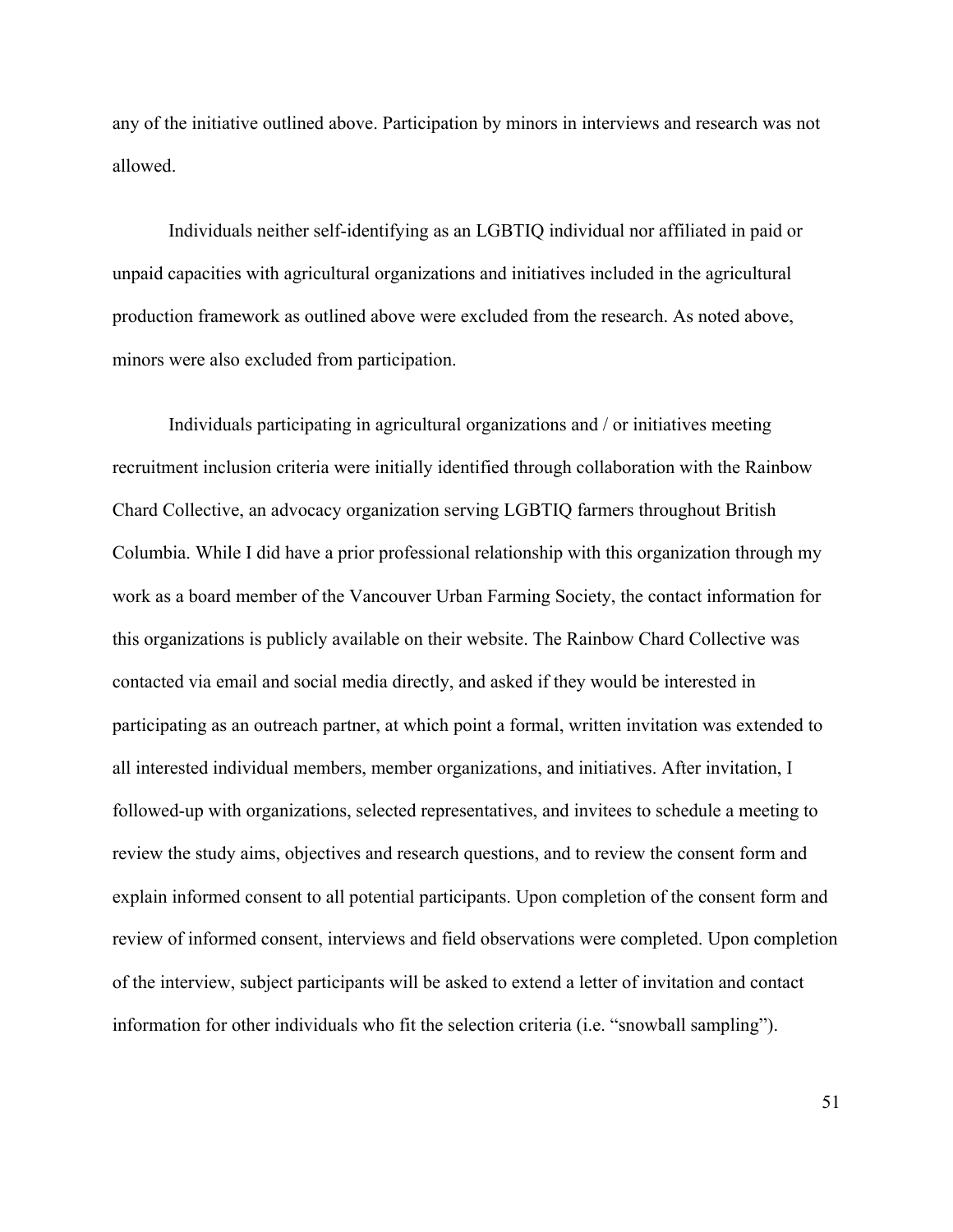any of the initiative outlined above. Participation by minors in interviews and research was not allowed.

Individuals neither self-identifying as an LGBTIQ individual nor affiliated in paid or unpaid capacities with agricultural organizations and initiatives included in the agricultural production framework as outlined above were excluded from the research. As noted above, minors were also excluded from participation.

Individuals participating in agricultural organizations and / or initiatives meeting recruitment inclusion criteria were initially identified through collaboration with the Rainbow Chard Collective, an advocacy organization serving LGBTIQ farmers throughout British Columbia. While I did have a prior professional relationship with this organization through my work as a board member of the Vancouver Urban Farming Society, the contact information for this organizations is publicly available on their website. The Rainbow Chard Collective was contacted via email and social media directly, and asked if they would be interested in participating as an outreach partner, at which point a formal, written invitation was extended to all interested individual members, member organizations, and initiatives. After invitation, I followed-up with organizations, selected representatives, and invitees to schedule a meeting to review the study aims, objectives and research questions, and to review the consent form and explain informed consent to all potential participants. Upon completion of the consent form and review of informed consent, interviews and field observations were completed. Upon completion of the interview, subject participants will be asked to extend a letter of invitation and contact information for other individuals who fit the selection criteria (i.e. "snowball sampling").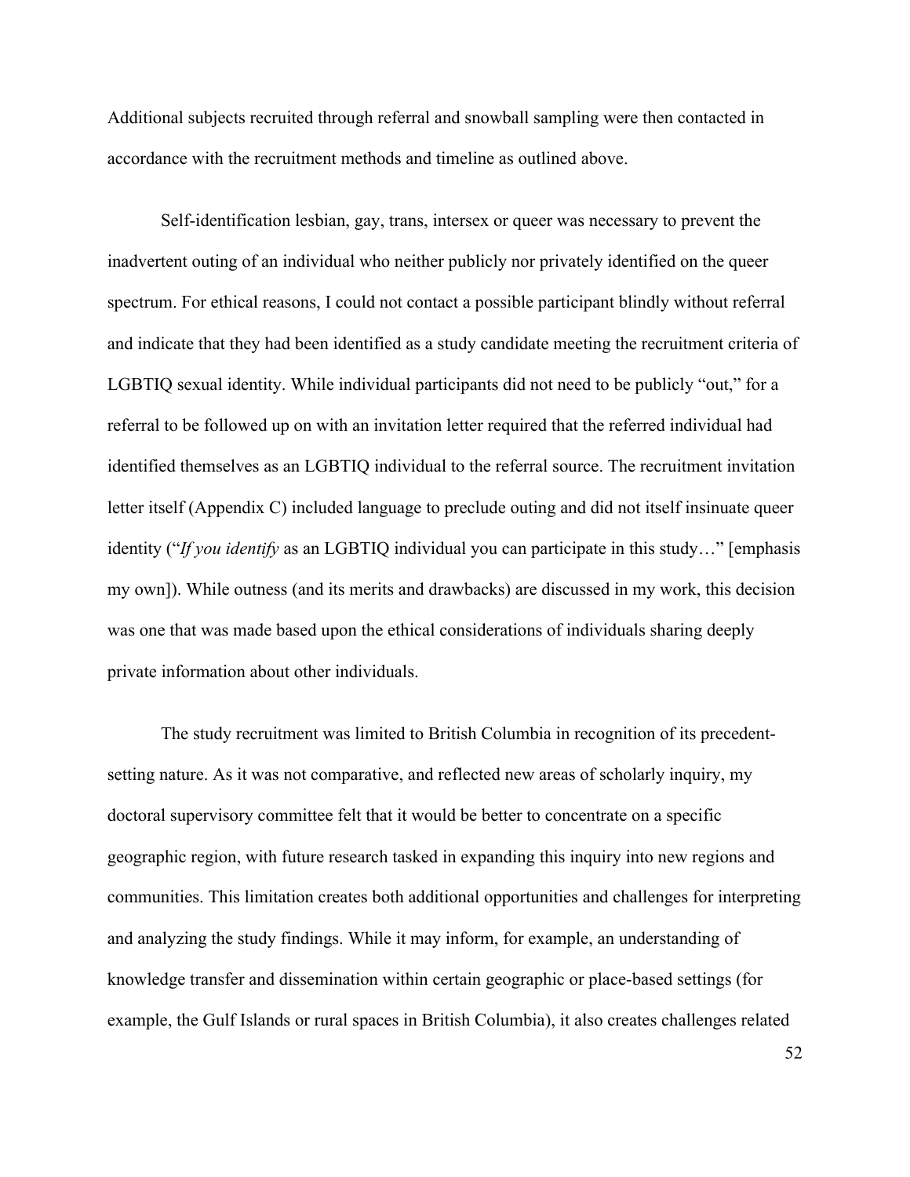Additional subjects recruited through referral and snowball sampling were then contacted in accordance with the recruitment methods and timeline as outlined above.

Self-identification lesbian, gay, trans, intersex or queer was necessary to prevent the inadvertent outing of an individual who neither publicly nor privately identified on the queer spectrum. For ethical reasons, I could not contact a possible participant blindly without referral and indicate that they had been identified as a study candidate meeting the recruitment criteria of LGBTIQ sexual identity. While individual participants did not need to be publicly "out," for a referral to be followed up on with an invitation letter required that the referred individual had identified themselves as an LGBTIQ individual to the referral source. The recruitment invitation letter itself (Appendix C) included language to preclude outing and did not itself insinuate queer identity ("*If you identify* as an LGBTIQ individual you can participate in this study…" [emphasis my own]). While outness (and its merits and drawbacks) are discussed in my work, this decision was one that was made based upon the ethical considerations of individuals sharing deeply private information about other individuals.

The study recruitment was limited to British Columbia in recognition of its precedent-setting nature. As it was not comparative, and reflected new areas of scholarly inquiry, my doctoral supervisory committee felt that it would be better to concentrate on a specific geographic region, with future research tasked in expanding this inquiry into new regions and communities. This limitation creates both additional opportunities and challenges for interpreting and analyzing the study findings. While it may inform, for example, an understanding of knowledge transfer and dissemination within certain geographic or place-based settings (for example, the Gulf Islands or rural spaces in British Columbia), it also creates challenges related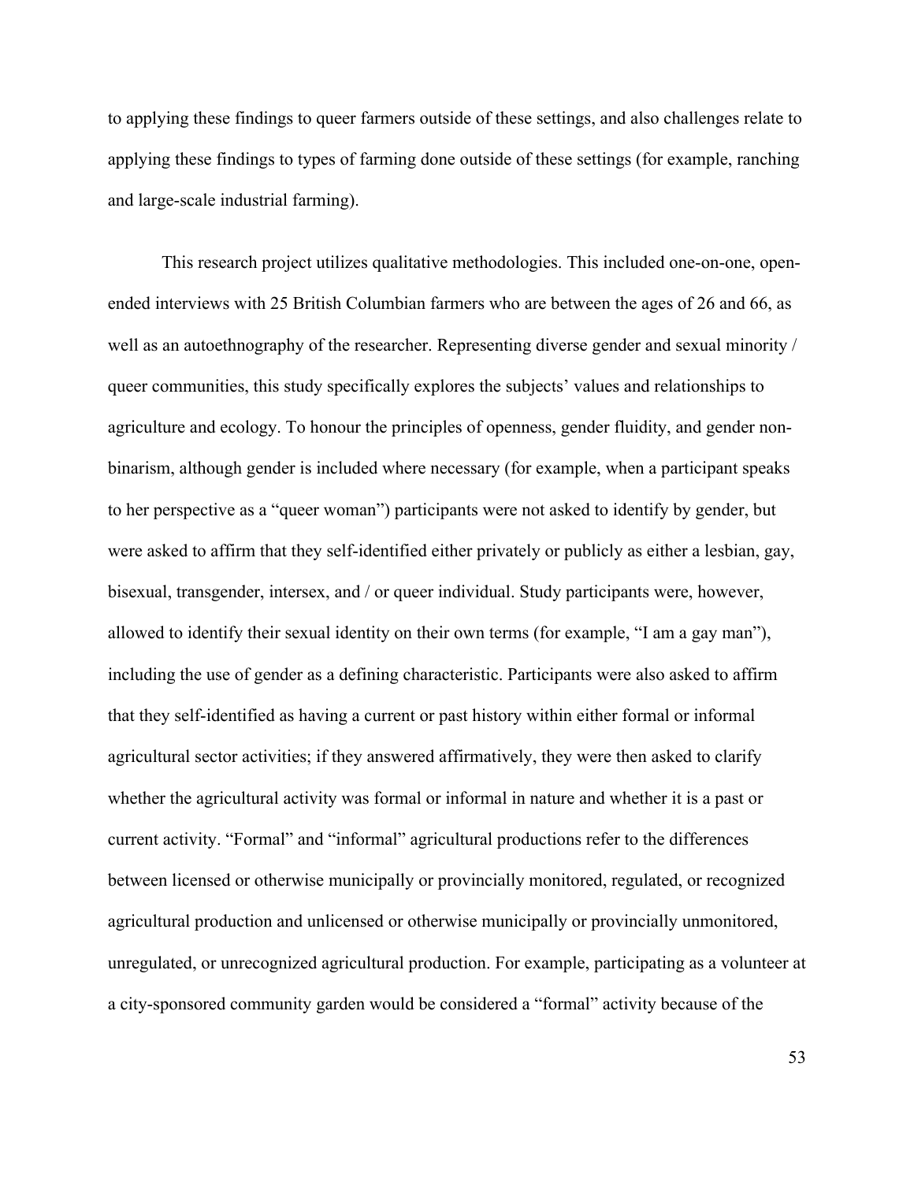to applying these findings to queer farmers outside of these settings, and also challenges relate to applying these findings to types of farming done outside of these settings (for example, ranching and large-scale industrial farming).

This research project utilizes qualitative methodologies. This included one-on-one, open-ended interviews with 25 British Columbian farmers who are between the ages of 26 and 66, as well as an autoethnography of the researcher. Representing diverse gender and sexual minority / queer communities, this study specifically explores the subjects' values and relationships to agriculture and ecology. To honour the principles of openness, gender fluidity, and gender non-binarism, although gender is included where necessary (for example, when a participant speaks to her perspective as a "queer woman") participants were not asked to identify by gender, but were asked to affirm that they self-identified either privately or publicly as either a lesbian, gay, bisexual, transgender, intersex, and / or queer individual. Study participants were, however, allowed to identify their sexual identity on their own terms (for example, "I am a gay man"), including the use of gender as a defining characteristic. Participants were also asked to affirm that they self-identified as having a current or past history within either formal or informal agricultural sector activities; if they answered affirmatively, they were then asked to clarify whether the agricultural activity was formal or informal in nature and whether it is a past or current activity. "Formal" and "informal" agricultural productions refer to the differences between licensed or otherwise municipally or provincially monitored, regulated, or recognized agricultural production and unlicensed or otherwise municipally or provincially unmonitored, unregulated, or unrecognized agricultural production. For example, participating as a volunteer at a city-sponsored community garden would be considered a "formal" activity because of the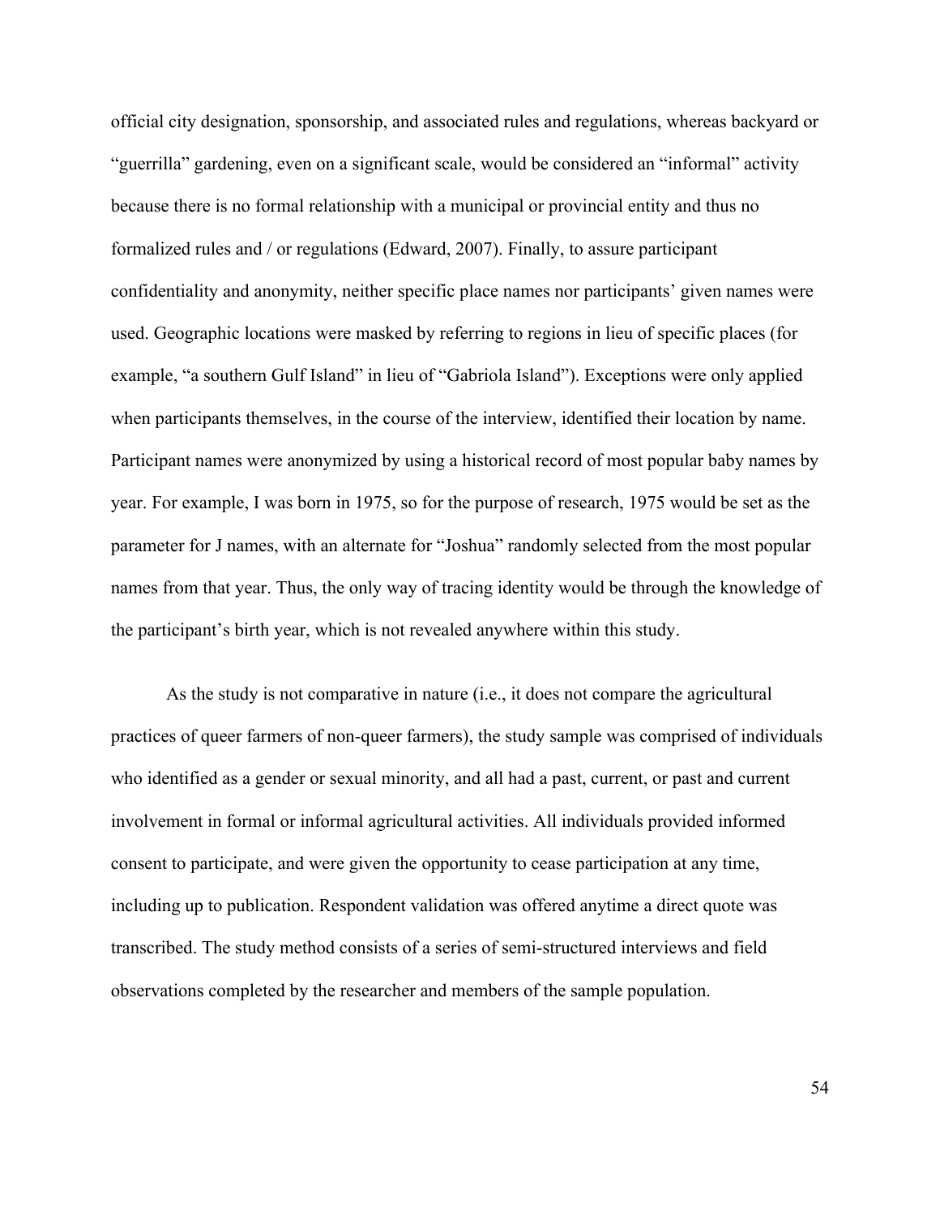official city designation, sponsorship, and associated rules and regulations, whereas backyard or "guerrilla" gardening, even on a significant scale, would be considered an "informal" activity because there is no formal relationship with a municipal or provincial entity and thus no formalized rules and / or regulations (Edward, 2007). Finally, to assure participant confidentiality and anonymity, neither specific place names nor participants' given names were used. Geographic locations were masked by referring to regions in lieu of specific places (for example, "a southern Gulf Island" in lieu of "Gabriola Island"). Exceptions were only applied when participants themselves, in the course of the interview, identified their location by name. Participant names were anonymized by using a historical record of most popular baby names by year. For example, I was born in 1975, so for the purpose of research, 1975 would be set as the parameter for J names, with an alternate for "Joshua" randomly selected from the most popular names from that year. Thus, the only way of tracing identity would be through the knowledge of the participant's birth year, which is not revealed anywhere within this study.

As the study is not comparative in nature (i.e., it does not compare the agricultural practices of queer farmers of non-queer farmers), the study sample was comprised of individuals who identified as a gender or sexual minority, and all had a past, current, or past and current involvement in formal or informal agricultural activities. All individuals provided informed consent to participate, and were given the opportunity to cease participation at any time, including up to publication. Respondent validation was offered anytime a direct quote was transcribed. The study method consists of a series of semi-structured interviews and field observations completed by the researcher and members of the sample population.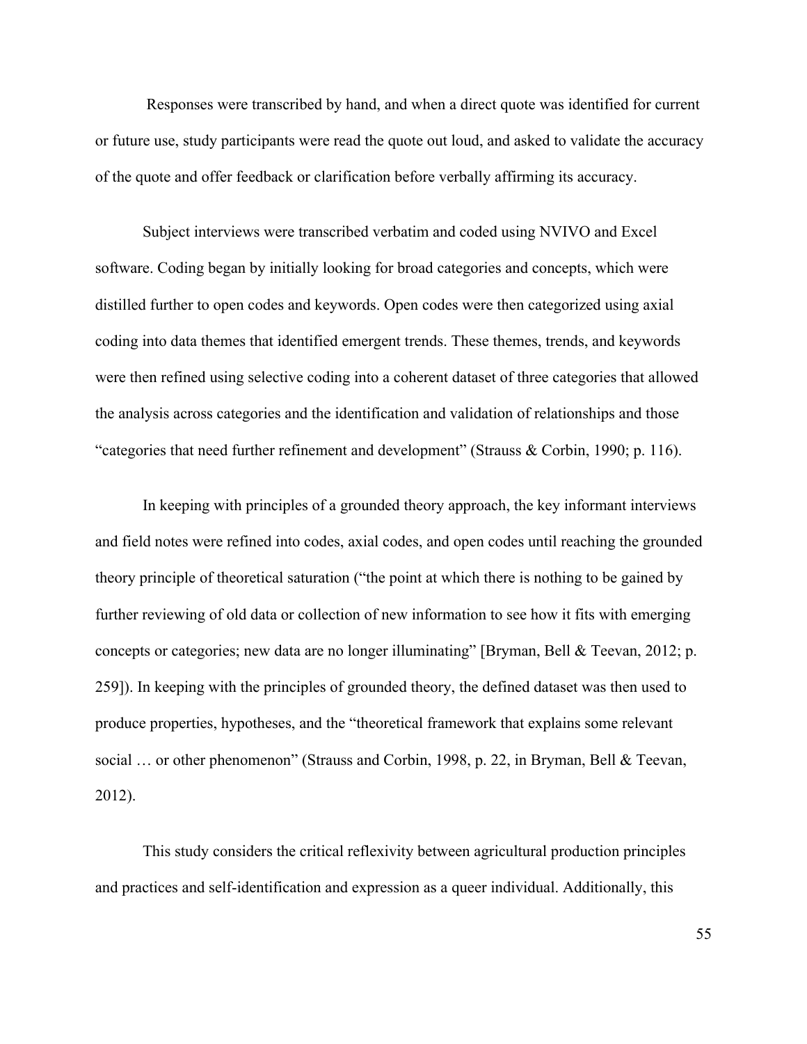Responses were transcribed by hand, and when a direct quote was identified for current or future use, study participants were read the quote out loud, and asked to validate the accuracy of the quote and offer feedback or clarification before verbally affirming its accuracy.

Subject interviews were transcribed verbatim and coded using NVIVO and Excel software. Coding began by initially looking for broad categories and concepts, which were distilled further to open codes and keywords. Open codes were then categorized using axial coding into data themes that identified emergent trends. These themes, trends, and keywords were then refined using selective coding into a coherent dataset of three categories that allowed the analysis across categories and the identification and validation of relationships and those "categories that need further refinement and development" (Strauss & Corbin, 1990; p. 116).

In keeping with principles of a grounded theory approach, the key informant interviews and field notes were refined into codes, axial codes, and open codes until reaching the grounded theory principle of theoretical saturation ("the point at which there is nothing to be gained by further reviewing of old data or collection of new information to see how it fits with emerging concepts or categories; new data are no longer illuminating" [Bryman, Bell & Teevan, 2012; p. 259]). In keeping with the principles of grounded theory, the defined dataset was then used to produce properties, hypotheses, and the "theoretical framework that explains some relevant social … or other phenomenon" (Strauss and Corbin, 1998, p. 22, in Bryman, Bell & Teevan, 2012).

This study considers the critical reflexivity between agricultural production principles and practices and self-identification and expression as a queer individual. Additionally, this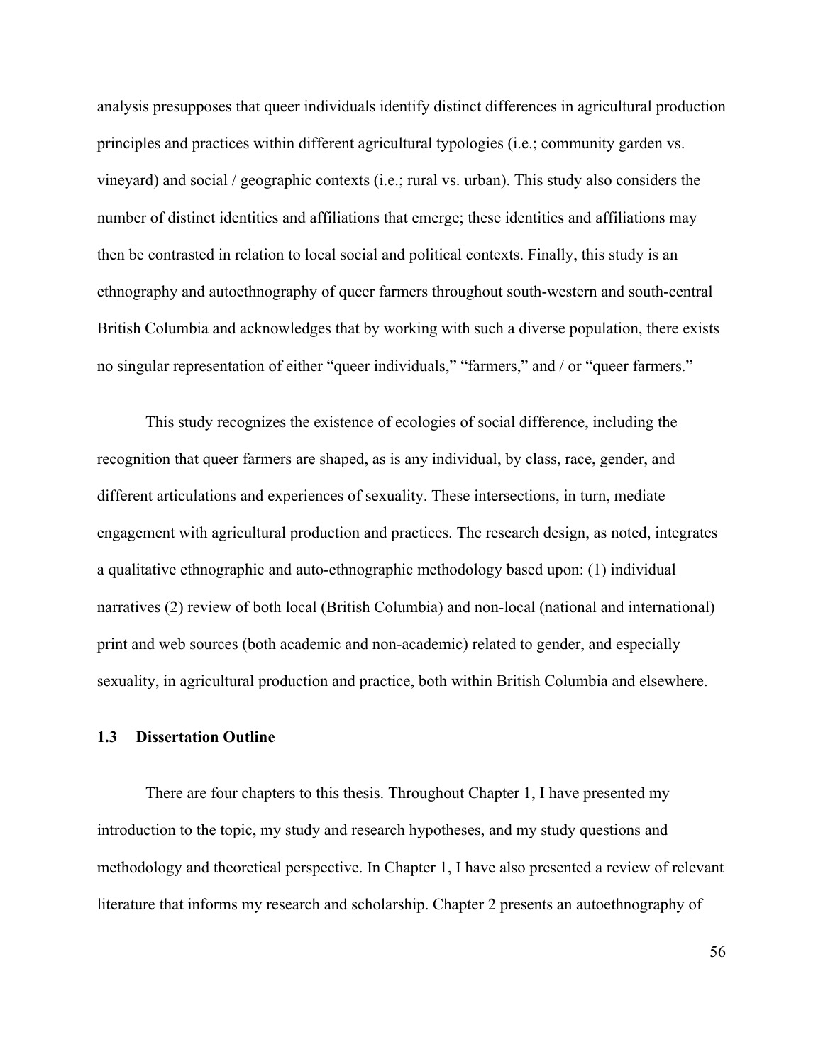analysis presupposes that queer individuals identify distinct differences in agricultural production principles and practices within different agricultural typologies (i.e.; community garden vs. vineyard) and social / geographic contexts (i.e.; rural vs. urban). This study also considers the number of distinct identities and affiliations that emerge; these identities and affiliations may then be contrasted in relation to local social and political contexts. Finally, this study is an ethnography and autoethnography of queer farmers throughout south-western and south-central British Columbia and acknowledges that by working with such a diverse population, there exists no singular representation of either "queer individuals," "farmers," and / or "queer farmers."

This study recognizes the existence of ecologies of social difference, including the recognition that queer farmers are shaped, as is any individual, by class, race, gender, and different articulations and experiences of sexuality. These intersections, in turn, mediate engagement with agricultural production and practices. The research design, as noted, integrates a qualitative ethnographic and auto-ethnographic methodology based upon: (1) individual narratives (2) review of both local (British Columbia) and non-local (national and international) print and web sources (both academic and non-academic) related to gender, and especially sexuality, in agricultural production and practice, both within British Columbia and elsewhere.

### 1.3 Dissertation Outline

There are four chapters to this thesis. Throughout Chapter 1, I have presented my introduction to the topic, my study and research hypotheses, and my study questions and methodology and theoretical perspective. In Chapter 1, I have also presented a review of relevant literature that informs my research and scholarship. Chapter 2 presents an autoethnography of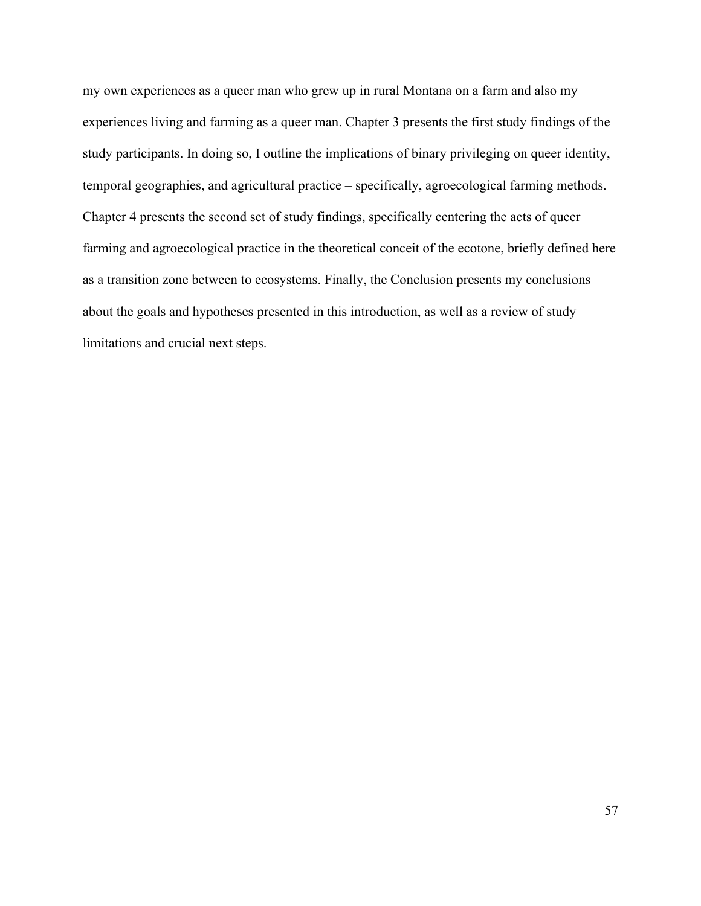my own experiences as a queer man who grew up in rural Montana on a farm and also my experiences living and farming as a queer man. Chapter 3 presents the first study findings of the study participants. In doing so, I outline the implications of binary privileging on queer identity, temporal geographies, and agricultural practice – specifically, agroecological farming methods. Chapter 4 presents the second set of study findings, specifically centering the acts of queer farming and agroecological practice in the theoretical conceit of the ecotone, briefly defined here as a transition zone between to ecosystems. Finally, the Conclusion presents my conclusions about the goals and hypotheses presented in this introduction, as well as a review of study limitations and crucial next steps.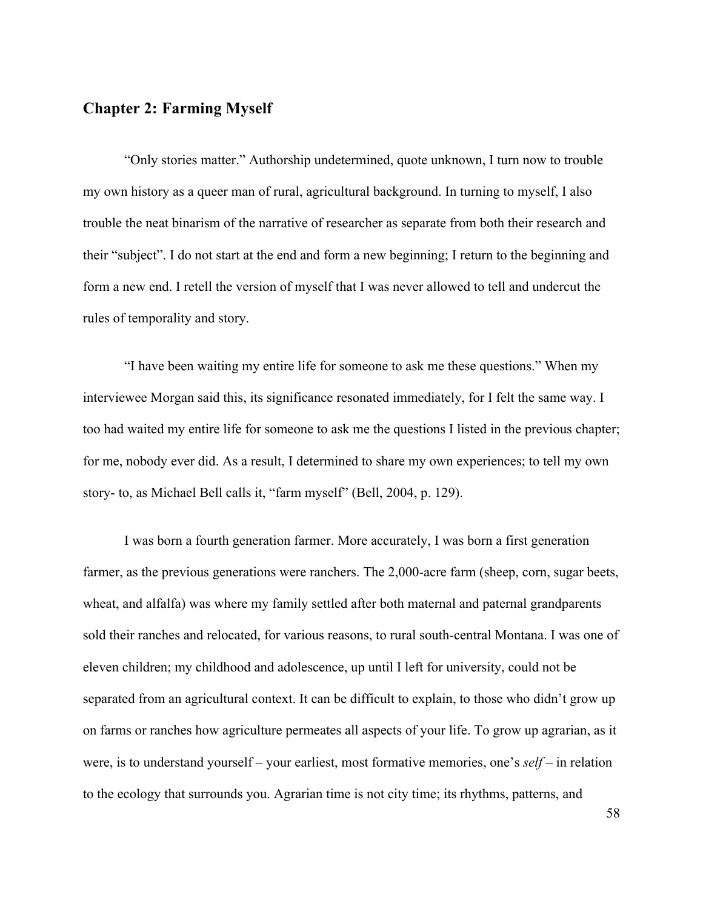## Chapter 2: Farming Myself

"Only stories matter." Authorship undetermined, quote unknown, I turn now to trouble my own history as a queer man of rural, agricultural background. In turning to myself, I also trouble the neat binarism of the narrative of researcher as separate from both their research and their "subject". I do not start at the end and form a new beginning; I return to the beginning and form a new end. I retell the version of myself that I was never allowed to tell and undercut the rules of temporality and story.

"I have been waiting my entire life for someone to ask me these questions." When my interviewee Morgan said this, its significance resonated immediately, for I felt the same way. I too had waited my entire life for someone to ask me the questions I listed in the previous chapter; for me, nobody ever did. As a result, I determined to share my own experiences; to tell my own story- to, as Michael Bell calls it, "farm myself" (Bell, 2004, p. 129).

I was born a fourth generation farmer. More accurately, I was born a first generation farmer, as the previous generations were ranchers. The 2,000-acre farm (sheep, corn, sugar beets, wheat, and alfalfa) was where my family settled after both maternal and paternal grandparents sold their ranches and relocated, for various reasons, to rural south-central Montana. I was one of eleven children; my childhood and adolescence, up until I left for university, could not be separated from an agricultural context. It can be difficult to explain, to those who didn't grow up on farms or ranches how agriculture permeates all aspects of your life. To grow up agrarian, as it were, is to understand yourself – your earliest, most formative memories, one's *self* – in relation to the ecology that surrounds you. Agrarian time is not city time; its rhythms, patterns, and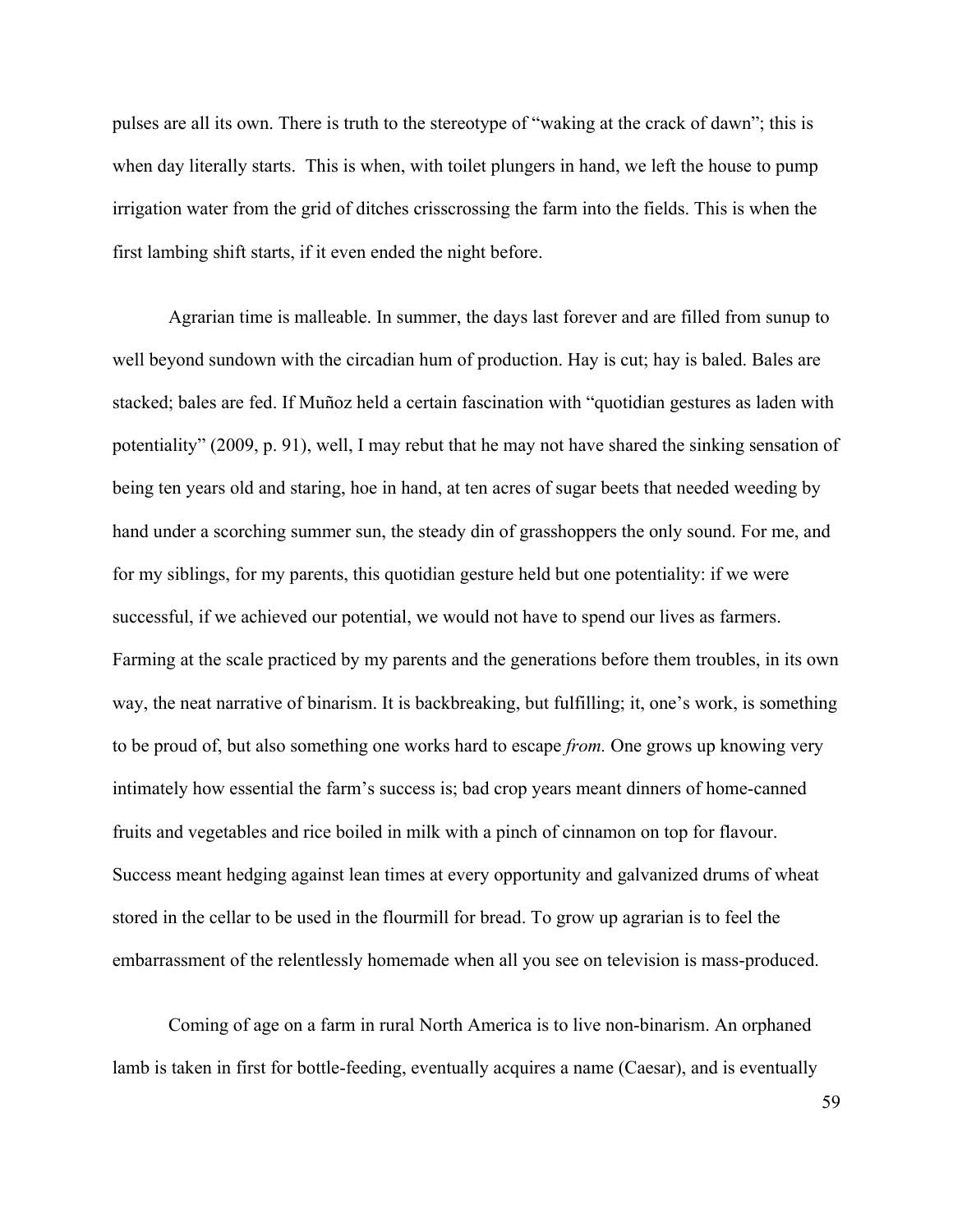pulses are all its own. There is truth to the stereotype of "waking at the crack of dawn"; this is when day literally starts.  This is when, with toilet plungers in hand, we left the house to pump irrigation water from the grid of ditches crisscrossing the farm into the fields. This is when the first lambing shift starts, if it even ended the night before.

Agrarian time is malleable. In summer, the days last forever and are filled from sunup to well beyond sundown with the circadian hum of production. Hay is cut; hay is baled. Bales are stacked; bales are fed. If Muñoz held a certain fascination with "quotidian gestures as laden with potentiality" (2009, p. 91), well, I may rebut that he may not have shared the sinking sensation of being ten years old and staring, hoe in hand, at ten acres of sugar beets that needed weeding by hand under a scorching summer sun, the steady din of grasshoppers the only sound. For me, and for my siblings, for my parents, this quotidian gesture held but one potentiality: if we were successful, if we achieved our potential, we would not have to spend our lives as farmers. Farming at the scale practiced by my parents and the generations before them troubles, in its own way, the neat narrative of binarism. It is backbreaking, but fulfilling; it, one's work, is something to be proud of, but also something one works hard to escape *from.* One grows up knowing very intimately how essential the farm's success is; bad crop years meant dinners of home-canned fruits and vegetables and rice boiled in milk with a pinch of cinnamon on top for flavour. Success meant hedging against lean times at every opportunity and galvanized drums of wheat stored in the cellar to be used in the flourmill for bread. To grow up agrarian is to feel the embarrassment of the relentlessly homemade when all you see on television is mass-produced.

Coming of age on a farm in rural North America is to live non-binarism. An orphaned lamb is taken in first for bottle-feeding, eventually acquires a name (Caesar), and is eventually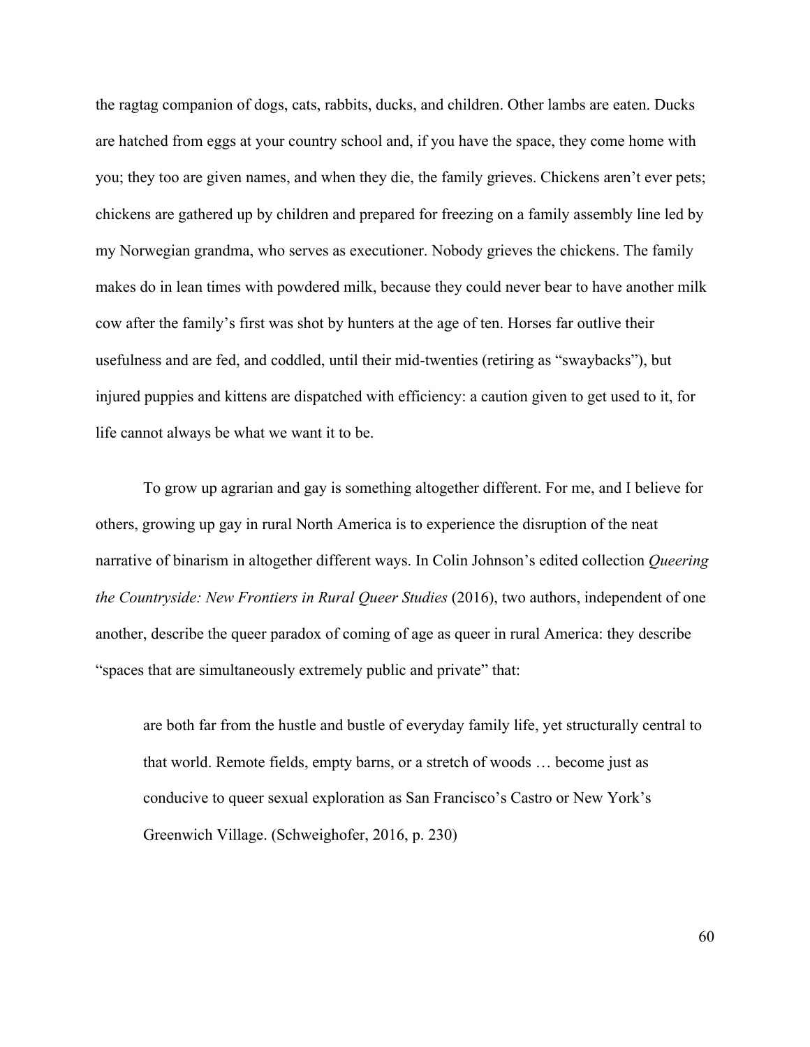the ragtag companion of dogs, cats, rabbits, ducks, and children. Other lambs are eaten. Ducks are hatched from eggs at your country school and, if you have the space, they come home with you; they too are given names, and when they die, the family grieves. Chickens aren't ever pets; chickens are gathered up by children and prepared for freezing on a family assembly line led by my Norwegian grandma, who serves as executioner. Nobody grieves the chickens. The family makes do in lean times with powdered milk, because they could never bear to have another milk cow after the family's first was shot by hunters at the age of ten. Horses far outlive their usefulness and are fed, and coddled, until their mid-twenties (retiring as "swaybacks"), but injured puppies and kittens are dispatched with efficiency: a caution given to get used to it, for life cannot always be what we want it to be.

To grow up agrarian and gay is something altogether different. For me, and I believe for others, growing up gay in rural North America is to experience the disruption of the neat narrative of binarism in altogether different ways. In Colin Johnson's edited collection *Queering the Countryside: New Frontiers in Rural Queer Studies* (2016), two authors, independent of one another, describe the queer paradox of coming of age as queer in rural America: they describe "spaces that are simultaneously extremely public and private" that:

> are both far from the hustle and bustle of everyday family life, yet structurally central to that world. Remote fields, empty barns, or a stretch of woods … become just as conducive to queer sexual exploration as San Francisco's Castro or New York's Greenwich Village. (Schweighofer, 2016, p. 230)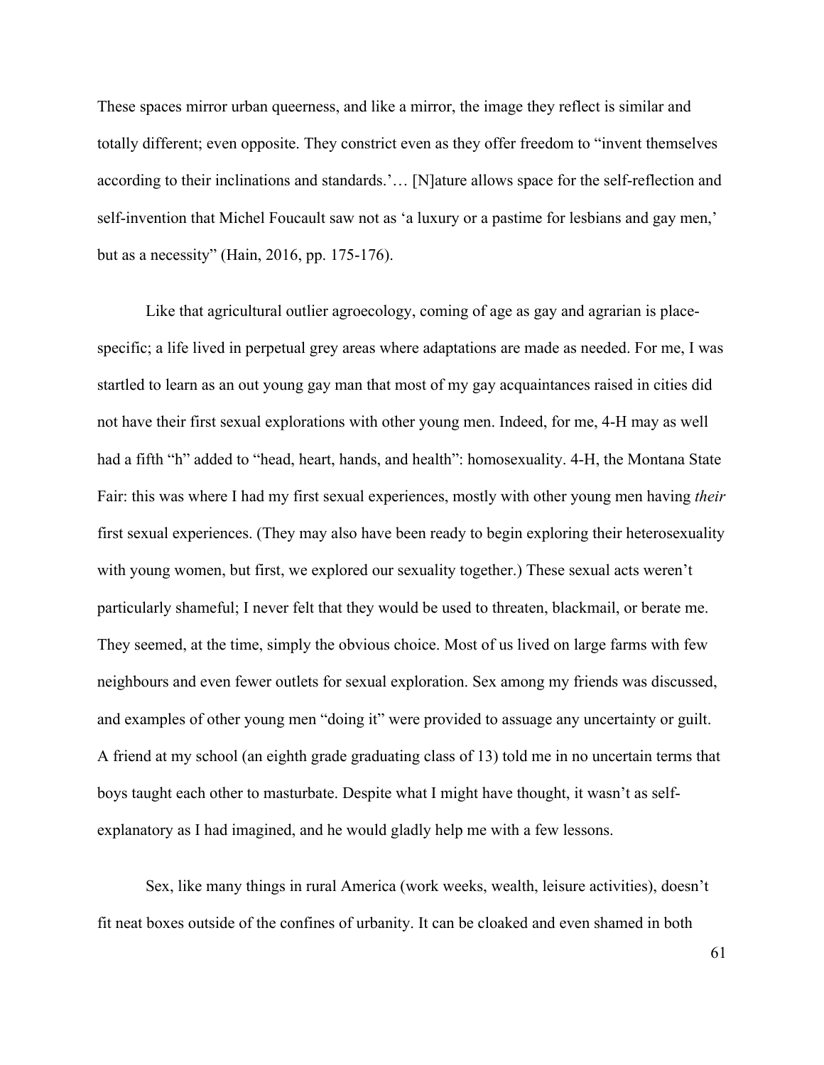These spaces mirror urban queerness, and like a mirror, the image they reflect is similar and totally different; even opposite. They constrict even as they offer freedom to "invent themselves according to their inclinations and standards.'… [N]ature allows space for the self-reflection and self-invention that Michel Foucault saw not as 'a luxury or a pastime for lesbians and gay men,' but as a necessity" (Hain, 2016, pp. 175-176).

Like that agricultural outlier agroecology, coming of age as gay and agrarian is place-specific; a life lived in perpetual grey areas where adaptations are made as needed. For me, I was startled to learn as an out young gay man that most of my gay acquaintances raised in cities did not have their first sexual explorations with other young men. Indeed, for me, 4-H may as well had a fifth "h" added to "head, heart, hands, and health": homosexuality. 4-H, the Montana State Fair: this was where I had my first sexual experiences, mostly with other young men having *their* first sexual experiences. (They may also have been ready to begin exploring their heterosexuality with young women, but first, we explored our sexuality together.) These sexual acts weren't particularly shameful; I never felt that they would be used to threaten, blackmail, or berate me. They seemed, at the time, simply the obvious choice. Most of us lived on large farms with few neighbours and even fewer outlets for sexual exploration. Sex among my friends was discussed, and examples of other young men "doing it" were provided to assuage any uncertainty or guilt. A friend at my school (an eighth grade graduating class of 13) told me in no uncertain terms that boys taught each other to masturbate. Despite what I might have thought, it wasn't as self-explanatory as I had imagined, and he would gladly help me with a few lessons.

Sex, like many things in rural America (work weeks, wealth, leisure activities), doesn't fit neat boxes outside of the confines of urbanity. It can be cloaked and even shamed in both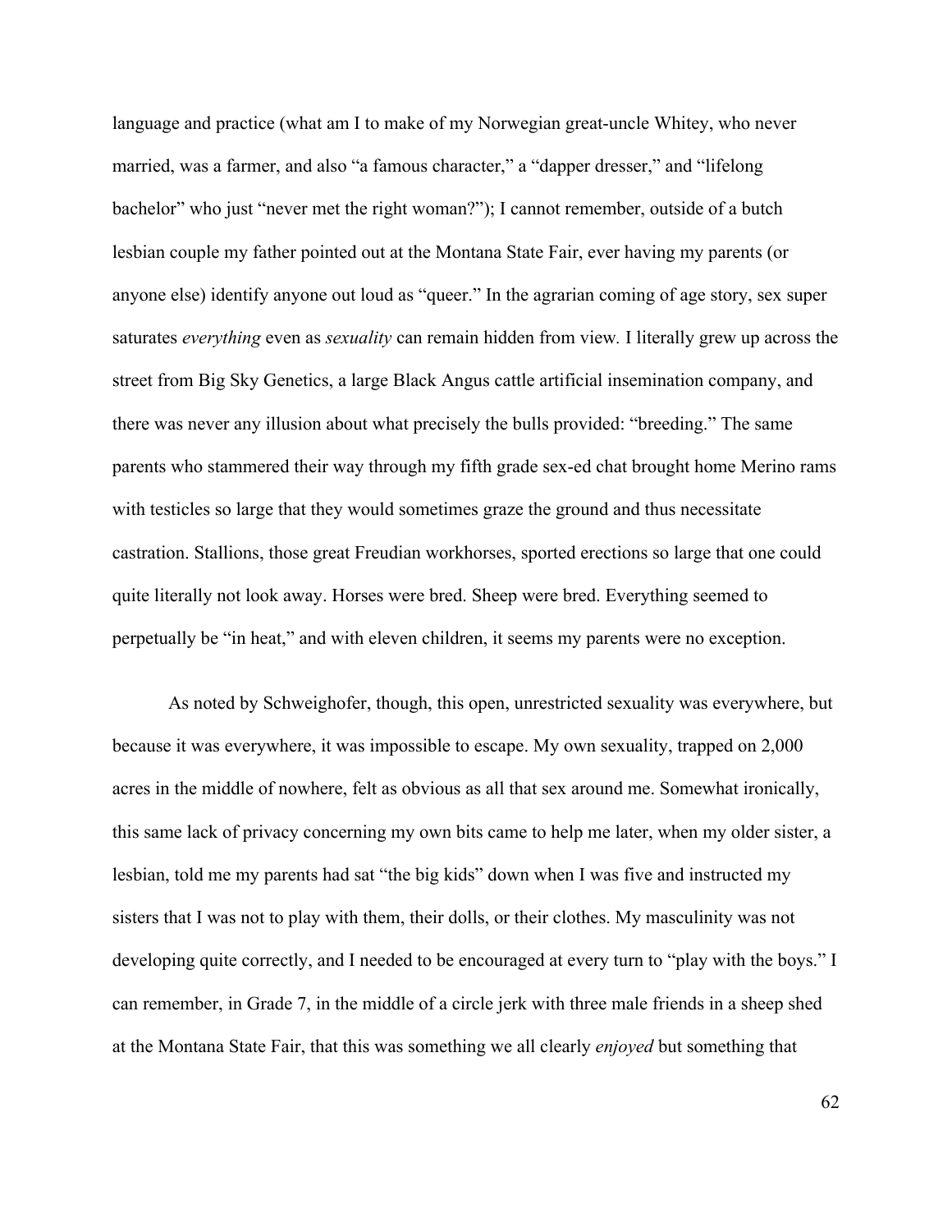language and practice (what am I to make of my Norwegian great-uncle Whitey, who never married, was a farmer, and also "a famous character," a "dapper dresser," and "lifelong bachelor" who just "never met the right woman?"); I cannot remember, outside of a butch lesbian couple my father pointed out at the Montana State Fair, ever having my parents (or anyone else) identify anyone out loud as "queer." In the agrarian coming of age story, sex super saturates *everything* even as *sexuality* can remain hidden from view. I literally grew up across the street from Big Sky Genetics, a large Black Angus cattle artificial insemination company, and there was never any illusion about what precisely the bulls provided: "breeding." The same parents who stammered their way through my fifth grade sex-ed chat brought home Merino rams with testicles so large that they would sometimes graze the ground and thus necessitate castration. Stallions, those great Freudian workhorses, sported erections so large that one could quite literally not look away. Horses were bred. Sheep were bred. Everything seemed to perpetually be "in heat," and with eleven children, it seems my parents were no exception.

As noted by Schweighofer, though, this open, unrestricted sexuality was everywhere, but because it was everywhere, it was impossible to escape. My own sexuality, trapped on 2,000 acres in the middle of nowhere, felt as obvious as all that sex around me. Somewhat ironically, this same lack of privacy concerning my own bits came to help me later, when my older sister, a lesbian, told me my parents had sat "the big kids" down when I was five and instructed my sisters that I was not to play with them, their dolls, or their clothes. My masculinity was not developing quite correctly, and I needed to be encouraged at every turn to "play with the boys." I can remember, in Grade 7, in the middle of a circle jerk with three male friends in a sheep shed at the Montana State Fair, that this was something we all clearly *enjoyed* but something that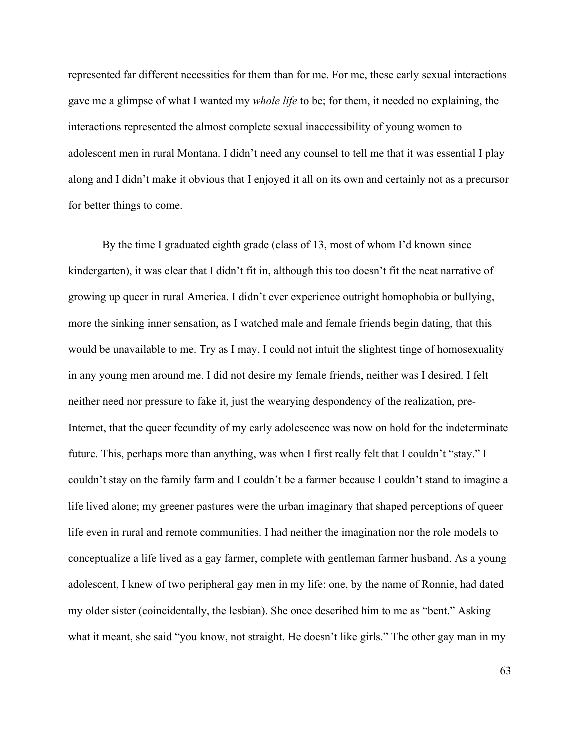represented far different necessities for them than for me. For me, these early sexual interactions gave me a glimpse of what I wanted my *whole life* to be; for them, it needed no explaining, the interactions represented the almost complete sexual inaccessibility of young women to adolescent men in rural Montana. I didn't need any counsel to tell me that it was essential I play along and I didn't make it obvious that I enjoyed it all on its own and certainly not as a precursor for better things to come.

By the time I graduated eighth grade (class of 13, most of whom I'd known since kindergarten), it was clear that I didn't fit in, although this too doesn't fit the neat narrative of growing up queer in rural America. I didn't ever experience outright homophobia or bullying, more the sinking inner sensation, as I watched male and female friends begin dating, that this would be unavailable to me. Try as I may, I could not intuit the slightest tinge of homosexuality in any young men around me. I did not desire my female friends, neither was I desired. I felt neither need nor pressure to fake it, just the wearying despondency of the realization, pre-Internet, that the queer fecundity of my early adolescence was now on hold for the indeterminate future. This, perhaps more than anything, was when I first really felt that I couldn't "stay." I couldn't stay on the family farm and I couldn't be a farmer because I couldn't stand to imagine a life lived alone; my greener pastures were the urban imaginary that shaped perceptions of queer life even in rural and remote communities. I had neither the imagination nor the role models to conceptualize a life lived as a gay farmer, complete with gentleman farmer husband. As a young adolescent, I knew of two peripheral gay men in my life: one, by the name of Ronnie, had dated my older sister (coincidentally, the lesbian). She once described him to me as "bent." Asking what it meant, she said "you know, not straight. He doesn't like girls." The other gay man in my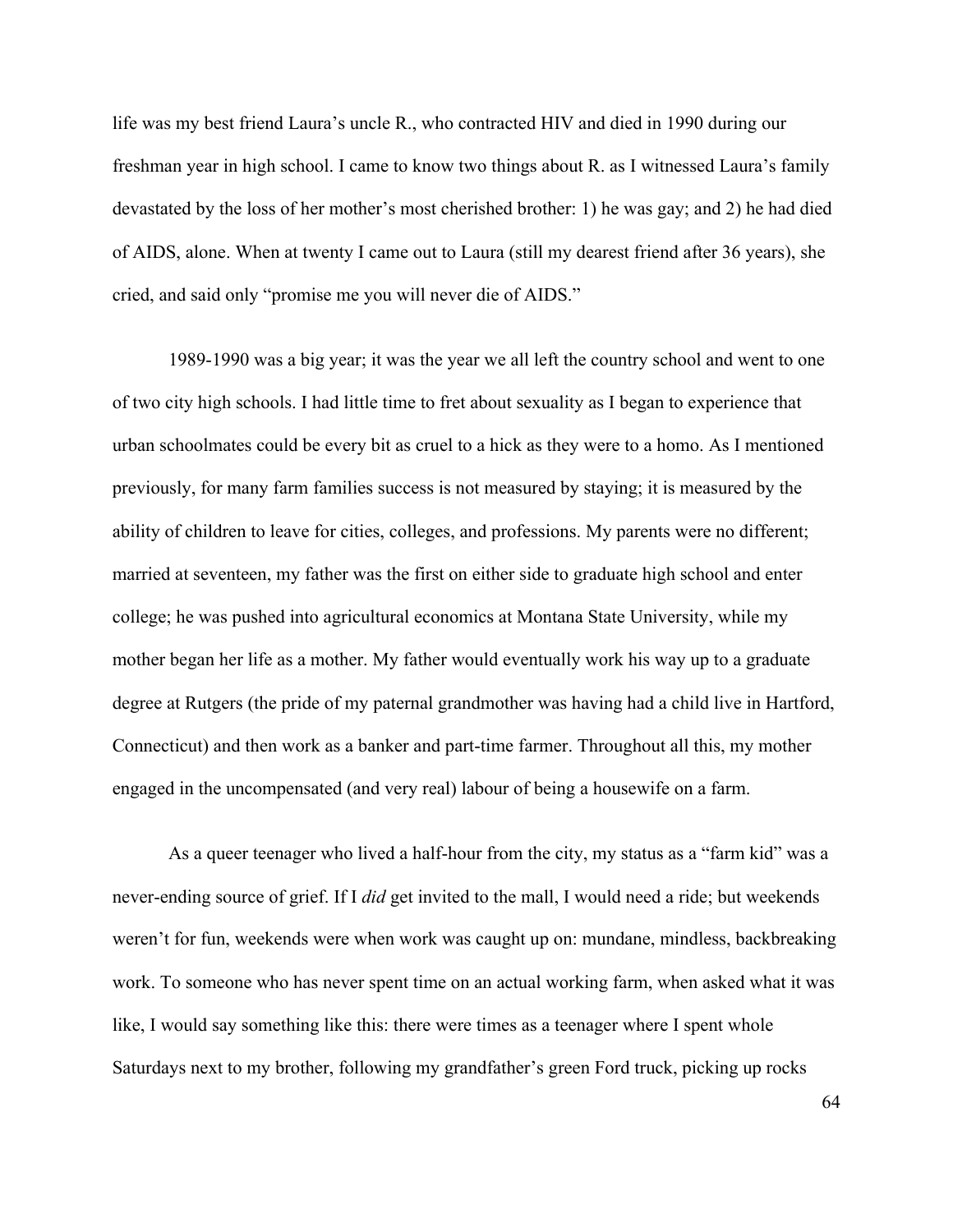life was my best friend Laura's uncle R., who contracted HIV and died in 1990 during our freshman year in high school. I came to know two things about R. as I witnessed Laura's family devastated by the loss of her mother's most cherished brother: 1) he was gay; and 2) he had died of AIDS, alone. When at twenty I came out to Laura (still my dearest friend after 36 years), she cried, and said only "promise me you will never die of AIDS."

1989-1990 was a big year; it was the year we all left the country school and went to one of two city high schools. I had little time to fret about sexuality as I began to experience that urban schoolmates could be every bit as cruel to a hick as they were to a homo. As I mentioned previously, for many farm families success is not measured by staying; it is measured by the ability of children to leave for cities, colleges, and professions. My parents were no different; married at seventeen, my father was the first on either side to graduate high school and enter college; he was pushed into agricultural economics at Montana State University, while my mother began her life as a mother. My father would eventually work his way up to a graduate degree at Rutgers (the pride of my paternal grandmother was having had a child live in Hartford, Connecticut) and then work as a banker and part-time farmer. Throughout all this, my mother engaged in the uncompensated (and very real) labour of being a housewife on a farm.

As a queer teenager who lived a half-hour from the city, my status as a "farm kid" was a never-ending source of grief. If I *did* get invited to the mall, I would need a ride; but weekends weren't for fun, weekends were when work was caught up on: mundane, mindless, backbreaking work. To someone who has never spent time on an actual working farm, when asked what it was like, I would say something like this: there were times as a teenager where I spent whole Saturdays next to my brother, following my grandfather's green Ford truck, picking up rocks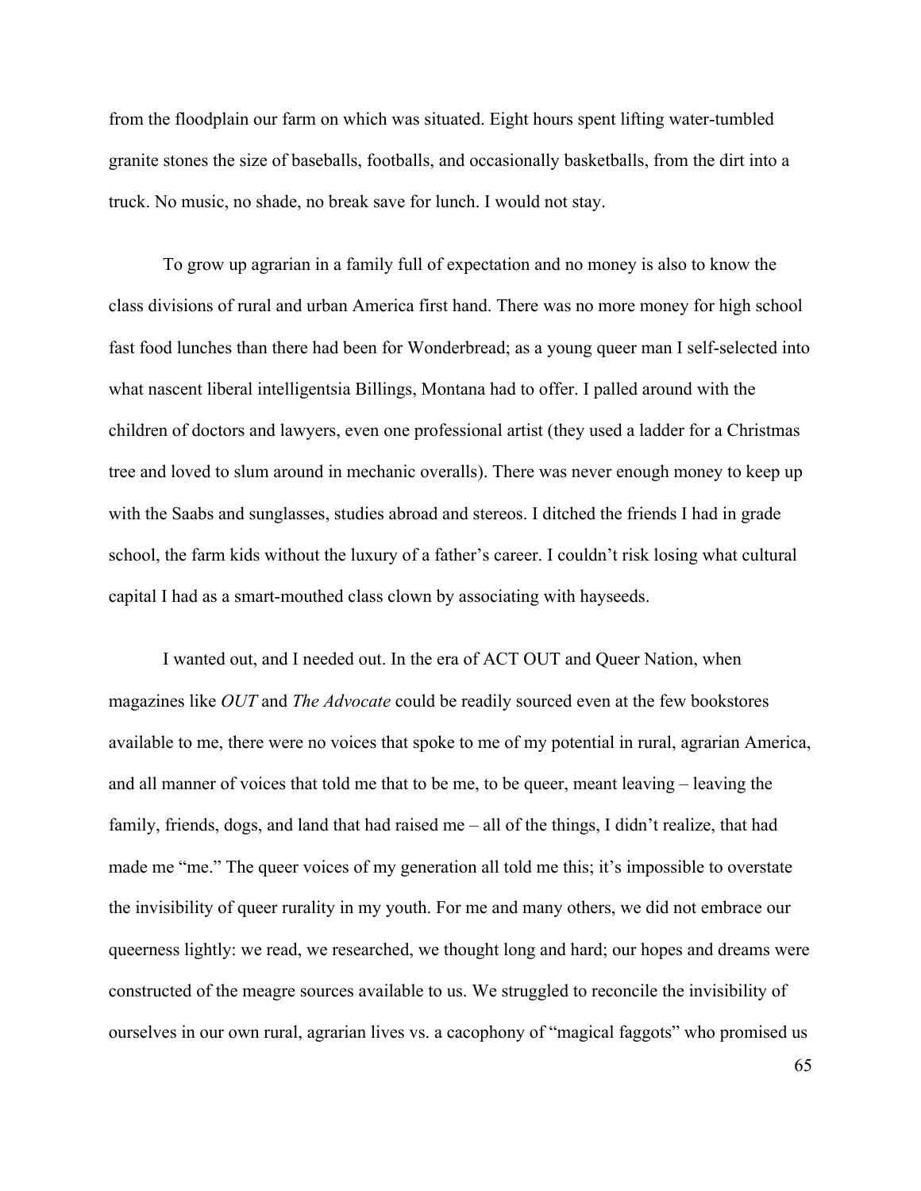from the floodplain our farm on which was situated. Eight hours spent lifting water-tumbled granite stones the size of baseballs, footballs, and occasionally basketballs, from the dirt into a truck. No music, no shade, no break save for lunch. I would not stay.

To grow up agrarian in a family full of expectation and no money is also to know the class divisions of rural and urban America first hand. There was no more money for high school fast food lunches than there had been for Wonderbread; as a young queer man I self-selected into what nascent liberal intelligentsia Billings, Montana had to offer. I palled around with the children of doctors and lawyers, even one professional artist (they used a ladder for a Christmas tree and loved to slum around in mechanic overalls). There was never enough money to keep up with the Saabs and sunglasses, studies abroad and stereos. I ditched the friends I had in grade school, the farm kids without the luxury of a father's career. I couldn't risk losing what cultural capital I had as a smart-mouthed class clown by associating with hayseeds.

I wanted out, and I needed out. In the era of ACT OUT and Queer Nation, when magazines like *OUT* and *The Advocate* could be readily sourced even at the few bookstores available to me, there were no voices that spoke to me of my potential in rural, agrarian America, and all manner of voices that told me that to be me, to be queer, meant leaving – leaving the family, friends, dogs, and land that had raised me – all of the things, I didn't realize, that had made me "me." The queer voices of my generation all told me this; it's impossible to overstate the invisibility of queer rurality in my youth. For me and many others, we did not embrace our queerness lightly: we read, we researched, we thought long and hard; our hopes and dreams were constructed of the meagre sources available to us. We struggled to reconcile the invisibility of ourselves in our own rural, agrarian lives vs. a cacophony of "magical faggots" who promised us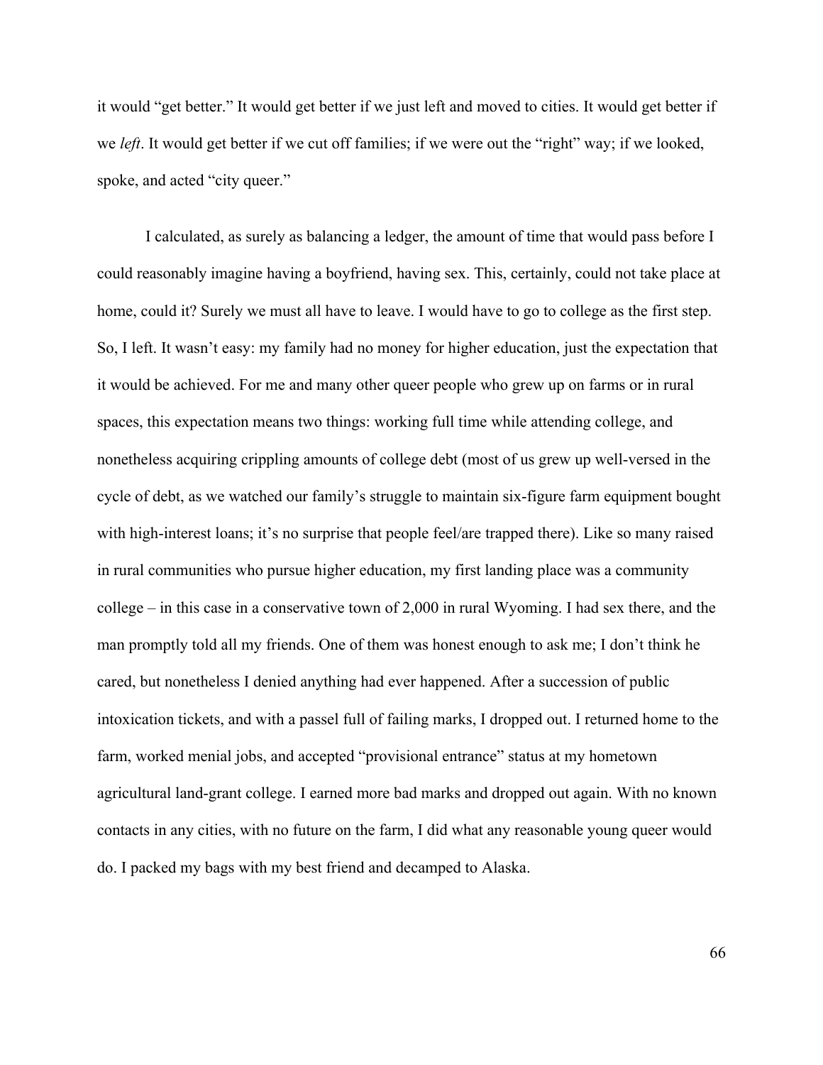it would "get better." It would get better if we just left and moved to cities. It would get better if we *left*. It would get better if we cut off families; if we were out the "right" way; if we looked, spoke, and acted "city queer."

I calculated, as surely as balancing a ledger, the amount of time that would pass before I could reasonably imagine having a boyfriend, having sex. This, certainly, could not take place at home, could it? Surely we must all have to leave. I would have to go to college as the first step. So, I left. It wasn't easy: my family had no money for higher education, just the expectation that it would be achieved. For me and many other queer people who grew up on farms or in rural spaces, this expectation means two things: working full time while attending college, and nonetheless acquiring crippling amounts of college debt (most of us grew up well-versed in the cycle of debt, as we watched our family's struggle to maintain six-figure farm equipment bought with high-interest loans; it's no surprise that people feel/are trapped there). Like so many raised in rural communities who pursue higher education, my first landing place was a community college – in this case in a conservative town of 2,000 in rural Wyoming. I had sex there, and the man promptly told all my friends. One of them was honest enough to ask me; I don't think he cared, but nonetheless I denied anything had ever happened. After a succession of public intoxication tickets, and with a passel full of failing marks, I dropped out. I returned home to the farm, worked menial jobs, and accepted "provisional entrance" status at my hometown agricultural land-grant college. I earned more bad marks and dropped out again. With no known contacts in any cities, with no future on the farm, I did what any reasonable young queer would do. I packed my bags with my best friend and decamped to Alaska.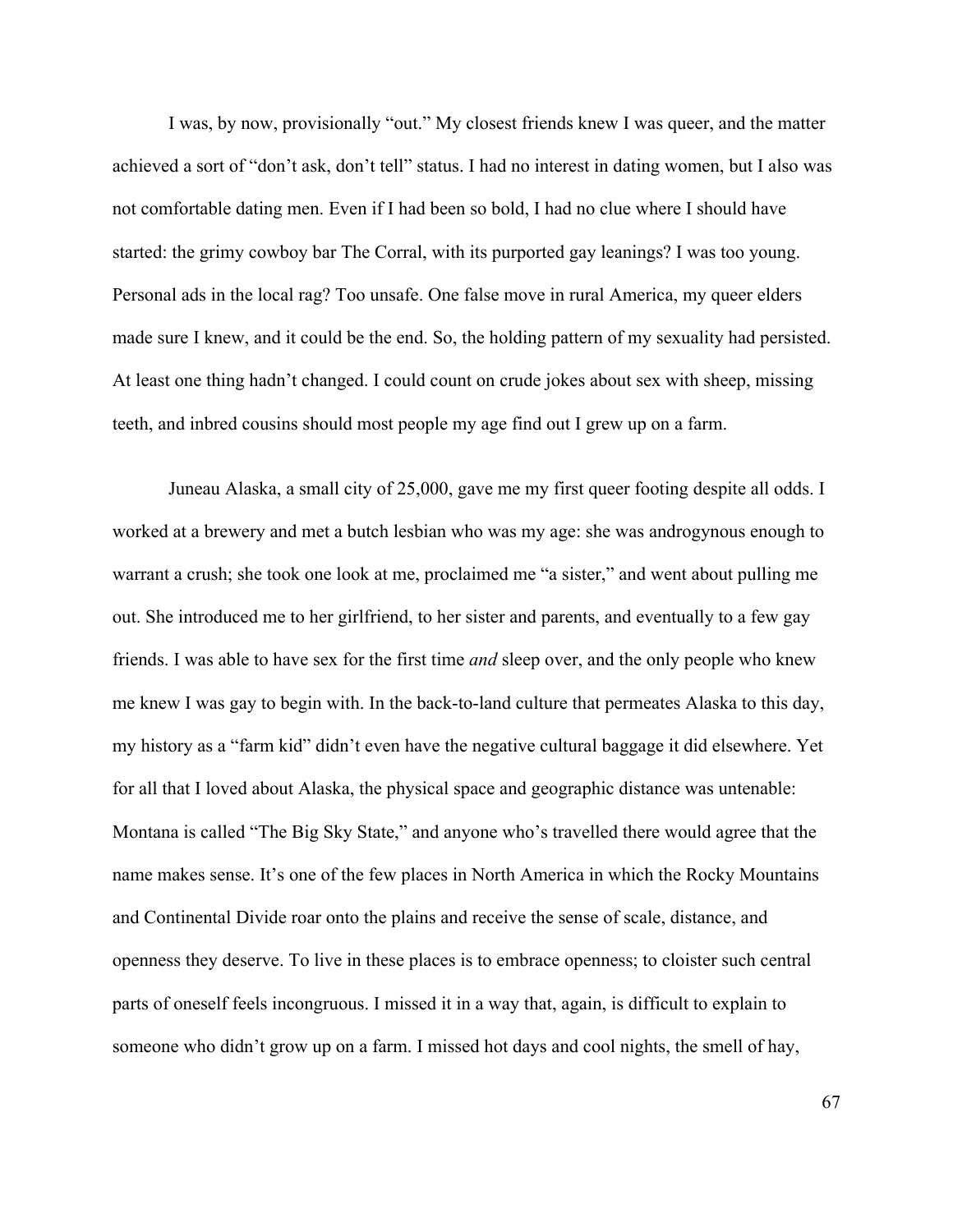I was, by now, provisionally "out." My closest friends knew I was queer, and the matter achieved a sort of "don't ask, don't tell" status. I had no interest in dating women, but I also was not comfortable dating men. Even if I had been so bold, I had no clue where I should have started: the grimy cowboy bar The Corral, with its purported gay leanings? I was too young. Personal ads in the local rag? Too unsafe. One false move in rural America, my queer elders made sure I knew, and it could be the end. So, the holding pattern of my sexuality had persisted. At least one thing hadn't changed. I could count on crude jokes about sex with sheep, missing teeth, and inbred cousins should most people my age find out I grew up on a farm.

Juneau Alaska, a small city of 25,000, gave me my first queer footing despite all odds. I worked at a brewery and met a butch lesbian who was my age: she was androgynous enough to warrant a crush; she took one look at me, proclaimed me "a sister," and went about pulling me out. She introduced me to her girlfriend, to her sister and parents, and eventually to a few gay friends. I was able to have sex for the first time *and* sleep over, and the only people who knew me knew I was gay to begin with. In the back-to-land culture that permeates Alaska to this day, my history as a "farm kid" didn't even have the negative cultural baggage it did elsewhere. Yet for all that I loved about Alaska, the physical space and geographic distance was untenable: Montana is called "The Big Sky State," and anyone who's travelled there would agree that the name makes sense. It's one of the few places in North America in which the Rocky Mountains and Continental Divide roar onto the plains and receive the sense of scale, distance, and openness they deserve. To live in these places is to embrace openness; to cloister such central parts of oneself feels incongruous. I missed it in a way that, again, is difficult to explain to someone who didn't grow up on a farm. I missed hot days and cool nights, the smell of hay,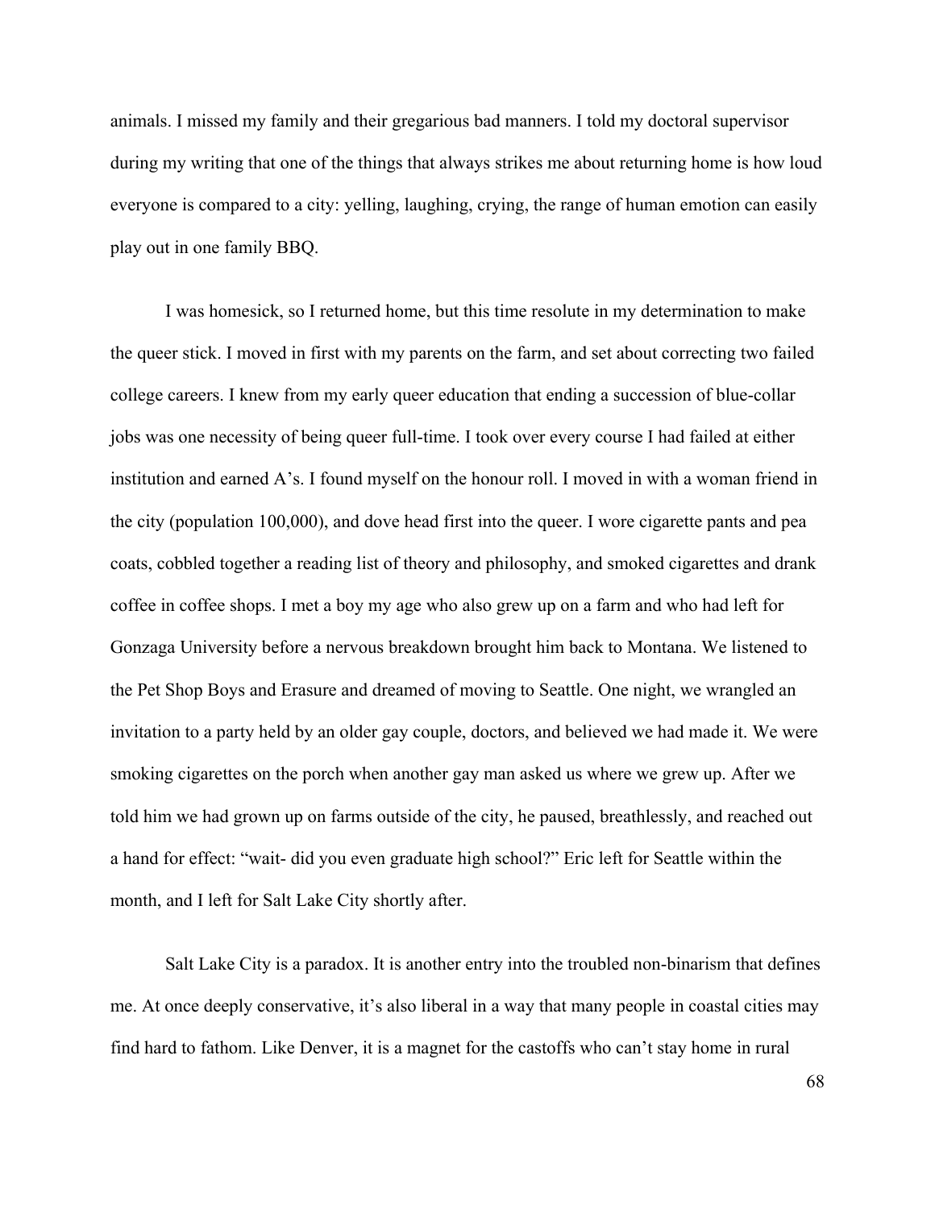animals. I missed my family and their gregarious bad manners. I told my doctoral supervisor during my writing that one of the things that always strikes me about returning home is how loud everyone is compared to a city: yelling, laughing, crying, the range of human emotion can easily play out in one family BBQ.

I was homesick, so I returned home, but this time resolute in my determination to make the queer stick. I moved in first with my parents on the farm, and set about correcting two failed college careers. I knew from my early queer education that ending a succession of blue-collar jobs was one necessity of being queer full-time. I took over every course I had failed at either institution and earned A's. I found myself on the honour roll. I moved in with a woman friend in the city (population 100,000), and dove head first into the queer. I wore cigarette pants and pea coats, cobbled together a reading list of theory and philosophy, and smoked cigarettes and drank coffee in coffee shops. I met a boy my age who also grew up on a farm and who had left for Gonzaga University before a nervous breakdown brought him back to Montana. We listened to the Pet Shop Boys and Erasure and dreamed of moving to Seattle. One night, we wrangled an invitation to a party held by an older gay couple, doctors, and believed we had made it. We were smoking cigarettes on the porch when another gay man asked us where we grew up. After we told him we had grown up on farms outside of the city, he paused, breathlessly, and reached out a hand for effect: "wait- did you even graduate high school?" Eric left for Seattle within the month, and I left for Salt Lake City shortly after.

Salt Lake City is a paradox. It is another entry into the troubled non-binarism that defines me. At once deeply conservative, it's also liberal in a way that many people in coastal cities may find hard to fathom. Like Denver, it is a magnet for the castoffs who can't stay home in rural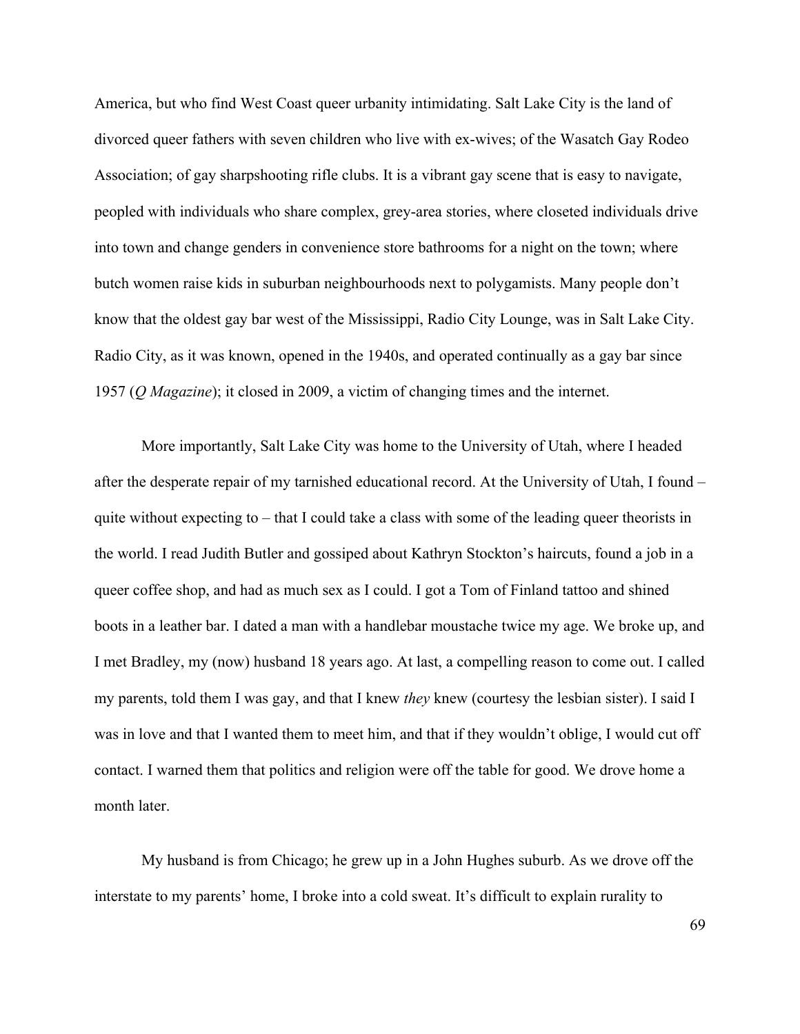America, but who find West Coast queer urbanity intimidating. Salt Lake City is the land of divorced queer fathers with seven children who live with ex-wives; of the Wasatch Gay Rodeo Association; of gay sharpshooting rifle clubs. It is a vibrant gay scene that is easy to navigate, peopled with individuals who share complex, grey-area stories, where closeted individuals drive into town and change genders in convenience store bathrooms for a night on the town; where butch women raise kids in suburban neighbourhoods next to polygamists. Many people don't know that the oldest gay bar west of the Mississippi, Radio City Lounge, was in Salt Lake City. Radio City, as it was known, opened in the 1940s, and operated continually as a gay bar since 1957 (*Q Magazine*); it closed in 2009, a victim of changing times and the internet.

More importantly, Salt Lake City was home to the University of Utah, where I headed after the desperate repair of my tarnished educational record. At the University of Utah, I found – quite without expecting to – that I could take a class with some of the leading queer theorists in the world. I read Judith Butler and gossiped about Kathryn Stockton's haircuts, found a job in a queer coffee shop, and had as much sex as I could. I got a Tom of Finland tattoo and shined boots in a leather bar. I dated a man with a handlebar moustache twice my age. We broke up, and I met Bradley, my (now) husband 18 years ago. At last, a compelling reason to come out. I called my parents, told them I was gay, and that I knew *they* knew (courtesy the lesbian sister). I said I was in love and that I wanted them to meet him, and that if they wouldn't oblige, I would cut off contact. I warned them that politics and religion were off the table for good. We drove home a month later.

My husband is from Chicago; he grew up in a John Hughes suburb. As we drove off the interstate to my parents' home, I broke into a cold sweat. It's difficult to explain rurality to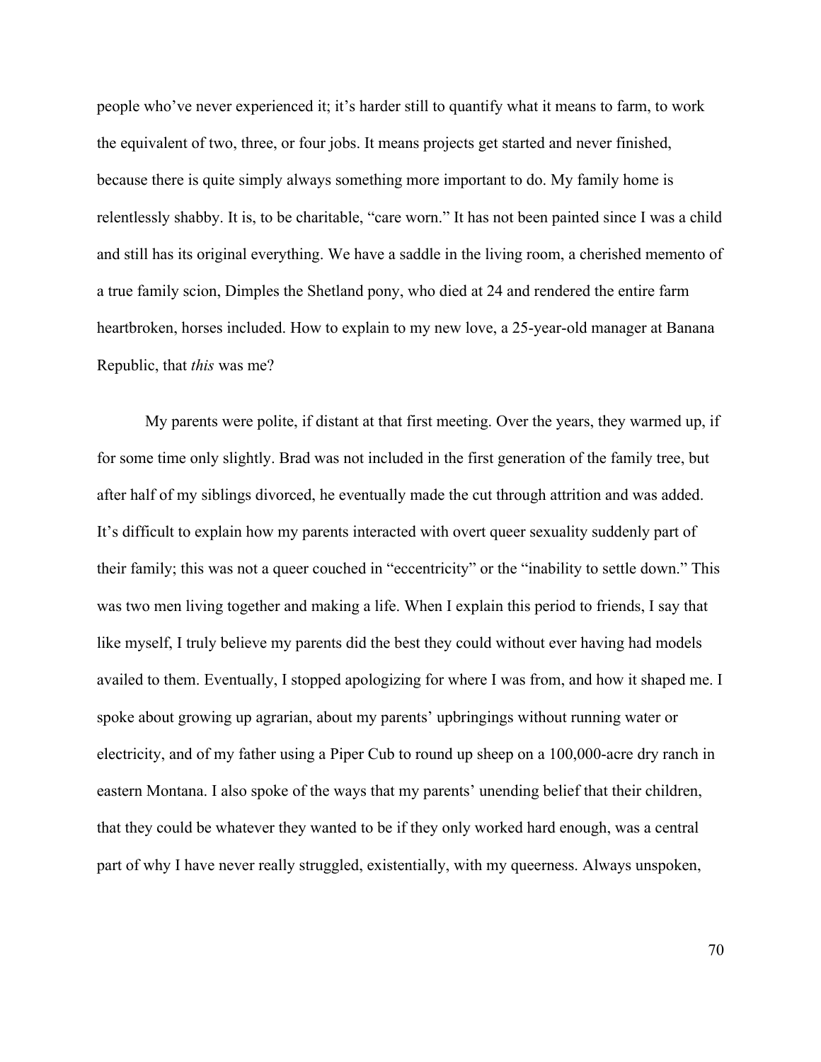people who've never experienced it; it's harder still to quantify what it means to farm, to work the equivalent of two, three, or four jobs. It means projects get started and never finished, because there is quite simply always something more important to do. My family home is relentlessly shabby. It is, to be charitable, "care worn." It has not been painted since I was a child and still has its original everything. We have a saddle in the living room, a cherished memento of a true family scion, Dimples the Shetland pony, who died at 24 and rendered the entire farm heartbroken, horses included. How to explain to my new love, a 25-year-old manager at Banana Republic, that *this* was me?

My parents were polite, if distant at that first meeting. Over the years, they warmed up, if for some time only slightly. Brad was not included in the first generation of the family tree, but after half of my siblings divorced, he eventually made the cut through attrition and was added. It's difficult to explain how my parents interacted with overt queer sexuality suddenly part of their family; this was not a queer couched in "eccentricity" or the "inability to settle down." This was two men living together and making a life. When I explain this period to friends, I say that like myself, I truly believe my parents did the best they could without ever having had models availed to them. Eventually, I stopped apologizing for where I was from, and how it shaped me. I spoke about growing up agrarian, about my parents' upbringings without running water or electricity, and of my father using a Piper Cub to round up sheep on a 100,000-acre dry ranch in eastern Montana. I also spoke of the ways that my parents' unending belief that their children, that they could be whatever they wanted to be if they only worked hard enough, was a central part of why I have never really struggled, existentially, with my queerness. Always unspoken,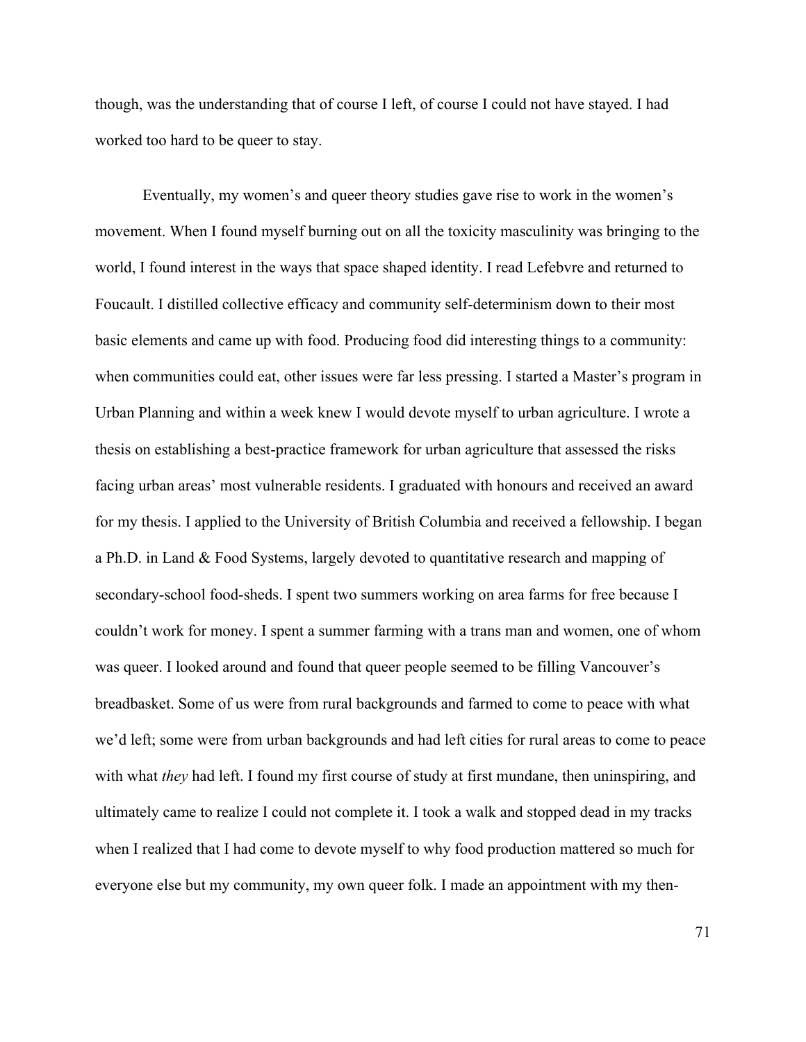though, was the understanding that of course I left, of course I could not have stayed. I had worked too hard to be queer to stay.

Eventually, my women's and queer theory studies gave rise to work in the women's movement. When I found myself burning out on all the toxicity masculinity was bringing to the world, I found interest in the ways that space shaped identity. I read Lefebvre and returned to Foucault. I distilled collective efficacy and community self-determinism down to their most basic elements and came up with food. Producing food did interesting things to a community: when communities could eat, other issues were far less pressing. I started a Master's program in Urban Planning and within a week knew I would devote myself to urban agriculture. I wrote a thesis on establishing a best-practice framework for urban agriculture that assessed the risks facing urban areas' most vulnerable residents. I graduated with honours and received an award for my thesis. I applied to the University of British Columbia and received a fellowship. I began a Ph.D. in Land & Food Systems, largely devoted to quantitative research and mapping of secondary-school food-sheds. I spent two summers working on area farms for free because I couldn't work for money. I spent a summer farming with a trans man and women, one of whom was queer. I looked around and found that queer people seemed to be filling Vancouver's breadbasket. Some of us were from rural backgrounds and farmed to come to peace with what we'd left; some were from urban backgrounds and had left cities for rural areas to come to peace with what *they* had left. I found my first course of study at first mundane, then uninspiring, and ultimately came to realize I could not complete it. I took a walk and stopped dead in my tracks when I realized that I had come to devote myself to why food production mattered so much for everyone else but my community, my own queer folk. I made an appointment with my then-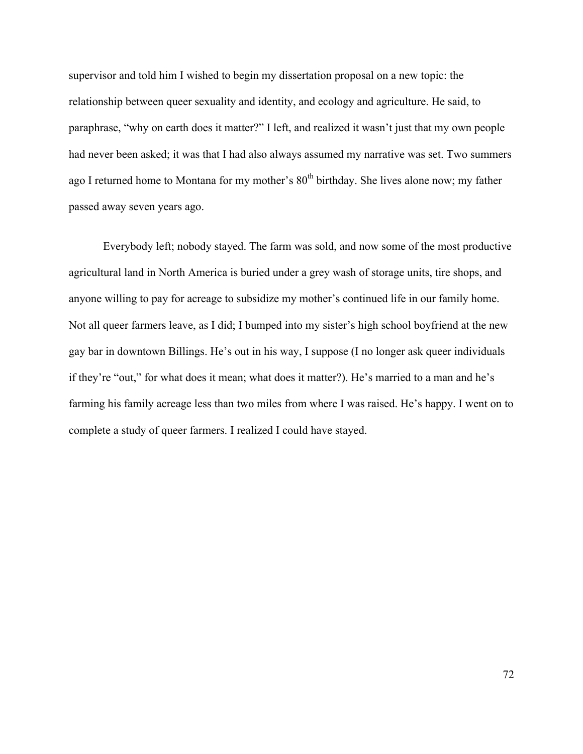supervisor and told him I wished to begin my dissertation proposal on a new topic: the relationship between queer sexuality and identity, and ecology and agriculture. He said, to paraphrase, "why on earth does it matter?" I left, and realized it wasn't just that my own people had never been asked; it was that I had also always assumed my narrative was set. Two summers ago I returned home to Montana for my mother's 80th birthday. She lives alone now; my father passed away seven years ago.

Everybody left; nobody stayed. The farm was sold, and now some of the most productive agricultural land in North America is buried under a grey wash of storage units, tire shops, and anyone willing to pay for acreage to subsidize my mother's continued life in our family home. Not all queer farmers leave, as I did; I bumped into my sister's high school boyfriend at the new gay bar in downtown Billings. He's out in his way, I suppose (I no longer ask queer individuals if they're "out," for what does it mean; what does it matter?). He's married to a man and he's farming his family acreage less than two miles from where I was raised. He's happy. I went on to complete a study of queer farmers. I realized I could have stayed.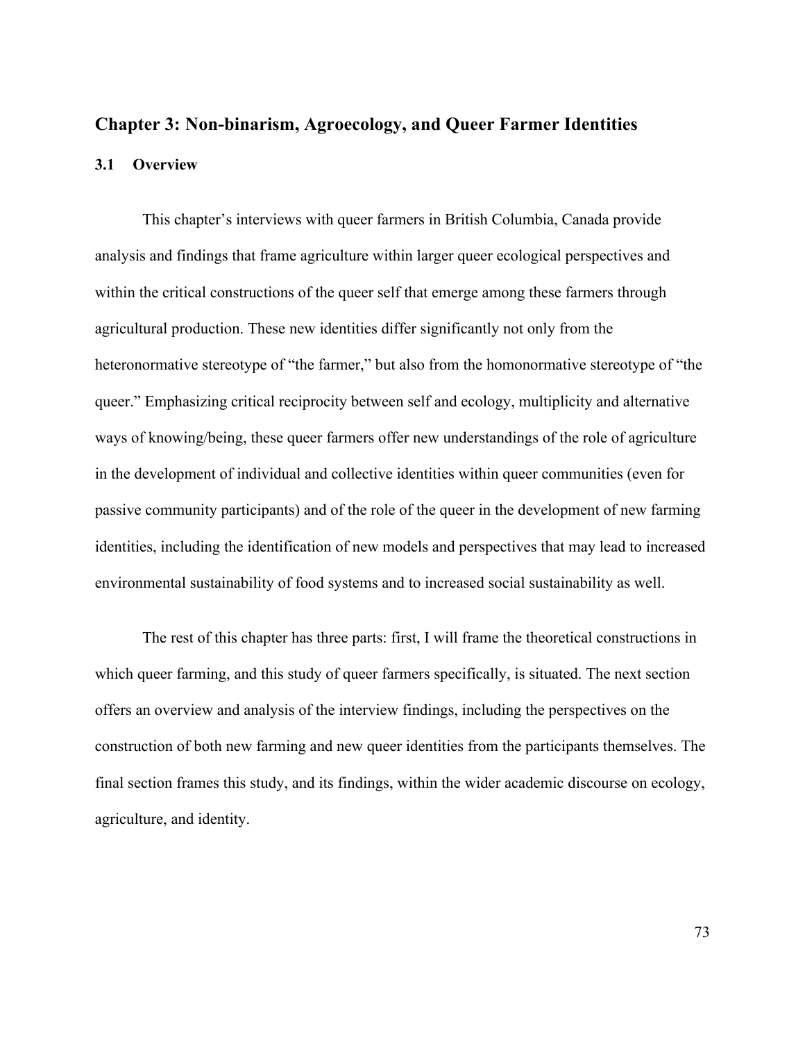## Chapter 3: Non-binarism, Agroecology, and Queer Farmer Identities

### 3.1 Overview

This chapter's interviews with queer farmers in British Columbia, Canada provide analysis and findings that frame agriculture within larger queer ecological perspectives and within the critical constructions of the queer self that emerge among these farmers through agricultural production. These new identities differ significantly not only from the heteronormative stereotype of "the farmer," but also from the homonormative stereotype of "the queer." Emphasizing critical reciprocity between self and ecology, multiplicity and alternative ways of knowing/being, these queer farmers offer new understandings of the role of agriculture in the development of individual and collective identities within queer communities (even for passive community participants) and of the role of the queer in the development of new farming identities, including the identification of new models and perspectives that may lead to increased environmental sustainability of food systems and to increased social sustainability as well.

The rest of this chapter has three parts: first, I will frame the theoretical constructions in which queer farming, and this study of queer farmers specifically, is situated. The next section offers an overview and analysis of the interview findings, including the perspectives on the construction of both new farming and new queer identities from the participants themselves. The final section frames this study, and its findings, within the wider academic discourse on ecology, agriculture, and identity.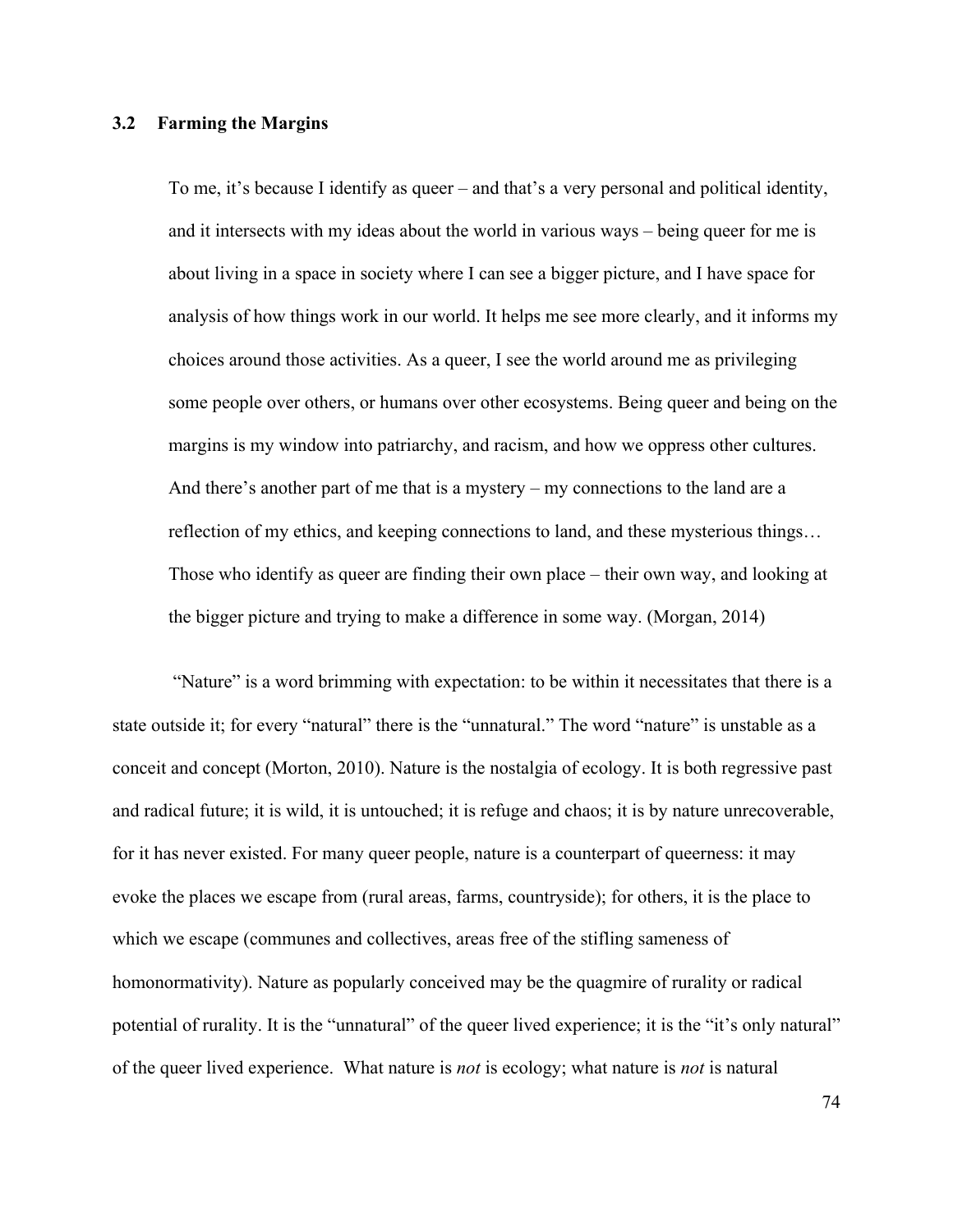### 3.2 Farming the Margins

> To me, it's because I identify as queer – and that's a very personal and political identity, and it intersects with my ideas about the world in various ways – being queer for me is about living in a space in society where I can see a bigger picture, and I have space for analysis of how things work in our world. It helps me see more clearly, and it informs my choices around those activities. As a queer, I see the world around me as privileging some people over others, or humans over other ecosystems. Being queer and being on the margins is my window into patriarchy, and racism, and how we oppress other cultures. And there's another part of me that is a mystery – my connections to the land are a reflection of my ethics, and keeping connections to land, and these mysterious things… Those who identify as queer are finding their own place – their own way, and looking at the bigger picture and trying to make a difference in some way. (Morgan, 2014)

"Nature" is a word brimming with expectation: to be within it necessitates that there is a state outside it; for every "natural" there is the "unnatural." The word "nature" is unstable as a conceit and concept (Morton, 2010). Nature is the nostalgia of ecology. It is both regressive past and radical future; it is wild, it is untouched; it is refuge and chaos; it is by nature unrecoverable, for it has never existed. For many queer people, nature is a counterpart of queerness: it may evoke the places we escape from (rural areas, farms, countryside); for others, it is the place to which we escape (communes and collectives, areas free of the stifling sameness of homonormativity). Nature as popularly conceived may be the quagmire of rurality or radical potential of rurality. It is the "unnatural" of the queer lived experience; it is the "it's only natural" of the queer lived experience. What nature is *not* is ecology; what nature is *not* is natural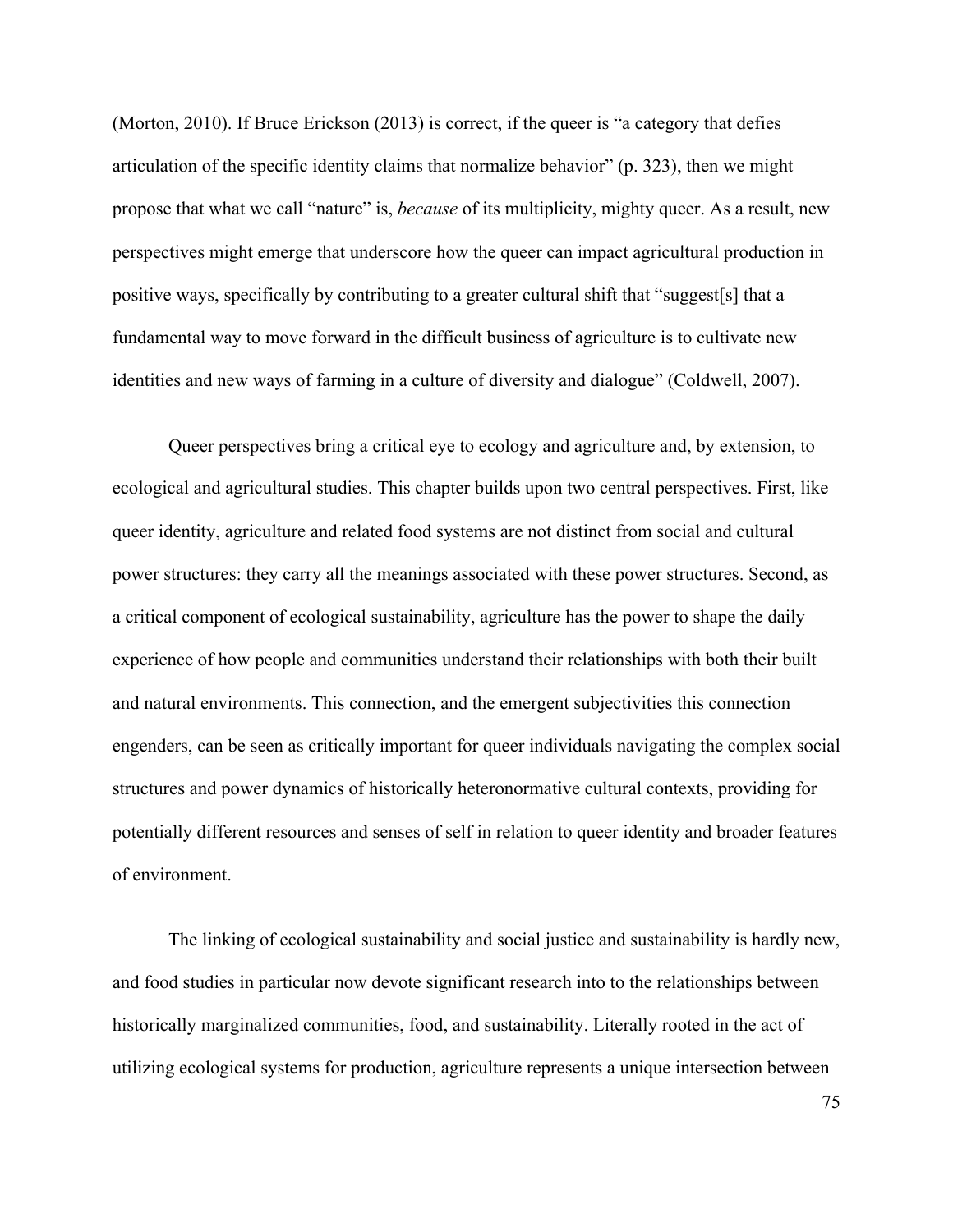(Morton, 2010). If Bruce Erickson (2013) is correct, if the queer is "a category that defies articulation of the specific identity claims that normalize behavior" (p. 323), then we might propose that what we call "nature" is, *because* of its multiplicity, mighty queer. As a result, new perspectives might emerge that underscore how the queer can impact agricultural production in positive ways, specifically by contributing to a greater cultural shift that "suggest[s] that a fundamental way to move forward in the difficult business of agriculture is to cultivate new identities and new ways of farming in a culture of diversity and dialogue" (Coldwell, 2007).

Queer perspectives bring a critical eye to ecology and agriculture and, by extension, to ecological and agricultural studies. This chapter builds upon two central perspectives. First, like queer identity, agriculture and related food systems are not distinct from social and cultural power structures: they carry all the meanings associated with these power structures. Second, as a critical component of ecological sustainability, agriculture has the power to shape the daily experience of how people and communities understand their relationships with both their built and natural environments. This connection, and the emergent subjectivities this connection engenders, can be seen as critically important for queer individuals navigating the complex social structures and power dynamics of historically heteronormative cultural contexts, providing for potentially different resources and senses of self in relation to queer identity and broader features of environment.

The linking of ecological sustainability and social justice and sustainability is hardly new, and food studies in particular now devote significant research into to the relationships between historically marginalized communities, food, and sustainability. Literally rooted in the act of utilizing ecological systems for production, agriculture represents a unique intersection between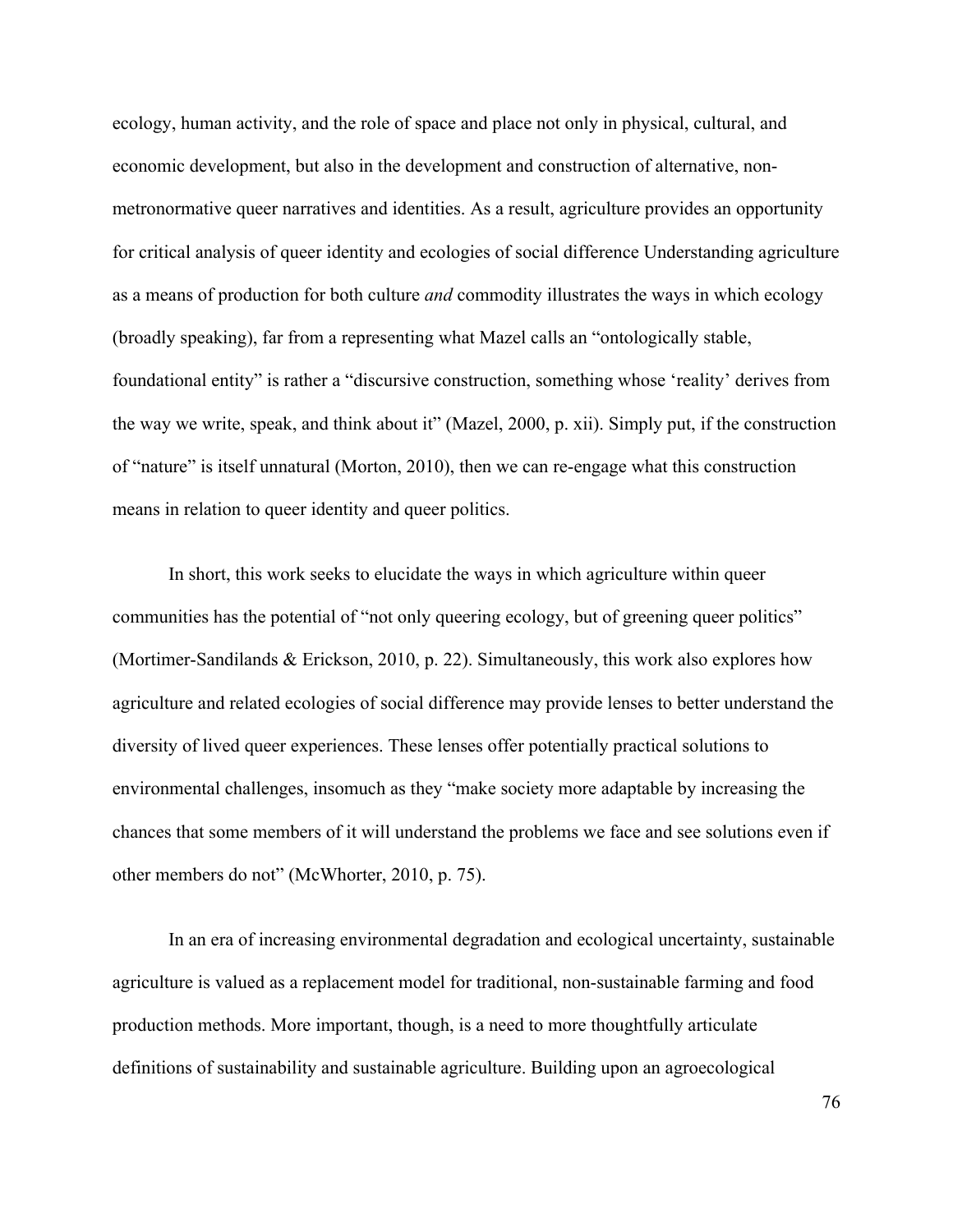ecology, human activity, and the role of space and place not only in physical, cultural, and economic development, but also in the development and construction of alternative, non-metronormative queer narratives and identities. As a result, agriculture provides an opportunity for critical analysis of queer identity and ecologies of social difference Understanding agriculture as a means of production for both culture *and* commodity illustrates the ways in which ecology (broadly speaking), far from a representing what Mazel calls an "ontologically stable, foundational entity" is rather a "discursive construction, something whose 'reality' derives from the way we write, speak, and think about it" (Mazel, 2000, p. xii). Simply put, if the construction of "nature" is itself unnatural (Morton, 2010), then we can re-engage what this construction means in relation to queer identity and queer politics.

In short, this work seeks to elucidate the ways in which agriculture within queer communities has the potential of "not only queering ecology, but of greening queer politics" (Mortimer-Sandilands & Erickson, 2010, p. 22). Simultaneously, this work also explores how agriculture and related ecologies of social difference may provide lenses to better understand the diversity of lived queer experiences. These lenses offer potentially practical solutions to environmental challenges, insomuch as they "make society more adaptable by increasing the chances that some members of it will understand the problems we face and see solutions even if other members do not" (McWhorter, 2010, p. 75).

In an era of increasing environmental degradation and ecological uncertainty, sustainable agriculture is valued as a replacement model for traditional, non-sustainable farming and food production methods. More important, though, is a need to more thoughtfully articulate definitions of sustainability and sustainable agriculture. Building upon an agroecological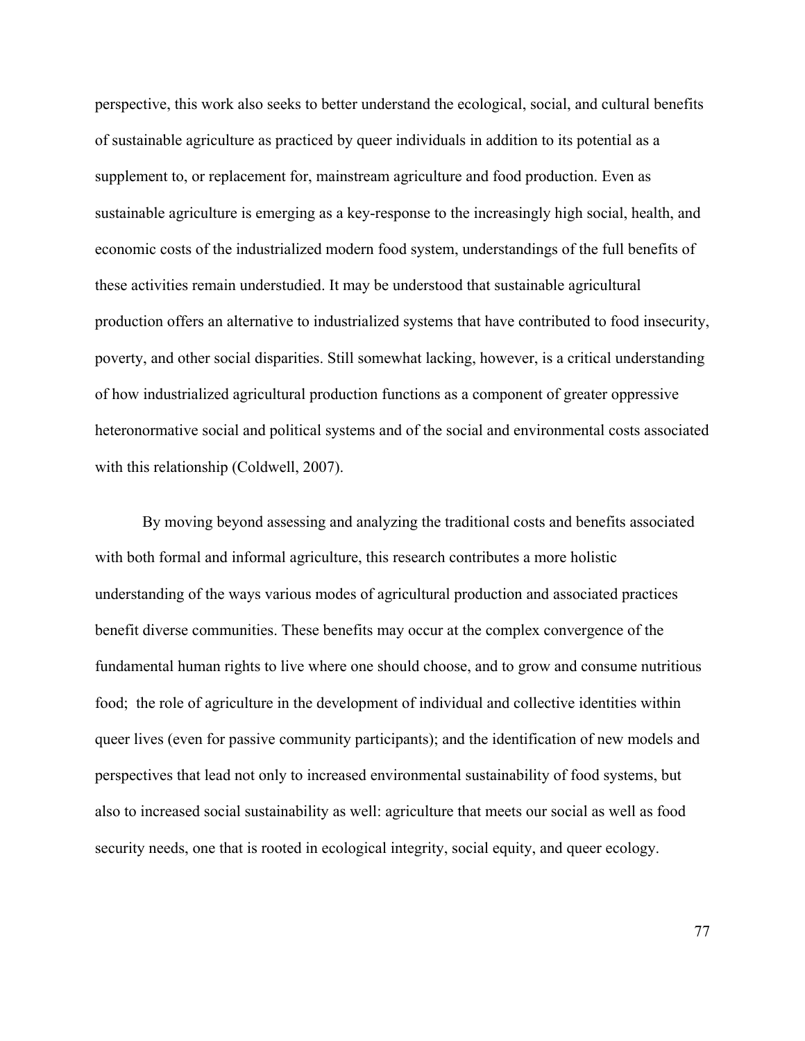perspective, this work also seeks to better understand the ecological, social, and cultural benefits of sustainable agriculture as practiced by queer individuals in addition to its potential as a supplement to, or replacement for, mainstream agriculture and food production. Even as sustainable agriculture is emerging as a key-response to the increasingly high social, health, and economic costs of the industrialized modern food system, understandings of the full benefits of these activities remain understudied. It may be understood that sustainable agricultural production offers an alternative to industrialized systems that have contributed to food insecurity, poverty, and other social disparities. Still somewhat lacking, however, is a critical understanding of how industrialized agricultural production functions as a component of greater oppressive heteronormative social and political systems and of the social and environmental costs associated with this relationship (Coldwell, 2007).

By moving beyond assessing and analyzing the traditional costs and benefits associated with both formal and informal agriculture, this research contributes a more holistic understanding of the ways various modes of agricultural production and associated practices benefit diverse communities. These benefits may occur at the complex convergence of the fundamental human rights to live where one should choose, and to grow and consume nutritious food; the role of agriculture in the development of individual and collective identities within queer lives (even for passive community participants); and the identification of new models and perspectives that lead not only to increased environmental sustainability of food systems, but also to increased social sustainability as well: agriculture that meets our social as well as food security needs, one that is rooted in ecological integrity, social equity, and queer ecology.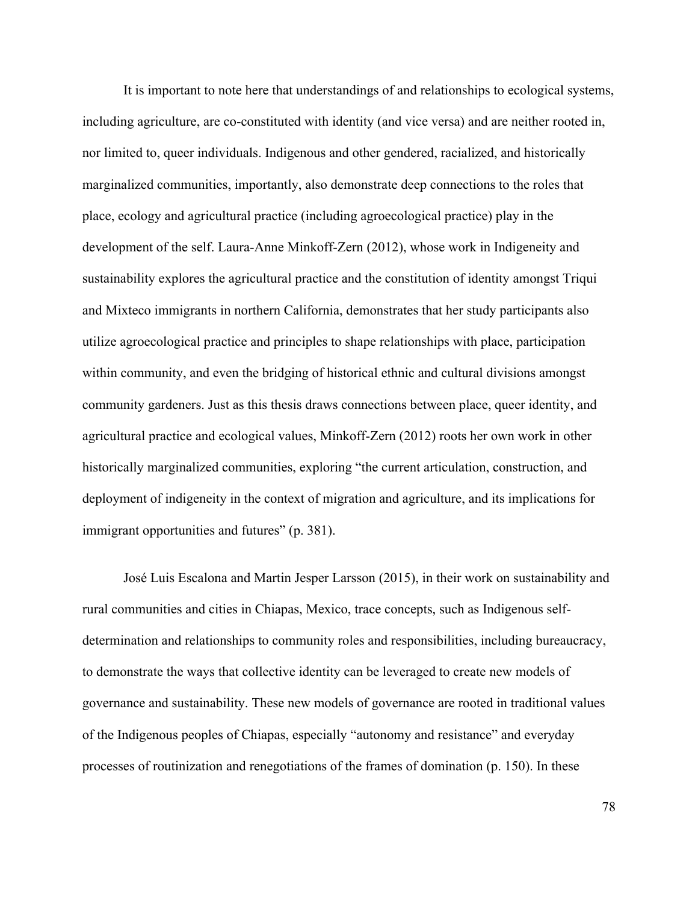It is important to note here that understandings of and relationships to ecological systems, including agriculture, are co-constituted with identity (and vice versa) and are neither rooted in, nor limited to, queer individuals. Indigenous and other gendered, racialized, and historically marginalized communities, importantly, also demonstrate deep connections to the roles that place, ecology and agricultural practice (including agroecological practice) play in the development of the self. Laura-Anne Minkoff-Zern (2012), whose work in Indigeneity and sustainability explores the agricultural practice and the constitution of identity amongst Triqui and Mixteco immigrants in northern California, demonstrates that her study participants also utilize agroecological practice and principles to shape relationships with place, participation within community, and even the bridging of historical ethnic and cultural divisions amongst community gardeners. Just as this thesis draws connections between place, queer identity, and agricultural practice and ecological values, Minkoff-Zern (2012) roots her own work in other historically marginalized communities, exploring "the current articulation, construction, and deployment of indigeneity in the context of migration and agriculture, and its implications for immigrant opportunities and futures" (p. 381).

José Luis Escalona and Martin Jesper Larsson (2015), in their work on sustainability and rural communities and cities in Chiapas, Mexico, trace concepts, such as Indigenous self-determination and relationships to community roles and responsibilities, including bureaucracy, to demonstrate the ways that collective identity can be leveraged to create new models of governance and sustainability. These new models of governance are rooted in traditional values of the Indigenous peoples of Chiapas, especially "autonomy and resistance" and everyday processes of routinization and renegotiations of the frames of domination (p. 150). In these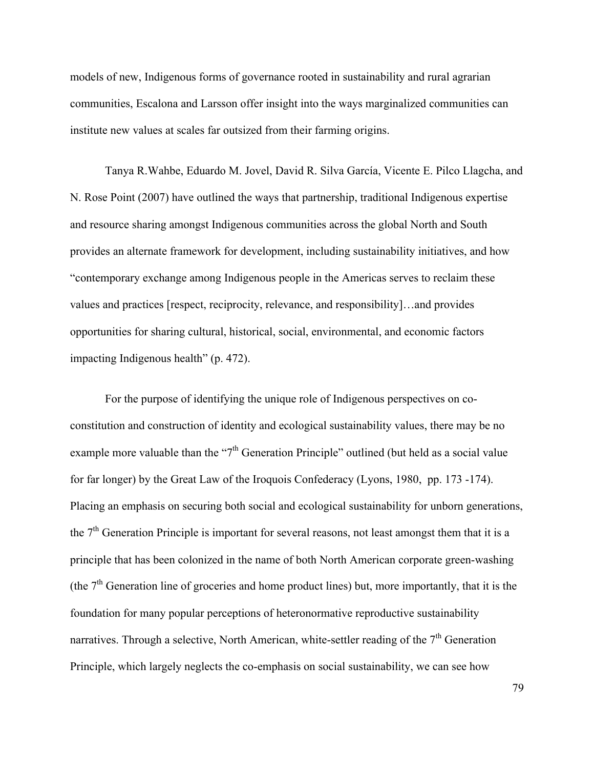models of new, Indigenous forms of governance rooted in sustainability and rural agrarian communities, Escalona and Larsson offer insight into the ways marginalized communities can institute new values at scales far outsized from their farming origins.

Tanya R.Wahbe, Eduardo M. Jovel, David R. Silva García, Vicente E. Pilco Llagcha, and N. Rose Point (2007) have outlined the ways that partnership, traditional Indigenous expertise and resource sharing amongst Indigenous communities across the global North and South provides an alternate framework for development, including sustainability initiatives, and how "contemporary exchange among Indigenous people in the Americas serves to reclaim these values and practices [respect, reciprocity, relevance, and responsibility]…and provides opportunities for sharing cultural, historical, social, environmental, and economic factors impacting Indigenous health" (p. 472).

For the purpose of identifying the unique role of Indigenous perspectives on co-constitution and construction of identity and ecological sustainability values, there may be no example more valuable than the "7th Generation Principle" outlined (but held as a social value for far longer) by the Great Law of the Iroquois Confederacy (Lyons, 1980, pp. 173 -174). Placing an emphasis on securing both social and ecological sustainability for unborn generations, the 7th Generation Principle is important for several reasons, not least amongst them that it is a principle that has been colonized in the name of both North American corporate green-washing (the 7th Generation line of groceries and home product lines) but, more importantly, that it is the foundation for many popular perceptions of heteronormative reproductive sustainability narratives. Through a selective, North American, white-settler reading of the 7th Generation Principle, which largely neglects the co-emphasis on social sustainability, we can see how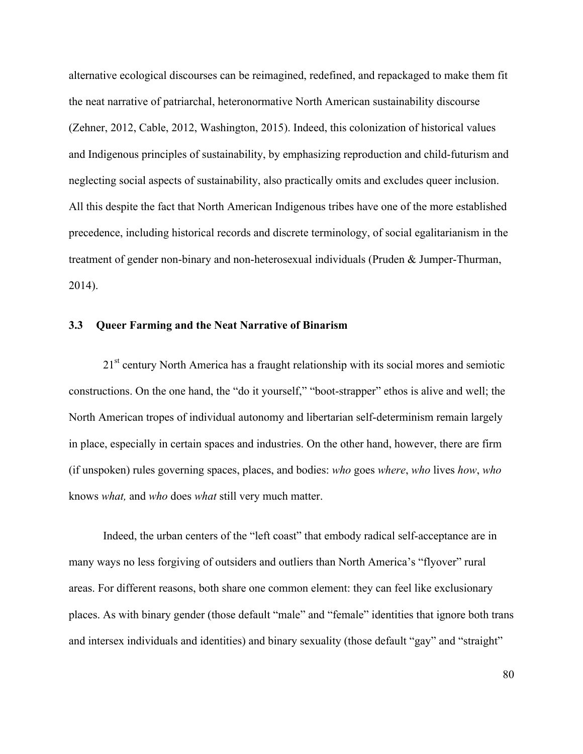alternative ecological discourses can be reimagined, redefined, and repackaged to make them fit the neat narrative of patriarchal, heteronormative North American sustainability discourse (Zehner, 2012, Cable, 2012, Washington, 2015). Indeed, this colonization of historical values and Indigenous principles of sustainability, by emphasizing reproduction and child-futurism and neglecting social aspects of sustainability, also practically omits and excludes queer inclusion. All this despite the fact that North American Indigenous tribes have one of the more established precedence, including historical records and discrete terminology, of social egalitarianism in the treatment of gender non-binary and non-heterosexual individuals (Pruden & Jumper-Thurman, 2014).

### 3.3 Queer Farming and the Neat Narrative of Binarism

21st century North America has a fraught relationship with its social mores and semiotic constructions. On the one hand, the "do it yourself," "boot-strapper" ethos is alive and well; the North American tropes of individual autonomy and libertarian self-determinism remain largely in place, especially in certain spaces and industries. On the other hand, however, there are firm (if unspoken) rules governing spaces, places, and bodies: *who* goes *where*, *who* lives *how*, *who* knows *what,* and *who* does *what* still very much matter.

Indeed, the urban centers of the "left coast" that embody radical self-acceptance are in many ways no less forgiving of outsiders and outliers than North America's "flyover" rural areas. For different reasons, both share one common element: they can feel like exclusionary places. As with binary gender (those default "male" and "female" identities that ignore both trans and intersex individuals and identities) and binary sexuality (those default "gay" and "straight"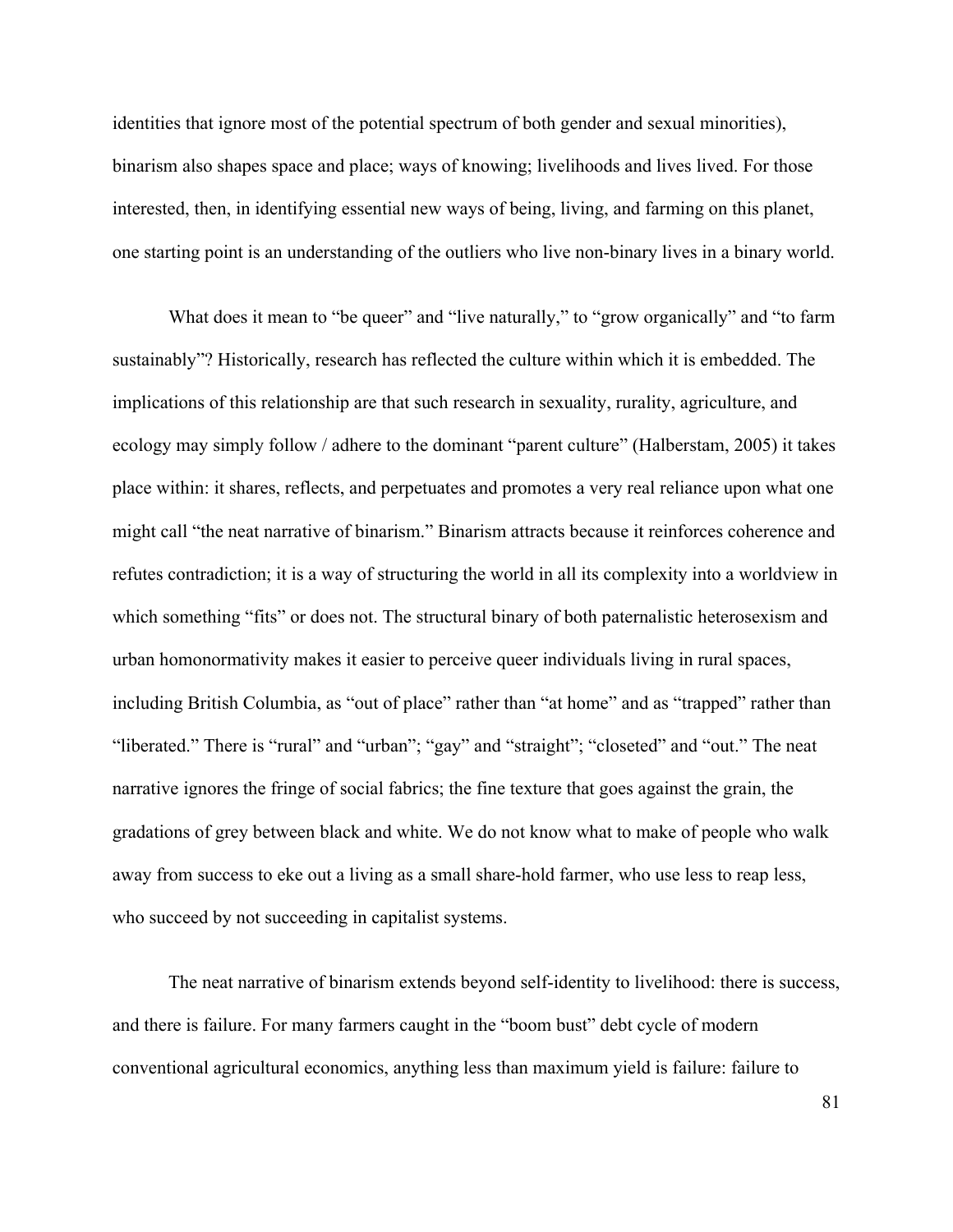identities that ignore most of the potential spectrum of both gender and sexual minorities), binarism also shapes space and place; ways of knowing; livelihoods and lives lived. For those interested, then, in identifying essential new ways of being, living, and farming on this planet, one starting point is an understanding of the outliers who live non-binary lives in a binary world.

What does it mean to "be queer" and "live naturally," to "grow organically" and "to farm sustainably"? Historically, research has reflected the culture within which it is embedded. The implications of this relationship are that such research in sexuality, rurality, agriculture, and ecology may simply follow / adhere to the dominant "parent culture" (Halberstam, 2005) it takes place within: it shares, reflects, and perpetuates and promotes a very real reliance upon what one might call "the neat narrative of binarism." Binarism attracts because it reinforces coherence and refutes contradiction; it is a way of structuring the world in all its complexity into a worldview in which something "fits" or does not. The structural binary of both paternalistic heterosexism and urban homonormativity makes it easier to perceive queer individuals living in rural spaces, including British Columbia, as "out of place" rather than "at home" and as "trapped" rather than "liberated." There is "rural" and "urban"; "gay" and "straight"; "closeted" and "out." The neat narrative ignores the fringe of social fabrics; the fine texture that goes against the grain, the gradations of grey between black and white. We do not know what to make of people who walk away from success to eke out a living as a small share-hold farmer, who use less to reap less, who succeed by not succeeding in capitalist systems.

The neat narrative of binarism extends beyond self-identity to livelihood: there is success, and there is failure. For many farmers caught in the "boom bust" debt cycle of modern conventional agricultural economics, anything less than maximum yield is failure: failure to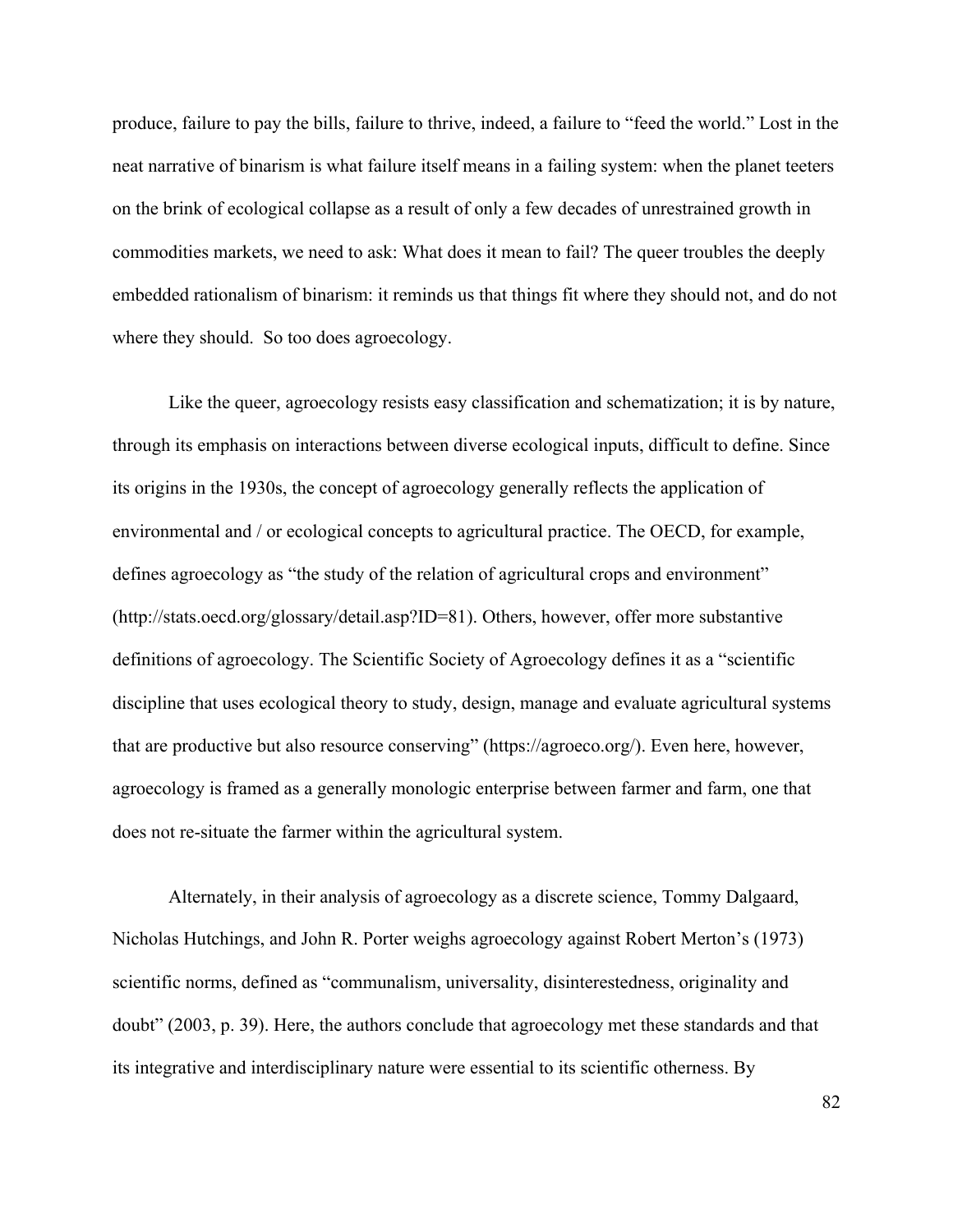produce, failure to pay the bills, failure to thrive, indeed, a failure to "feed the world." Lost in the neat narrative of binarism is what failure itself means in a failing system: when the planet teeters on the brink of ecological collapse as a result of only a few decades of unrestrained growth in commodities markets, we need to ask: What does it mean to fail? The queer troubles the deeply embedded rationalism of binarism: it reminds us that things fit where they should not, and do not where they should. So too does agroecology.

Like the queer, agroecology resists easy classification and schematization; it is by nature, through its emphasis on interactions between diverse ecological inputs, difficult to define. Since its origins in the 1930s, the concept of agroecology generally reflects the application of environmental and / or ecological concepts to agricultural practice. The OECD, for example, defines agroecology as "the study of the relation of agricultural crops and environment" (http://stats.oecd.org/glossary/detail.asp?ID=81). Others, however, offer more substantive definitions of agroecology. The Scientific Society of Agroecology defines it as a "scientific discipline that uses ecological theory to study, design, manage and evaluate agricultural systems that are productive but also resource conserving" (https://agroeco.org/). Even here, however, agroecology is framed as a generally monologic enterprise between farmer and farm, one that does not re-situate the farmer within the agricultural system.

Alternately, in their analysis of agroecology as a discrete science, Tommy Dalgaard, Nicholas Hutchings, and John R. Porter weighs agroecology against Robert Merton's (1973) scientific norms, defined as "communalism, universality, disinterestedness, originality and doubt" (2003, p. 39). Here, the authors conclude that agroecology met these standards and that its integrative and interdisciplinary nature were essential to its scientific otherness. By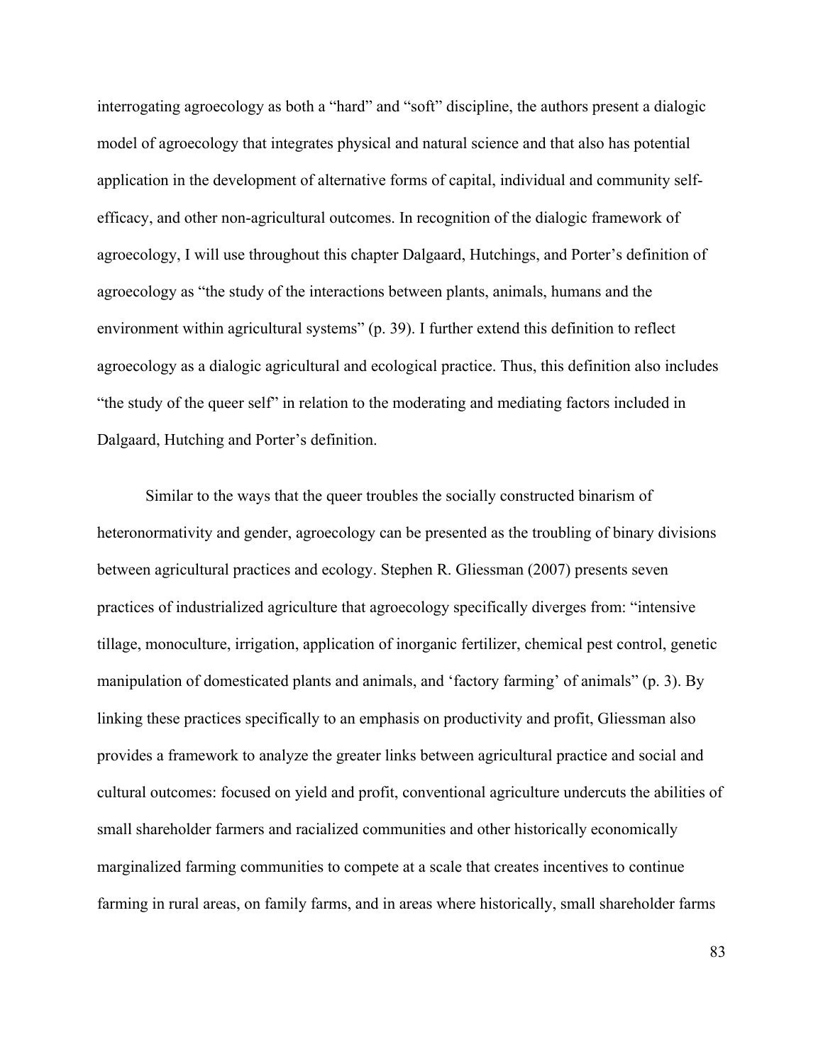interrogating agroecology as both a "hard" and "soft" discipline, the authors present a dialogic model of agroecology that integrates physical and natural science and that also has potential application in the development of alternative forms of capital, individual and community self-efficacy, and other non-agricultural outcomes. In recognition of the dialogic framework of agroecology, I will use throughout this chapter Dalgaard, Hutchings, and Porter's definition of agroecology as "the study of the interactions between plants, animals, humans and the environment within agricultural systems" (p. 39). I further extend this definition to reflect agroecology as a dialogic agricultural and ecological practice. Thus, this definition also includes "the study of the queer self" in relation to the moderating and mediating factors included in Dalgaard, Hutching and Porter's definition.

Similar to the ways that the queer troubles the socially constructed binarism of heteronormativity and gender, agroecology can be presented as the troubling of binary divisions between agricultural practices and ecology. Stephen R. Gliessman (2007) presents seven practices of industrialized agriculture that agroecology specifically diverges from: "intensive tillage, monoculture, irrigation, application of inorganic fertilizer, chemical pest control, genetic manipulation of domesticated plants and animals, and 'factory farming' of animals" (p. 3). By linking these practices specifically to an emphasis on productivity and profit, Gliessman also provides a framework to analyze the greater links between agricultural practice and social and cultural outcomes: focused on yield and profit, conventional agriculture undercuts the abilities of small shareholder farmers and racialized communities and other historically economically marginalized farming communities to compete at a scale that creates incentives to continue farming in rural areas, on family farms, and in areas where historically, small shareholder farms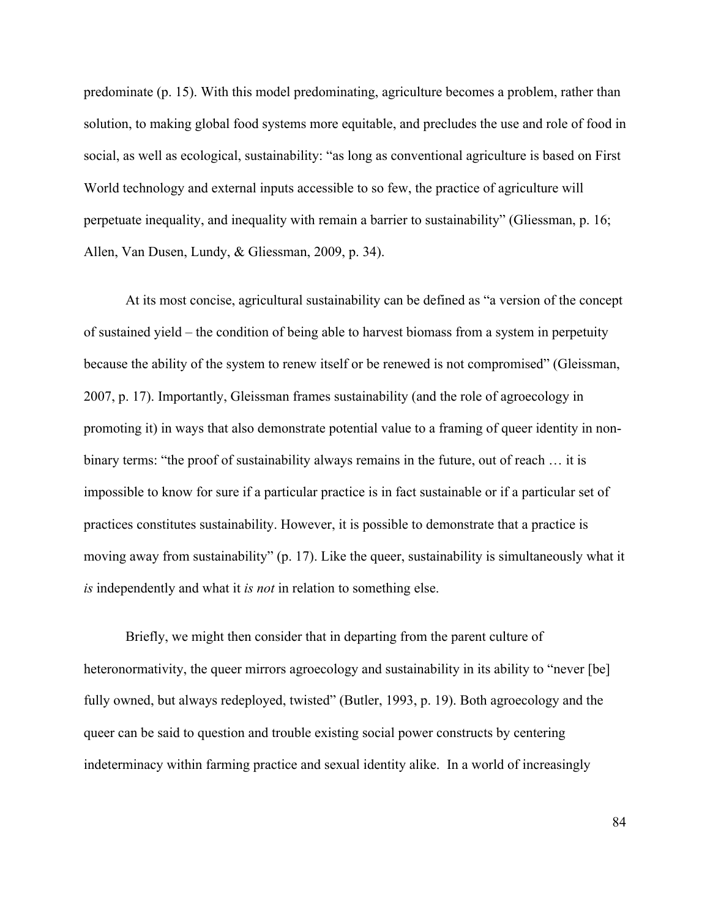predominate (p. 15). With this model predominating, agriculture becomes a problem, rather than solution, to making global food systems more equitable, and precludes the use and role of food in social, as well as ecological, sustainability: "as long as conventional agriculture is based on First World technology and external inputs accessible to so few, the practice of agriculture will perpetuate inequality, and inequality with remain a barrier to sustainability" (Gliessman, p. 16; Allen, Van Dusen, Lundy, & Gliessman, 2009, p. 34).

At its most concise, agricultural sustainability can be defined as "a version of the concept of sustained yield – the condition of being able to harvest biomass from a system in perpetuity because the ability of the system to renew itself or be renewed is not compromised" (Gleissman, 2007, p. 17). Importantly, Gleissman frames sustainability (and the role of agroecology in promoting it) in ways that also demonstrate potential value to a framing of queer identity in non-binary terms: "the proof of sustainability always remains in the future, out of reach … it is impossible to know for sure if a particular practice is in fact sustainable or if a particular set of practices constitutes sustainability. However, it is possible to demonstrate that a practice is moving away from sustainability" (p. 17). Like the queer, sustainability is simultaneously what it *is* independently and what it *is not* in relation to something else.

Briefly, we might then consider that in departing from the parent culture of heteronormativity, the queer mirrors agroecology and sustainability in its ability to "never [be] fully owned, but always redeployed, twisted" (Butler, 1993, p. 19). Both agroecology and the queer can be said to question and trouble existing social power constructs by centering indeterminacy within farming practice and sexual identity alike. In a world of increasingly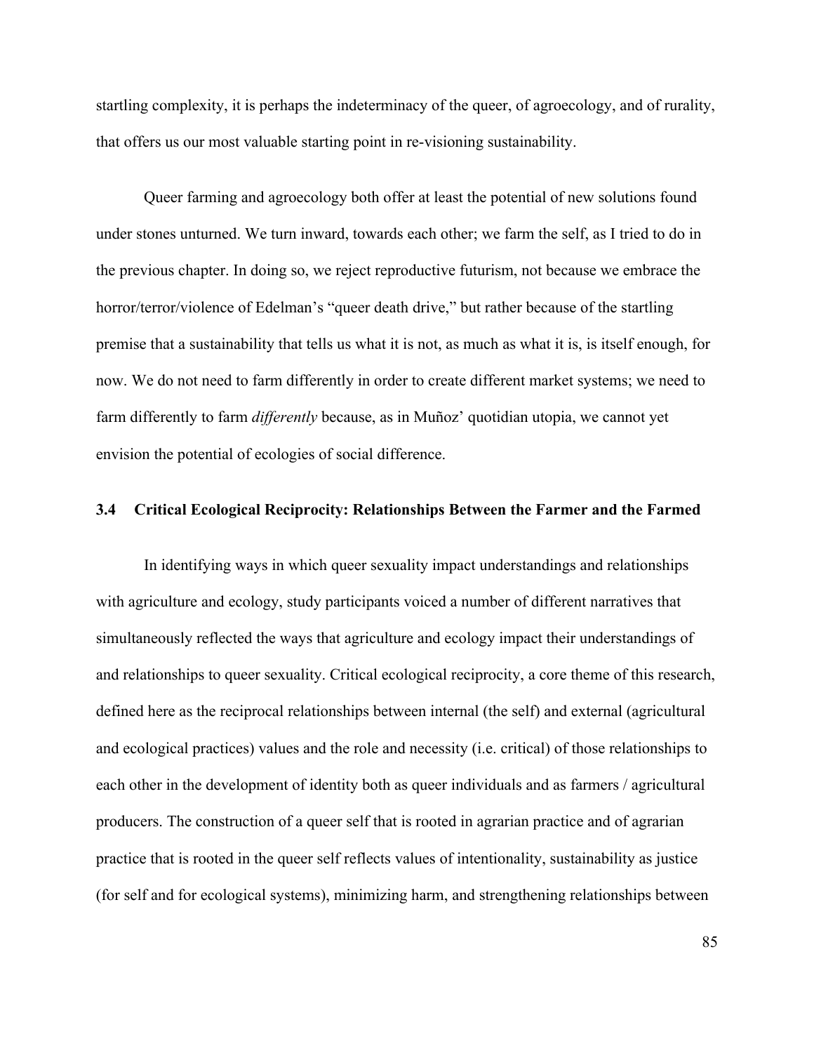startling complexity, it is perhaps the indeterminacy of the queer, of agroecology, and of rurality, that offers us our most valuable starting point in re-visioning sustainability.

Queer farming and agroecology both offer at least the potential of new solutions found under stones unturned. We turn inward, towards each other; we farm the self, as I tried to do in the previous chapter. In doing so, we reject reproductive futurism, not because we embrace the horror/terror/violence of Edelman's "queer death drive," but rather because of the startling premise that a sustainability that tells us what it is not, as much as what it is, is itself enough, for now. We do not need to farm differently in order to create different market systems; we need to farm differently to farm *differently* because, as in Muñoz' quotidian utopia, we cannot yet envision the potential of ecologies of social difference.

### 3.4 Critical Ecological Reciprocity: Relationships Between the Farmer and the Farmed

In identifying ways in which queer sexuality impact understandings and relationships with agriculture and ecology, study participants voiced a number of different narratives that simultaneously reflected the ways that agriculture and ecology impact their understandings of and relationships to queer sexuality. Critical ecological reciprocity, a core theme of this research, defined here as the reciprocal relationships between internal (the self) and external (agricultural and ecological practices) values and the role and necessity (i.e. critical) of those relationships to each other in the development of identity both as queer individuals and as farmers / agricultural producers. The construction of a queer self that is rooted in agrarian practice and of agrarian practice that is rooted in the queer self reflects values of intentionality, sustainability as justice (for self and for ecological systems), minimizing harm, and strengthening relationships between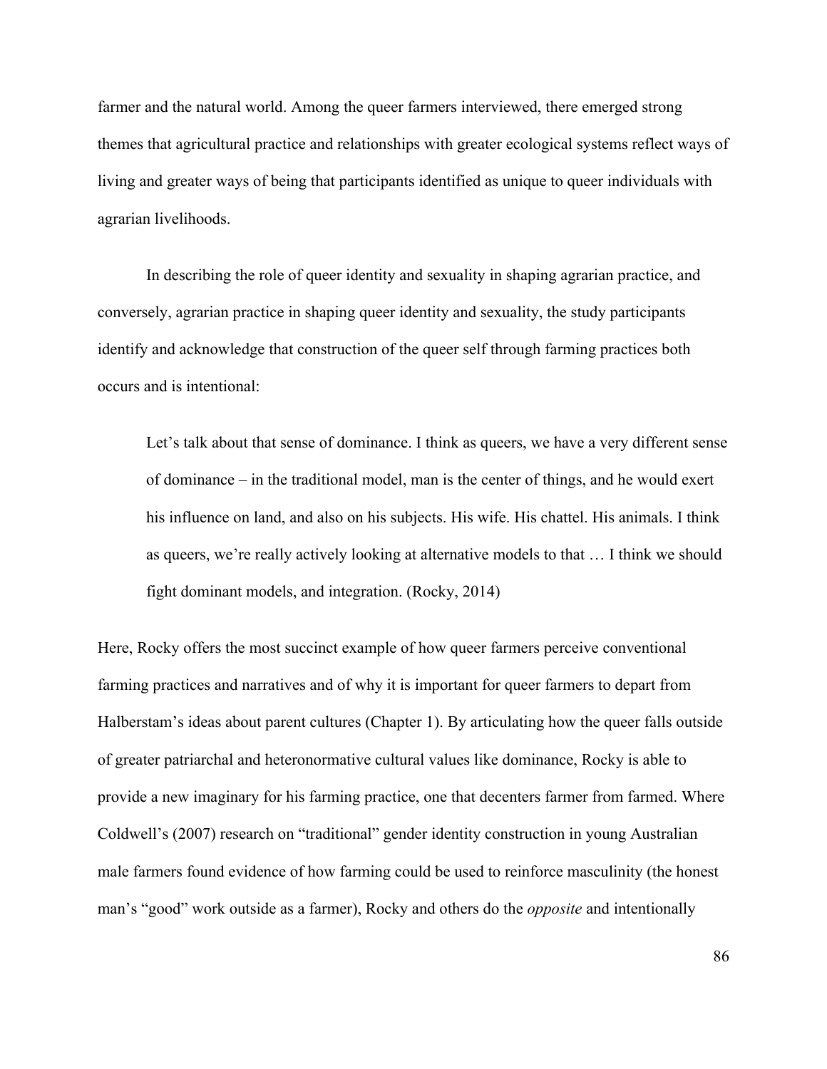farmer and the natural world. Among the queer farmers interviewed, there emerged strong themes that agricultural practice and relationships with greater ecological systems reflect ways of living and greater ways of being that participants identified as unique to queer individuals with agrarian livelihoods.

In describing the role of queer identity and sexuality in shaping agrarian practice, and conversely, agrarian practice in shaping queer identity and sexuality, the study participants identify and acknowledge that construction of the queer self through farming practices both occurs and is intentional:

> Let's talk about that sense of dominance. I think as queers, we have a very different sense of dominance – in the traditional model, man is the center of things, and he would exert his influence on land, and also on his subjects. His wife. His chattel. His animals. I think as queers, we're really actively looking at alternative models to that … I think we should fight dominant models, and integration. (Rocky, 2014)

Here, Rocky offers the most succinct example of how queer farmers perceive conventional farming practices and narratives and of why it is important for queer farmers to depart from Halberstam's ideas about parent cultures (Chapter 1). By articulating how the queer falls outside of greater patriarchal and heteronormative cultural values like dominance, Rocky is able to provide a new imaginary for his farming practice, one that decenters farmer from farmed. Where Coldwell's (2007) research on "traditional" gender identity construction in young Australian male farmers found evidence of how farming could be used to reinforce masculinity (the honest man's "good" work outside as a farmer), Rocky and others do the *opposite* and intentionally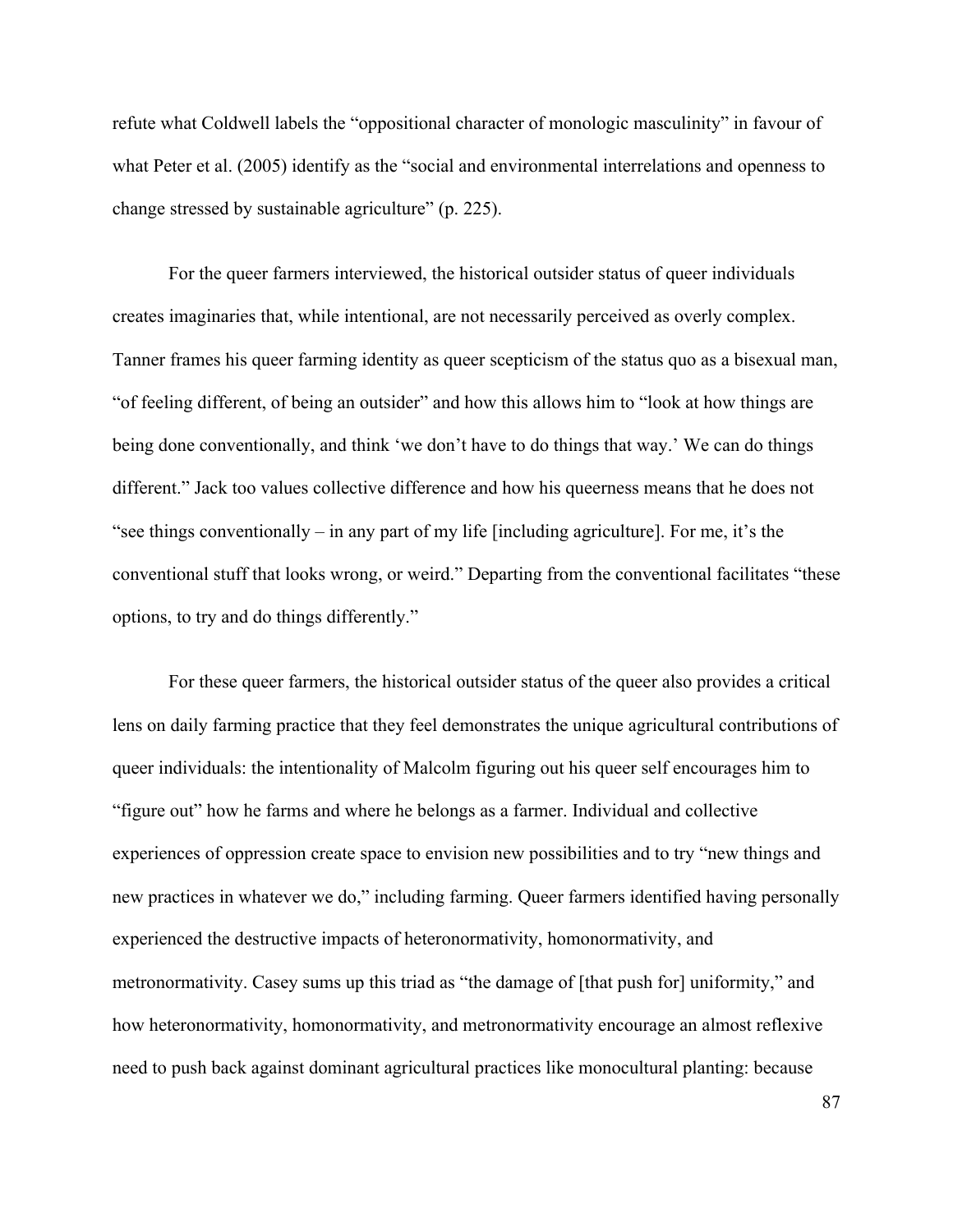refute what Coldwell labels the "oppositional character of monologic masculinity" in favour of what Peter et al. (2005) identify as the "social and environmental interrelations and openness to change stressed by sustainable agriculture" (p. 225).

For the queer farmers interviewed, the historical outsider status of queer individuals creates imaginaries that, while intentional, are not necessarily perceived as overly complex. Tanner frames his queer farming identity as queer scepticism of the status quo as a bisexual man, "of feeling different, of being an outsider" and how this allows him to "look at how things are being done conventionally, and think 'we don't have to do things that way.' We can do things different." Jack too values collective difference and how his queerness means that he does not "see things conventionally – in any part of my life [including agriculture]. For me, it's the conventional stuff that looks wrong, or weird." Departing from the conventional facilitates "these options, to try and do things differently."

For these queer farmers, the historical outsider status of the queer also provides a critical lens on daily farming practice that they feel demonstrates the unique agricultural contributions of queer individuals: the intentionality of Malcolm figuring out his queer self encourages him to "figure out" how he farms and where he belongs as a farmer. Individual and collective experiences of oppression create space to envision new possibilities and to try "new things and new practices in whatever we do," including farming. Queer farmers identified having personally experienced the destructive impacts of heteronormativity, homonormativity, and metronormativity. Casey sums up this triad as "the damage of [that push for] uniformity," and how heteronormativity, homonormativity, and metronormativity encourage an almost reflexive need to push back against dominant agricultural practices like monocultural planting: because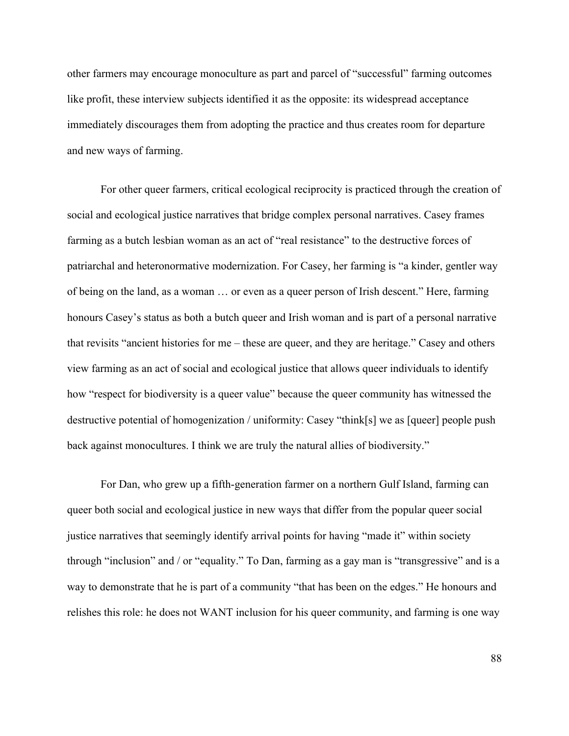other farmers may encourage monoculture as part and parcel of "successful" farming outcomes like profit, these interview subjects identified it as the opposite: its widespread acceptance immediately discourages them from adopting the practice and thus creates room for departure and new ways of farming.

For other queer farmers, critical ecological reciprocity is practiced through the creation of social and ecological justice narratives that bridge complex personal narratives. Casey frames farming as a butch lesbian woman as an act of "real resistance" to the destructive forces of patriarchal and heteronormative modernization. For Casey, her farming is "a kinder, gentler way of being on the land, as a woman … or even as a queer person of Irish descent." Here, farming honours Casey's status as both a butch queer and Irish woman and is part of a personal narrative that revisits "ancient histories for me – these are queer, and they are heritage." Casey and others view farming as an act of social and ecological justice that allows queer individuals to identify how "respect for biodiversity is a queer value" because the queer community has witnessed the destructive potential of homogenization / uniformity: Casey "think[s] we as [queer] people push back against monocultures. I think we are truly the natural allies of biodiversity."

For Dan, who grew up a fifth-generation farmer on a northern Gulf Island, farming can queer both social and ecological justice in new ways that differ from the popular queer social justice narratives that seemingly identify arrival points for having "made it" within society through "inclusion" and / or "equality." To Dan, farming as a gay man is "transgressive" and is a way to demonstrate that he is part of a community "that has been on the edges." He honours and relishes this role: he does not WANT inclusion for his queer community, and farming is one way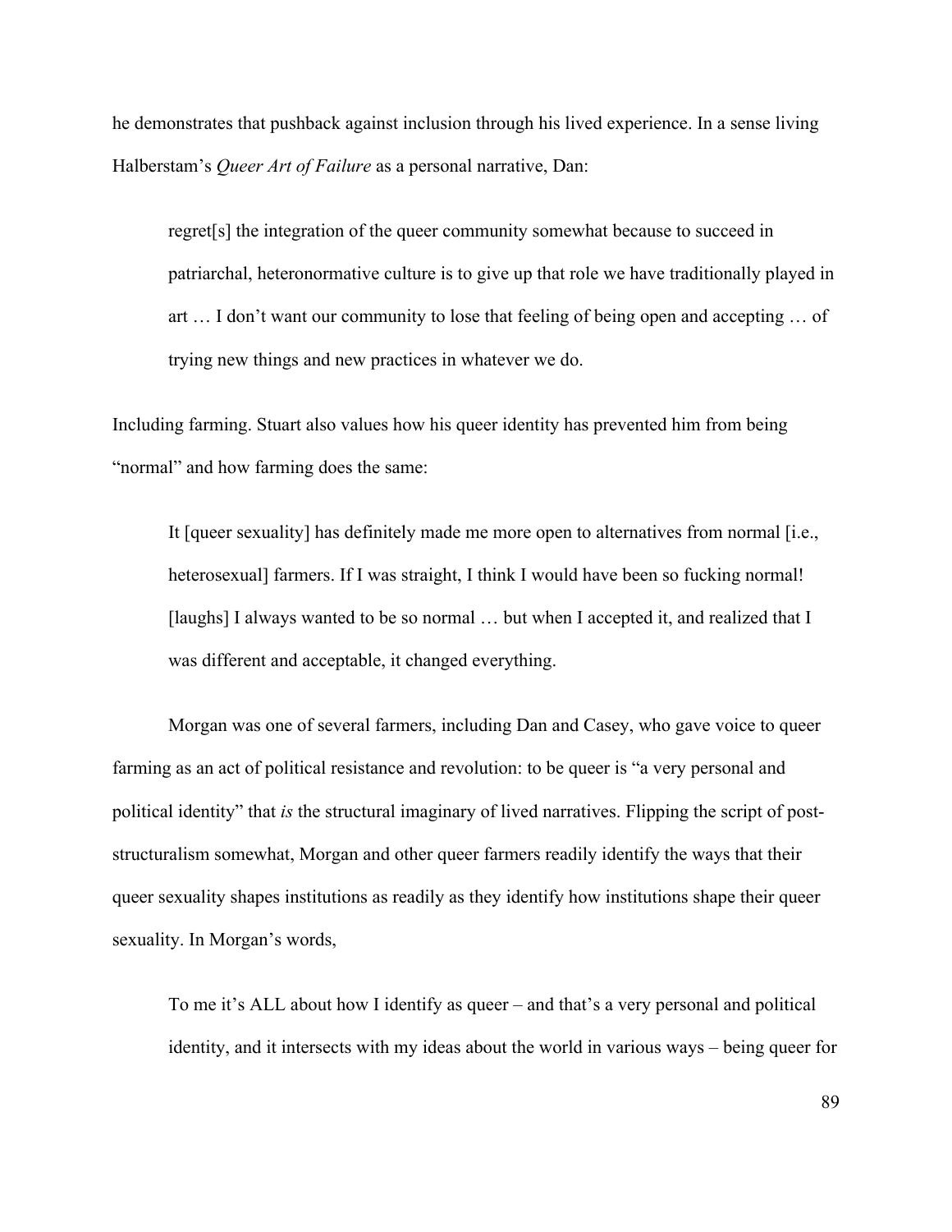he demonstrates that pushback against inclusion through his lived experience. In a sense living Halberstam's *Queer Art of Failure* as a personal narrative, Dan:

> regret[s] the integration of the queer community somewhat because to succeed in patriarchal, heteronormative culture is to give up that role we have traditionally played in art … I don't want our community to lose that feeling of being open and accepting … of trying new things and new practices in whatever we do.

Including farming. Stuart also values how his queer identity has prevented him from being "normal" and how farming does the same:

> It [queer sexuality] has definitely made me more open to alternatives from normal [i.e., heterosexual] farmers. If I was straight, I think I would have been so fucking normal! [laughs] I always wanted to be so normal … but when I accepted it, and realized that I was different and acceptable, it changed everything.

Morgan was one of several farmers, including Dan and Casey, who gave voice to queer farming as an act of political resistance and revolution: to be queer is "a very personal and political identity" that *is* the structural imaginary of lived narratives. Flipping the script of post-structuralism somewhat, Morgan and other queer farmers readily identify the ways that their queer sexuality shapes institutions as readily as they identify how institutions shape their queer sexuality. In Morgan's words,

> To me it's ALL about how I identify as queer – and that's a very personal and political identity, and it intersects with my ideas about the world in various ways – being queer for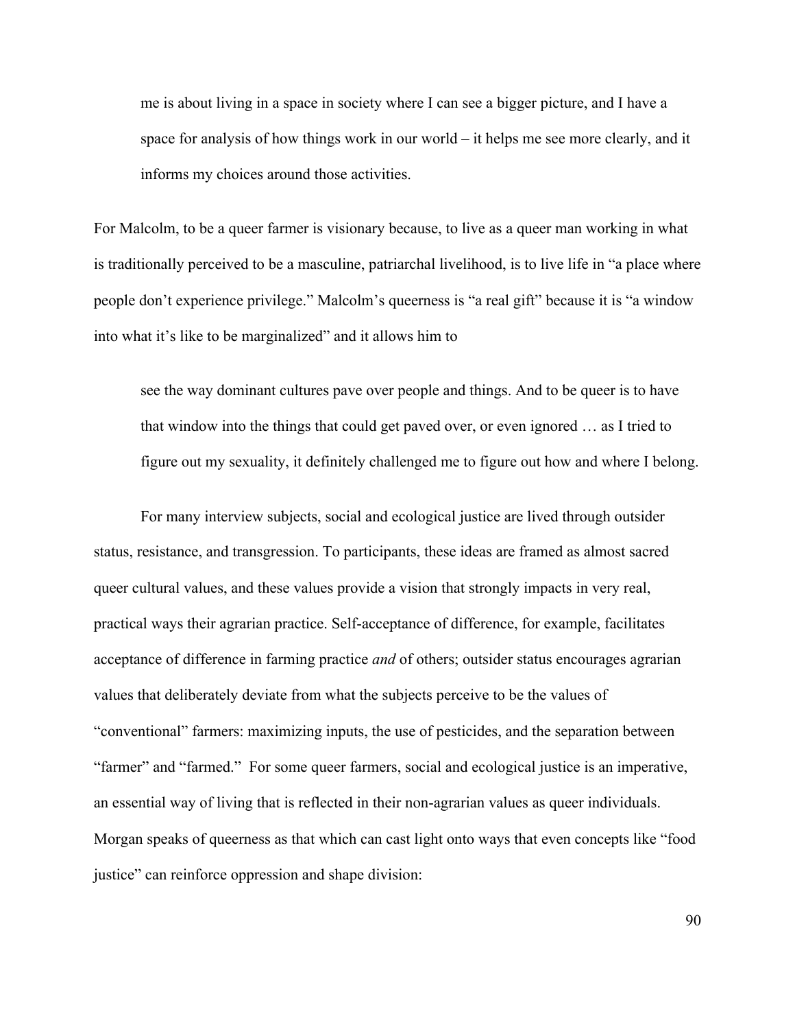> me is about living in a space in society where I can see a bigger picture, and I have a space for analysis of how things work in our world – it helps me see more clearly, and it informs my choices around those activities.

For Malcolm, to be a queer farmer is visionary because, to live as a queer man working in what is traditionally perceived to be a masculine, patriarchal livelihood, is to live life in "a place where people don't experience privilege." Malcolm's queerness is "a real gift" because it is "a window into what it's like to be marginalized" and it allows him to

> see the way dominant cultures pave over people and things. And to be queer is to have that window into the things that could get paved over, or even ignored … as I tried to figure out my sexuality, it definitely challenged me to figure out how and where I belong.

For many interview subjects, social and ecological justice are lived through outsider status, resistance, and transgression. To participants, these ideas are framed as almost sacred queer cultural values, and these values provide a vision that strongly impacts in very real, practical ways their agrarian practice. Self-acceptance of difference, for example, facilitates acceptance of difference in farming practice *and* of others; outsider status encourages agrarian values that deliberately deviate from what the subjects perceive to be the values of "conventional" farmers: maximizing inputs, the use of pesticides, and the separation between "farmer" and "farmed." For some queer farmers, social and ecological justice is an imperative, an essential way of living that is reflected in their non-agrarian values as queer individuals. Morgan speaks of queerness as that which can cast light onto ways that even concepts like "food justice" can reinforce oppression and shape division: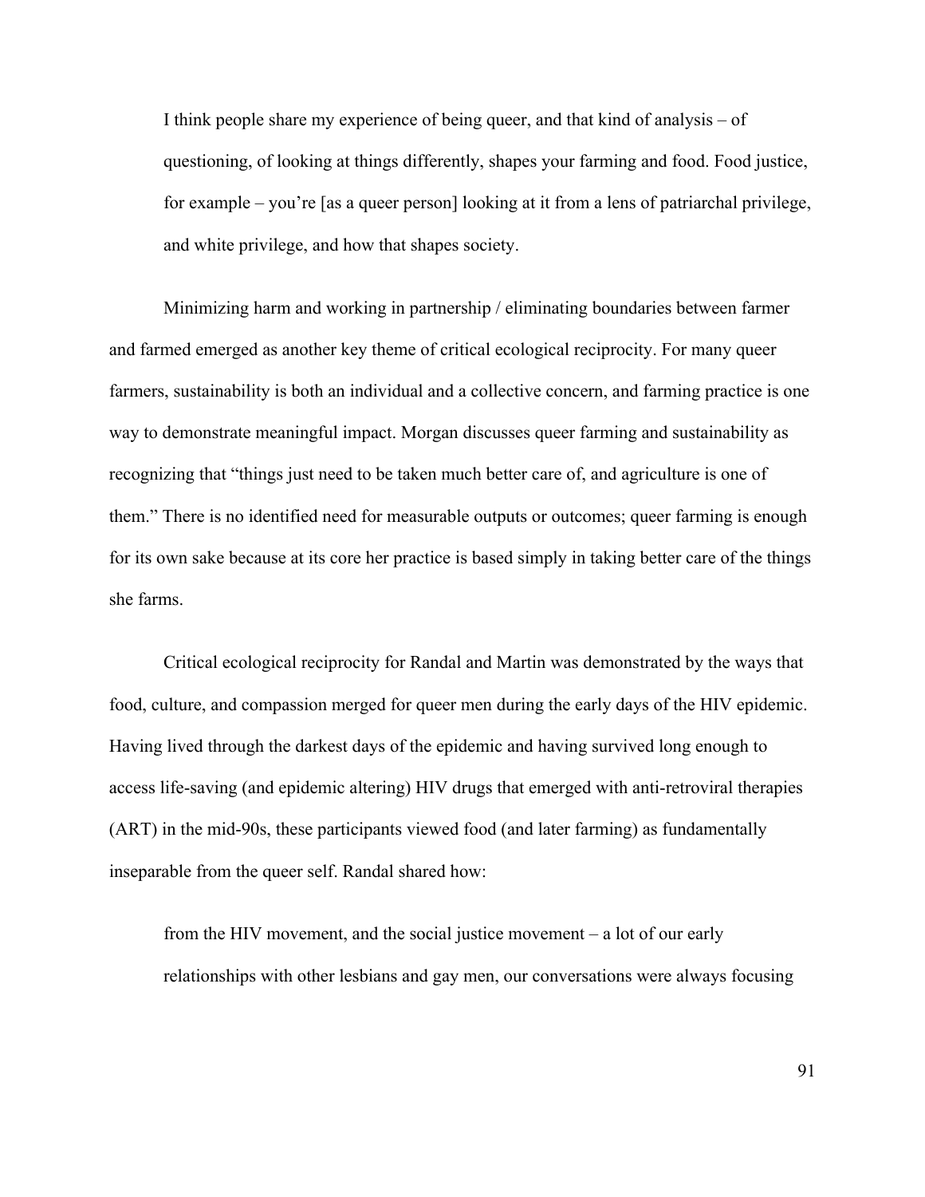> I think people share my experience of being queer, and that kind of analysis – of questioning, of looking at things differently, shapes your farming and food. Food justice, for example – you're [as a queer person] looking at it from a lens of patriarchal privilege, and white privilege, and how that shapes society.

Minimizing harm and working in partnership / eliminating boundaries between farmer and farmed emerged as another key theme of critical ecological reciprocity. For many queer farmers, sustainability is both an individual and a collective concern, and farming practice is one way to demonstrate meaningful impact. Morgan discusses queer farming and sustainability as recognizing that "things just need to be taken much better care of, and agriculture is one of them." There is no identified need for measurable outputs or outcomes; queer farming is enough for its own sake because at its core her practice is based simply in taking better care of the things she farms.

Critical ecological reciprocity for Randal and Martin was demonstrated by the ways that food, culture, and compassion merged for queer men during the early days of the HIV epidemic. Having lived through the darkest days of the epidemic and having survived long enough to access life-saving (and epidemic altering) HIV drugs that emerged with anti-retroviral therapies (ART) in the mid-90s, these participants viewed food (and later farming) as fundamentally inseparable from the queer self. Randal shared how:

> from the HIV movement, and the social justice movement – a lot of our early relationships with other lesbians and gay men, our conversations were always focusing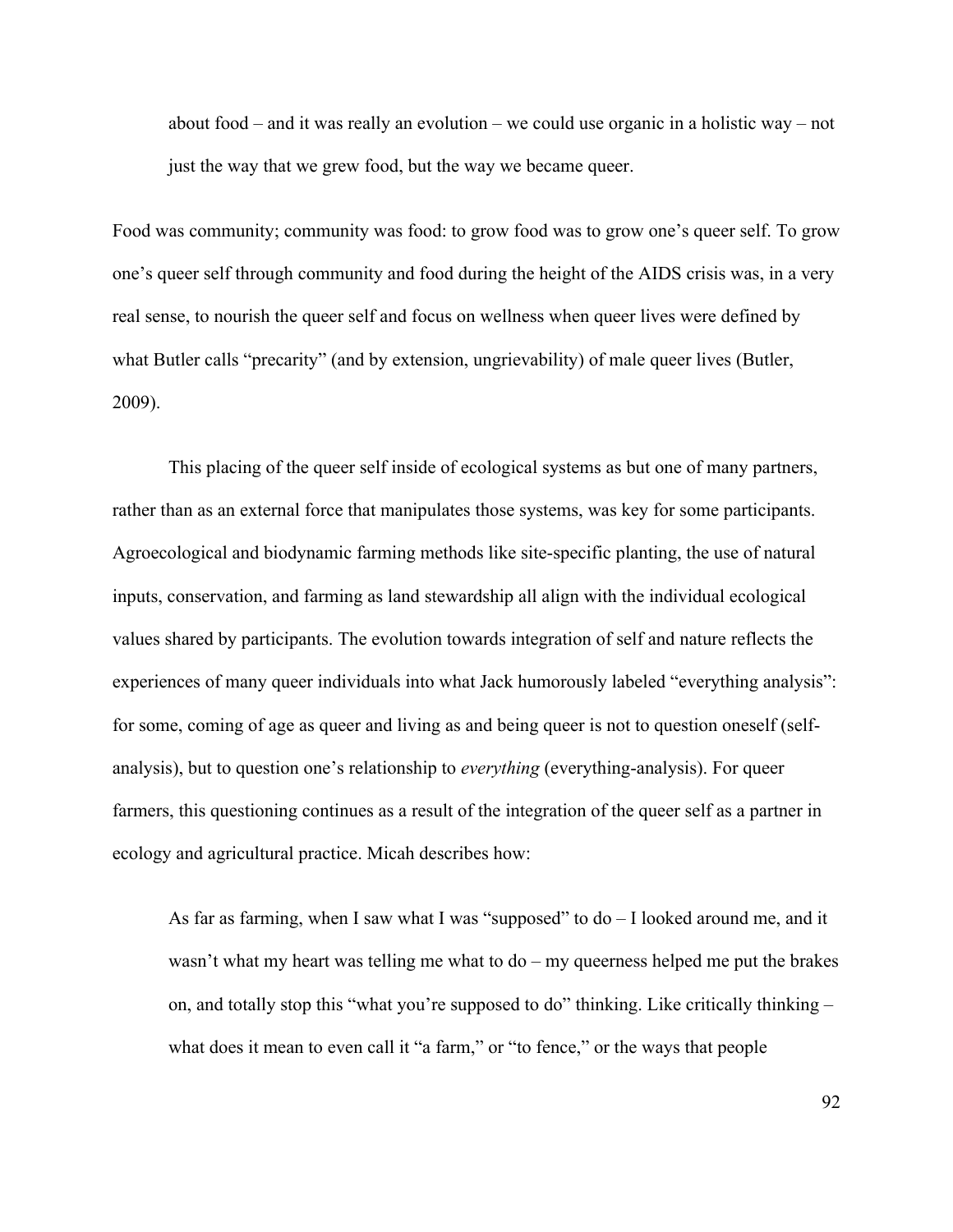> about food – and it was really an evolution – we could use organic in a holistic way – not just the way that we grew food, but the way we became queer.

Food was community; community was food: to grow food was to grow one's queer self. To grow one's queer self through community and food during the height of the AIDS crisis was, in a very real sense, to nourish the queer self and focus on wellness when queer lives were defined by what Butler calls "precarity" (and by extension, ungrievability) of male queer lives (Butler, 2009).

This placing of the queer self inside of ecological systems as but one of many partners, rather than as an external force that manipulates those systems, was key for some participants. Agroecological and biodynamic farming methods like site-specific planting, the use of natural inputs, conservation, and farming as land stewardship all align with the individual ecological values shared by participants. The evolution towards integration of self and nature reflects the experiences of many queer individuals into what Jack humorously labeled "everything analysis": for some, coming of age as queer and living as and being queer is not to question oneself (self-analysis), but to question one's relationship to *everything* (everything-analysis). For queer farmers, this questioning continues as a result of the integration of the queer self as a partner in ecology and agricultural practice. Micah describes how:

> As far as farming, when I saw what I was "supposed" to do – I looked around me, and it wasn't what my heart was telling me what to do – my queerness helped me put the brakes on, and totally stop this "what you're supposed to do" thinking. Like critically thinking – what does it mean to even call it "a farm," or "to fence," or the ways that people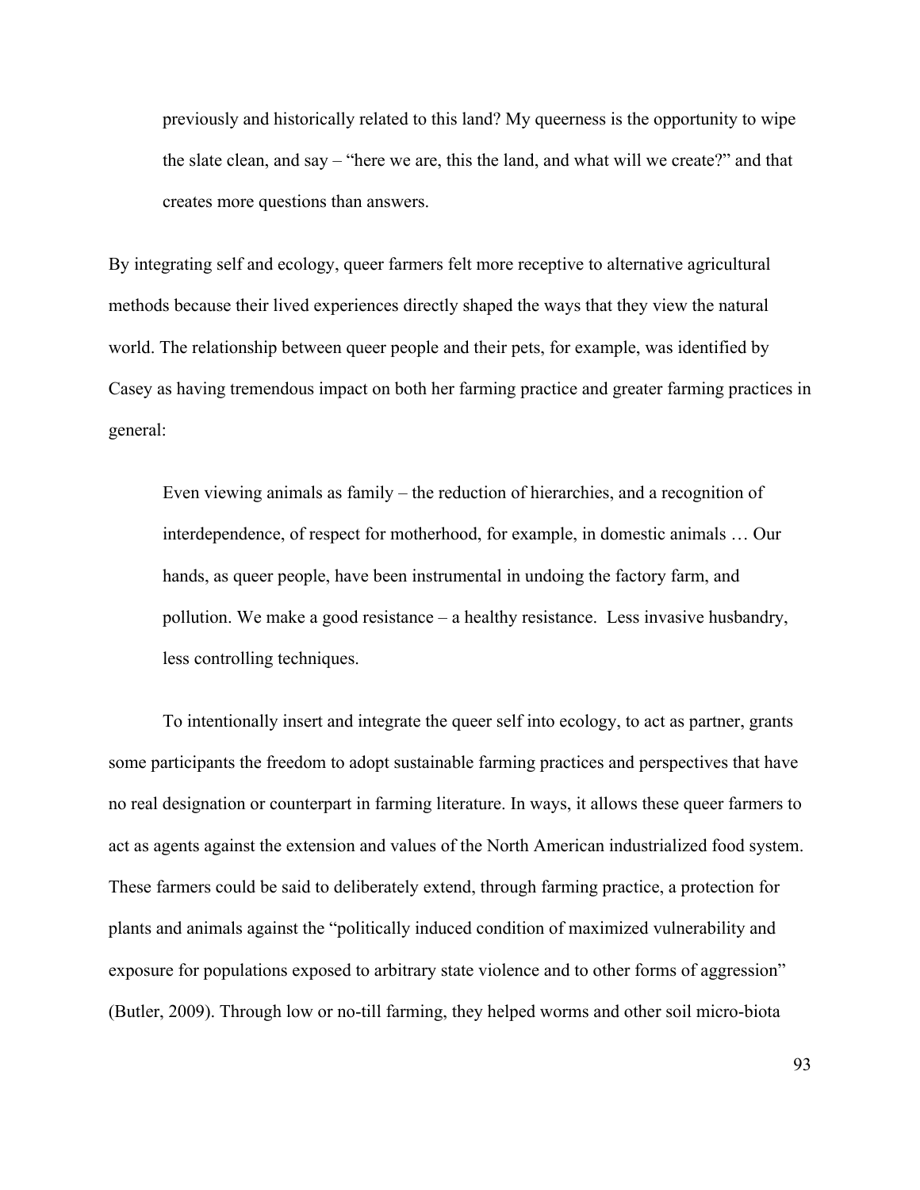> previously and historically related to this land? My queerness is the opportunity to wipe the slate clean, and say – "here we are, this the land, and what will we create?" and that creates more questions than answers.

By integrating self and ecology, queer farmers felt more receptive to alternative agricultural methods because their lived experiences directly shaped the ways that they view the natural world. The relationship between queer people and their pets, for example, was identified by Casey as having tremendous impact on both her farming practice and greater farming practices in general:

> Even viewing animals as family – the reduction of hierarchies, and a recognition of interdependence, of respect for motherhood, for example, in domestic animals … Our hands, as queer people, have been instrumental in undoing the factory farm, and pollution. We make a good resistance – a healthy resistance. Less invasive husbandry, less controlling techniques.

To intentionally insert and integrate the queer self into ecology, to act as partner, grants some participants the freedom to adopt sustainable farming practices and perspectives that have no real designation or counterpart in farming literature. In ways, it allows these queer farmers to act as agents against the extension and values of the North American industrialized food system. These farmers could be said to deliberately extend, through farming practice, a protection for plants and animals against the "politically induced condition of maximized vulnerability and exposure for populations exposed to arbitrary state violence and to other forms of aggression" (Butler, 2009). Through low or no-till farming, they helped worms and other soil micro-biota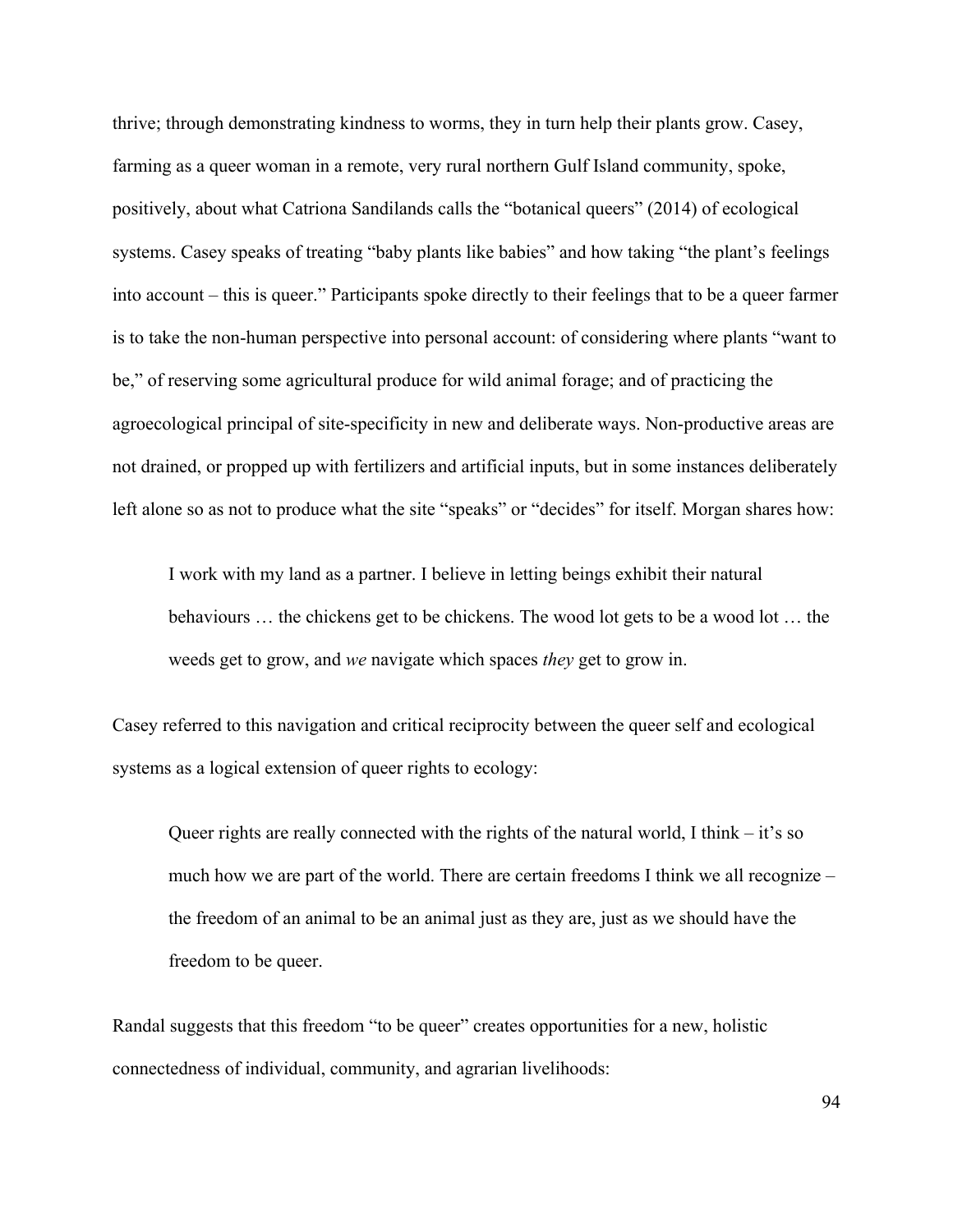thrive; through demonstrating kindness to worms, they in turn help their plants grow. Casey, farming as a queer woman in a remote, very rural northern Gulf Island community, spoke, positively, about what Catriona Sandilands calls the "botanical queers" (2014) of ecological systems. Casey speaks of treating "baby plants like babies" and how taking "the plant's feelings into account – this is queer." Participants spoke directly to their feelings that to be a queer farmer is to take the non-human perspective into personal account: of considering where plants "want to be," of reserving some agricultural produce for wild animal forage; and of practicing the agroecological principal of site-specificity in new and deliberate ways. Non-productive areas are not drained, or propped up with fertilizers and artificial inputs, but in some instances deliberately left alone so as not to produce what the site "speaks" or "decides" for itself. Morgan shares how:

> I work with my land as a partner. I believe in letting beings exhibit their natural behaviours … the chickens get to be chickens. The wood lot gets to be a wood lot … the weeds get to grow, and *we* navigate which spaces *they* get to grow in.

Casey referred to this navigation and critical reciprocity between the queer self and ecological systems as a logical extension of queer rights to ecology:

> Queer rights are really connected with the rights of the natural world, I think – it's so much how we are part of the world. There are certain freedoms I think we all recognize – the freedom of an animal to be an animal just as they are, just as we should have the freedom to be queer.

Randal suggests that this freedom "to be queer" creates opportunities for a new, holistic connectedness of individual, community, and agrarian livelihoods: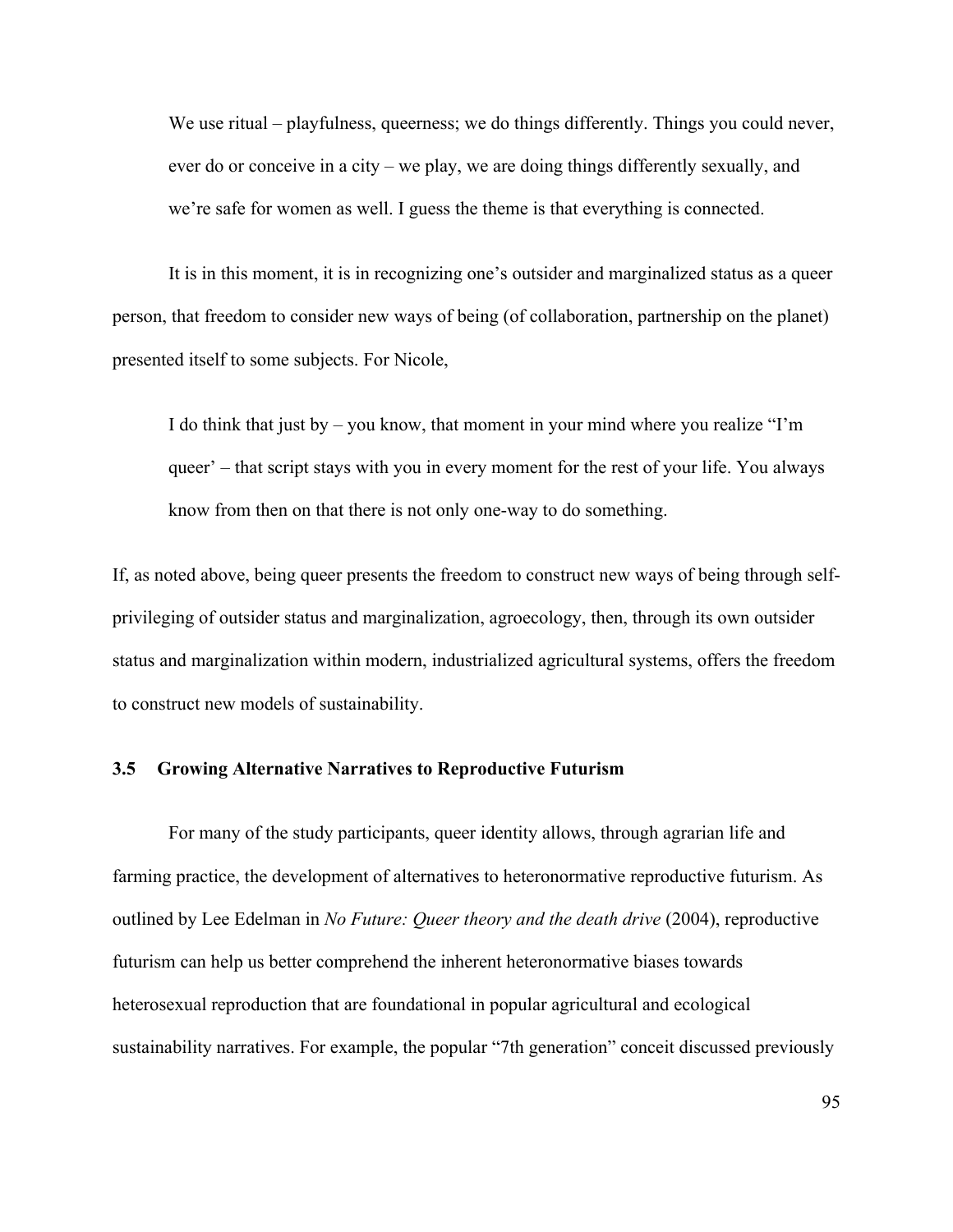> We use ritual – playfulness, queerness; we do things differently. Things you could never, ever do or conceive in a city – we play, we are doing things differently sexually, and we're safe for women as well. I guess the theme is that everything is connected.

It is in this moment, it is in recognizing one's outsider and marginalized status as a queer person, that freedom to consider new ways of being (of collaboration, partnership on the planet) presented itself to some subjects. For Nicole,

> I do think that just by – you know, that moment in your mind where you realize "I'm queer' – that script stays with you in every moment for the rest of your life. You always know from then on that there is not only one-way to do something.

If, as noted above, being queer presents the freedom to construct new ways of being through self-privileging of outsider status and marginalization, agroecology, then, through its own outsider status and marginalization within modern, industrialized agricultural systems, offers the freedom to construct new models of sustainability.

### 3.5 Growing Alternative Narratives to Reproductive Futurism

For many of the study participants, queer identity allows, through agrarian life and farming practice, the development of alternatives to heteronormative reproductive futurism. As outlined by Lee Edelman in *No Future: Queer theory and the death drive* (2004), reproductive futurism can help us better comprehend the inherent heteronormative biases towards heterosexual reproduction that are foundational in popular agricultural and ecological sustainability narratives. For example, the popular "7th generation" conceit discussed previously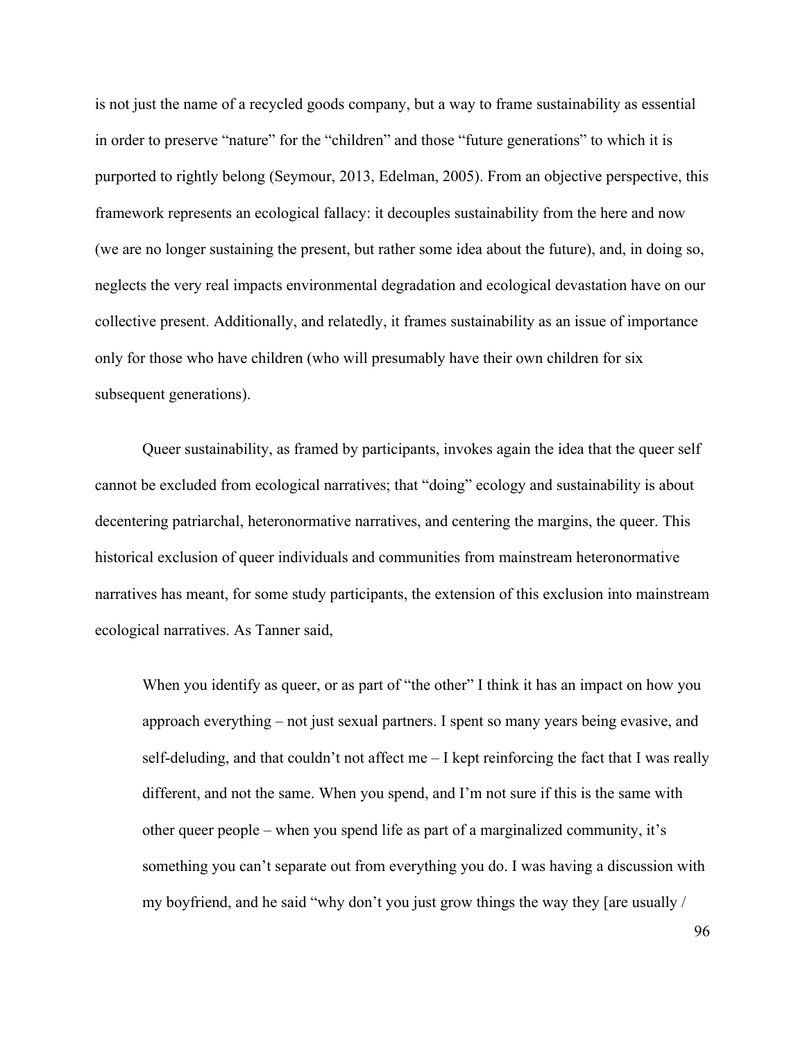is not just the name of a recycled goods company, but a way to frame sustainability as essential in order to preserve "nature" for the "children" and those "future generations" to which it is purported to rightly belong (Seymour, 2013, Edelman, 2005). From an objective perspective, this framework represents an ecological fallacy: it decouples sustainability from the here and now (we are no longer sustaining the present, but rather some idea about the future), and, in doing so, neglects the very real impacts environmental degradation and ecological devastation have on our collective present. Additionally, and relatedly, it frames sustainability as an issue of importance only for those who have children (who will presumably have their own children for six subsequent generations).

Queer sustainability, as framed by participants, invokes again the idea that the queer self cannot be excluded from ecological narratives; that "doing" ecology and sustainability is about decentering patriarchal, heteronormative narratives, and centering the margins, the queer. This historical exclusion of queer individuals and communities from mainstream heteronormative narratives has meant, for some study participants, the extension of this exclusion into mainstream ecological narratives. As Tanner said,

> When you identify as queer, or as part of "the other" I think it has an impact on how you approach everything – not just sexual partners. I spent so many years being evasive, and self-deluding, and that couldn't not affect me – I kept reinforcing the fact that I was really different, and not the same. When you spend, and I'm not sure if this is the same with other queer people – when you spend life as part of a marginalized community, it's something you can't separate out from everything you do. I was having a discussion with my boyfriend, and he said "why don't you just grow things the way they [are usually /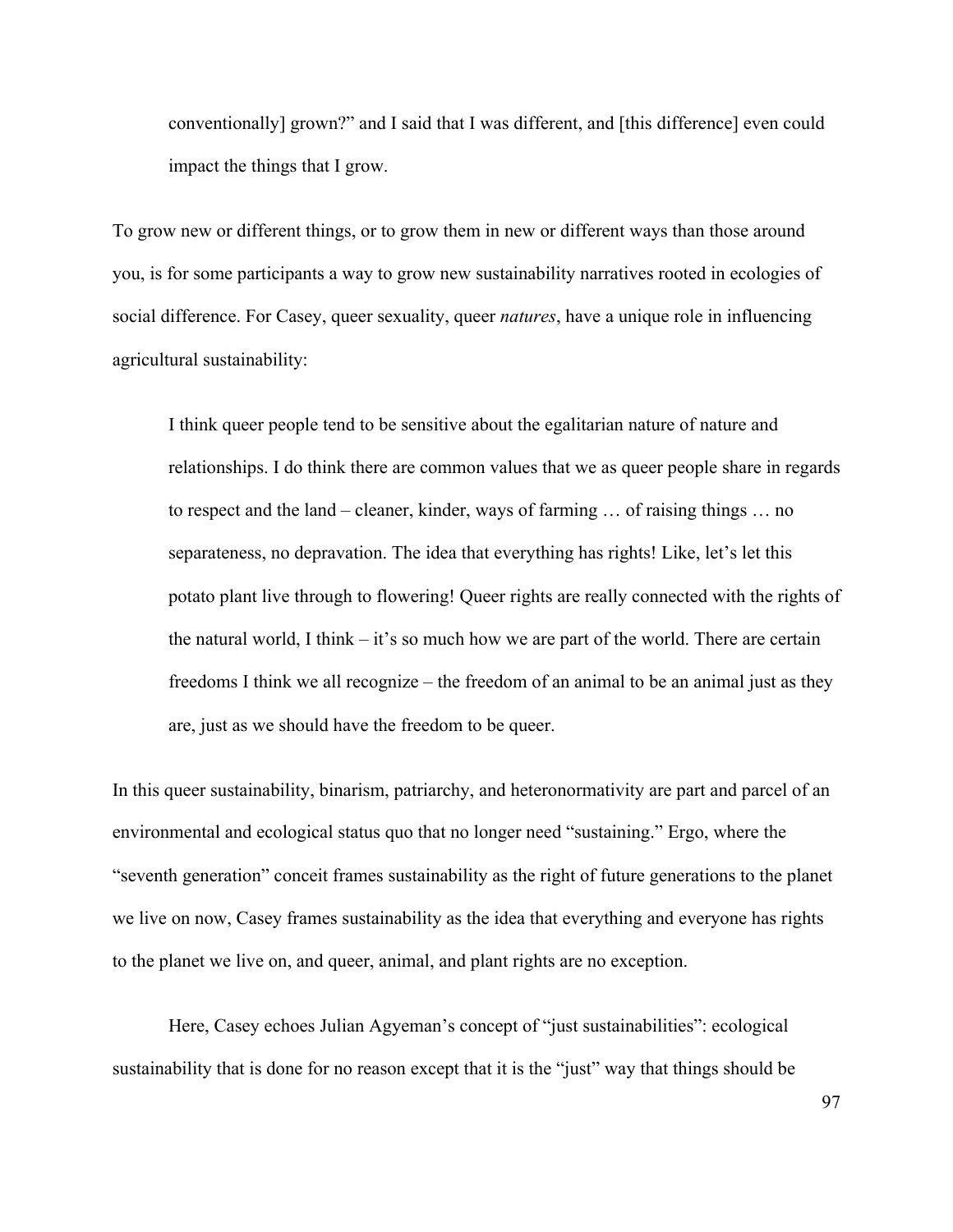> conventionally] grown?" and I said that I was different, and [this difference] even could impact the things that I grow.

To grow new or different things, or to grow them in new or different ways than those around you, is for some participants a way to grow new sustainability narratives rooted in ecologies of social difference. For Casey, queer sexuality, queer *natures*, have a unique role in influencing agricultural sustainability:

> I think queer people tend to be sensitive about the egalitarian nature of nature and relationships. I do think there are common values that we as queer people share in regards to respect and the land – cleaner, kinder, ways of farming … of raising things … no separateness, no depravation. The idea that everything has rights! Like, let's let this potato plant live through to flowering! Queer rights are really connected with the rights of the natural world, I think – it's so much how we are part of the world. There are certain freedoms I think we all recognize – the freedom of an animal to be an animal just as they are, just as we should have the freedom to be queer.

In this queer sustainability, binarism, patriarchy, and heteronormativity are part and parcel of an environmental and ecological status quo that no longer need "sustaining." Ergo, where the "seventh generation" conceit frames sustainability as the right of future generations to the planet we live on now, Casey frames sustainability as the idea that everything and everyone has rights to the planet we live on, and queer, animal, and plant rights are no exception.

Here, Casey echoes Julian Agyeman's concept of "just sustainabilities": ecological sustainability that is done for no reason except that it is the "just" way that things should be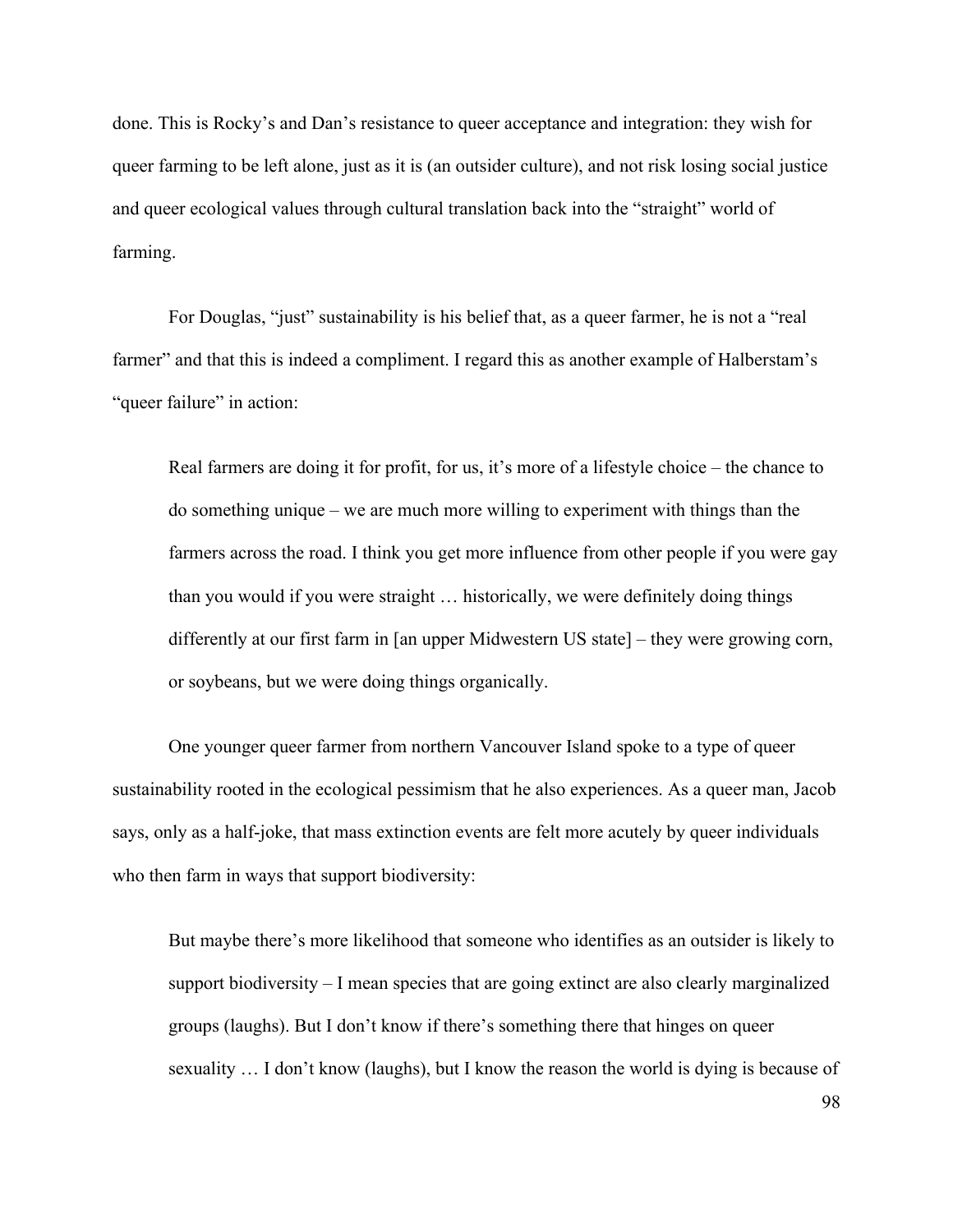done. This is Rocky's and Dan's resistance to queer acceptance and integration: they wish for queer farming to be left alone, just as it is (an outsider culture), and not risk losing social justice and queer ecological values through cultural translation back into the "straight" world of farming.

For Douglas, "just" sustainability is his belief that, as a queer farmer, he is not a "real farmer" and that this is indeed a compliment. I regard this as another example of Halberstam's "queer failure" in action:

> Real farmers are doing it for profit, for us, it's more of a lifestyle choice – the chance to do something unique – we are much more willing to experiment with things than the farmers across the road. I think you get more influence from other people if you were gay than you would if you were straight … historically, we were definitely doing things differently at our first farm in [an upper Midwestern US state] – they were growing corn, or soybeans, but we were doing things organically.

One younger queer farmer from northern Vancouver Island spoke to a type of queer sustainability rooted in the ecological pessimism that he also experiences. As a queer man, Jacob says, only as a half-joke, that mass extinction events are felt more acutely by queer individuals who then farm in ways that support biodiversity:

> But maybe there's more likelihood that someone who identifies as an outsider is likely to support biodiversity – I mean species that are going extinct are also clearly marginalized groups (laughs). But I don't know if there's something there that hinges on queer sexuality … I don't know (laughs), but I know the reason the world is dying is because of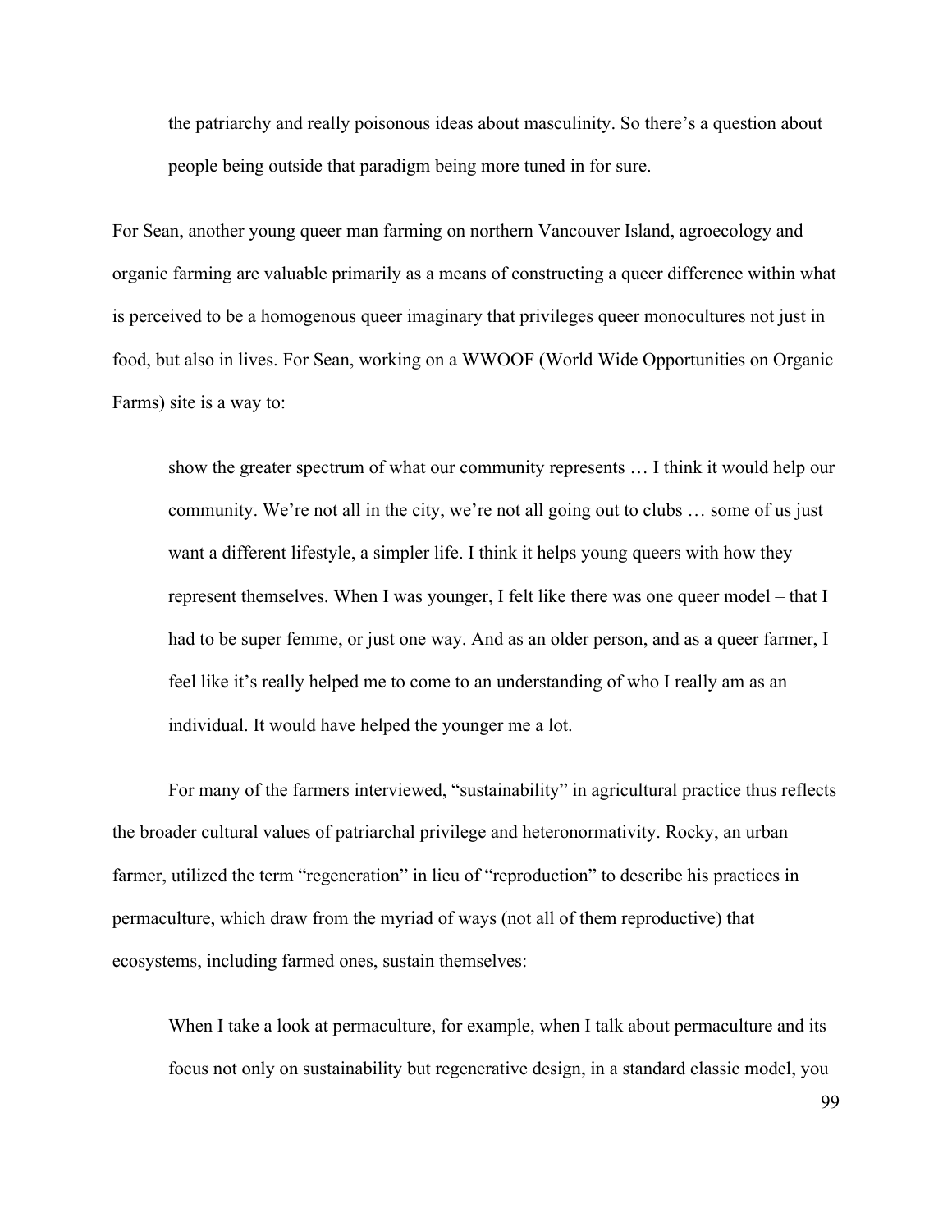> the patriarchy and really poisonous ideas about masculinity. So there's a question about people being outside that paradigm being more tuned in for sure.

For Sean, another young queer man farming on northern Vancouver Island, agroecology and organic farming are valuable primarily as a means of constructing a queer difference within what is perceived to be a homogenous queer imaginary that privileges queer monocultures not just in food, but also in lives. For Sean, working on a WWOOF (World Wide Opportunities on Organic Farms) site is a way to:

> show the greater spectrum of what our community represents … I think it would help our community. We're not all in the city, we're not all going out to clubs … some of us just want a different lifestyle, a simpler life. I think it helps young queers with how they represent themselves. When I was younger, I felt like there was one queer model – that I had to be super femme, or just one way. And as an older person, and as a queer farmer, I feel like it's really helped me to come to an understanding of who I really am as an individual. It would have helped the younger me a lot.

For many of the farmers interviewed, "sustainability" in agricultural practice thus reflects the broader cultural values of patriarchal privilege and heteronormativity. Rocky, an urban farmer, utilized the term "regeneration" in lieu of "reproduction" to describe his practices in permaculture, which draw from the myriad of ways (not all of them reproductive) that ecosystems, including farmed ones, sustain themselves:

> When I take a look at permaculture, for example, when I talk about permaculture and its focus not only on sustainability but regenerative design, in a standard classic model, you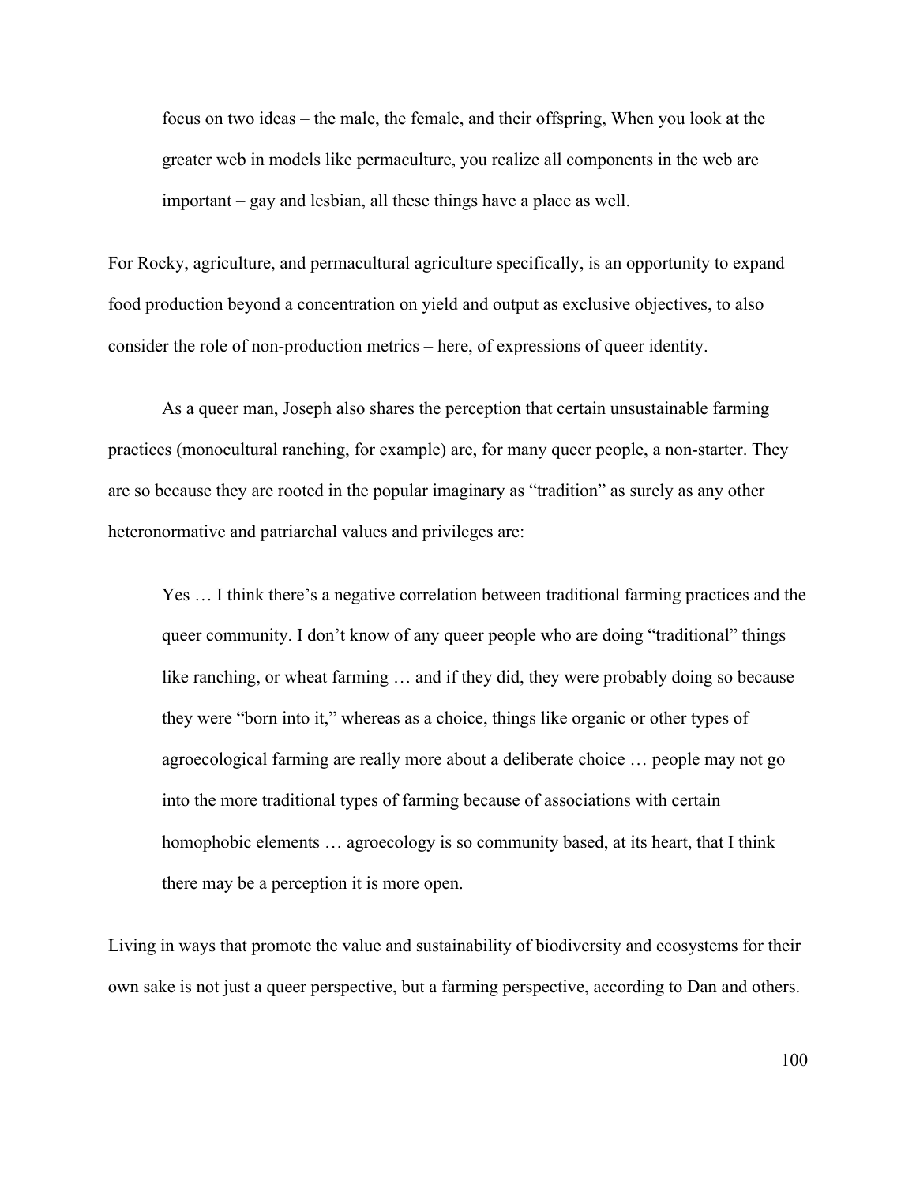> focus on two ideas – the male, the female, and their offspring, When you look at the greater web in models like permaculture, you realize all components in the web are important – gay and lesbian, all these things have a place as well.

For Rocky, agriculture, and permacultural agriculture specifically, is an opportunity to expand food production beyond a concentration on yield and output as exclusive objectives, to also consider the role of non-production metrics – here, of expressions of queer identity.

As a queer man, Joseph also shares the perception that certain unsustainable farming practices (monocultural ranching, for example) are, for many queer people, a non-starter. They are so because they are rooted in the popular imaginary as "tradition" as surely as any other heteronormative and patriarchal values and privileges are:

> Yes … I think there's a negative correlation between traditional farming practices and the queer community. I don't know of any queer people who are doing "traditional" things like ranching, or wheat farming … and if they did, they were probably doing so because they were "born into it," whereas as a choice, things like organic or other types of agroecological farming are really more about a deliberate choice … people may not go into the more traditional types of farming because of associations with certain homophobic elements … agroecology is so community based, at its heart, that I think there may be a perception it is more open.

Living in ways that promote the value and sustainability of biodiversity and ecosystems for their own sake is not just a queer perspective, but a farming perspective, according to Dan and others.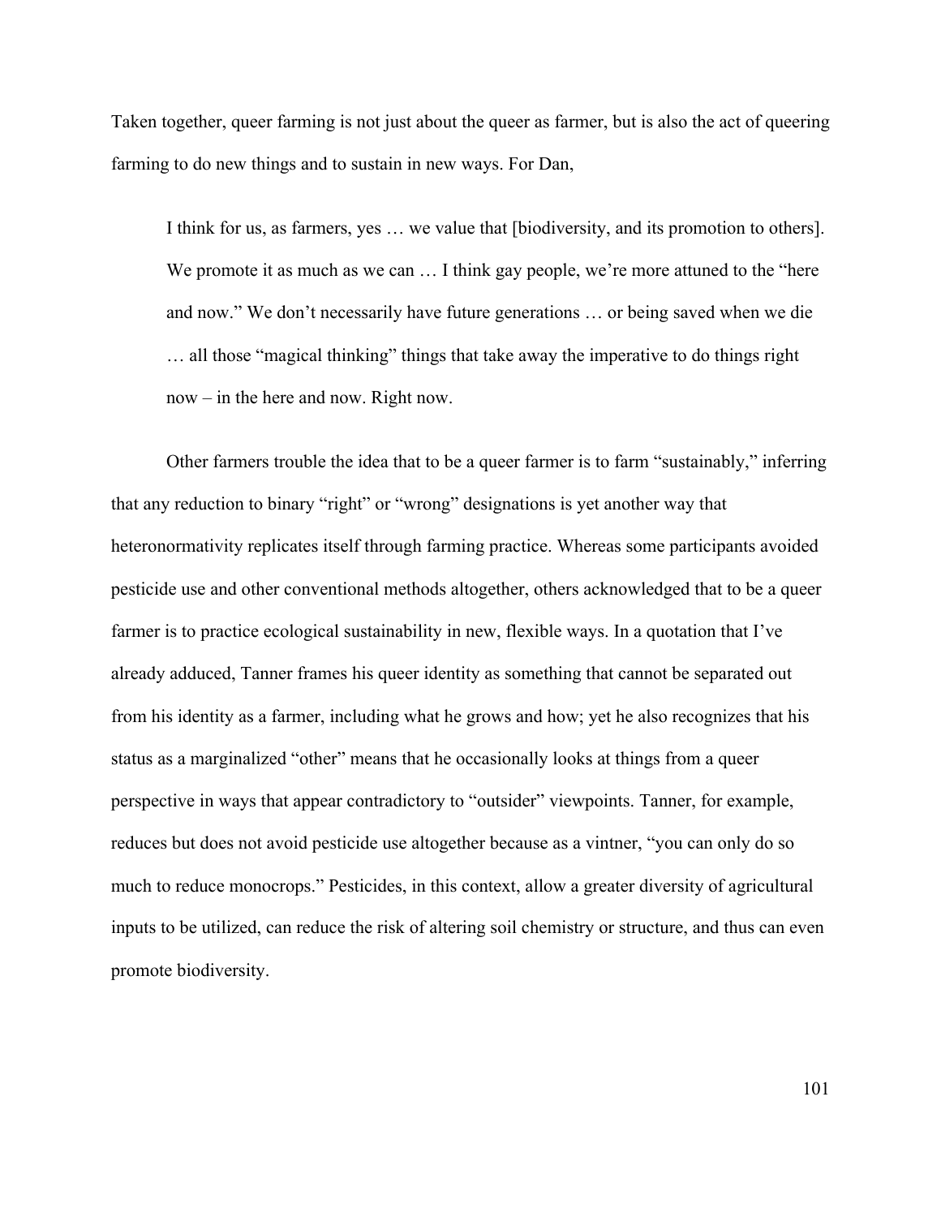Taken together, queer farming is not just about the queer as farmer, but is also the act of queering farming to do new things and to sustain in new ways. For Dan,

> I think for us, as farmers, yes … we value that [biodiversity, and its promotion to others]. We promote it as much as we can … I think gay people, we're more attuned to the "here and now." We don't necessarily have future generations … or being saved when we die … all those "magical thinking" things that take away the imperative to do things right now – in the here and now. Right now.

Other farmers trouble the idea that to be a queer farmer is to farm "sustainably," inferring that any reduction to binary "right" or "wrong" designations is yet another way that heteronormativity replicates itself through farming practice. Whereas some participants avoided pesticide use and other conventional methods altogether, others acknowledged that to be a queer farmer is to practice ecological sustainability in new, flexible ways. In a quotation that I've already adduced, Tanner frames his queer identity as something that cannot be separated out from his identity as a farmer, including what he grows and how; yet he also recognizes that his status as a marginalized "other" means that he occasionally looks at things from a queer perspective in ways that appear contradictory to "outsider" viewpoints. Tanner, for example, reduces but does not avoid pesticide use altogether because as a vintner, "you can only do so much to reduce monocrops." Pesticides, in this context, allow a greater diversity of agricultural inputs to be utilized, can reduce the risk of altering soil chemistry or structure, and thus can even promote biodiversity.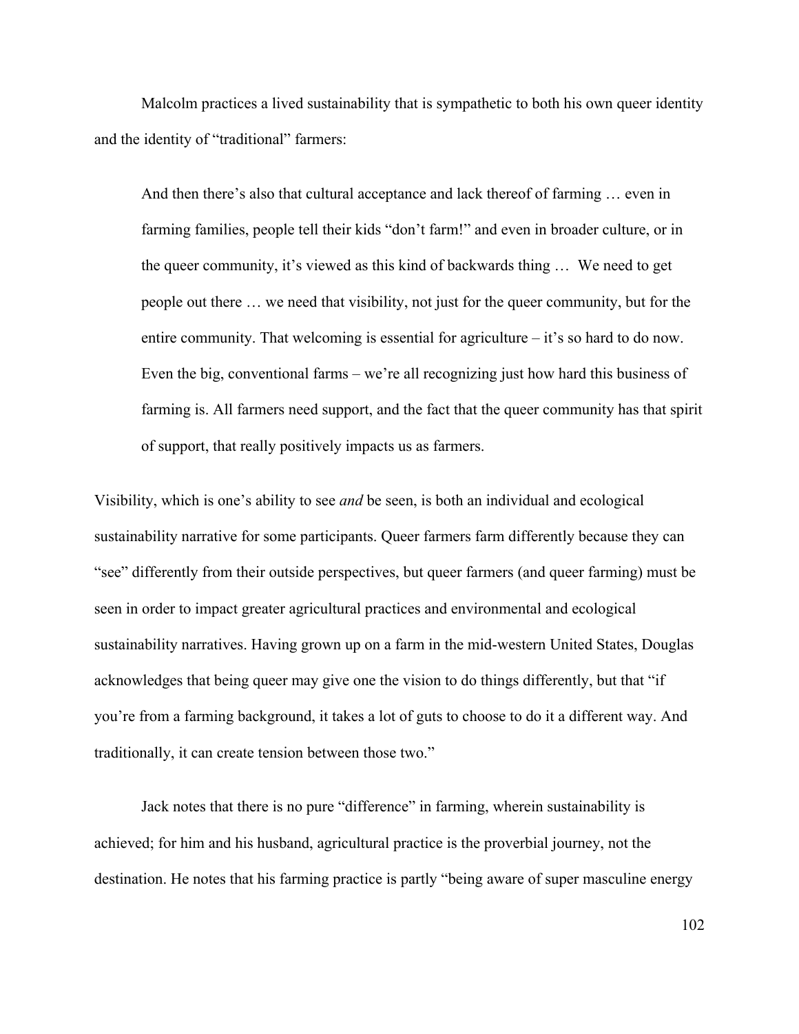Malcolm practices a lived sustainability that is sympathetic to both his own queer identity and the identity of "traditional" farmers:

> And then there's also that cultural acceptance and lack thereof of farming … even in farming families, people tell their kids "don't farm!" and even in broader culture, or in the queer community, it's viewed as this kind of backwards thing … We need to get people out there … we need that visibility, not just for the queer community, but for the entire community. That welcoming is essential for agriculture – it's so hard to do now. Even the big, conventional farms – we're all recognizing just how hard this business of farming is. All farmers need support, and the fact that the queer community has that spirit of support, that really positively impacts us as farmers.

Visibility, which is one's ability to see *and* be seen, is both an individual and ecological sustainability narrative for some participants. Queer farmers farm differently because they can "see" differently from their outside perspectives, but queer farmers (and queer farming) must be seen in order to impact greater agricultural practices and environmental and ecological sustainability narratives. Having grown up on a farm in the mid-western United States, Douglas acknowledges that being queer may give one the vision to do things differently, but that "if you're from a farming background, it takes a lot of guts to choose to do it a different way. And traditionally, it can create tension between those two."

Jack notes that there is no pure "difference" in farming, wherein sustainability is achieved; for him and his husband, agricultural practice is the proverbial journey, not the destination. He notes that his farming practice is partly "being aware of super masculine energy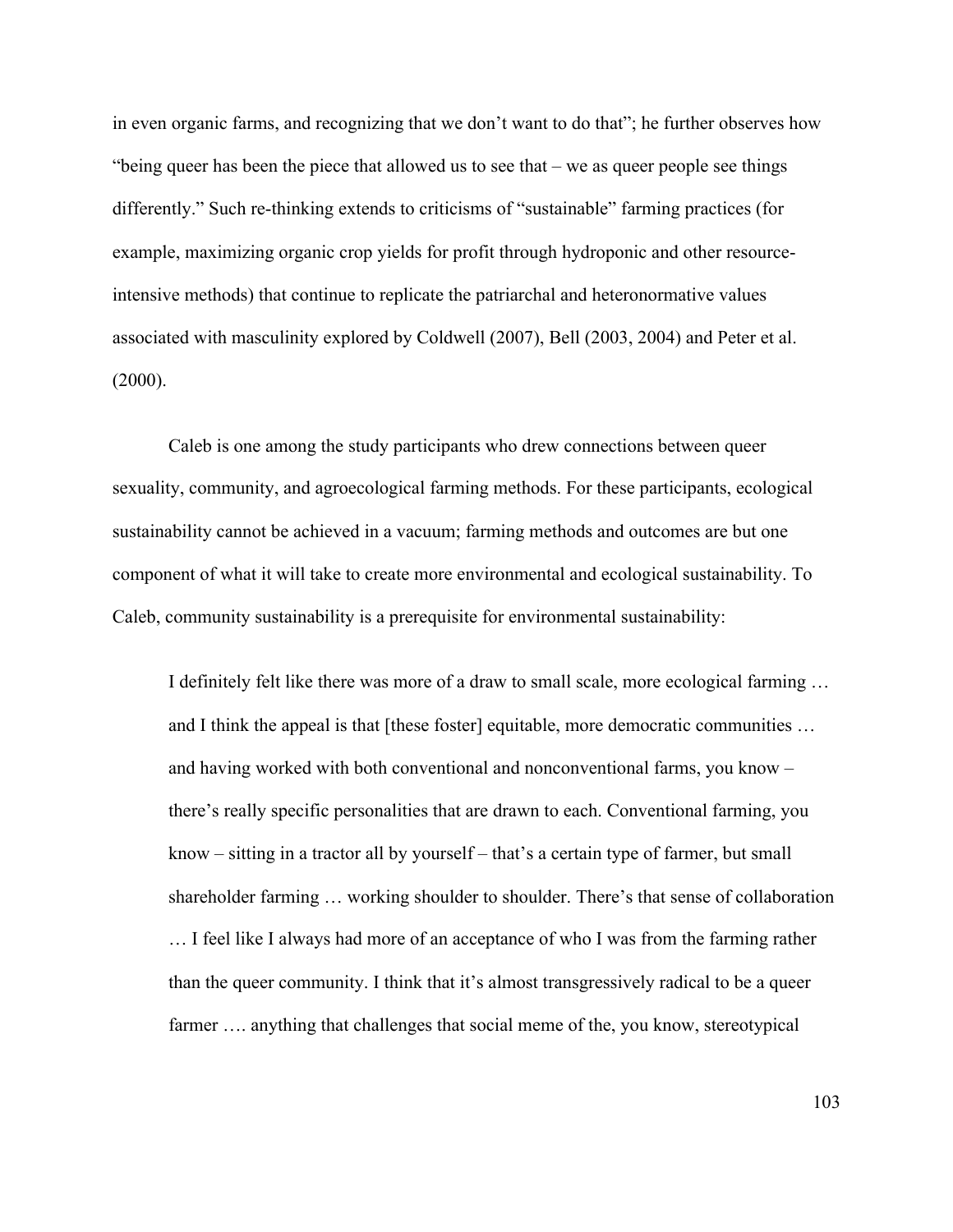in even organic farms, and recognizing that we don't want to do that"; he further observes how "being queer has been the piece that allowed us to see that – we as queer people see things differently." Such re-thinking extends to criticisms of "sustainable" farming practices (for example, maximizing organic crop yields for profit through hydroponic and other resource-intensive methods) that continue to replicate the patriarchal and heteronormative values associated with masculinity explored by Coldwell (2007), Bell (2003, 2004) and Peter et al. (2000).

Caleb is one among the study participants who drew connections between queer sexuality, community, and agroecological farming methods. For these participants, ecological sustainability cannot be achieved in a vacuum; farming methods and outcomes are but one component of what it will take to create more environmental and ecological sustainability. To Caleb, community sustainability is a prerequisite for environmental sustainability:

> I definitely felt like there was more of a draw to small scale, more ecological farming … and I think the appeal is that [these foster] equitable, more democratic communities … and having worked with both conventional and nonconventional farms, you know – there's really specific personalities that are drawn to each. Conventional farming, you know – sitting in a tractor all by yourself – that's a certain type of farmer, but small shareholder farming … working shoulder to shoulder. There's that sense of collaboration … I feel like I always had more of an acceptance of who I was from the farming rather than the queer community. I think that it's almost transgressively radical to be a queer farmer …. anything that challenges that social meme of the, you know, stereotypical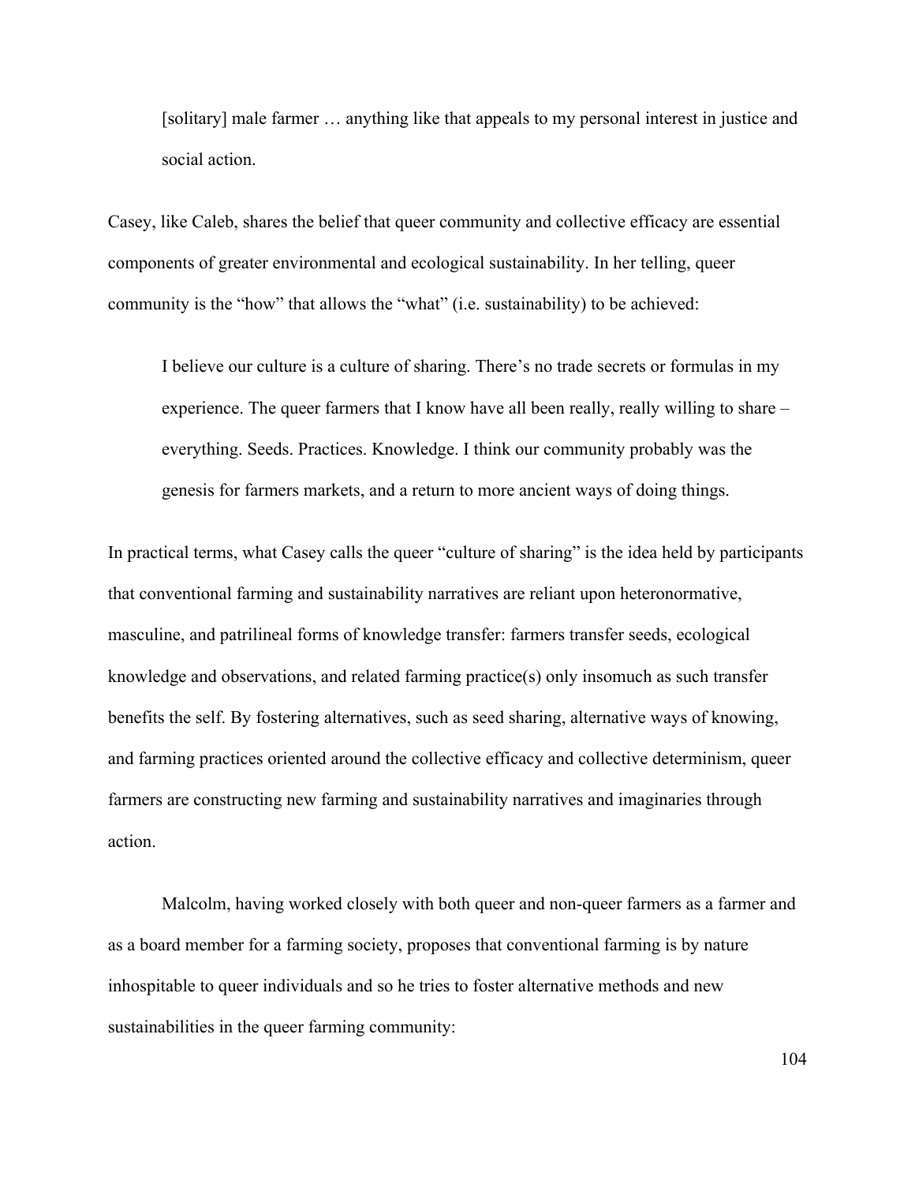> [solitary] male farmer … anything like that appeals to my personal interest in justice and social action.

Casey, like Caleb, shares the belief that queer community and collective efficacy are essential components of greater environmental and ecological sustainability. In her telling, queer community is the "how" that allows the "what" (i.e. sustainability) to be achieved:

> I believe our culture is a culture of sharing. There's no trade secrets or formulas in my experience. The queer farmers that I know have all been really, really willing to share – everything. Seeds. Practices. Knowledge. I think our community probably was the genesis for farmers markets, and a return to more ancient ways of doing things.

In practical terms, what Casey calls the queer "culture of sharing" is the idea held by participants that conventional farming and sustainability narratives are reliant upon heteronormative, masculine, and patrilineal forms of knowledge transfer: farmers transfer seeds, ecological knowledge and observations, and related farming practice(s) only insomuch as such transfer benefits the self. By fostering alternatives, such as seed sharing, alternative ways of knowing, and farming practices oriented around the collective efficacy and collective determinism, queer farmers are constructing new farming and sustainability narratives and imaginaries through action.

Malcolm, having worked closely with both queer and non-queer farmers as a farmer and as a board member for a farming society, proposes that conventional farming is by nature inhospitable to queer individuals and so he tries to foster alternative methods and new sustainabilities in the queer farming community: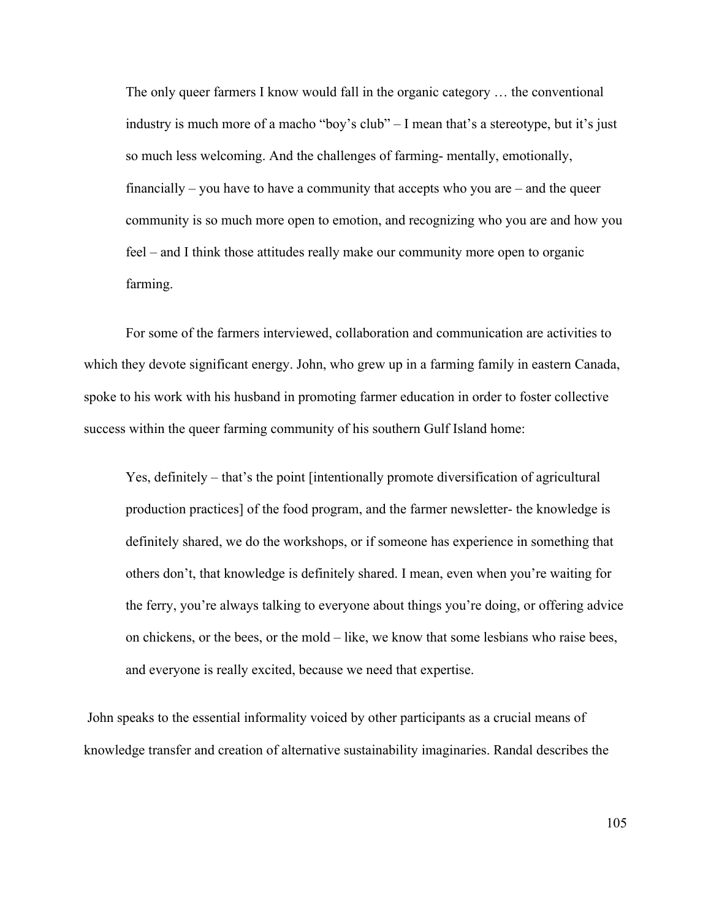> The only queer farmers I know would fall in the organic category … the conventional industry is much more of a macho "boy's club" – I mean that's a stereotype, but it's just so much less welcoming. And the challenges of farming- mentally, emotionally, financially – you have to have a community that accepts who you are – and the queer community is so much more open to emotion, and recognizing who you are and how you feel – and I think those attitudes really make our community more open to organic farming.

For some of the farmers interviewed, collaboration and communication are activities to which they devote significant energy. John, who grew up in a farming family in eastern Canada, spoke to his work with his husband in promoting farmer education in order to foster collective success within the queer farming community of his southern Gulf Island home:

> Yes, definitely – that's the point [intentionally promote diversification of agricultural production practices] of the food program, and the farmer newsletter- the knowledge is definitely shared, we do the workshops, or if someone has experience in something that others don't, that knowledge is definitely shared. I mean, even when you're waiting for the ferry, you're always talking to everyone about things you're doing, or offering advice on chickens, or the bees, or the mold – like, we know that some lesbians who raise bees, and everyone is really excited, because we need that expertise.

John speaks to the essential informality voiced by other participants as a crucial means of knowledge transfer and creation of alternative sustainability imaginaries. Randal describes the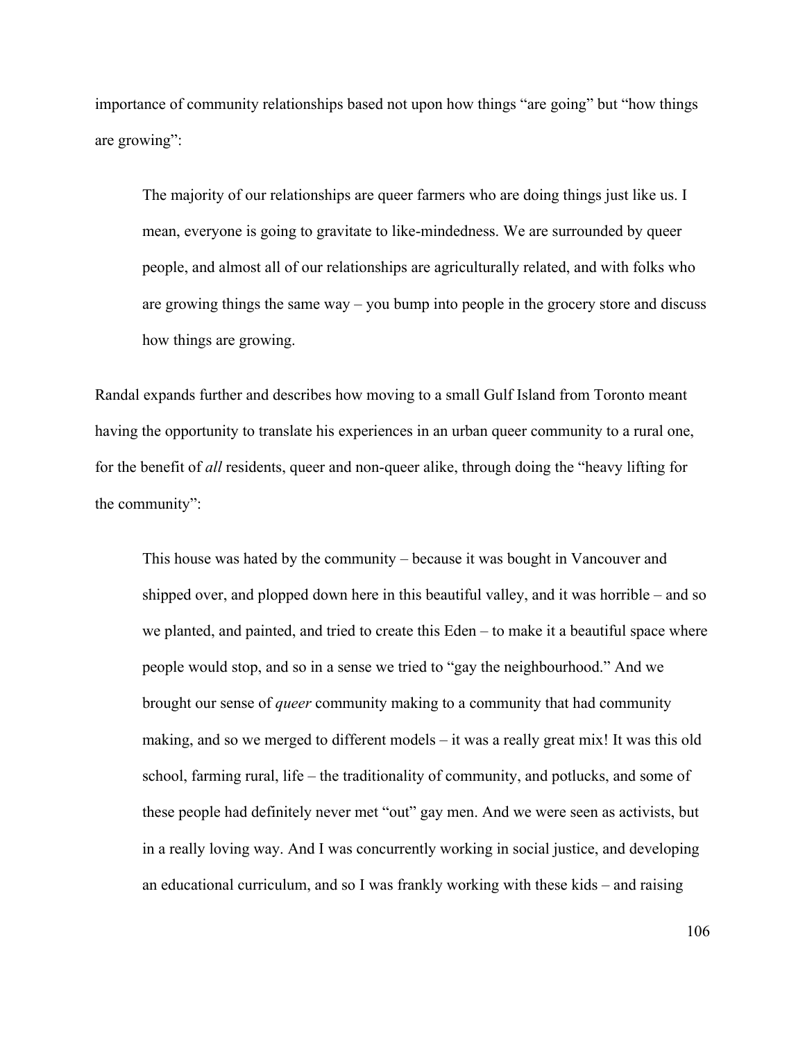importance of community relationships based not upon how things "are going" but "how things are growing":

> The majority of our relationships are queer farmers who are doing things just like us. I mean, everyone is going to gravitate to like-mindedness. We are surrounded by queer people, and almost all of our relationships are agriculturally related, and with folks who are growing things the same way – you bump into people in the grocery store and discuss how things are growing.

Randal expands further and describes how moving to a small Gulf Island from Toronto meant having the opportunity to translate his experiences in an urban queer community to a rural one, for the benefit of *all* residents, queer and non-queer alike, through doing the "heavy lifting for the community":

> This house was hated by the community – because it was bought in Vancouver and shipped over, and plopped down here in this beautiful valley, and it was horrible – and so we planted, and painted, and tried to create this Eden – to make it a beautiful space where people would stop, and so in a sense we tried to "gay the neighbourhood." And we brought our sense of *queer* community making to a community that had community making, and so we merged to different models – it was a really great mix! It was this old school, farming rural, life – the traditionality of community, and potlucks, and some of these people had definitely never met "out" gay men. And we were seen as activists, but in a really loving way. And I was concurrently working in social justice, and developing an educational curriculum, and so I was frankly working with these kids – and raising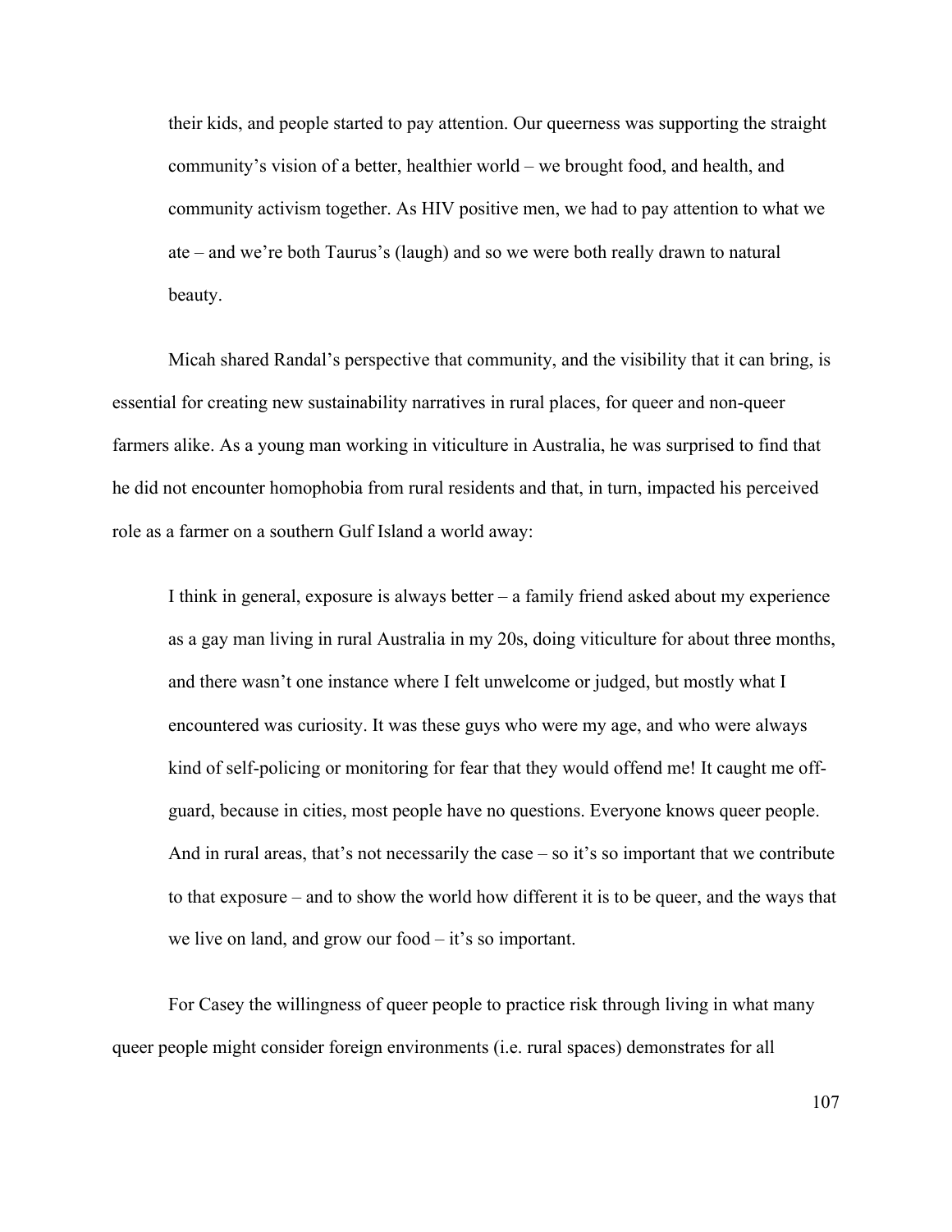> their kids, and people started to pay attention. Our queerness was supporting the straight community's vision of a better, healthier world – we brought food, and health, and community activism together. As HIV positive men, we had to pay attention to what we ate – and we're both Taurus's (laugh) and so we were both really drawn to natural beauty.

Micah shared Randal's perspective that community, and the visibility that it can bring, is essential for creating new sustainability narratives in rural places, for queer and non-queer farmers alike. As a young man working in viticulture in Australia, he was surprised to find that he did not encounter homophobia from rural residents and that, in turn, impacted his perceived role as a farmer on a southern Gulf Island a world away:

> I think in general, exposure is always better – a family friend asked about my experience as a gay man living in rural Australia in my 20s, doing viticulture for about three months, and there wasn't one instance where I felt unwelcome or judged, but mostly what I encountered was curiosity. It was these guys who were my age, and who were always kind of self-policing or monitoring for fear that they would offend me! It caught me off-guard, because in cities, most people have no questions. Everyone knows queer people. And in rural areas, that's not necessarily the case – so it's so important that we contribute to that exposure – and to show the world how different it is to be queer, and the ways that we live on land, and grow our food – it's so important.

For Casey the willingness of queer people to practice risk through living in what many queer people might consider foreign environments (i.e. rural spaces) demonstrates for all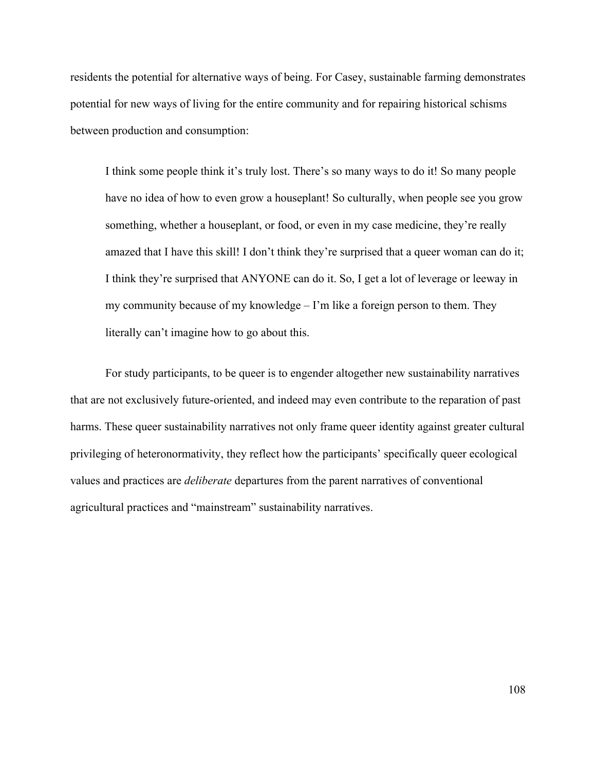residents the potential for alternative ways of being. For Casey, sustainable farming demonstrates potential for new ways of living for the entire community and for repairing historical schisms between production and consumption:

> I think some people think it's truly lost. There's so many ways to do it! So many people have no idea of how to even grow a houseplant! So culturally, when people see you grow something, whether a houseplant, or food, or even in my case medicine, they're really amazed that I have this skill! I don't think they're surprised that a queer woman can do it; I think they're surprised that ANYONE can do it. So, I get a lot of leverage or leeway in my community because of my knowledge – I'm like a foreign person to them. They literally can't imagine how to go about this.

For study participants, to be queer is to engender altogether new sustainability narratives that are not exclusively future-oriented, and indeed may even contribute to the reparation of past harms. These queer sustainability narratives not only frame queer identity against greater cultural privileging of heteronormativity, they reflect how the participants' specifically queer ecological values and practices are *deliberate* departures from the parent narratives of conventional agricultural practices and "mainstream" sustainability narratives.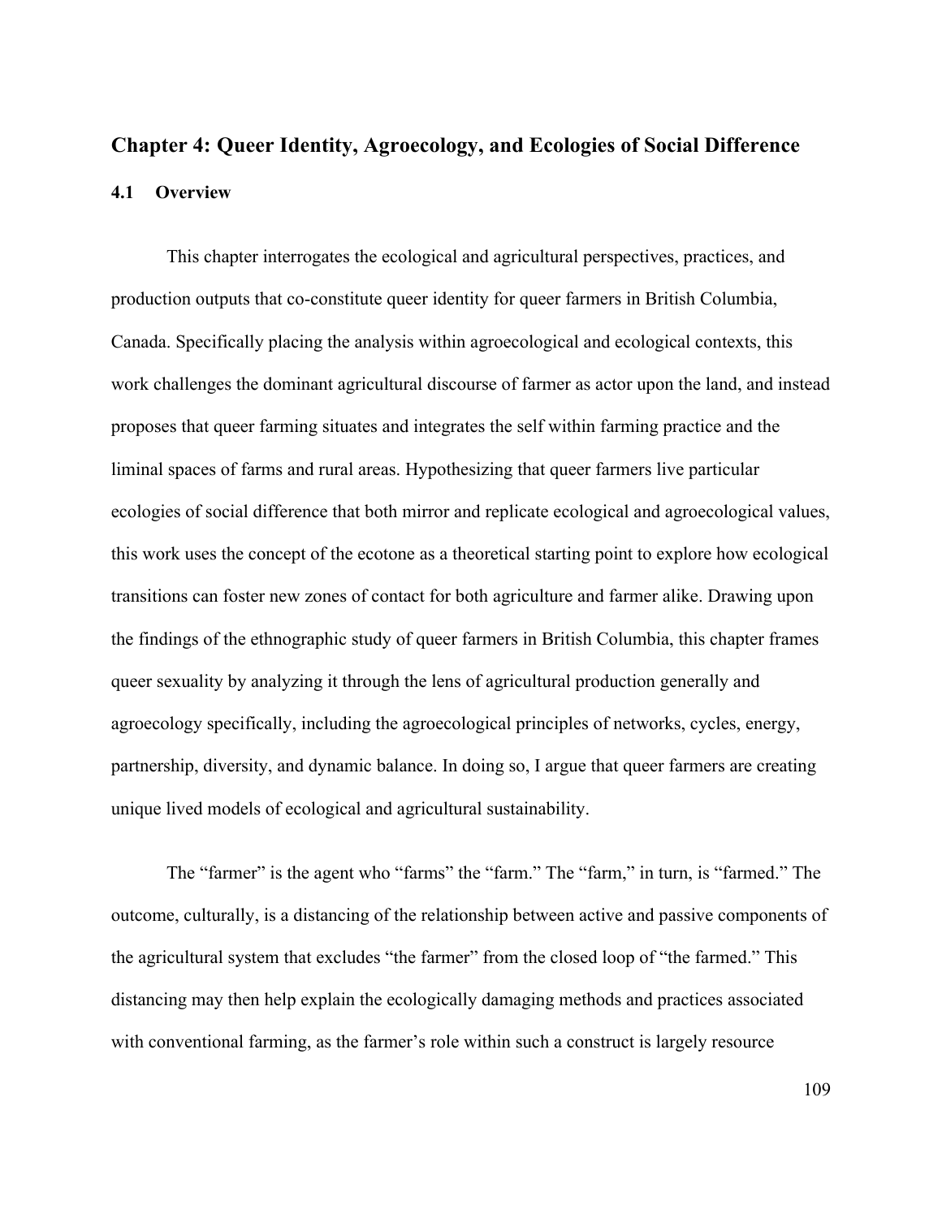## Chapter 4: Queer Identity, Agroecology, and Ecologies of Social Difference

### 4.1 Overview

This chapter interrogates the ecological and agricultural perspectives, practices, and production outputs that co-constitute queer identity for queer farmers in British Columbia, Canada. Specifically placing the analysis within agroecological and ecological contexts, this work challenges the dominant agricultural discourse of farmer as actor upon the land, and instead proposes that queer farming situates and integrates the self within farming practice and the liminal spaces of farms and rural areas. Hypothesizing that queer farmers live particular ecologies of social difference that both mirror and replicate ecological and agroecological values, this work uses the concept of the ecotone as a theoretical starting point to explore how ecological transitions can foster new zones of contact for both agriculture and farmer alike. Drawing upon the findings of the ethnographic study of queer farmers in British Columbia, this chapter frames queer sexuality by analyzing it through the lens of agricultural production generally and agroecology specifically, including the agroecological principles of networks, cycles, energy, partnership, diversity, and dynamic balance. In doing so, I argue that queer farmers are creating unique lived models of ecological and agricultural sustainability.

The "farmer" is the agent who "farms" the "farm." The "farm," in turn, is "farmed." The outcome, culturally, is a distancing of the relationship between active and passive components of the agricultural system that excludes "the farmer" from the closed loop of "the farmed." This distancing may then help explain the ecologically damaging methods and practices associated with conventional farming, as the farmer's role within such a construct is largely resource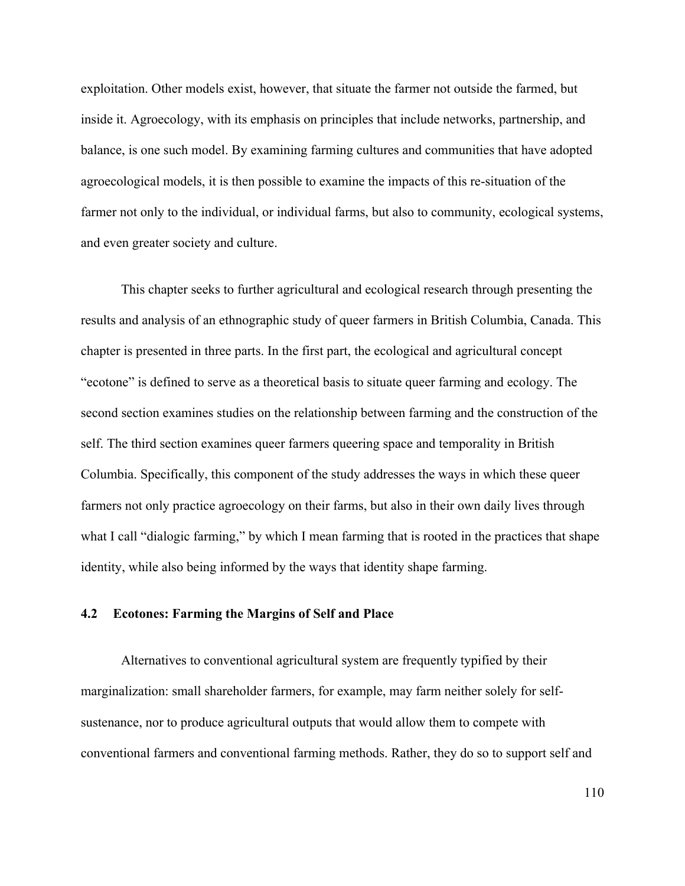exploitation. Other models exist, however, that situate the farmer not outside the farmed, but inside it. Agroecology, with its emphasis on principles that include networks, partnership, and balance, is one such model. By examining farming cultures and communities that have adopted agroecological models, it is then possible to examine the impacts of this re-situation of the farmer not only to the individual, or individual farms, but also to community, ecological systems, and even greater society and culture.

This chapter seeks to further agricultural and ecological research through presenting the results and analysis of an ethnographic study of queer farmers in British Columbia, Canada. This chapter is presented in three parts. In the first part, the ecological and agricultural concept "ecotone" is defined to serve as a theoretical basis to situate queer farming and ecology. The second section examines studies on the relationship between farming and the construction of the self. The third section examines queer farmers queering space and temporality in British Columbia. Specifically, this component of the study addresses the ways in which these queer farmers not only practice agroecology on their farms, but also in their own daily lives through what I call "dialogic farming," by which I mean farming that is rooted in the practices that shape identity, while also being informed by the ways that identity shape farming.

## 4.2 Ecotones: Farming the Margins of Self and Place

Alternatives to conventional agricultural system are frequently typified by their marginalization: small shareholder farmers, for example, may farm neither solely for self-sustenance, nor to produce agricultural outputs that would allow them to compete with conventional farmers and conventional farming methods. Rather, they do so to support self and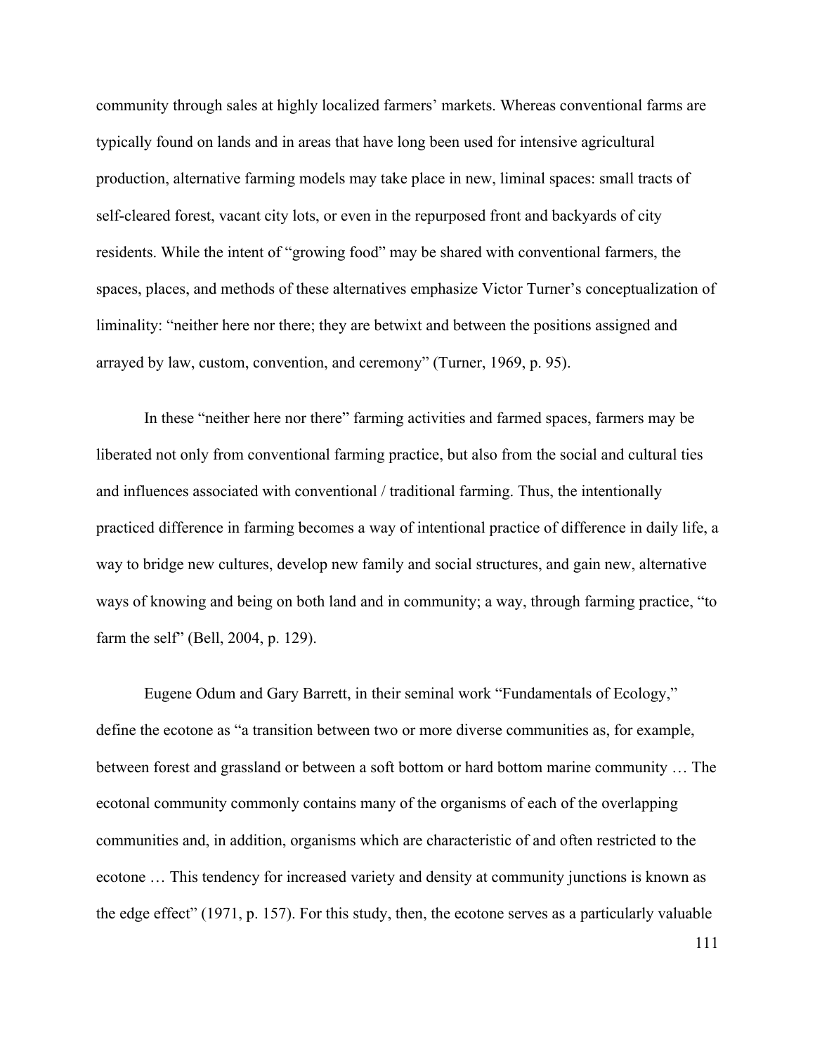community through sales at highly localized farmers' markets. Whereas conventional farms are typically found on lands and in areas that have long been used for intensive agricultural production, alternative farming models may take place in new, liminal spaces: small tracts of self-cleared forest, vacant city lots, or even in the repurposed front and backyards of city residents. While the intent of "growing food" may be shared with conventional farmers, the spaces, places, and methods of these alternatives emphasize Victor Turner's conceptualization of liminality: "neither here nor there; they are betwixt and between the positions assigned and arrayed by law, custom, convention, and ceremony" (Turner, 1969, p. 95).

In these "neither here nor there" farming activities and farmed spaces, farmers may be liberated not only from conventional farming practice, but also from the social and cultural ties and influences associated with conventional / traditional farming. Thus, the intentionally practiced difference in farming becomes a way of intentional practice of difference in daily life, a way to bridge new cultures, develop new family and social structures, and gain new, alternative ways of knowing and being on both land and in community; a way, through farming practice, "to farm the self" (Bell, 2004, p. 129).

Eugene Odum and Gary Barrett, in their seminal work "Fundamentals of Ecology," define the ecotone as "a transition between two or more diverse communities as, for example, between forest and grassland or between a soft bottom or hard bottom marine community … The ecotonal community commonly contains many of the organisms of each of the overlapping communities and, in addition, organisms which are characteristic of and often restricted to the ecotone … This tendency for increased variety and density at community junctions is known as the edge effect" (1971, p. 157). For this study, then, the ecotone serves as a particularly valuable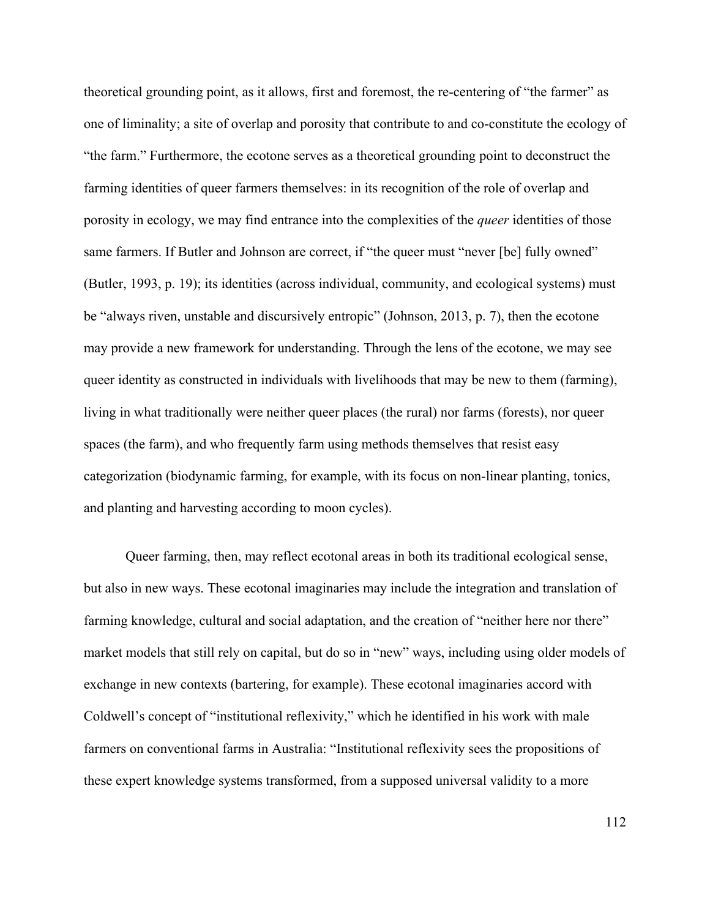theoretical grounding point, as it allows, first and foremost, the re-centering of "the farmer" as one of liminality; a site of overlap and porosity that contribute to and co-constitute the ecology of "the farm." Furthermore, the ecotone serves as a theoretical grounding point to deconstruct the farming identities of queer farmers themselves: in its recognition of the role of overlap and porosity in ecology, we may find entrance into the complexities of the *queer* identities of those same farmers. If Butler and Johnson are correct, if "the queer must "never [be] fully owned" (Butler, 1993, p. 19); its identities (across individual, community, and ecological systems) must be "always riven, unstable and discursively entropic" (Johnson, 2013, p. 7), then the ecotone may provide a new framework for understanding. Through the lens of the ecotone, we may see queer identity as constructed in individuals with livelihoods that may be new to them (farming), living in what traditionally were neither queer places (the rural) nor farms (forests), nor queer spaces (the farm), and who frequently farm using methods themselves that resist easy categorization (biodynamic farming, for example, with its focus on non-linear planting, tonics, and planting and harvesting according to moon cycles).

Queer farming, then, may reflect ecotonal areas in both its traditional ecological sense, but also in new ways. These ecotonal imaginaries may include the integration and translation of farming knowledge, cultural and social adaptation, and the creation of "neither here nor there" market models that still rely on capital, but do so in "new" ways, including using older models of exchange in new contexts (bartering, for example). These ecotonal imaginaries accord with Coldwell's concept of "institutional reflexivity," which he identified in his work with male farmers on conventional farms in Australia: "Institutional reflexivity sees the propositions of these expert knowledge systems transformed, from a supposed universal validity to a more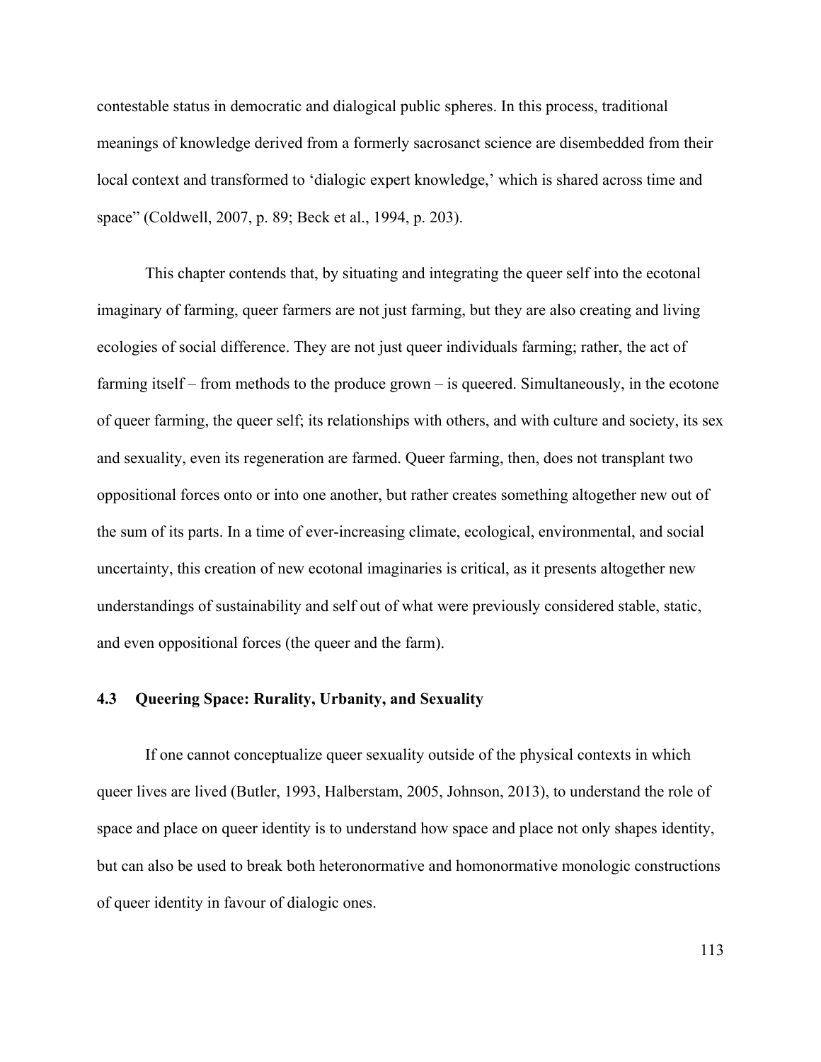contestable status in democratic and dialogical public spheres. In this process, traditional meanings of knowledge derived from a formerly sacrosanct science are disembedded from their local context and transformed to 'dialogic expert knowledge,' which is shared across time and space" (Coldwell, 2007, p. 89; Beck et al., 1994, p. 203).

This chapter contends that, by situating and integrating the queer self into the ecotonal imaginary of farming, queer farmers are not just farming, but they are also creating and living ecologies of social difference. They are not just queer individuals farming; rather, the act of farming itself – from methods to the produce grown – is queered. Simultaneously, in the ecotone of queer farming, the queer self; its relationships with others, and with culture and society, its sex and sexuality, even its regeneration are farmed. Queer farming, then, does not transplant two oppositional forces onto or into one another, but rather creates something altogether new out of the sum of its parts. In a time of ever-increasing climate, ecological, environmental, and social uncertainty, this creation of new ecotonal imaginaries is critical, as it presents altogether new understandings of sustainability and self out of what were previously considered stable, static, and even oppositional forces (the queer and the farm).

### 4.3 Queering Space: Rurality, Urbanity, and Sexuality

If one cannot conceptualize queer sexuality outside of the physical contexts in which queer lives are lived (Butler, 1993, Halberstam, 2005, Johnson, 2013), to understand the role of space and place on queer identity is to understand how space and place not only shapes identity, but can also be used to break both heteronormative and homonormative monologic constructions of queer identity in favour of dialogic ones.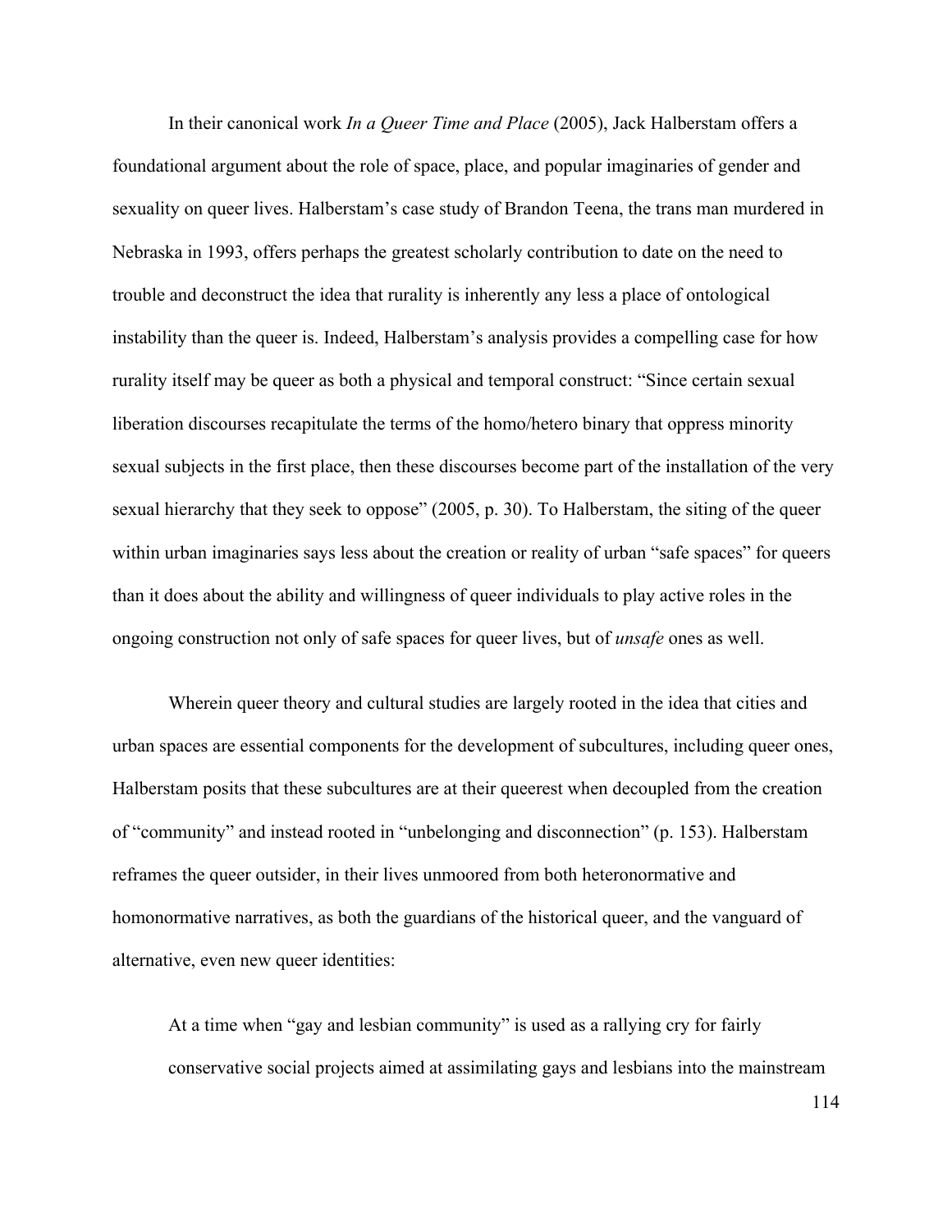In their canonical work *In a Queer Time and Place* (2005), Jack Halberstam offers a foundational argument about the role of space, place, and popular imaginaries of gender and sexuality on queer lives. Halberstam's case study of Brandon Teena, the trans man murdered in Nebraska in 1993, offers perhaps the greatest scholarly contribution to date on the need to trouble and deconstruct the idea that rurality is inherently any less a place of ontological instability than the queer is. Indeed, Halberstam's analysis provides a compelling case for how rurality itself may be queer as both a physical and temporal construct: "Since certain sexual liberation discourses recapitulate the terms of the homo/hetero binary that oppress minority sexual subjects in the first place, then these discourses become part of the installation of the very sexual hierarchy that they seek to oppose" (2005, p. 30). To Halberstam, the siting of the queer within urban imaginaries says less about the creation or reality of urban "safe spaces" for queers than it does about the ability and willingness of queer individuals to play active roles in the ongoing construction not only of safe spaces for queer lives, but of *unsafe* ones as well.

Wherein queer theory and cultural studies are largely rooted in the idea that cities and urban spaces are essential components for the development of subcultures, including queer ones, Halberstam posits that these subcultures are at their queerest when decoupled from the creation of "community" and instead rooted in "unbelonging and disconnection" (p. 153). Halberstam reframes the queer outsider, in their lives unmoored from both heteronormative and homonormative narratives, as both the guardians of the historical queer, and the vanguard of alternative, even new queer identities:

> At a time when "gay and lesbian community" is used as a rallying cry for fairly conservative social projects aimed at assimilating gays and lesbians into the mainstream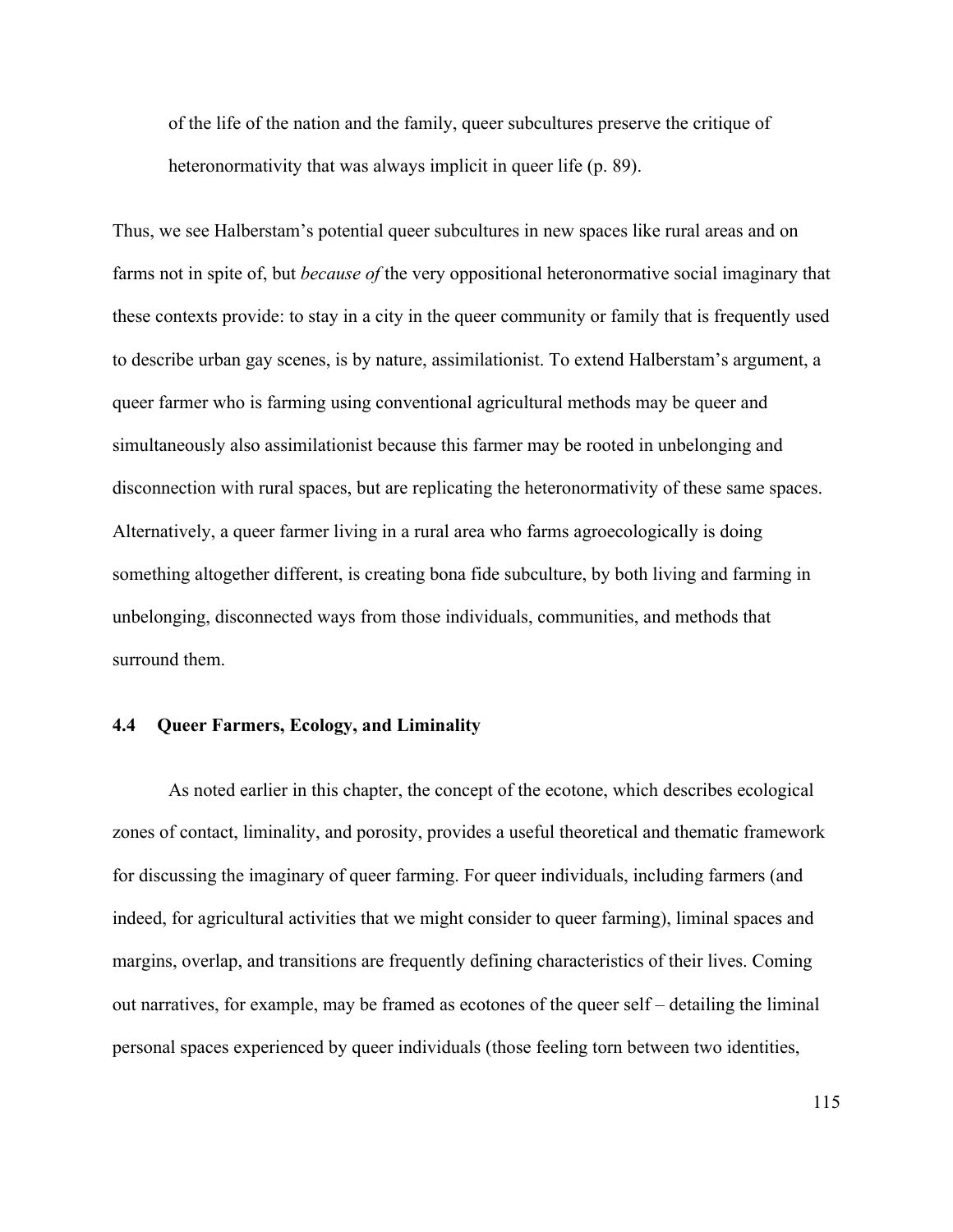of the life of the nation and the family, queer subcultures preserve the critique of heteronormativity that was always implicit in queer life (p. 89).

Thus, we see Halberstam's potential queer subcultures in new spaces like rural areas and on farms not in spite of, but *because of* the very oppositional heteronormative social imaginary that these contexts provide: to stay in a city in the queer community or family that is frequently used to describe urban gay scenes, is by nature, assimilationist. To extend Halberstam's argument, a queer farmer who is farming using conventional agricultural methods may be queer and simultaneously also assimilationist because this farmer may be rooted in unbelonging and disconnection with rural spaces, but are replicating the heteronormativity of these same spaces. Alternatively, a queer farmer living in a rural area who farms agroecologically is doing something altogether different, is creating bona fide subculture, by both living and farming in unbelonging, disconnected ways from those individuals, communities, and methods that surround them.

### 4.4 Queer Farmers, Ecology, and Liminality

As noted earlier in this chapter, the concept of the ecotone, which describes ecological zones of contact, liminality, and porosity, provides a useful theoretical and thematic framework for discussing the imaginary of queer farming. For queer individuals, including farmers (and indeed, for agricultural activities that we might consider to queer farming), liminal spaces and margins, overlap, and transitions are frequently defining characteristics of their lives. Coming out narratives, for example, may be framed as ecotones of the queer self – detailing the liminal personal spaces experienced by queer individuals (those feeling torn between two identities,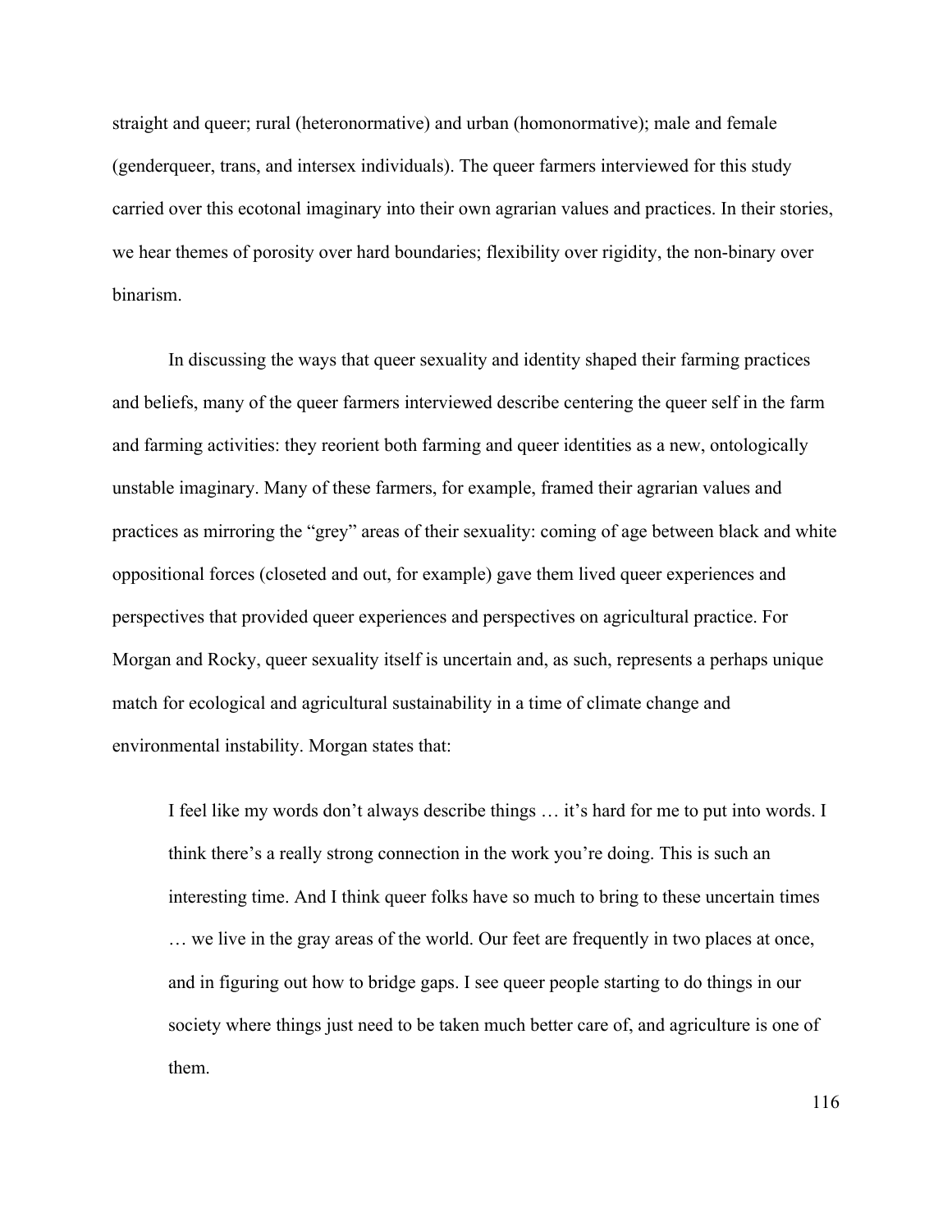straight and queer; rural (heteronormative) and urban (homonormative); male and female (genderqueer, trans, and intersex individuals). The queer farmers interviewed for this study carried over this ecotonal imaginary into their own agrarian values and practices. In their stories, we hear themes of porosity over hard boundaries; flexibility over rigidity, the non-binary over binarism.

In discussing the ways that queer sexuality and identity shaped their farming practices and beliefs, many of the queer farmers interviewed describe centering the queer self in the farm and farming activities: they reorient both farming and queer identities as a new, ontologically unstable imaginary. Many of these farmers, for example, framed their agrarian values and practices as mirroring the "grey" areas of their sexuality: coming of age between black and white oppositional forces (closeted and out, for example) gave them lived queer experiences and perspectives that provided queer experiences and perspectives on agricultural practice. For Morgan and Rocky, queer sexuality itself is uncertain and, as such, represents a perhaps unique match for ecological and agricultural sustainability in a time of climate change and environmental instability. Morgan states that:

> I feel like my words don't always describe things … it's hard for me to put into words. I think there's a really strong connection in the work you're doing. This is such an interesting time. And I think queer folks have so much to bring to these uncertain times … we live in the gray areas of the world. Our feet are frequently in two places at once, and in figuring out how to bridge gaps. I see queer people starting to do things in our society where things just need to be taken much better care of, and agriculture is one of them.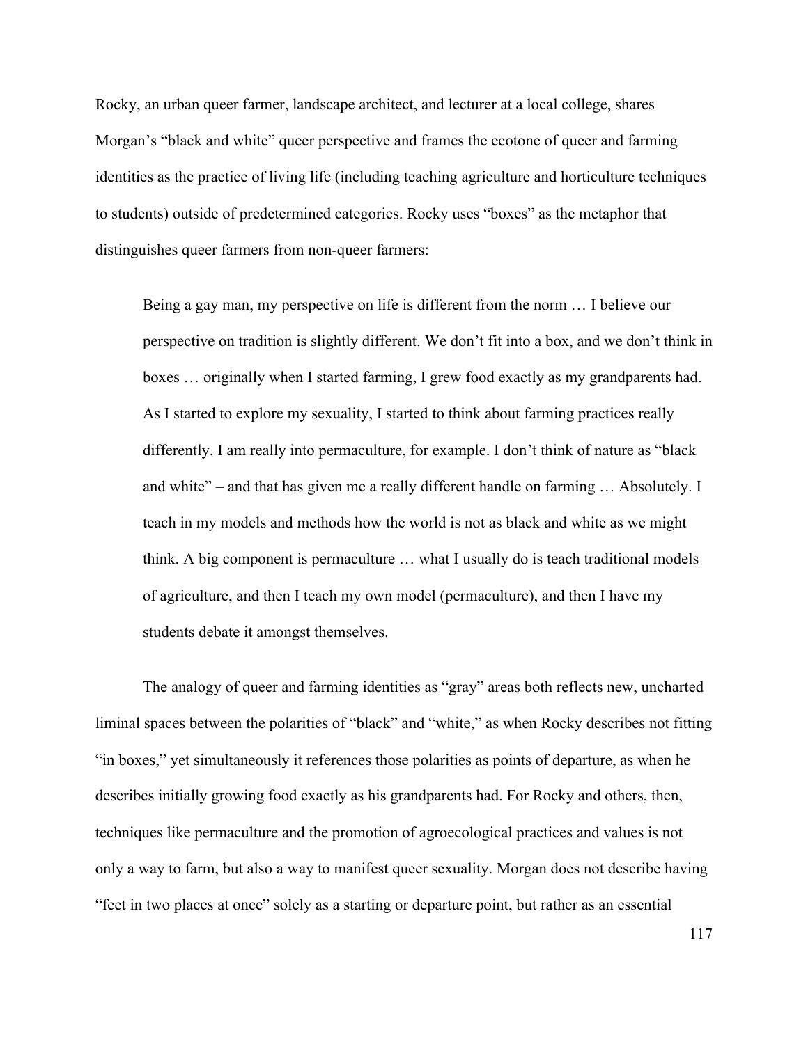Rocky, an urban queer farmer, landscape architect, and lecturer at a local college, shares Morgan's "black and white" queer perspective and frames the ecotone of queer and farming identities as the practice of living life (including teaching agriculture and horticulture techniques to students) outside of predetermined categories. Rocky uses "boxes" as the metaphor that distinguishes queer farmers from non-queer farmers:

> Being a gay man, my perspective on life is different from the norm … I believe our perspective on tradition is slightly different. We don't fit into a box, and we don't think in boxes … originally when I started farming, I grew food exactly as my grandparents had. As I started to explore my sexuality, I started to think about farming practices really differently. I am really into permaculture, for example. I don't think of nature as "black and white" – and that has given me a really different handle on farming … Absolutely. I teach in my models and methods how the world is not as black and white as we might think. A big component is permaculture … what I usually do is teach traditional models of agriculture, and then I teach my own model (permaculture), and then I have my students debate it amongst themselves.

The analogy of queer and farming identities as "gray" areas both reflects new, uncharted liminal spaces between the polarities of "black" and "white," as when Rocky describes not fitting "in boxes," yet simultaneously it references those polarities as points of departure, as when he describes initially growing food exactly as his grandparents had. For Rocky and others, then, techniques like permaculture and the promotion of agroecological practices and values is not only a way to farm, but also a way to manifest queer sexuality. Morgan does not describe having "feet in two places at once" solely as a starting or departure point, but rather as an essential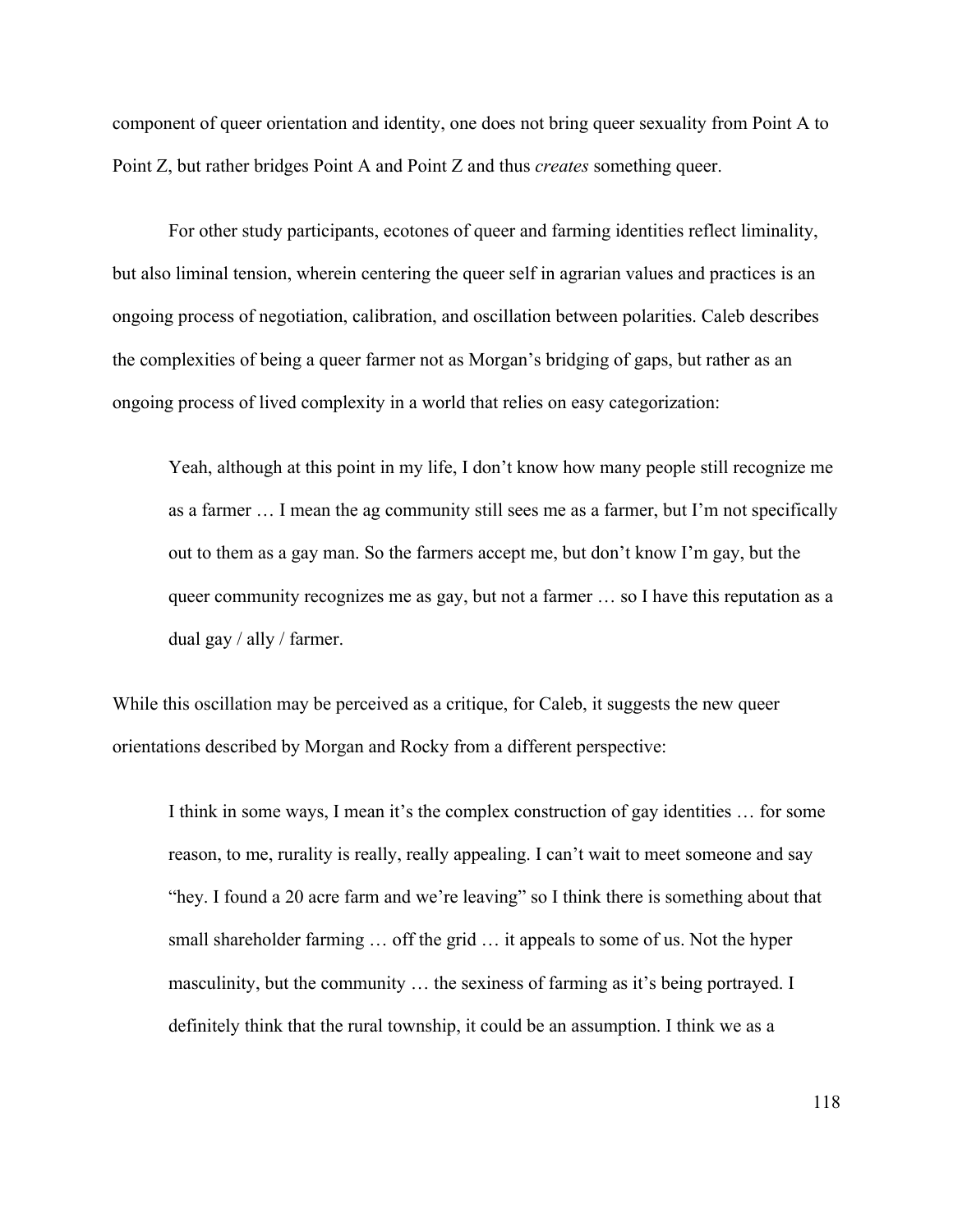component of queer orientation and identity, one does not bring queer sexuality from Point A to Point Z, but rather bridges Point A and Point Z and thus *creates* something queer.

For other study participants, ecotones of queer and farming identities reflect liminality, but also liminal tension, wherein centering the queer self in agrarian values and practices is an ongoing process of negotiation, calibration, and oscillation between polarities. Caleb describes the complexities of being a queer farmer not as Morgan's bridging of gaps, but rather as an ongoing process of lived complexity in a world that relies on easy categorization:

> Yeah, although at this point in my life, I don't know how many people still recognize me as a farmer … I mean the ag community still sees me as a farmer, but I'm not specifically out to them as a gay man. So the farmers accept me, but don't know I'm gay, but the queer community recognizes me as gay, but not a farmer … so I have this reputation as a dual gay / ally / farmer.

While this oscillation may be perceived as a critique, for Caleb, it suggests the new queer orientations described by Morgan and Rocky from a different perspective:

> I think in some ways, I mean it's the complex construction of gay identities … for some reason, to me, rurality is really, really appealing. I can't wait to meet someone and say "hey. I found a 20 acre farm and we're leaving" so I think there is something about that small shareholder farming … off the grid … it appeals to some of us. Not the hyper masculinity, but the community … the sexiness of farming as it's being portrayed. I definitely think that the rural township, it could be an assumption. I think we as a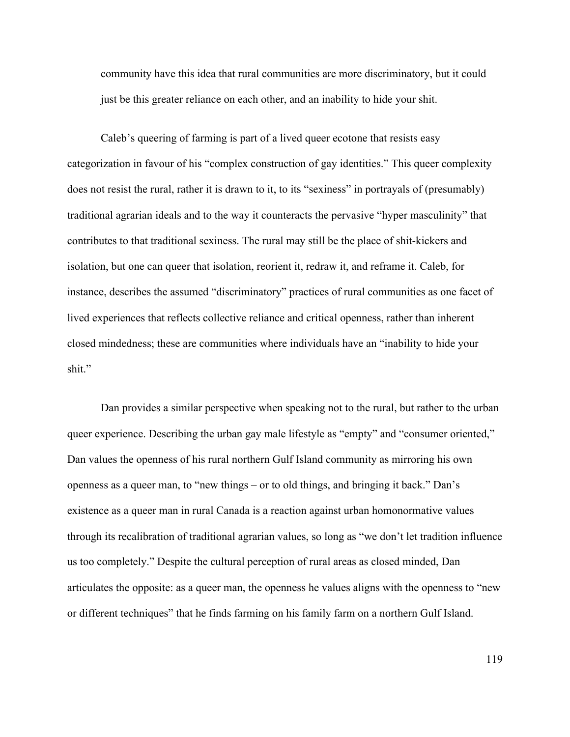community have this idea that rural communities are more discriminatory, but it could just be this greater reliance on each other, and an inability to hide your shit.

Caleb's queering of farming is part of a lived queer ecotone that resists easy categorization in favour of his "complex construction of gay identities." This queer complexity does not resist the rural, rather it is drawn to it, to its "sexiness" in portrayals of (presumably) traditional agrarian ideals and to the way it counteracts the pervasive "hyper masculinity" that contributes to that traditional sexiness. The rural may still be the place of shit-kickers and isolation, but one can queer that isolation, reorient it, redraw it, and reframe it. Caleb, for instance, describes the assumed "discriminatory" practices of rural communities as one facet of lived experiences that reflects collective reliance and critical openness, rather than inherent closed mindedness; these are communities where individuals have an "inability to hide your shit."

Dan provides a similar perspective when speaking not to the rural, but rather to the urban queer experience. Describing the urban gay male lifestyle as "empty" and "consumer oriented," Dan values the openness of his rural northern Gulf Island community as mirroring his own openness as a queer man, to "new things – or to old things, and bringing it back." Dan's existence as a queer man in rural Canada is a reaction against urban homonormative values through its recalibration of traditional agrarian values, so long as "we don't let tradition influence us too completely." Despite the cultural perception of rural areas as closed minded, Dan articulates the opposite: as a queer man, the openness he values aligns with the openness to "new or different techniques" that he finds farming on his family farm on a northern Gulf Island.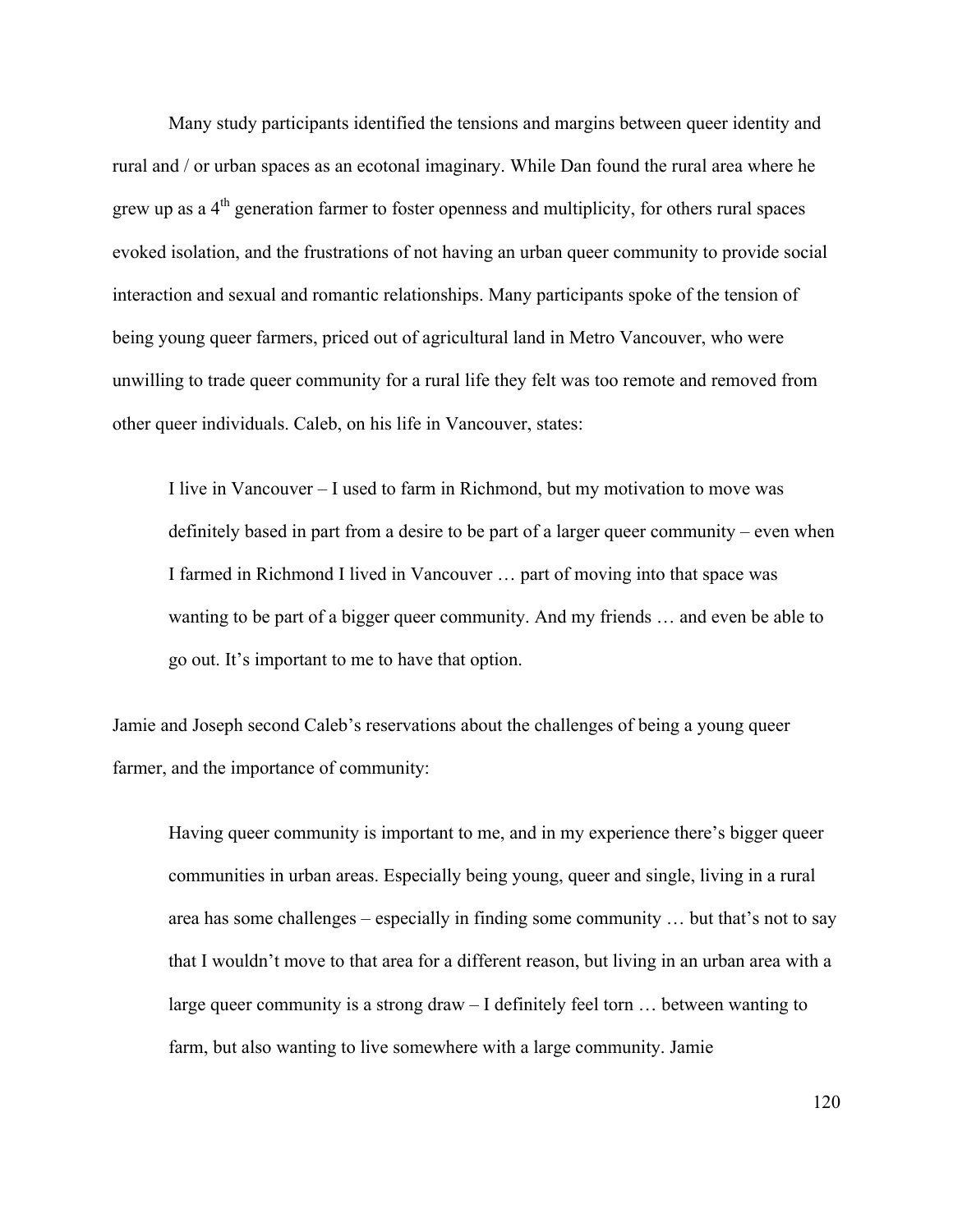Many study participants identified the tensions and margins between queer identity and rural and / or urban spaces as an ecotonal imaginary. While Dan found the rural area where he grew up as a 4th generation farmer to foster openness and multiplicity, for others rural spaces evoked isolation, and the frustrations of not having an urban queer community to provide social interaction and sexual and romantic relationships. Many participants spoke of the tension of being young queer farmers, priced out of agricultural land in Metro Vancouver, who were unwilling to trade queer community for a rural life they felt was too remote and removed from other queer individuals. Caleb, on his life in Vancouver, states:

> I live in Vancouver – I used to farm in Richmond, but my motivation to move was definitely based in part from a desire to be part of a larger queer community – even when I farmed in Richmond I lived in Vancouver … part of moving into that space was wanting to be part of a bigger queer community. And my friends … and even be able to go out. It's important to me to have that option.

Jamie and Joseph second Caleb's reservations about the challenges of being a young queer farmer, and the importance of community:

> Having queer community is important to me, and in my experience there's bigger queer communities in urban areas. Especially being young, queer and single, living in a rural area has some challenges – especially in finding some community … but that's not to say that I wouldn't move to that area for a different reason, but living in an urban area with a large queer community is a strong draw – I definitely feel torn … between wanting to farm, but also wanting to live somewhere with a large community. Jamie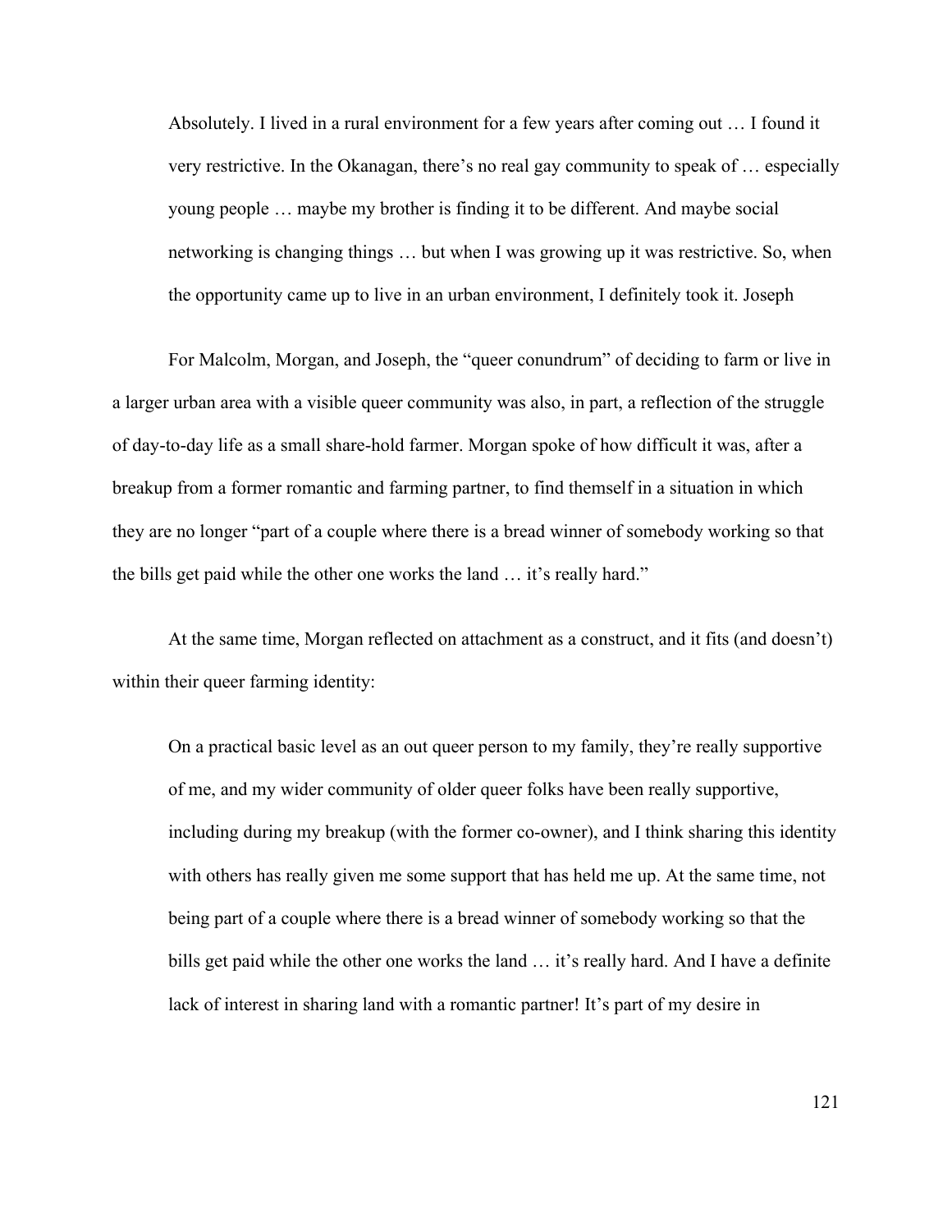> Absolutely. I lived in a rural environment for a few years after coming out … I found it very restrictive. In the Okanagan, there's no real gay community to speak of … especially young people … maybe my brother is finding it to be different. And maybe social networking is changing things … but when I was growing up it was restrictive. So, when the opportunity came up to live in an urban environment, I definitely took it. Joseph

For Malcolm, Morgan, and Joseph, the "queer conundrum" of deciding to farm or live in a larger urban area with a visible queer community was also, in part, a reflection of the struggle of day-to-day life as a small share-hold farmer. Morgan spoke of how difficult it was, after a breakup from a former romantic and farming partner, to find themself in a situation in which they are no longer "part of a couple where there is a bread winner of somebody working so that the bills get paid while the other one works the land … it's really hard."

At the same time, Morgan reflected on attachment as a construct, and it fits (and doesn't) within their queer farming identity:

> On a practical basic level as an out queer person to my family, they're really supportive of me, and my wider community of older queer folks have been really supportive, including during my breakup (with the former co-owner), and I think sharing this identity with others has really given me some support that has held me up. At the same time, not being part of a couple where there is a bread winner of somebody working so that the bills get paid while the other one works the land … it's really hard. And I have a definite lack of interest in sharing land with a romantic partner! It's part of my desire in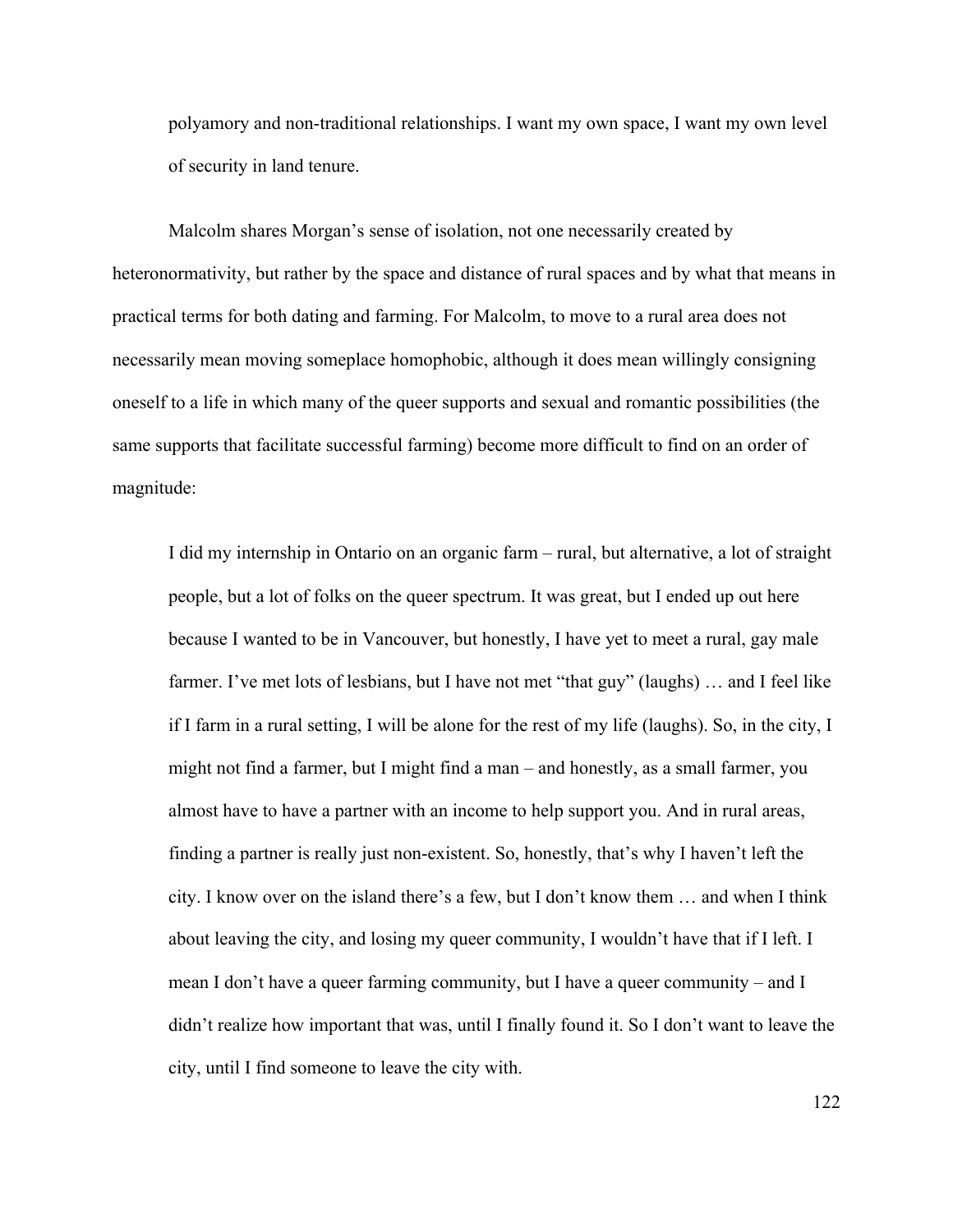> polyamory and non-traditional relationships. I want my own space, I want my own level of security in land tenure.

Malcolm shares Morgan's sense of isolation, not one necessarily created by heteronormativity, but rather by the space and distance of rural spaces and by what that means in practical terms for both dating and farming. For Malcolm, to move to a rural area does not necessarily mean moving someplace homophobic, although it does mean willingly consigning oneself to a life in which many of the queer supports and sexual and romantic possibilities (the same supports that facilitate successful farming) become more difficult to find on an order of magnitude:

> I did my internship in Ontario on an organic farm – rural, but alternative, a lot of straight people, but a lot of folks on the queer spectrum. It was great, but I ended up out here because I wanted to be in Vancouver, but honestly, I have yet to meet a rural, gay male farmer. I've met lots of lesbians, but I have not met "that guy" (laughs) … and I feel like if I farm in a rural setting, I will be alone for the rest of my life (laughs). So, in the city, I might not find a farmer, but I might find a man – and honestly, as a small farmer, you almost have to have a partner with an income to help support you. And in rural areas, finding a partner is really just non-existent. So, honestly, that's why I haven't left the city. I know over on the island there's a few, but I don't know them … and when I think about leaving the city, and losing my queer community, I wouldn't have that if I left. I mean I don't have a queer farming community, but I have a queer community – and I didn't realize how important that was, until I finally found it. So I don't want to leave the city, until I find someone to leave the city with.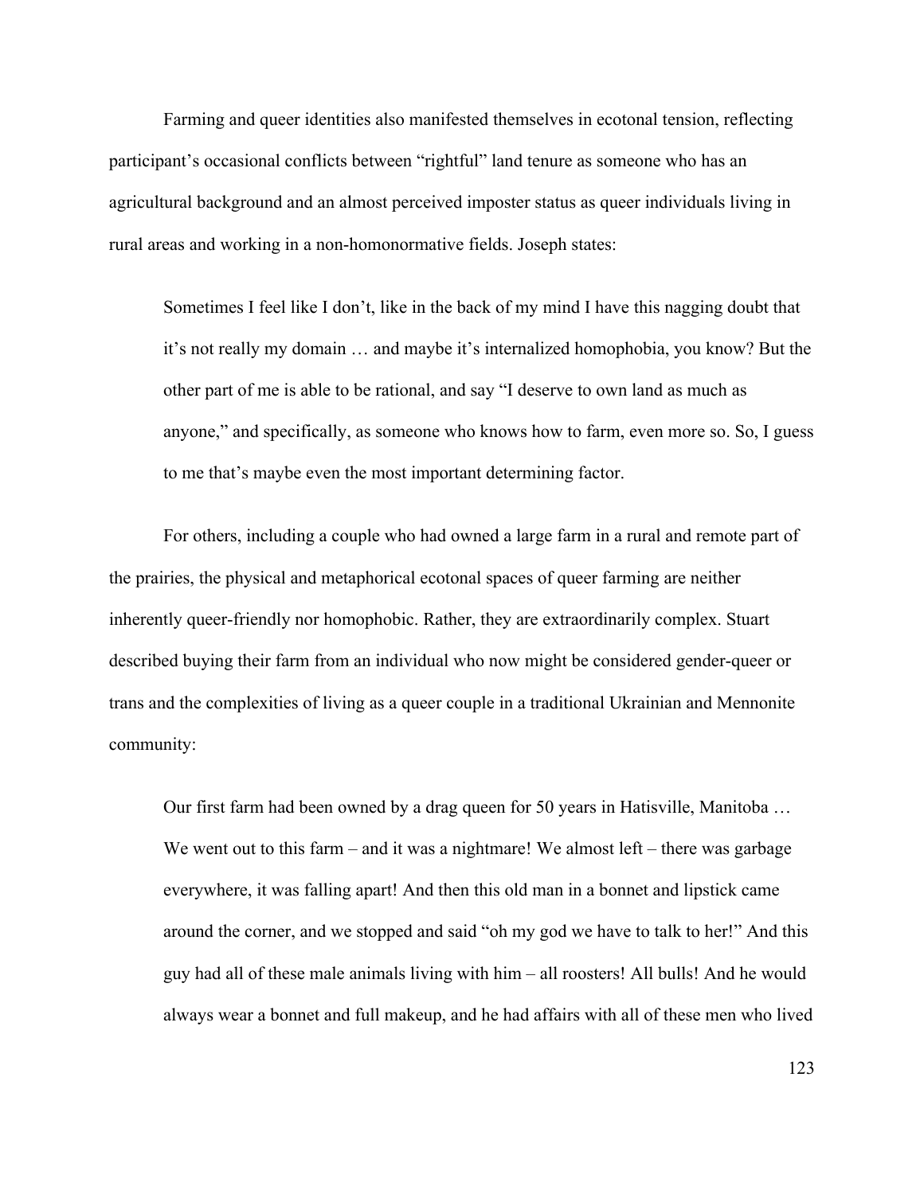Farming and queer identities also manifested themselves in ecotonal tension, reflecting participant's occasional conflicts between "rightful" land tenure as someone who has an agricultural background and an almost perceived imposter status as queer individuals living in rural areas and working in a non-homonormative fields. Joseph states:

> Sometimes I feel like I don't, like in the back of my mind I have this nagging doubt that it's not really my domain … and maybe it's internalized homophobia, you know? But the other part of me is able to be rational, and say "I deserve to own land as much as anyone," and specifically, as someone who knows how to farm, even more so. So, I guess to me that's maybe even the most important determining factor.

For others, including a couple who had owned a large farm in a rural and remote part of the prairies, the physical and metaphorical ecotonal spaces of queer farming are neither inherently queer-friendly nor homophobic. Rather, they are extraordinarily complex. Stuart described buying their farm from an individual who now might be considered gender-queer or trans and the complexities of living as a queer couple in a traditional Ukrainian and Mennonite community:

> Our first farm had been owned by a drag queen for 50 years in Hatisville, Manitoba … We went out to this farm – and it was a nightmare! We almost left – there was garbage everywhere, it was falling apart! And then this old man in a bonnet and lipstick came around the corner, and we stopped and said "oh my god we have to talk to her!" And this guy had all of these male animals living with him – all roosters! All bulls! And he would always wear a bonnet and full makeup, and he had affairs with all of these men who lived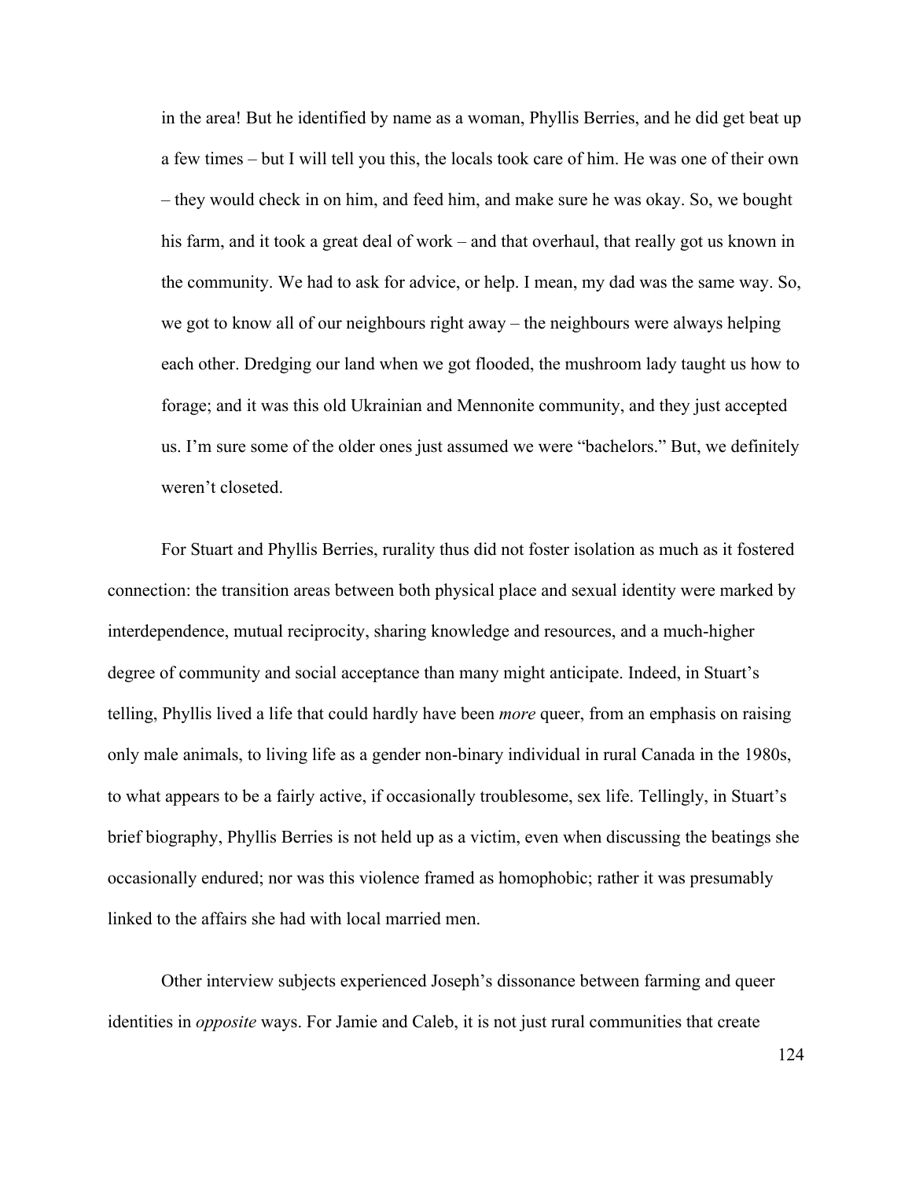> in the area! But he identified by name as a woman, Phyllis Berries, and he did get beat up a few times – but I will tell you this, the locals took care of him. He was one of their own – they would check in on him, and feed him, and make sure he was okay. So, we bought his farm, and it took a great deal of work – and that overhaul, that really got us known in the community. We had to ask for advice, or help. I mean, my dad was the same way. So, we got to know all of our neighbours right away – the neighbours were always helping each other. Dredging our land when we got flooded, the mushroom lady taught us how to forage; and it was this old Ukrainian and Mennonite community, and they just accepted us. I'm sure some of the older ones just assumed we were "bachelors." But, we definitely weren't closeted.

For Stuart and Phyllis Berries, rurality thus did not foster isolation as much as it fostered connection: the transition areas between both physical place and sexual identity were marked by interdependence, mutual reciprocity, sharing knowledge and resources, and a much-higher degree of community and social acceptance than many might anticipate. Indeed, in Stuart's telling, Phyllis lived a life that could hardly have been *more* queer, from an emphasis on raising only male animals, to living life as a gender non-binary individual in rural Canada in the 1980s, to what appears to be a fairly active, if occasionally troublesome, sex life. Tellingly, in Stuart's brief biography, Phyllis Berries is not held up as a victim, even when discussing the beatings she occasionally endured; nor was this violence framed as homophobic; rather it was presumably linked to the affairs she had with local married men.

Other interview subjects experienced Joseph's dissonance between farming and queer identities in *opposite* ways. For Jamie and Caleb, it is not just rural communities that create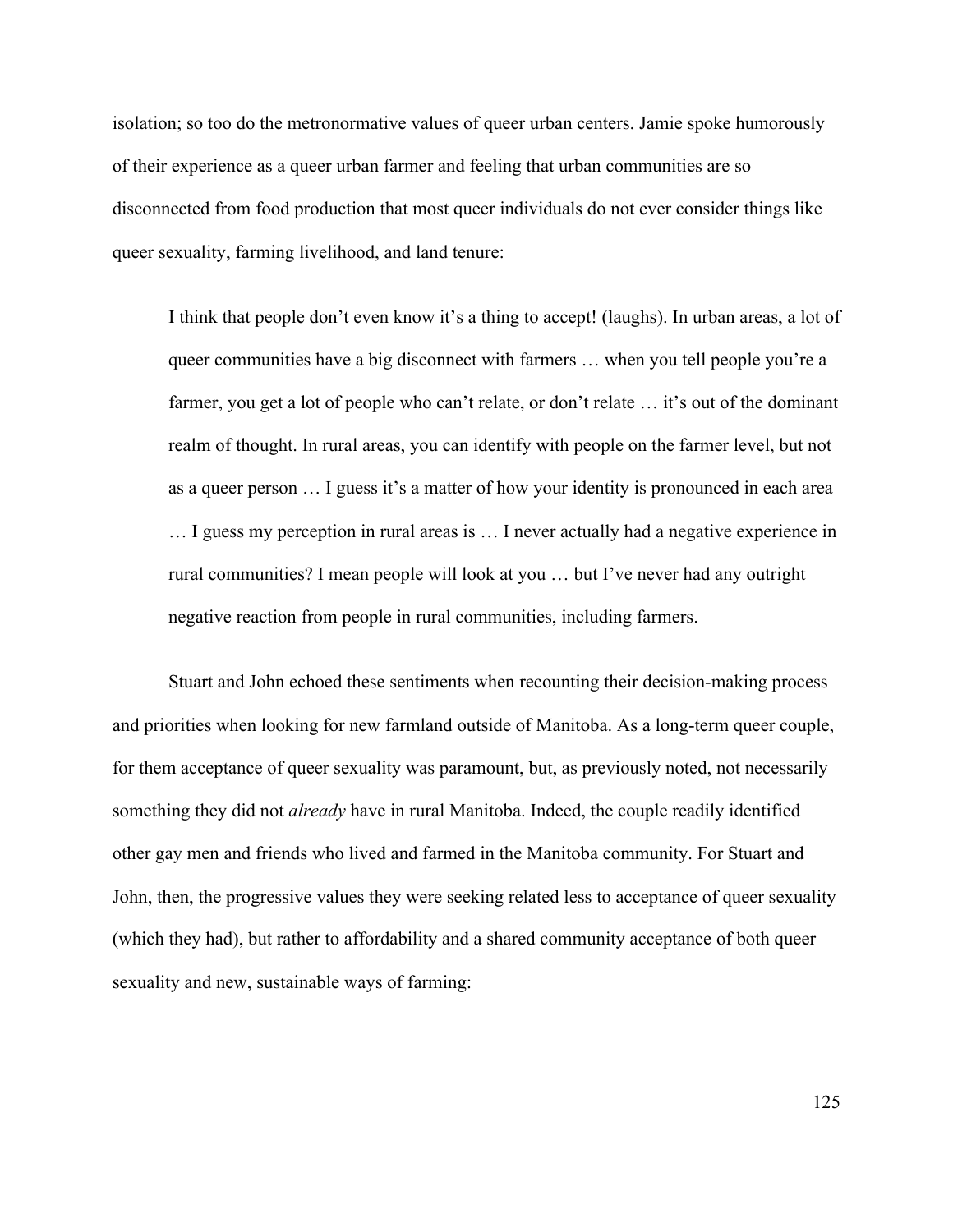isolation; so too do the metronormative values of queer urban centers. Jamie spoke humorously of their experience as a queer urban farmer and feeling that urban communities are so disconnected from food production that most queer individuals do not ever consider things like queer sexuality, farming livelihood, and land tenure:

> I think that people don't even know it's a thing to accept! (laughs). In urban areas, a lot of queer communities have a big disconnect with farmers … when you tell people you're a farmer, you get a lot of people who can't relate, or don't relate … it's out of the dominant realm of thought. In rural areas, you can identify with people on the farmer level, but not as a queer person … I guess it's a matter of how your identity is pronounced in each area … I guess my perception in rural areas is … I never actually had a negative experience in rural communities? I mean people will look at you … but I've never had any outright negative reaction from people in rural communities, including farmers.

Stuart and John echoed these sentiments when recounting their decision-making process and priorities when looking for new farmland outside of Manitoba. As a long-term queer couple, for them acceptance of queer sexuality was paramount, but, as previously noted, not necessarily something they did not *already* have in rural Manitoba. Indeed, the couple readily identified other gay men and friends who lived and farmed in the Manitoba community. For Stuart and John, then, the progressive values they were seeking related less to acceptance of queer sexuality (which they had), but rather to affordability and a shared community acceptance of both queer sexuality and new, sustainable ways of farming: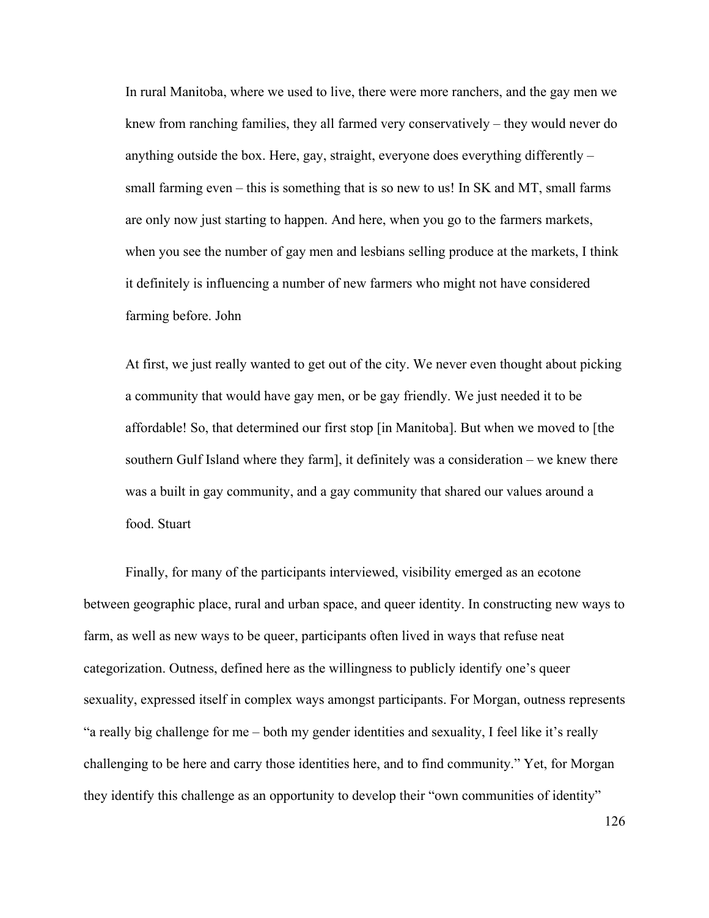> In rural Manitoba, where we used to live, there were more ranchers, and the gay men we knew from ranching families, they all farmed very conservatively – they would never do anything outside the box. Here, gay, straight, everyone does everything differently – small farming even – this is something that is so new to us! In SK and MT, small farms are only now just starting to happen. And here, when you go to the farmers markets, when you see the number of gay men and lesbians selling produce at the markets, I think it definitely is influencing a number of new farmers who might not have considered farming before. John

> At first, we just really wanted to get out of the city. We never even thought about picking a community that would have gay men, or be gay friendly. We just needed it to be affordable! So, that determined our first stop [in Manitoba]. But when we moved to [the southern Gulf Island where they farm], it definitely was a consideration – we knew there was a built in gay community, and a gay community that shared our values around a food. Stuart

Finally, for many of the participants interviewed, visibility emerged as an ecotone between geographic place, rural and urban space, and queer identity. In constructing new ways to farm, as well as new ways to be queer, participants often lived in ways that refuse neat categorization. Outness, defined here as the willingness to publicly identify one's queer sexuality, expressed itself in complex ways amongst participants. For Morgan, outness represents "a really big challenge for me – both my gender identities and sexuality, I feel like it's really challenging to be here and carry those identities here, and to find community." Yet, for Morgan they identify this challenge as an opportunity to develop their "own communities of identity"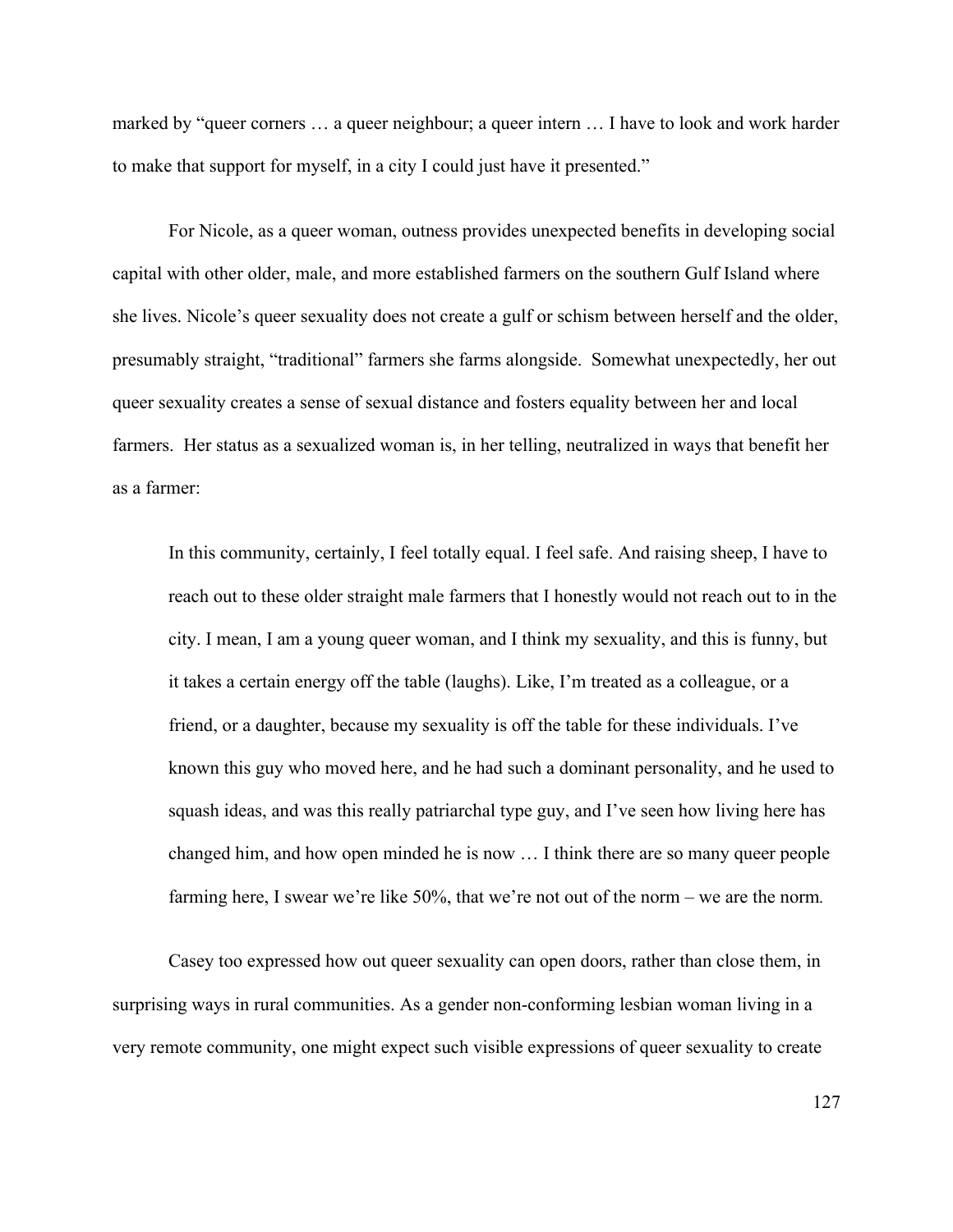marked by "queer corners … a queer neighbour; a queer intern … I have to look and work harder to make that support for myself, in a city I could just have it presented."

For Nicole, as a queer woman, outness provides unexpected benefits in developing social capital with other older, male, and more established farmers on the southern Gulf Island where she lives. Nicole's queer sexuality does not create a gulf or schism between herself and the older, presumably straight, "traditional" farmers she farms alongside. Somewhat unexpectedly, her out queer sexuality creates a sense of sexual distance and fosters equality between her and local farmers. Her status as a sexualized woman is, in her telling, neutralized in ways that benefit her as a farmer:

> In this community, certainly, I feel totally equal. I feel safe. And raising sheep, I have to reach out to these older straight male farmers that I honestly would not reach out to in the city. I mean, I am a young queer woman, and I think my sexuality, and this is funny, but it takes a certain energy off the table (laughs). Like, I'm treated as a colleague, or a friend, or a daughter, because my sexuality is off the table for these individuals. I've known this guy who moved here, and he had such a dominant personality, and he used to squash ideas, and was this really patriarchal type guy, and I've seen how living here has changed him, and how open minded he is now … I think there are so many queer people farming here, I swear we're like 50%, that we're not out of the norm – we are the norm.

Casey too expressed how out queer sexuality can open doors, rather than close them, in surprising ways in rural communities. As a gender non-conforming lesbian woman living in a very remote community, one might expect such visible expressions of queer sexuality to create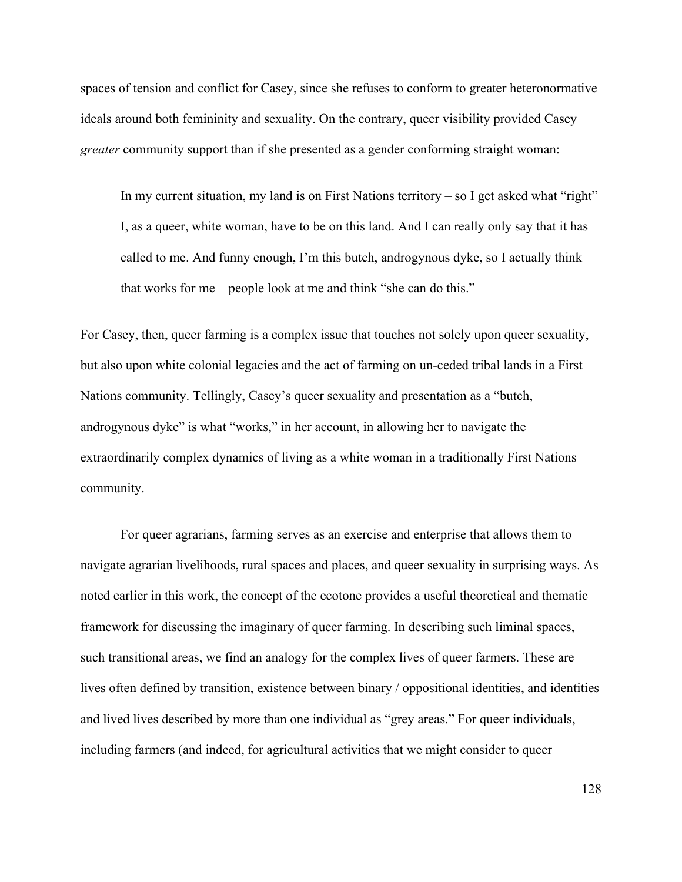spaces of tension and conflict for Casey, since she refuses to conform to greater heteronormative ideals around both femininity and sexuality. On the contrary, queer visibility provided Casey *greater* community support than if she presented as a gender conforming straight woman:

> In my current situation, my land is on First Nations territory – so I get asked what "right" I, as a queer, white woman, have to be on this land. And I can really only say that it has called to me. And funny enough, I'm this butch, androgynous dyke, so I actually think that works for me – people look at me and think "she can do this."

For Casey, then, queer farming is a complex issue that touches not solely upon queer sexuality, but also upon white colonial legacies and the act of farming on un-ceded tribal lands in a First Nations community. Tellingly, Casey's queer sexuality and presentation as a "butch, androgynous dyke" is what "works," in her account, in allowing her to navigate the extraordinarily complex dynamics of living as a white woman in a traditionally First Nations community.

For queer agrarians, farming serves as an exercise and enterprise that allows them to navigate agrarian livelihoods, rural spaces and places, and queer sexuality in surprising ways. As noted earlier in this work, the concept of the ecotone provides a useful theoretical and thematic framework for discussing the imaginary of queer farming. In describing such liminal spaces, such transitional areas, we find an analogy for the complex lives of queer farmers. These are lives often defined by transition, existence between binary / oppositional identities, and identities and lived lives described by more than one individual as "grey areas." For queer individuals, including farmers (and indeed, for agricultural activities that we might consider to queer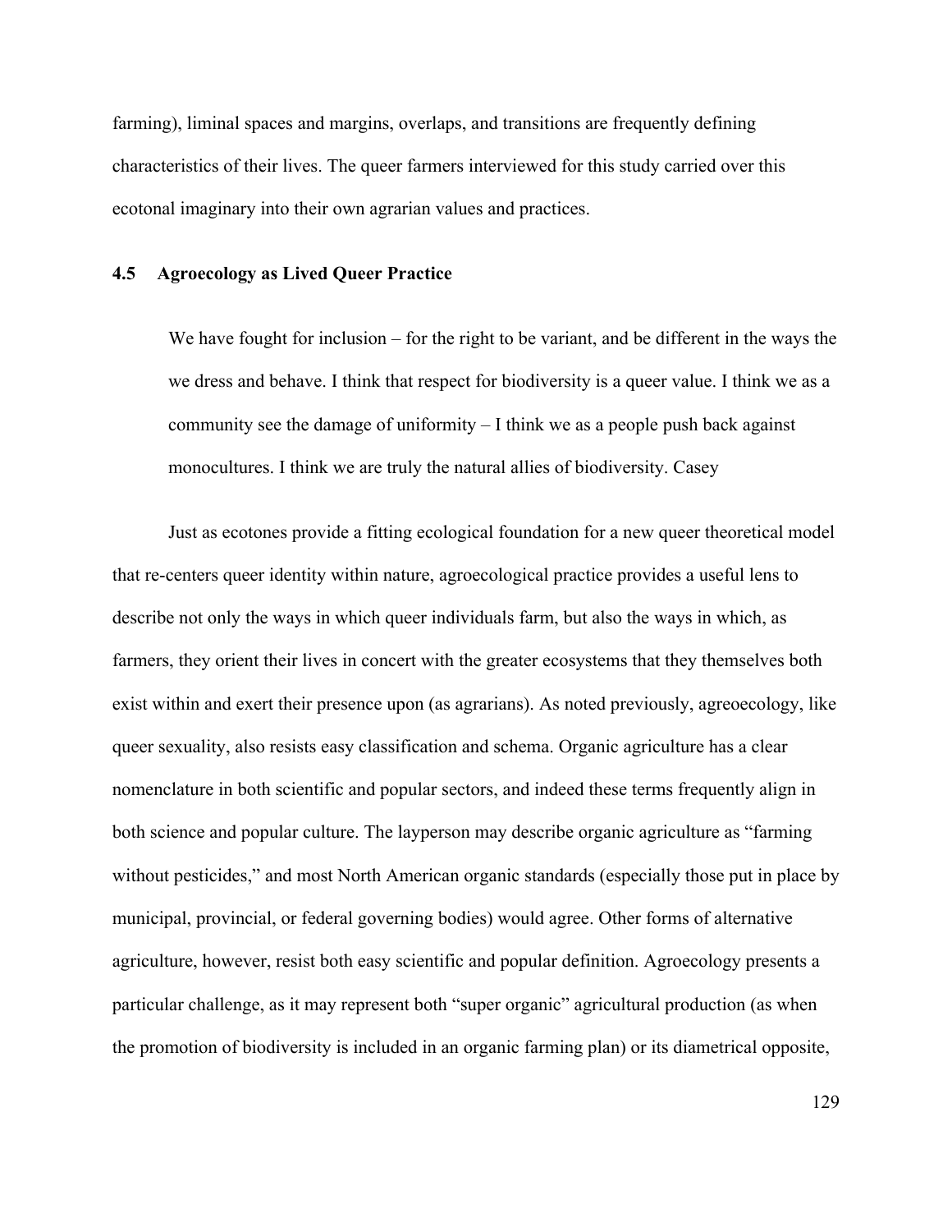farming), liminal spaces and margins, overlaps, and transitions are frequently defining characteristics of their lives. The queer farmers interviewed for this study carried over this ecotonal imaginary into their own agrarian values and practices.

## 4.5 Agroecology as Lived Queer Practice

> We have fought for inclusion – for the right to be variant, and be different in the ways the we dress and behave. I think that respect for biodiversity is a queer value. I think we as a community see the damage of uniformity – I think we as a people push back against monocultures. I think we are truly the natural allies of biodiversity. Casey

Just as ecotones provide a fitting ecological foundation for a new queer theoretical model that re-centers queer identity within nature, agroecological practice provides a useful lens to describe not only the ways in which queer individuals farm, but also the ways in which, as farmers, they orient their lives in concert with the greater ecosystems that they themselves both exist within and exert their presence upon (as agrarians). As noted previously, agreoecology, like queer sexuality, also resists easy classification and schema. Organic agriculture has a clear nomenclature in both scientific and popular sectors, and indeed these terms frequently align in both science and popular culture. The layperson may describe organic agriculture as "farming without pesticides," and most North American organic standards (especially those put in place by municipal, provincial, or federal governing bodies) would agree. Other forms of alternative agriculture, however, resist both easy scientific and popular definition. Agroecology presents a particular challenge, as it may represent both "super organic" agricultural production (as when the promotion of biodiversity is included in an organic farming plan) or its diametrical opposite,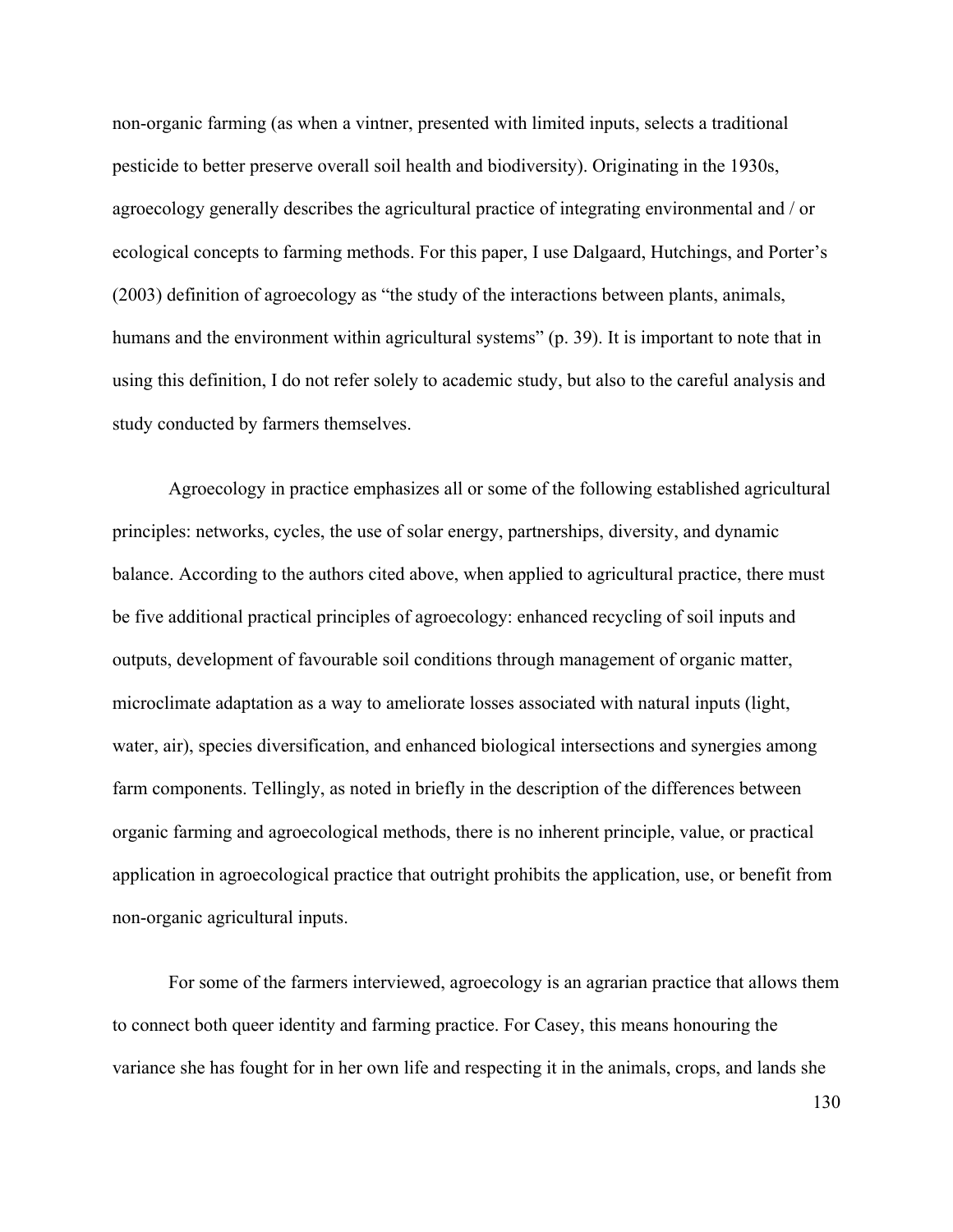non-organic farming (as when a vintner, presented with limited inputs, selects a traditional pesticide to better preserve overall soil health and biodiversity). Originating in the 1930s, agroecology generally describes the agricultural practice of integrating environmental and / or ecological concepts to farming methods. For this paper, I use Dalgaard, Hutchings, and Porter's (2003) definition of agroecology as "the study of the interactions between plants, animals, humans and the environment within agricultural systems" (p. 39). It is important to note that in using this definition, I do not refer solely to academic study, but also to the careful analysis and study conducted by farmers themselves.

Agroecology in practice emphasizes all or some of the following established agricultural principles: networks, cycles, the use of solar energy, partnerships, diversity, and dynamic balance. According to the authors cited above, when applied to agricultural practice, there must be five additional practical principles of agroecology: enhanced recycling of soil inputs and outputs, development of favourable soil conditions through management of organic matter, microclimate adaptation as a way to ameliorate losses associated with natural inputs (light, water, air), species diversification, and enhanced biological intersections and synergies among farm components. Tellingly, as noted in briefly in the description of the differences between organic farming and agroecological methods, there is no inherent principle, value, or practical application in agroecological practice that outright prohibits the application, use, or benefit from non-organic agricultural inputs.

For some of the farmers interviewed, agroecology is an agrarian practice that allows them to connect both queer identity and farming practice. For Casey, this means honouring the variance she has fought for in her own life and respecting it in the animals, crops, and lands she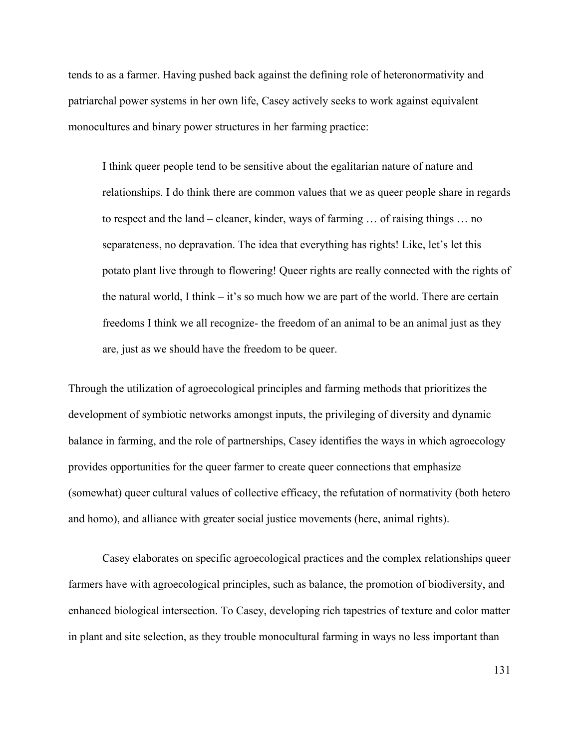tends to as a farmer. Having pushed back against the defining role of heteronormativity and patriarchal power systems in her own life, Casey actively seeks to work against equivalent monocultures and binary power structures in her farming practice:

> I think queer people tend to be sensitive about the egalitarian nature of nature and relationships. I do think there are common values that we as queer people share in regards to respect and the land – cleaner, kinder, ways of farming … of raising things … no separateness, no depravation. The idea that everything has rights! Like, let's let this potato plant live through to flowering! Queer rights are really connected with the rights of the natural world, I think – it's so much how we are part of the world. There are certain freedoms I think we all recognize- the freedom of an animal to be an animal just as they are, just as we should have the freedom to be queer.

Through the utilization of agroecological principles and farming methods that prioritizes the development of symbiotic networks amongst inputs, the privileging of diversity and dynamic balance in farming, and the role of partnerships, Casey identifies the ways in which agroecology provides opportunities for the queer farmer to create queer connections that emphasize (somewhat) queer cultural values of collective efficacy, the refutation of normativity (both hetero and homo), and alliance with greater social justice movements (here, animal rights).

Casey elaborates on specific agroecological practices and the complex relationships queer farmers have with agroecological principles, such as balance, the promotion of biodiversity, and enhanced biological intersection. To Casey, developing rich tapestries of texture and color matter in plant and site selection, as they trouble monocultural farming in ways no less important than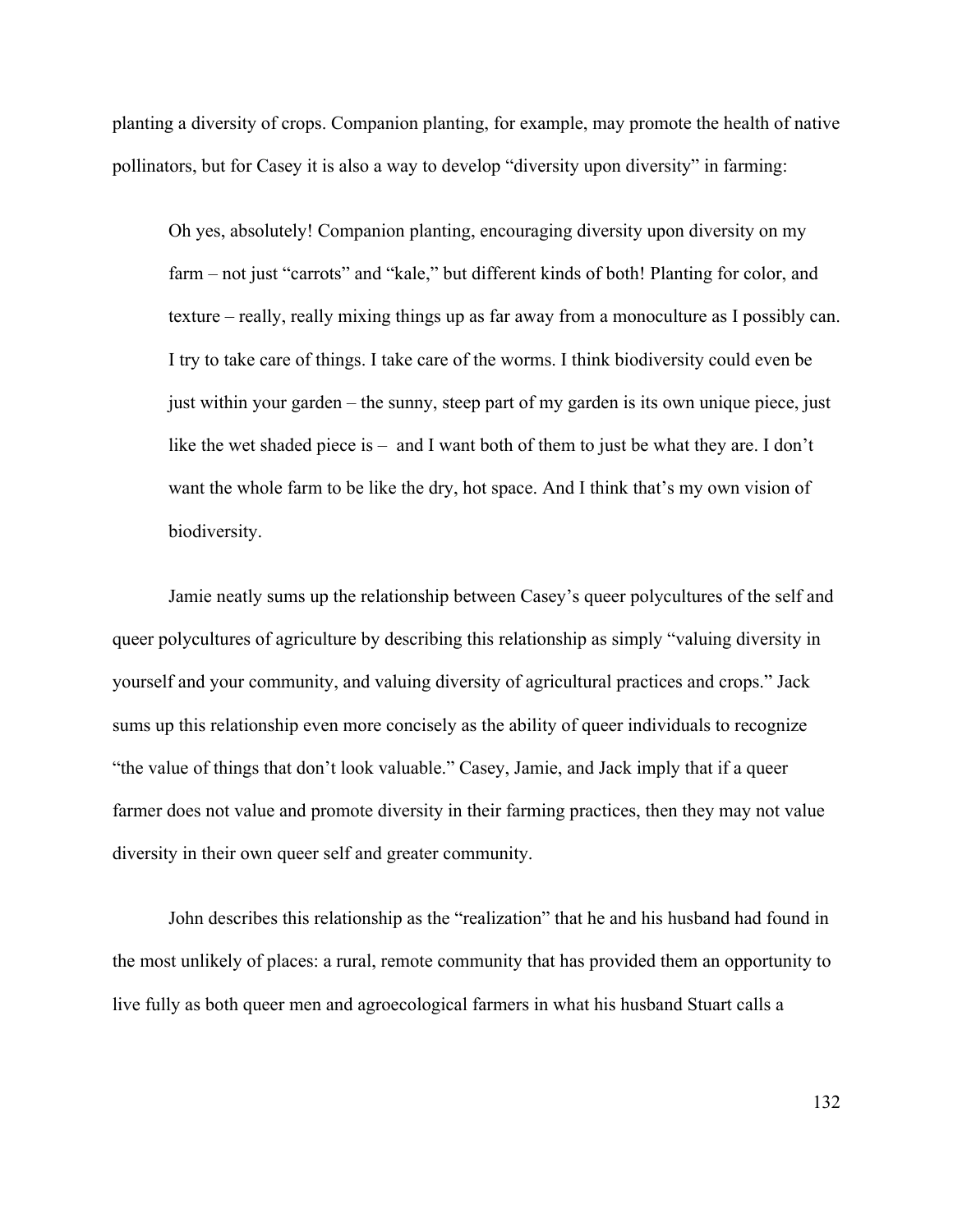planting a diversity of crops. Companion planting, for example, may promote the health of native pollinators, but for Casey it is also a way to develop "diversity upon diversity" in farming:

> Oh yes, absolutely! Companion planting, encouraging diversity upon diversity on my farm – not just "carrots" and "kale," but different kinds of both! Planting for color, and texture – really, really mixing things up as far away from a monoculture as I possibly can. I try to take care of things. I take care of the worms. I think biodiversity could even be just within your garden – the sunny, steep part of my garden is its own unique piece, just like the wet shaded piece is – and I want both of them to just be what they are. I don't want the whole farm to be like the dry, hot space. And I think that's my own vision of biodiversity.

Jamie neatly sums up the relationship between Casey's queer polycultures of the self and queer polycultures of agriculture by describing this relationship as simply "valuing diversity in yourself and your community, and valuing diversity of agricultural practices and crops." Jack sums up this relationship even more concisely as the ability of queer individuals to recognize "the value of things that don't look valuable." Casey, Jamie, and Jack imply that if a queer farmer does not value and promote diversity in their farming practices, then they may not value diversity in their own queer self and greater community.

John describes this relationship as the "realization" that he and his husband had found in the most unlikely of places: a rural, remote community that has provided them an opportunity to live fully as both queer men and agroecological farmers in what his husband Stuart calls a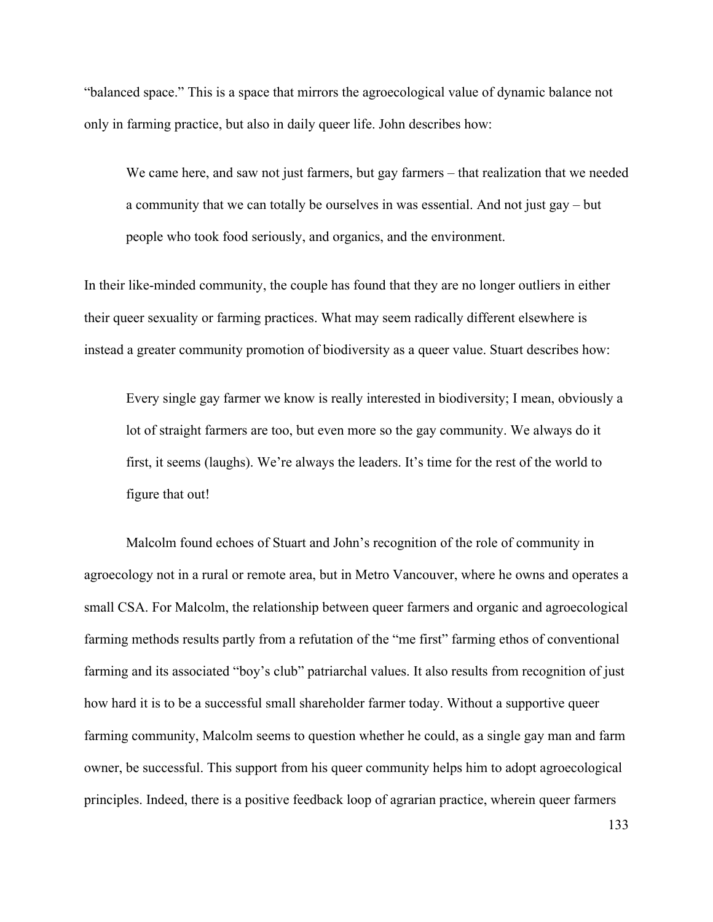"balanced space." This is a space that mirrors the agroecological value of dynamic balance not only in farming practice, but also in daily queer life. John describes how:

> We came here, and saw not just farmers, but gay farmers – that realization that we needed a community that we can totally be ourselves in was essential. And not just gay – but people who took food seriously, and organics, and the environment.

In their like-minded community, the couple has found that they are no longer outliers in either their queer sexuality or farming practices. What may seem radically different elsewhere is instead a greater community promotion of biodiversity as a queer value. Stuart describes how:

> Every single gay farmer we know is really interested in biodiversity; I mean, obviously a lot of straight farmers are too, but even more so the gay community. We always do it first, it seems (laughs). We're always the leaders. It's time for the rest of the world to figure that out!

Malcolm found echoes of Stuart and John's recognition of the role of community in agroecology not in a rural or remote area, but in Metro Vancouver, where he owns and operates a small CSA. For Malcolm, the relationship between queer farmers and organic and agroecological farming methods results partly from a refutation of the "me first" farming ethos of conventional farming and its associated "boy's club" patriarchal values. It also results from recognition of just how hard it is to be a successful small shareholder farmer today. Without a supportive queer farming community, Malcolm seems to question whether he could, as a single gay man and farm owner, be successful. This support from his queer community helps him to adopt agroecological principles. Indeed, there is a positive feedback loop of agrarian practice, wherein queer farmers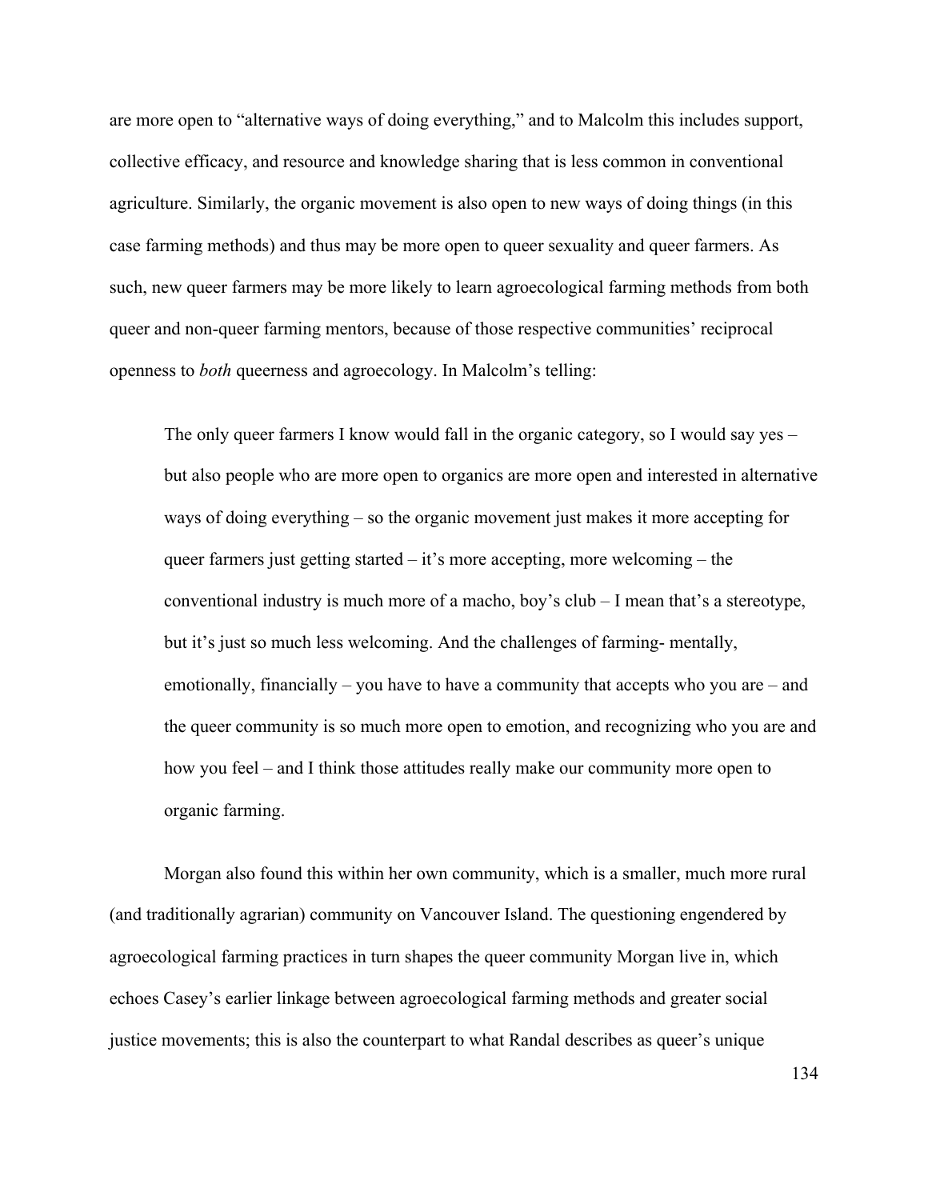are more open to "alternative ways of doing everything," and to Malcolm this includes support, collective efficacy, and resource and knowledge sharing that is less common in conventional agriculture. Similarly, the organic movement is also open to new ways of doing things (in this case farming methods) and thus may be more open to queer sexuality and queer farmers. As such, new queer farmers may be more likely to learn agroecological farming methods from both queer and non-queer farming mentors, because of those respective communities' reciprocal openness to *both* queerness and agroecology. In Malcolm's telling:

> The only queer farmers I know would fall in the organic category, so I would say yes – but also people who are more open to organics are more open and interested in alternative ways of doing everything – so the organic movement just makes it more accepting for queer farmers just getting started – it's more accepting, more welcoming – the conventional industry is much more of a macho, boy's club – I mean that's a stereotype, but it's just so much less welcoming. And the challenges of farming- mentally, emotionally, financially – you have to have a community that accepts who you are – and the queer community is so much more open to emotion, and recognizing who you are and how you feel – and I think those attitudes really make our community more open to organic farming.

Morgan also found this within her own community, which is a smaller, much more rural (and traditionally agrarian) community on Vancouver Island. The questioning engendered by agroecological farming practices in turn shapes the queer community Morgan live in, which echoes Casey's earlier linkage between agroecological farming methods and greater social justice movements; this is also the counterpart to what Randal describes as queer's unique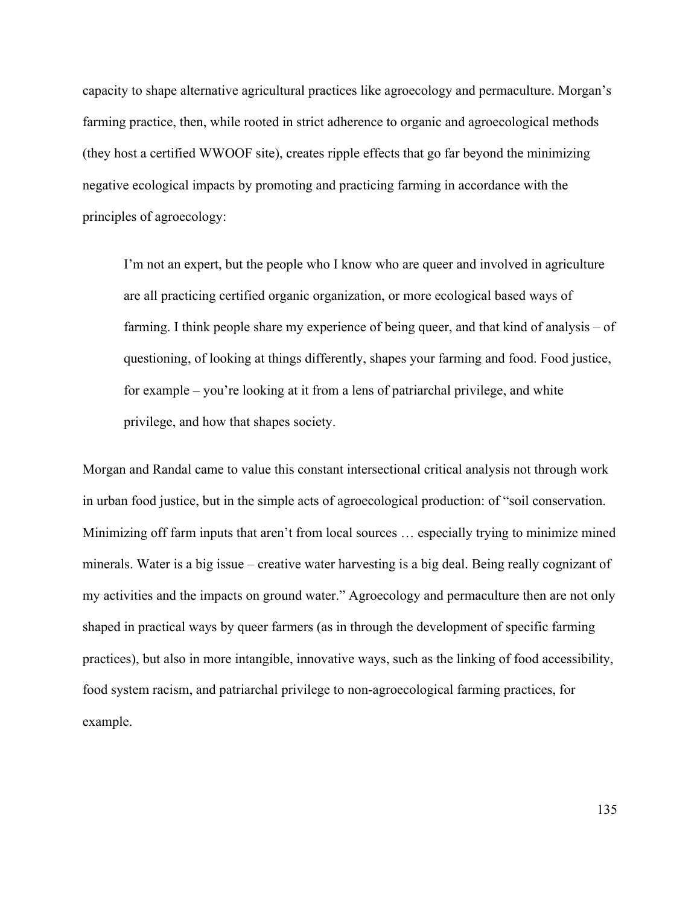capacity to shape alternative agricultural practices like agroecology and permaculture. Morgan's farming practice, then, while rooted in strict adherence to organic and agroecological methods (they host a certified WWOOF site), creates ripple effects that go far beyond the minimizing negative ecological impacts by promoting and practicing farming in accordance with the principles of agroecology:

> I'm not an expert, but the people who I know who are queer and involved in agriculture are all practicing certified organic organization, or more ecological based ways of farming. I think people share my experience of being queer, and that kind of analysis – of questioning, of looking at things differently, shapes your farming and food. Food justice, for example – you're looking at it from a lens of patriarchal privilege, and white privilege, and how that shapes society.

Morgan and Randal came to value this constant intersectional critical analysis not through work in urban food justice, but in the simple acts of agroecological production: of "soil conservation. Minimizing off farm inputs that aren't from local sources … especially trying to minimize mined minerals. Water is a big issue – creative water harvesting is a big deal. Being really cognizant of my activities and the impacts on ground water." Agroecology and permaculture then are not only shaped in practical ways by queer farmers (as in through the development of specific farming practices), but also in more intangible, innovative ways, such as the linking of food accessibility, food system racism, and patriarchal privilege to non-agroecological farming practices, for example.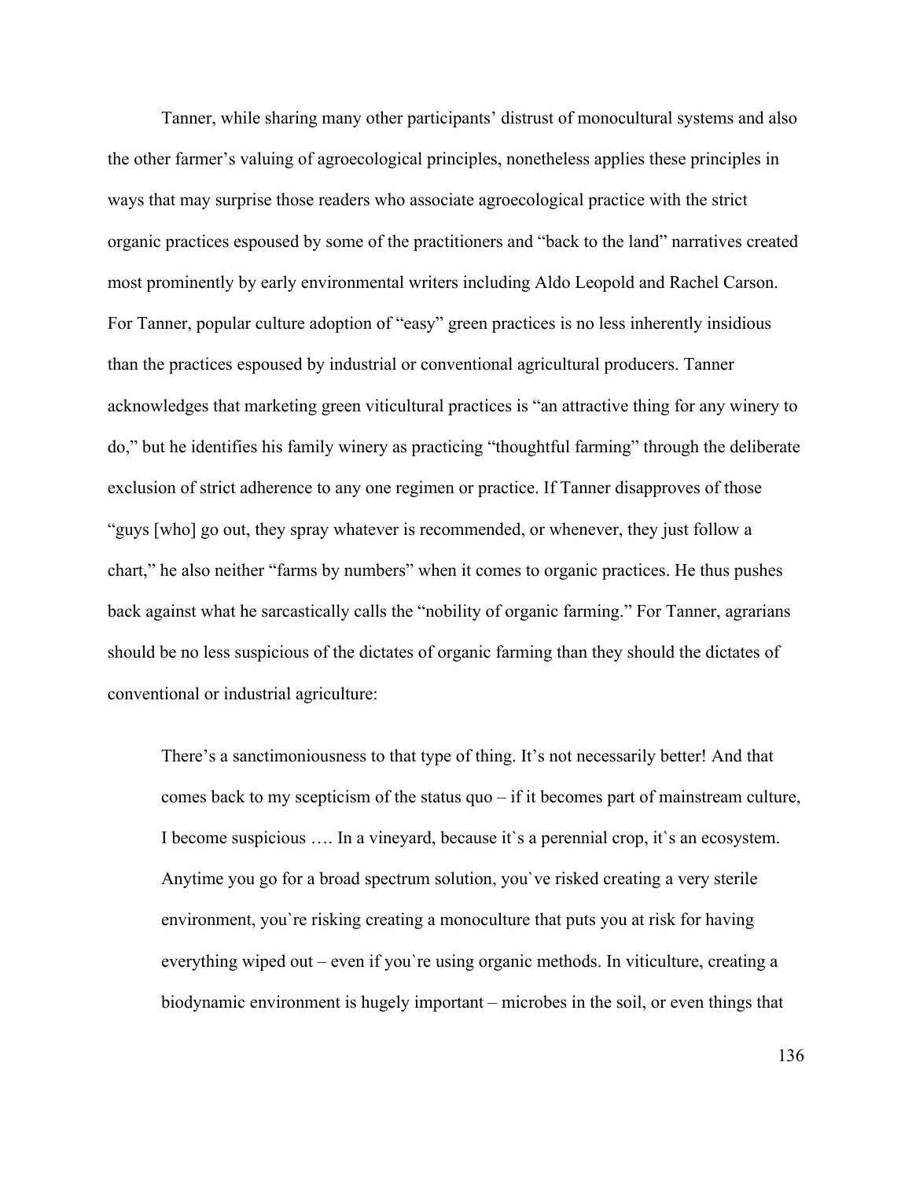Tanner, while sharing many other participants' distrust of monocultural systems and also the other farmer's valuing of agroecological principles, nonetheless applies these principles in ways that may surprise those readers who associate agroecological practice with the strict organic practices espoused by some of the practitioners and "back to the land" narratives created most prominently by early environmental writers including Aldo Leopold and Rachel Carson. For Tanner, popular culture adoption of "easy" green practices is no less inherently insidious than the practices espoused by industrial or conventional agricultural producers. Tanner acknowledges that marketing green viticultural practices is "an attractive thing for any winery to do," but he identifies his family winery as practicing "thoughtful farming" through the deliberate exclusion of strict adherence to any one regimen or practice. If Tanner disapproves of those "guys [who] go out, they spray whatever is recommended, or whenever, they just follow a chart," he also neither "farms by numbers" when it comes to organic practices. He thus pushes back against what he sarcastically calls the "nobility of organic farming." For Tanner, agrarians should be no less suspicious of the dictates of organic farming than they should the dictates of conventional or industrial agriculture:

> There's a sanctimoniousness to that type of thing. It's not necessarily better! And that comes back to my scepticism of the status quo – if it becomes part of mainstream culture, I become suspicious …. In a vineyard, because it`s a perennial crop, it`s an ecosystem. Anytime you go for a broad spectrum solution, you`ve risked creating a very sterile environment, you`re risking creating a monoculture that puts you at risk for having everything wiped out – even if you`re using organic methods. In viticulture, creating a biodynamic environment is hugely important – microbes in the soil, or even things that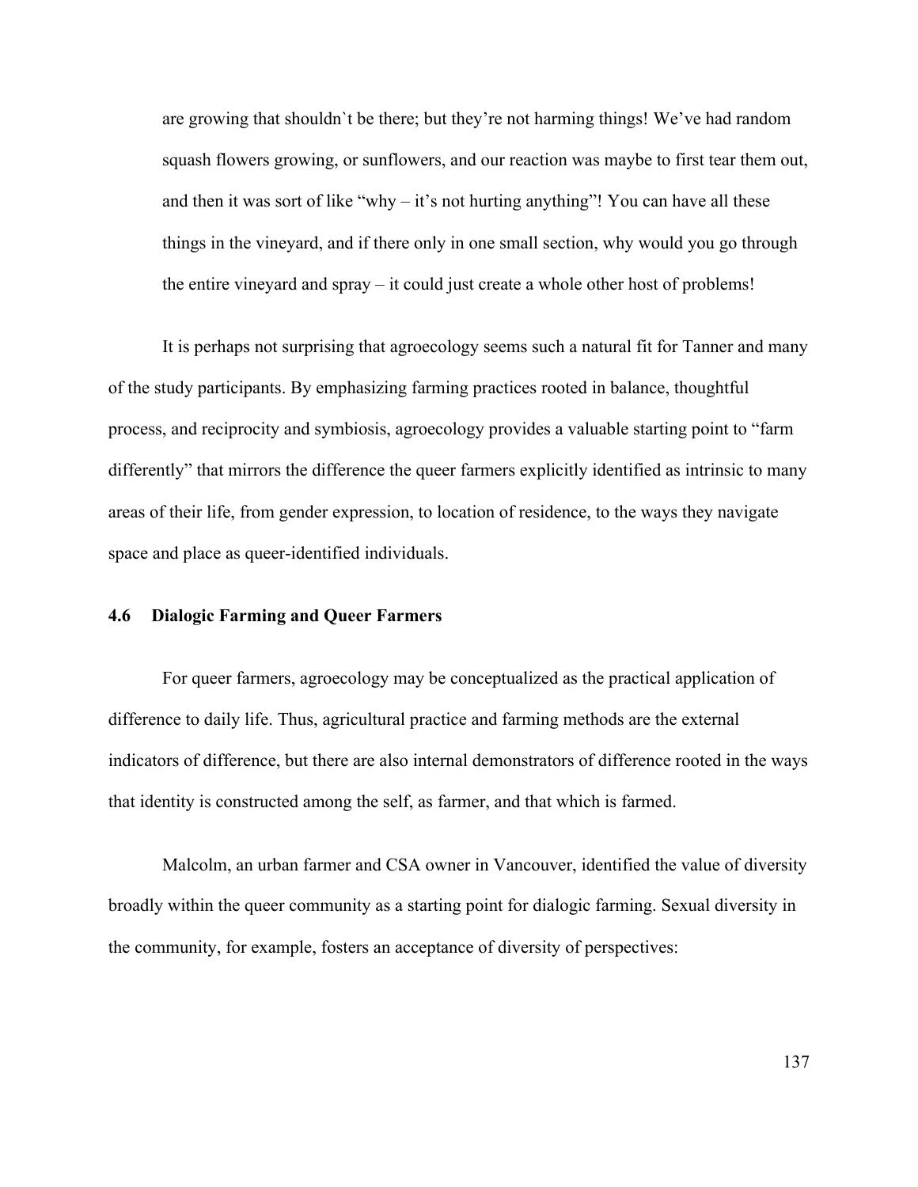are growing that shouldn`t be there; but they're not harming things! We've had random squash flowers growing, or sunflowers, and our reaction was maybe to first tear them out, and then it was sort of like "why – it's not hurting anything"! You can have all these things in the vineyard, and if there only in one small section, why would you go through the entire vineyard and spray – it could just create a whole other host of problems!

It is perhaps not surprising that agroecology seems such a natural fit for Tanner and many of the study participants. By emphasizing farming practices rooted in balance, thoughtful process, and reciprocity and symbiosis, agroecology provides a valuable starting point to "farm differently" that mirrors the difference the queer farmers explicitly identified as intrinsic to many areas of their life, from gender expression, to location of residence, to the ways they navigate space and place as queer-identified individuals.

### 4.6 Dialogic Farming and Queer Farmers

For queer farmers, agroecology may be conceptualized as the practical application of difference to daily life. Thus, agricultural practice and farming methods are the external indicators of difference, but there are also internal demonstrators of difference rooted in the ways that identity is constructed among the self, as farmer, and that which is farmed.

Malcolm, an urban farmer and CSA owner in Vancouver, identified the value of diversity broadly within the queer community as a starting point for dialogic farming. Sexual diversity in the community, for example, fosters an acceptance of diversity of perspectives: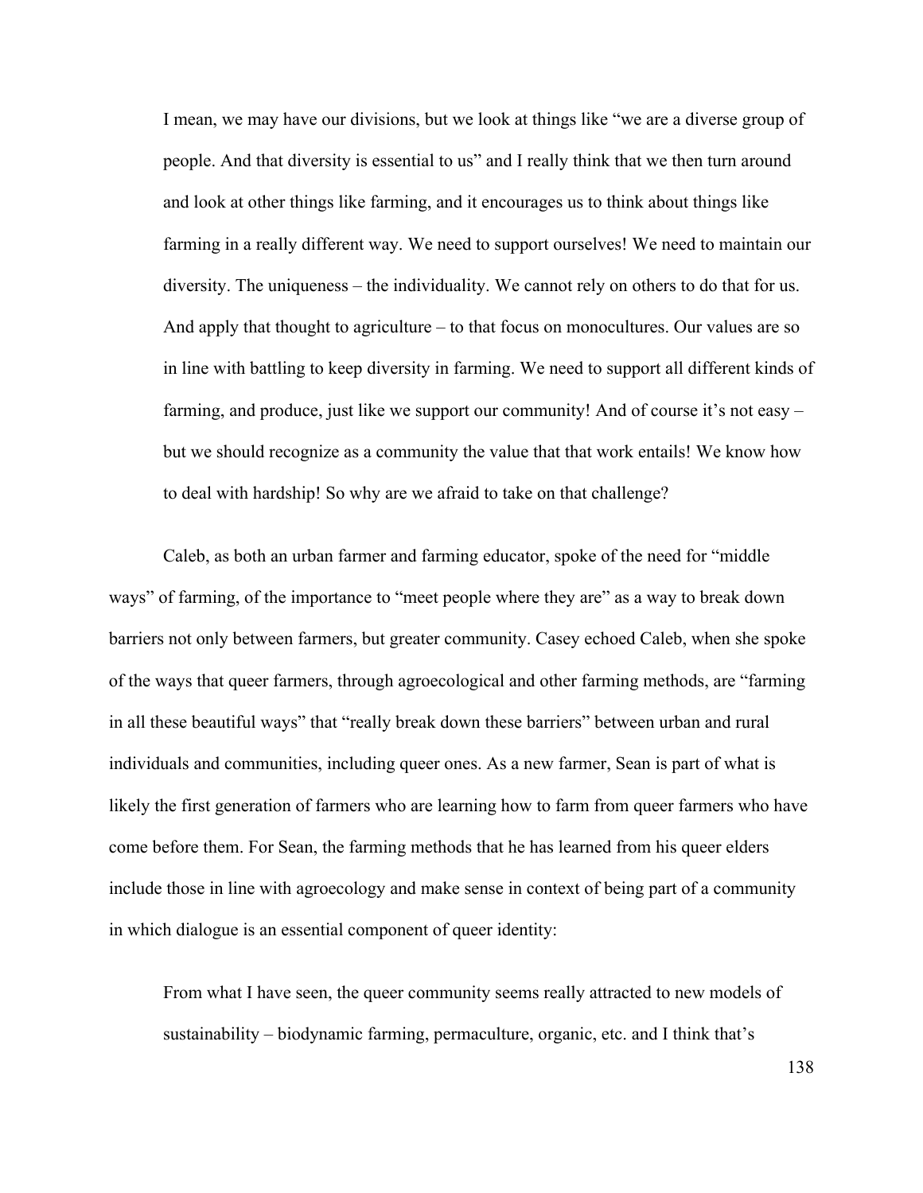> I mean, we may have our divisions, but we look at things like "we are a diverse group of people. And that diversity is essential to us" and I really think that we then turn around and look at other things like farming, and it encourages us to think about things like farming in a really different way. We need to support ourselves! We need to maintain our diversity. The uniqueness – the individuality. We cannot rely on others to do that for us. And apply that thought to agriculture – to that focus on monocultures. Our values are so in line with battling to keep diversity in farming. We need to support all different kinds of farming, and produce, just like we support our community! And of course it's not easy – but we should recognize as a community the value that that work entails! We know how to deal with hardship! So why are we afraid to take on that challenge?

Caleb, as both an urban farmer and farming educator, spoke of the need for "middle ways" of farming, of the importance to "meet people where they are" as a way to break down barriers not only between farmers, but greater community. Casey echoed Caleb, when she spoke of the ways that queer farmers, through agroecological and other farming methods, are "farming in all these beautiful ways" that "really break down these barriers" between urban and rural individuals and communities, including queer ones. As a new farmer, Sean is part of what is likely the first generation of farmers who are learning how to farm from queer farmers who have come before them. For Sean, the farming methods that he has learned from his queer elders include those in line with agroecology and make sense in context of being part of a community in which dialogue is an essential component of queer identity:

> From what I have seen, the queer community seems really attracted to new models of sustainability – biodynamic farming, permaculture, organic, etc. and I think that's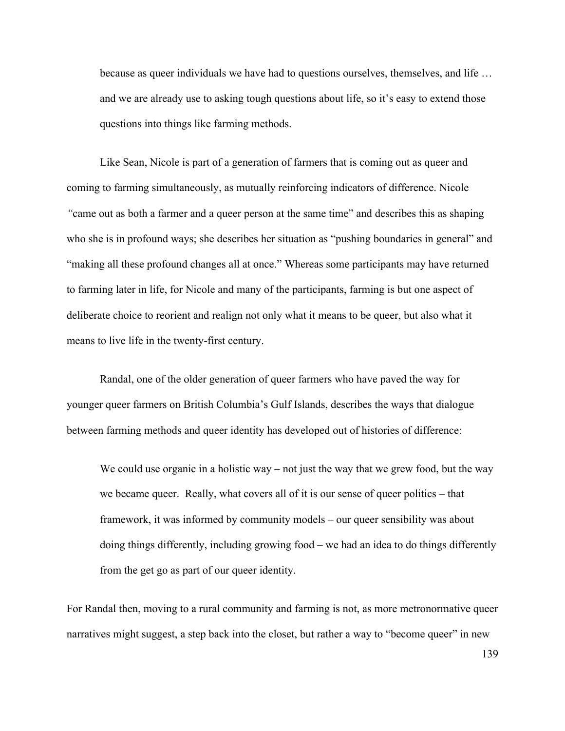> because as queer individuals we have had to questions ourselves, themselves, and life … and we are already use to asking tough questions about life, so it's easy to extend those questions into things like farming methods.

Like Sean, Nicole is part of a generation of farmers that is coming out as queer and coming to farming simultaneously, as mutually reinforcing indicators of difference. Nicole "came out as both a farmer and a queer person at the same time" and describes this as shaping who she is in profound ways; she describes her situation as "pushing boundaries in general" and "making all these profound changes all at once." Whereas some participants may have returned to farming later in life, for Nicole and many of the participants, farming is but one aspect of deliberate choice to reorient and realign not only what it means to be queer, but also what it means to live life in the twenty-first century.

Randal, one of the older generation of queer farmers who have paved the way for younger queer farmers on British Columbia's Gulf Islands, describes the ways that dialogue between farming methods and queer identity has developed out of histories of difference:

> We could use organic in a holistic way – not just the way that we grew food, but the way we became queer. Really, what covers all of it is our sense of queer politics – that framework, it was informed by community models – our queer sensibility was about doing things differently, including growing food – we had an idea to do things differently from the get go as part of our queer identity.

For Randal then, moving to a rural community and farming is not, as more metronormative queer narratives might suggest, a step back into the closet, but rather a way to "become queer" in new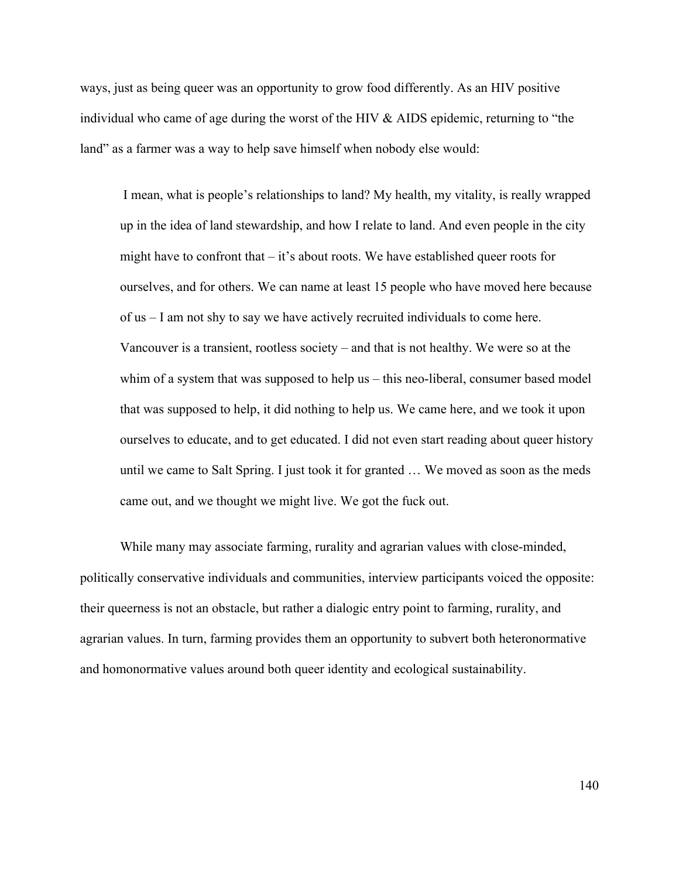ways, just as being queer was an opportunity to grow food differently. As an HIV positive individual who came of age during the worst of the HIV & AIDS epidemic, returning to "the land" as a farmer was a way to help save himself when nobody else would:

> I mean, what is people's relationships to land? My health, my vitality, is really wrapped up in the idea of land stewardship, and how I relate to land. And even people in the city might have to confront that – it's about roots. We have established queer roots for ourselves, and for others. We can name at least 15 people who have moved here because of us – I am not shy to say we have actively recruited individuals to come here. Vancouver is a transient, rootless society – and that is not healthy. We were so at the whim of a system that was supposed to help us – this neo-liberal, consumer based model that was supposed to help, it did nothing to help us. We came here, and we took it upon ourselves to educate, and to get educated. I did not even start reading about queer history until we came to Salt Spring. I just took it for granted … We moved as soon as the meds came out, and we thought we might live. We got the fuck out.

While many may associate farming, rurality and agrarian values with close-minded, politically conservative individuals and communities, interview participants voiced the opposite: their queerness is not an obstacle, but rather a dialogic entry point to farming, rurality, and agrarian values. In turn, farming provides them an opportunity to subvert both heteronormative and homonormative values around both queer identity and ecological sustainability.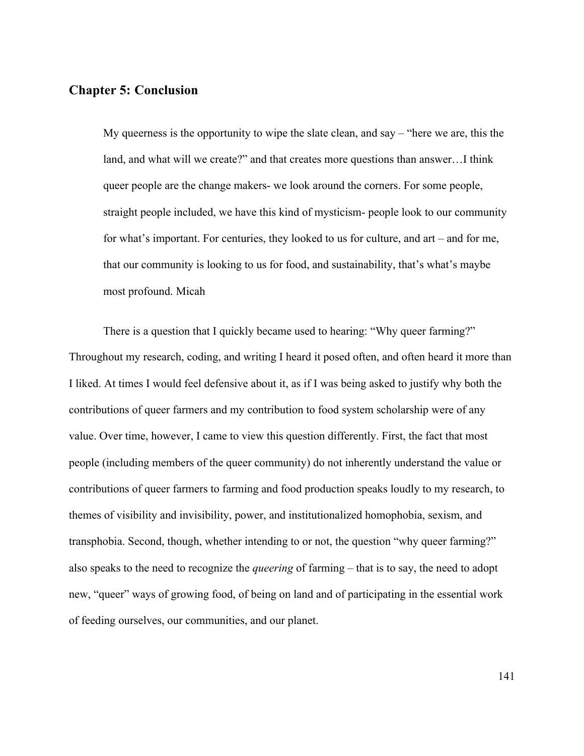## Chapter 5: Conclusion

> My queerness is the opportunity to wipe the slate clean, and say – "here we are, this the land, and what will we create?" and that creates more questions than answer…I think queer people are the change makers- we look around the corners. For some people, straight people included, we have this kind of mysticism- people look to our community for what's important. For centuries, they looked to us for culture, and art – and for me, that our community is looking to us for food, and sustainability, that's what's maybe most profound. Micah

There is a question that I quickly became used to hearing: "Why queer farming?" Throughout my research, coding, and writing I heard it posed often, and often heard it more than I liked. At times I would feel defensive about it, as if I was being asked to justify why both the contributions of queer farmers and my contribution to food system scholarship were of any value. Over time, however, I came to view this question differently. First, the fact that most people (including members of the queer community) do not inherently understand the value or contributions of queer farmers to farming and food production speaks loudly to my research, to themes of visibility and invisibility, power, and institutionalized homophobia, sexism, and transphobia. Second, though, whether intending to or not, the question "why queer farming?" also speaks to the need to recognize the *queering* of farming – that is to say, the need to adopt new, "queer" ways of growing food, of being on land and of participating in the essential work of feeding ourselves, our communities, and our planet.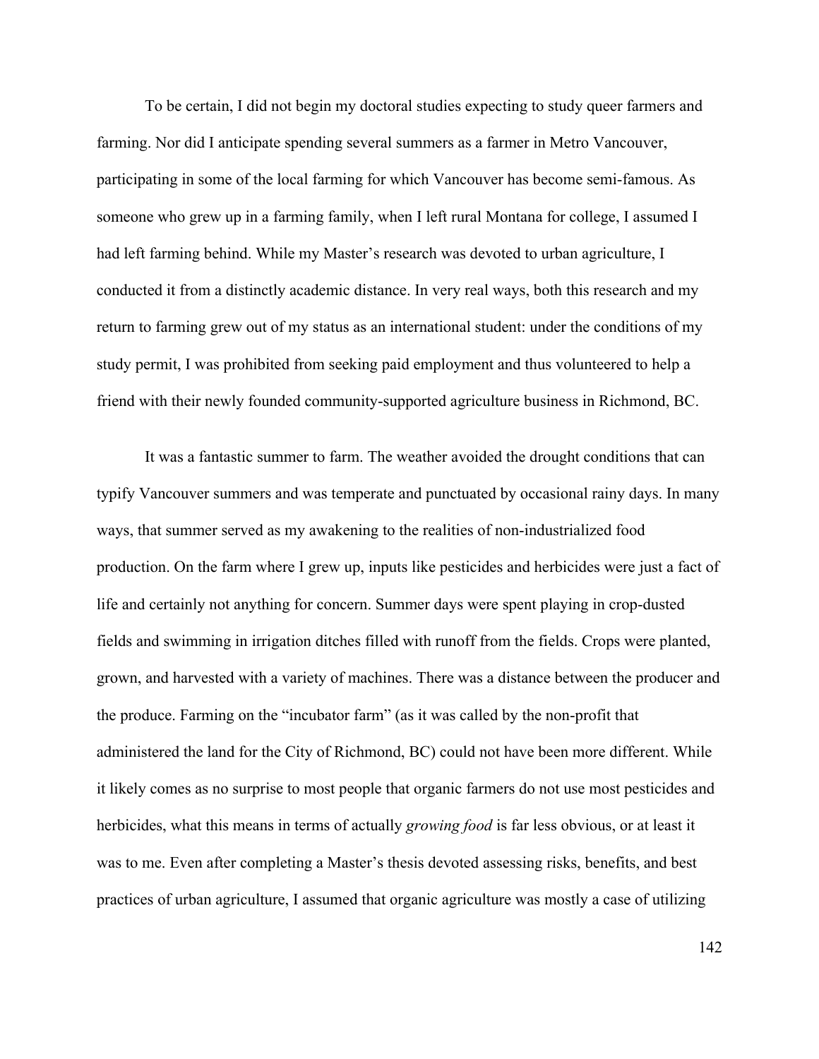To be certain, I did not begin my doctoral studies expecting to study queer farmers and farming. Nor did I anticipate spending several summers as a farmer in Metro Vancouver, participating in some of the local farming for which Vancouver has become semi-famous. As someone who grew up in a farming family, when I left rural Montana for college, I assumed I had left farming behind. While my Master's research was devoted to urban agriculture, I conducted it from a distinctly academic distance. In very real ways, both this research and my return to farming grew out of my status as an international student: under the conditions of my study permit, I was prohibited from seeking paid employment and thus volunteered to help a friend with their newly founded community-supported agriculture business in Richmond, BC.

It was a fantastic summer to farm. The weather avoided the drought conditions that can typify Vancouver summers and was temperate and punctuated by occasional rainy days. In many ways, that summer served as my awakening to the realities of non-industrialized food production. On the farm where I grew up, inputs like pesticides and herbicides were just a fact of life and certainly not anything for concern. Summer days were spent playing in crop-dusted fields and swimming in irrigation ditches filled with runoff from the fields. Crops were planted, grown, and harvested with a variety of machines. There was a distance between the producer and the produce. Farming on the "incubator farm" (as it was called by the non-profit that administered the land for the City of Richmond, BC) could not have been more different. While it likely comes as no surprise to most people that organic farmers do not use most pesticides and herbicides, what this means in terms of actually *growing food* is far less obvious, or at least it was to me. Even after completing a Master's thesis devoted assessing risks, benefits, and best practices of urban agriculture, I assumed that organic agriculture was mostly a case of utilizing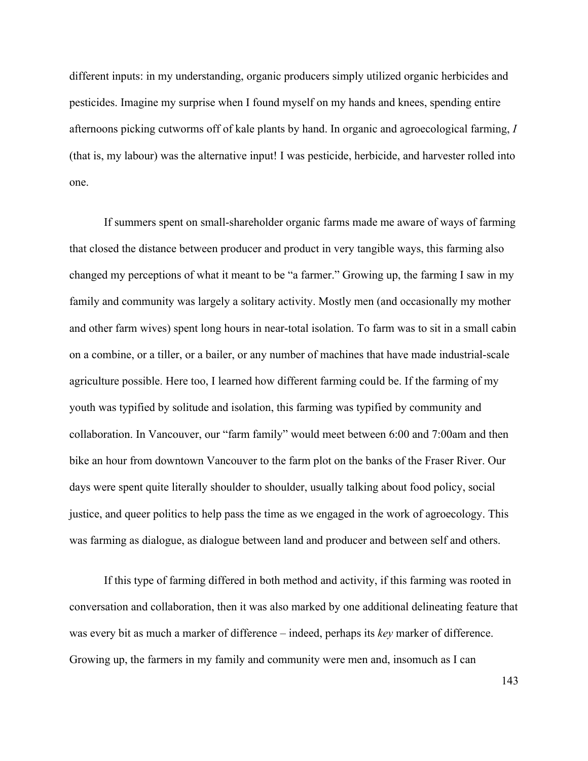different inputs: in my understanding, organic producers simply utilized organic herbicides and pesticides. Imagine my surprise when I found myself on my hands and knees, spending entire afternoons picking cutworms off of kale plants by hand. In organic and agroecological farming, *I* (that is, my labour) was the alternative input! I was pesticide, herbicide, and harvester rolled into one.

If summers spent on small-shareholder organic farms made me aware of ways of farming that closed the distance between producer and product in very tangible ways, this farming also changed my perceptions of what it meant to be "a farmer." Growing up, the farming I saw in my family and community was largely a solitary activity. Mostly men (and occasionally my mother and other farm wives) spent long hours in near-total isolation. To farm was to sit in a small cabin on a combine, or a tiller, or a bailer, or any number of machines that have made industrial-scale agriculture possible. Here too, I learned how different farming could be. If the farming of my youth was typified by solitude and isolation, this farming was typified by community and collaboration. In Vancouver, our "farm family" would meet between 6:00 and 7:00am and then bike an hour from downtown Vancouver to the farm plot on the banks of the Fraser River. Our days were spent quite literally shoulder to shoulder, usually talking about food policy, social justice, and queer politics to help pass the time as we engaged in the work of agroecology. This was farming as dialogue, as dialogue between land and producer and between self and others.

If this type of farming differed in both method and activity, if this farming was rooted in conversation and collaboration, then it was also marked by one additional delineating feature that was every bit as much a marker of difference – indeed, perhaps its *key* marker of difference. Growing up, the farmers in my family and community were men and, insomuch as I can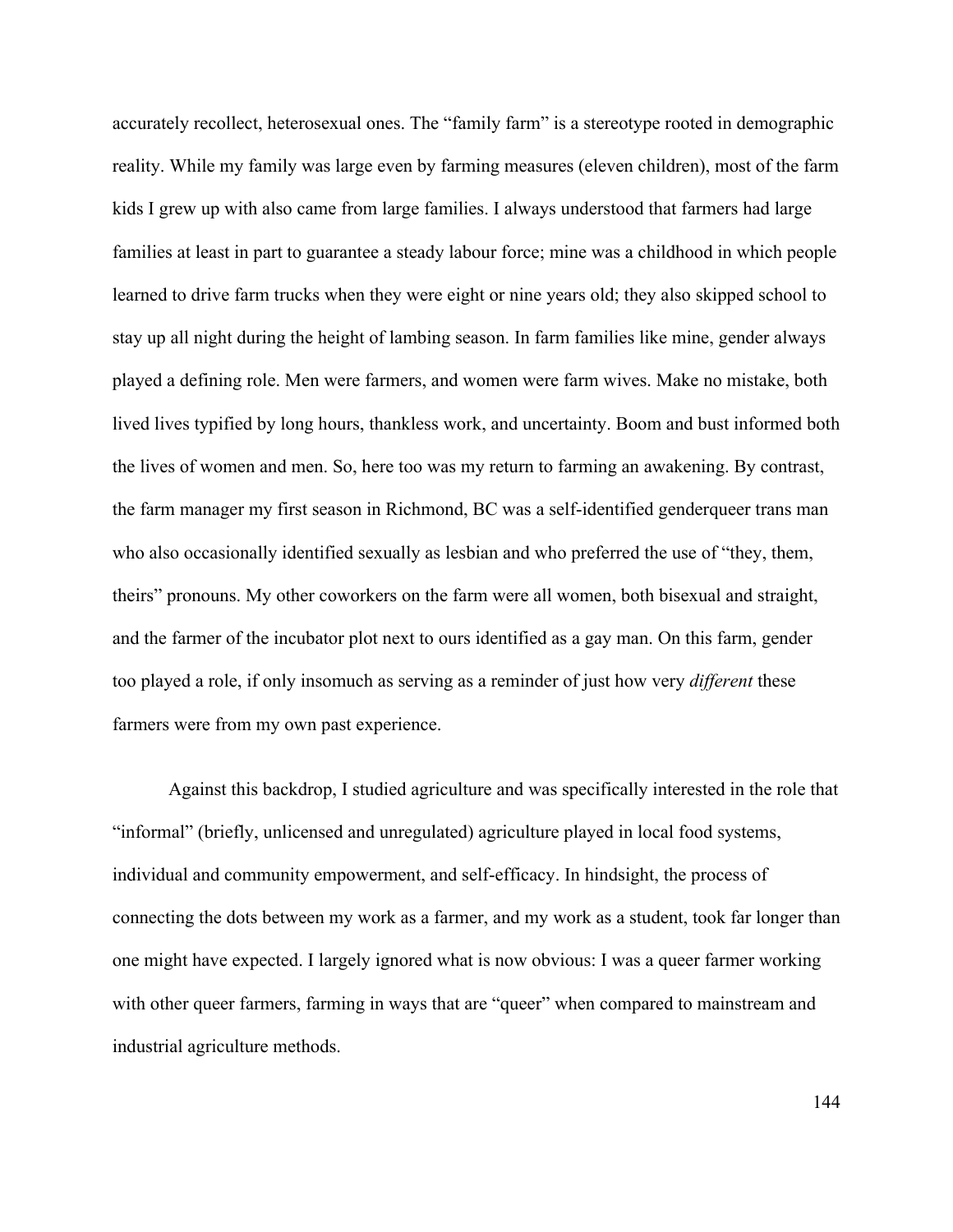accurately recollect, heterosexual ones. The "family farm" is a stereotype rooted in demographic reality. While my family was large even by farming measures (eleven children), most of the farm kids I grew up with also came from large families. I always understood that farmers had large families at least in part to guarantee a steady labour force; mine was a childhood in which people learned to drive farm trucks when they were eight or nine years old; they also skipped school to stay up all night during the height of lambing season. In farm families like mine, gender always played a defining role. Men were farmers, and women were farm wives. Make no mistake, both lived lives typified by long hours, thankless work, and uncertainty. Boom and bust informed both the lives of women and men. So, here too was my return to farming an awakening. By contrast, the farm manager my first season in Richmond, BC was a self-identified genderqueer trans man who also occasionally identified sexually as lesbian and who preferred the use of "they, them, theirs" pronouns. My other coworkers on the farm were all women, both bisexual and straight, and the farmer of the incubator plot next to ours identified as a gay man. On this farm, gender too played a role, if only insomuch as serving as a reminder of just how very *different* these farmers were from my own past experience.

Against this backdrop, I studied agriculture and was specifically interested in the role that "informal" (briefly, unlicensed and unregulated) agriculture played in local food systems, individual and community empowerment, and self-efficacy. In hindsight, the process of connecting the dots between my work as a farmer, and my work as a student, took far longer than one might have expected. I largely ignored what is now obvious: I was a queer farmer working with other queer farmers, farming in ways that are "queer" when compared to mainstream and industrial agriculture methods.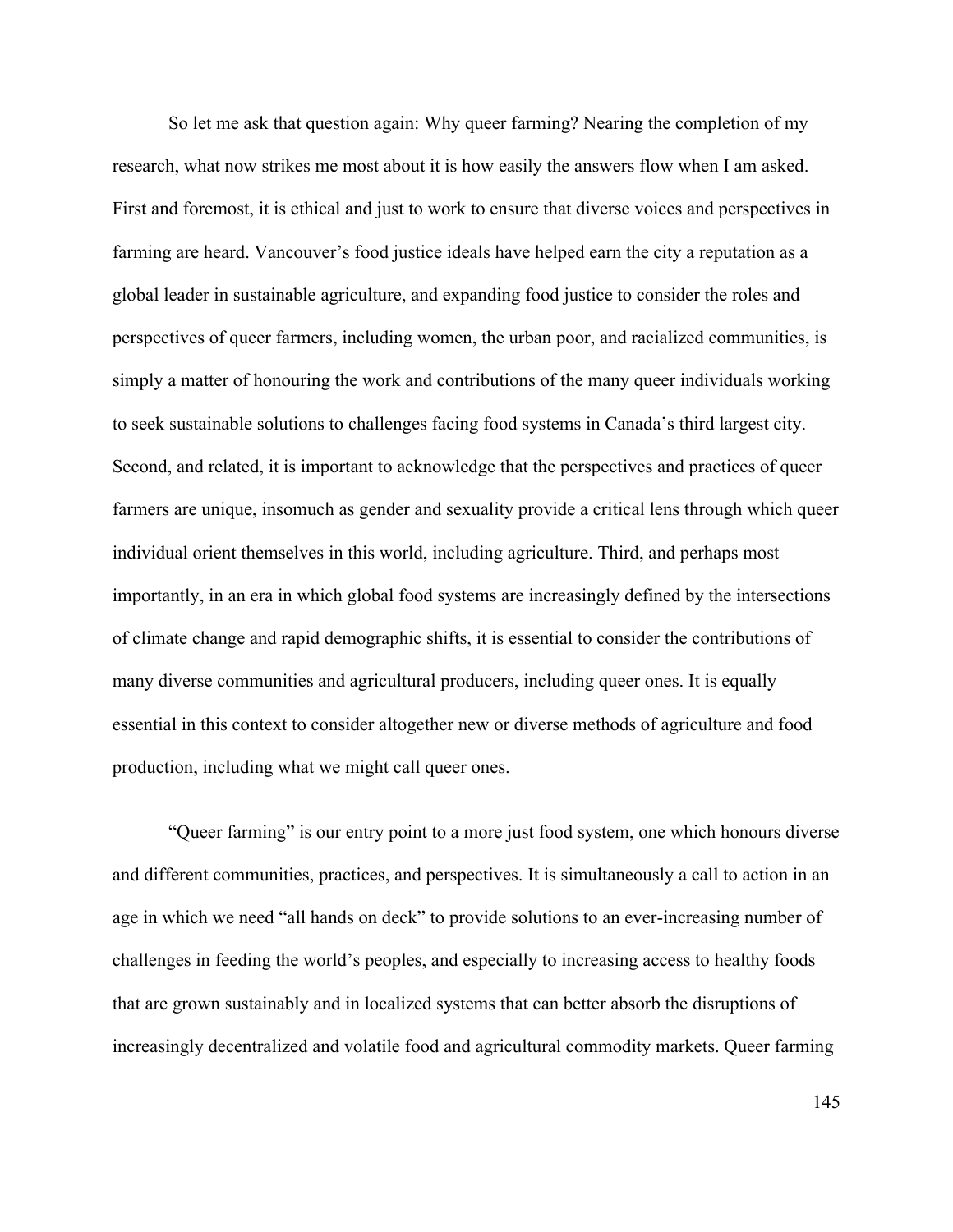So let me ask that question again: Why queer farming? Nearing the completion of my research, what now strikes me most about it is how easily the answers flow when I am asked. First and foremost, it is ethical and just to work to ensure that diverse voices and perspectives in farming are heard. Vancouver's food justice ideals have helped earn the city a reputation as a global leader in sustainable agriculture, and expanding food justice to consider the roles and perspectives of queer farmers, including women, the urban poor, and racialized communities, is simply a matter of honouring the work and contributions of the many queer individuals working to seek sustainable solutions to challenges facing food systems in Canada's third largest city. Second, and related, it is important to acknowledge that the perspectives and practices of queer farmers are unique, insomuch as gender and sexuality provide a critical lens through which queer individual orient themselves in this world, including agriculture. Third, and perhaps most importantly, in an era in which global food systems are increasingly defined by the intersections of climate change and rapid demographic shifts, it is essential to consider the contributions of many diverse communities and agricultural producers, including queer ones. It is equally essential in this context to consider altogether new or diverse methods of agriculture and food production, including what we might call queer ones.

"Queer farming" is our entry point to a more just food system, one which honours diverse and different communities, practices, and perspectives. It is simultaneously a call to action in an age in which we need "all hands on deck" to provide solutions to an ever-increasing number of challenges in feeding the world's peoples, and especially to increasing access to healthy foods that are grown sustainably and in localized systems that can better absorb the disruptions of increasingly decentralized and volatile food and agricultural commodity markets. Queer farming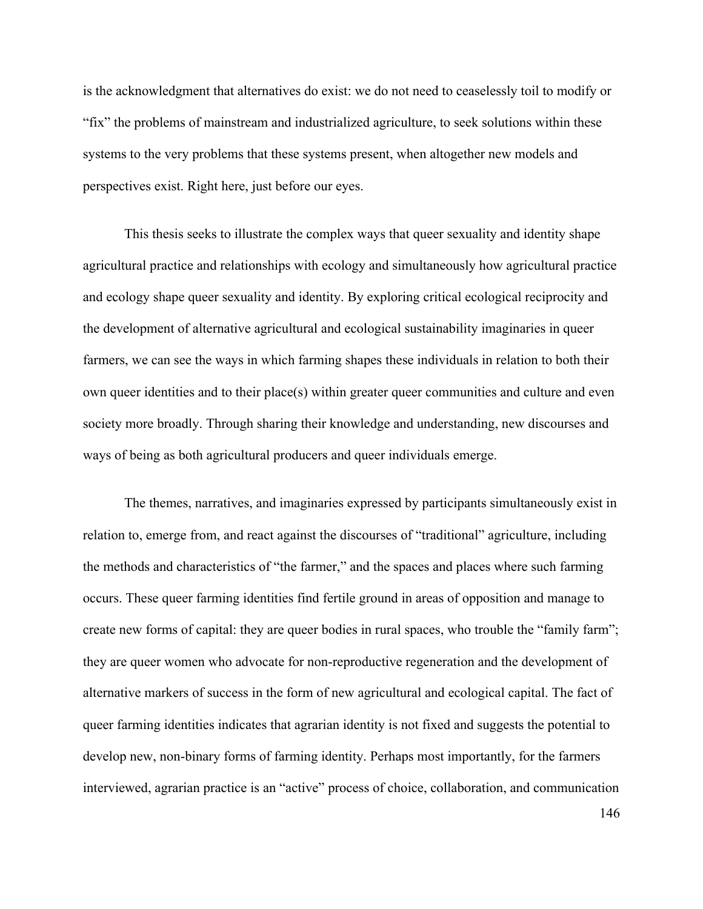is the acknowledgment that alternatives do exist: we do not need to ceaselessly toil to modify or "fix" the problems of mainstream and industrialized agriculture, to seek solutions within these systems to the very problems that these systems present, when altogether new models and perspectives exist. Right here, just before our eyes.

This thesis seeks to illustrate the complex ways that queer sexuality and identity shape agricultural practice and relationships with ecology and simultaneously how agricultural practice and ecology shape queer sexuality and identity. By exploring critical ecological reciprocity and the development of alternative agricultural and ecological sustainability imaginaries in queer farmers, we can see the ways in which farming shapes these individuals in relation to both their own queer identities and to their place(s) within greater queer communities and culture and even society more broadly. Through sharing their knowledge and understanding, new discourses and ways of being as both agricultural producers and queer individuals emerge.

The themes, narratives, and imaginaries expressed by participants simultaneously exist in relation to, emerge from, and react against the discourses of "traditional" agriculture, including the methods and characteristics of "the farmer," and the spaces and places where such farming occurs. These queer farming identities find fertile ground in areas of opposition and manage to create new forms of capital: they are queer bodies in rural spaces, who trouble the "family farm"; they are queer women who advocate for non-reproductive regeneration and the development of alternative markers of success in the form of new agricultural and ecological capital. The fact of queer farming identities indicates that agrarian identity is not fixed and suggests the potential to develop new, non-binary forms of farming identity. Perhaps most importantly, for the farmers interviewed, agrarian practice is an "active" process of choice, collaboration, and communication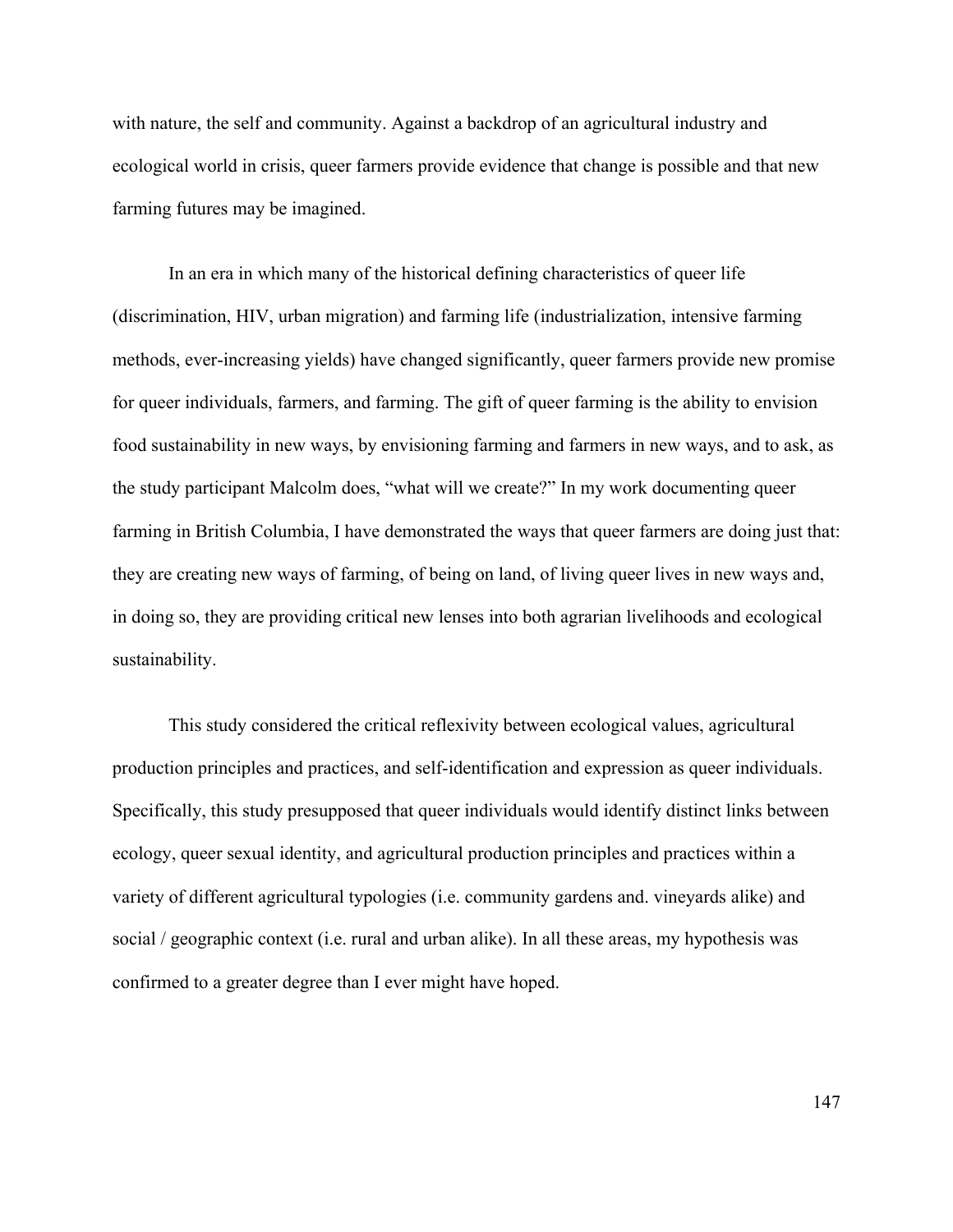with nature, the self and community. Against a backdrop of an agricultural industry and ecological world in crisis, queer farmers provide evidence that change is possible and that new farming futures may be imagined.

In an era in which many of the historical defining characteristics of queer life (discrimination, HIV, urban migration) and farming life (industrialization, intensive farming methods, ever-increasing yields) have changed significantly, queer farmers provide new promise for queer individuals, farmers, and farming. The gift of queer farming is the ability to envision food sustainability in new ways, by envisioning farming and farmers in new ways, and to ask, as the study participant Malcolm does, "what will we create?" In my work documenting queer farming in British Columbia, I have demonstrated the ways that queer farmers are doing just that: they are creating new ways of farming, of being on land, of living queer lives in new ways and, in doing so, they are providing critical new lenses into both agrarian livelihoods and ecological sustainability.

This study considered the critical reflexivity between ecological values, agricultural production principles and practices, and self-identification and expression as queer individuals. Specifically, this study presupposed that queer individuals would identify distinct links between ecology, queer sexual identity, and agricultural production principles and practices within a variety of different agricultural typologies (i.e. community gardens and. vineyards alike) and social / geographic context (i.e. rural and urban alike). In all these areas, my hypothesis was confirmed to a greater degree than I ever might have hoped.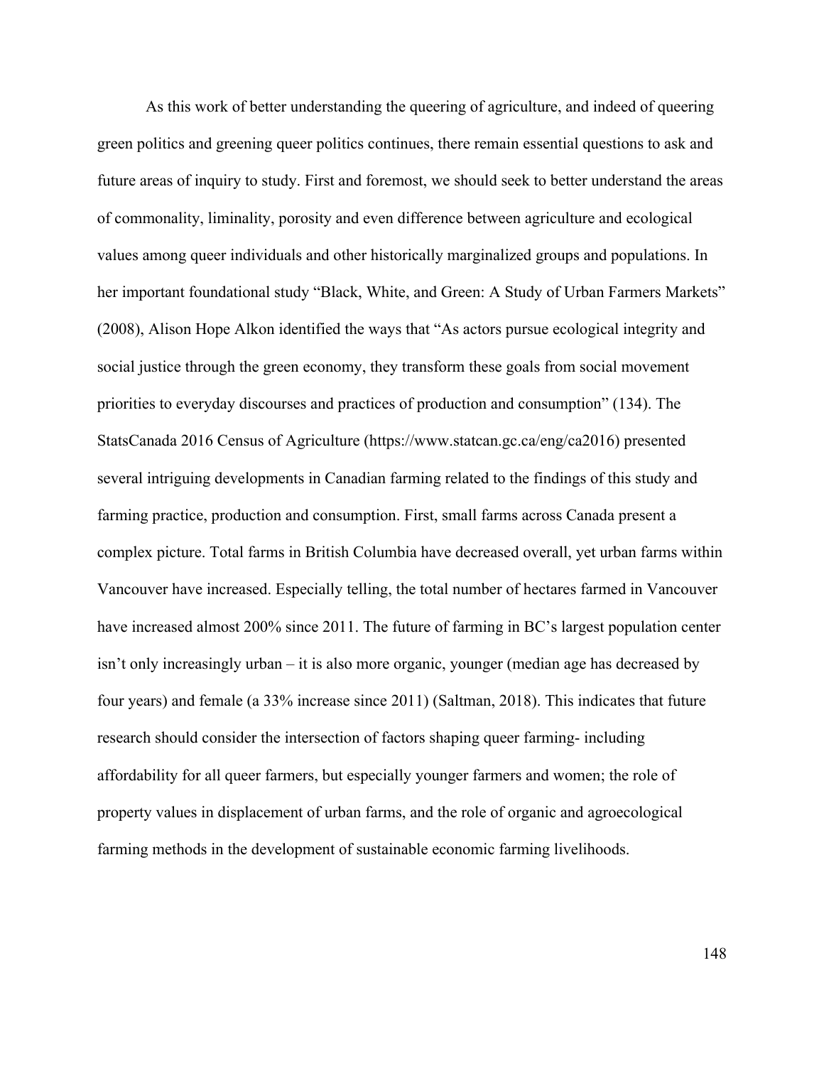As this work of better understanding the queering of agriculture, and indeed of queering green politics and greening queer politics continues, there remain essential questions to ask and future areas of inquiry to study. First and foremost, we should seek to better understand the areas of commonality, liminality, porosity and even difference between agriculture and ecological values among queer individuals and other historically marginalized groups and populations. In her important foundational study "Black, White, and Green: A Study of Urban Farmers Markets" (2008), Alison Hope Alkon identified the ways that "As actors pursue ecological integrity and social justice through the green economy, they transform these goals from social movement priorities to everyday discourses and practices of production and consumption" (134). The StatsCanada 2016 Census of Agriculture (https://www.statcan.gc.ca/eng/ca2016) presented several intriguing developments in Canadian farming related to the findings of this study and farming practice, production and consumption. First, small farms across Canada present a complex picture. Total farms in British Columbia have decreased overall, yet urban farms within Vancouver have increased. Especially telling, the total number of hectares farmed in Vancouver have increased almost 200% since 2011. The future of farming in BC's largest population center isn't only increasingly urban – it is also more organic, younger (median age has decreased by four years) and female (a 33% increase since 2011) (Saltman, 2018). This indicates that future research should consider the intersection of factors shaping queer farming- including affordability for all queer farmers, but especially younger farmers and women; the role of property values in displacement of urban farms, and the role of organic and agroecological farming methods in the development of sustainable economic farming livelihoods.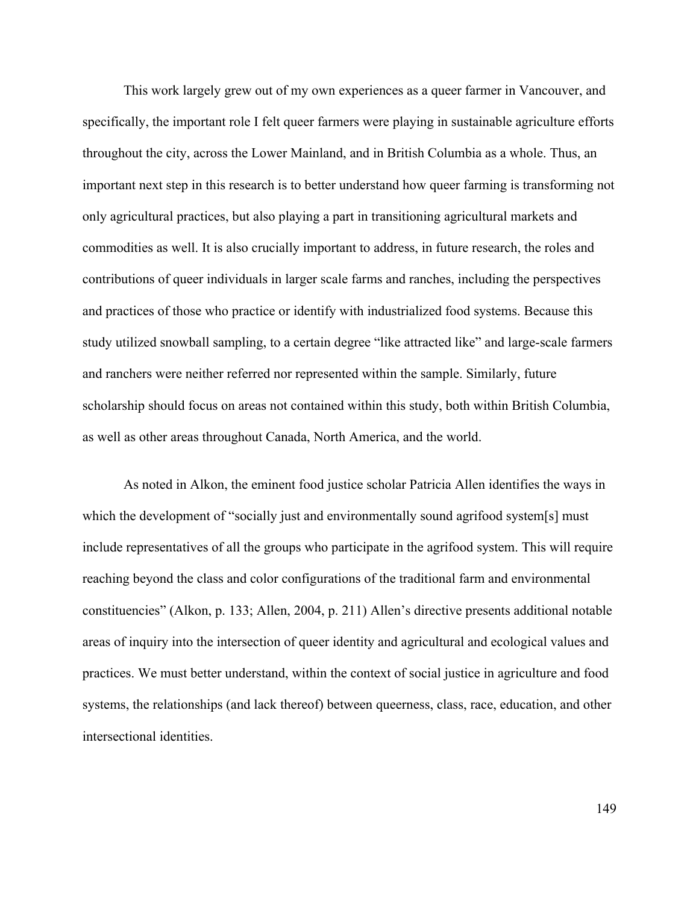This work largely grew out of my own experiences as a queer farmer in Vancouver, and specifically, the important role I felt queer farmers were playing in sustainable agriculture efforts throughout the city, across the Lower Mainland, and in British Columbia as a whole. Thus, an important next step in this research is to better understand how queer farming is transforming not only agricultural practices, but also playing a part in transitioning agricultural markets and commodities as well. It is also crucially important to address, in future research, the roles and contributions of queer individuals in larger scale farms and ranches, including the perspectives and practices of those who practice or identify with industrialized food systems. Because this study utilized snowball sampling, to a certain degree "like attracted like" and large-scale farmers and ranchers were neither referred nor represented within the sample. Similarly, future scholarship should focus on areas not contained within this study, both within British Columbia, as well as other areas throughout Canada, North America, and the world.

As noted in Alkon, the eminent food justice scholar Patricia Allen identifies the ways in which the development of "socially just and environmentally sound agrifood system[s] must include representatives of all the groups who participate in the agrifood system. This will require reaching beyond the class and color configurations of the traditional farm and environmental constituencies" (Alkon, p. 133; Allen, 2004, p. 211) Allen's directive presents additional notable areas of inquiry into the intersection of queer identity and agricultural and ecological values and practices. We must better understand, within the context of social justice in agriculture and food systems, the relationships (and lack thereof) between queerness, class, race, education, and other intersectional identities.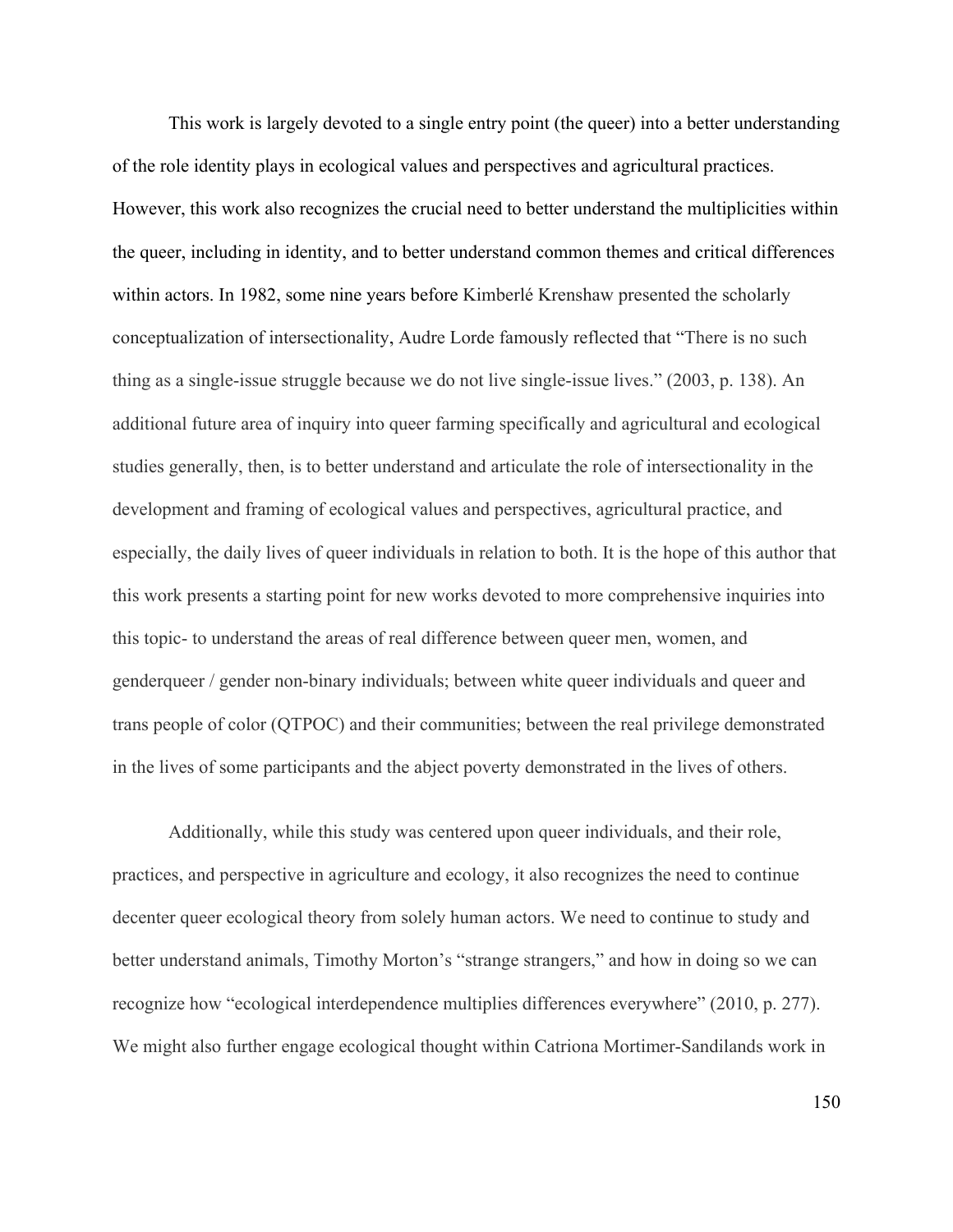This work is largely devoted to a single entry point (the queer) into a better understanding of the role identity plays in ecological values and perspectives and agricultural practices. However, this work also recognizes the crucial need to better understand the multiplicities within the queer, including in identity, and to better understand common themes and critical differences within actors. In 1982, some nine years before Kimberlé Krenshaw presented the scholarly conceptualization of intersectionality, Audre Lorde famously reflected that “There is no such thing as a single-issue struggle because we do not live single-issue lives.” (2003, p. 138). An additional future area of inquiry into queer farming specifically and agricultural and ecological studies generally, then, is to better understand and articulate the role of intersectionality in the development and framing of ecological values and perspectives, agricultural practice, and especially, the daily lives of queer individuals in relation to both. It is the hope of this author that this work presents a starting point for new works devoted to more comprehensive inquiries into this topic- to understand the areas of real difference between queer men, women, and genderqueer / gender non-binary individuals; between white queer individuals and queer and trans people of color (QTPOC) and their communities; between the real privilege demonstrated in the lives of some participants and the abject poverty demonstrated in the lives of others.

Additionally, while this study was centered upon queer individuals, and their role, practices, and perspective in agriculture and ecology, it also recognizes the need to continue decenter queer ecological theory from solely human actors. We need to continue to study and better understand animals, Timothy Morton’s “strange strangers,” and how in doing so we can recognize how “ecological interdependence multiplies differences everywhere” (2010, p. 277). We might also further engage ecological thought within Catriona Mortimer-Sandilands work in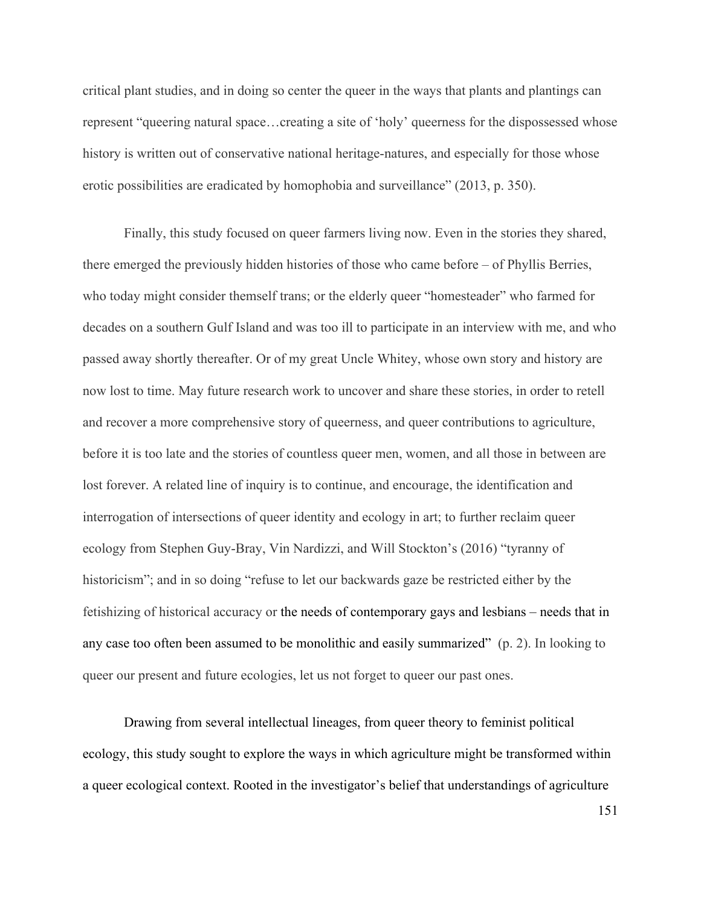critical plant studies, and in doing so center the queer in the ways that plants and plantings can represent "queering natural space…creating a site of 'holy' queerness for the dispossessed whose history is written out of conservative national heritage-natures, and especially for those whose erotic possibilities are eradicated by homophobia and surveillance" (2013, p. 350).

Finally, this study focused on queer farmers living now. Even in the stories they shared, there emerged the previously hidden histories of those who came before – of Phyllis Berries, who today might consider themself trans; or the elderly queer "homesteader" who farmed for decades on a southern Gulf Island and was too ill to participate in an interview with me, and who passed away shortly thereafter. Or of my great Uncle Whitey, whose own story and history are now lost to time. May future research work to uncover and share these stories, in order to retell and recover a more comprehensive story of queerness, and queer contributions to agriculture, before it is too late and the stories of countless queer men, women, and all those in between are lost forever. A related line of inquiry is to continue, and encourage, the identification and interrogation of intersections of queer identity and ecology in art; to further reclaim queer ecology from Stephen Guy-Bray, Vin Nardizzi, and Will Stockton's (2016) "tyranny of historicism"; and in so doing "refuse to let our backwards gaze be restricted either by the fetishizing of historical accuracy or the needs of contemporary gays and lesbians – needs that in any case too often been assumed to be monolithic and easily summarized" (p. 2). In looking to queer our present and future ecologies, let us not forget to queer our past ones.

Drawing from several intellectual lineages, from queer theory to feminist political ecology, this study sought to explore the ways in which agriculture might be transformed within a queer ecological context. Rooted in the investigator's belief that understandings of agriculture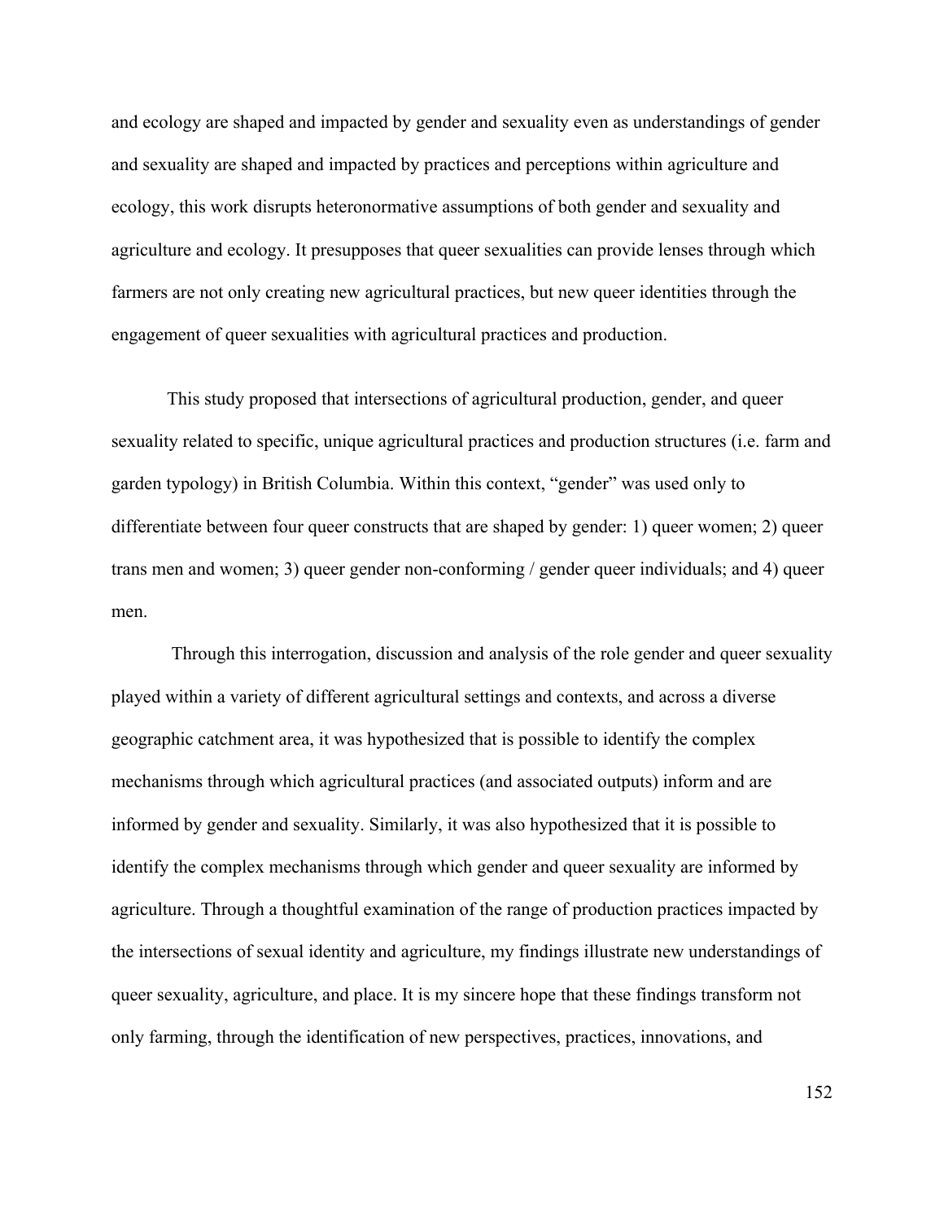and ecology are shaped and impacted by gender and sexuality even as understandings of gender and sexuality are shaped and impacted by practices and perceptions within agriculture and ecology, this work disrupts heteronormative assumptions of both gender and sexuality and agriculture and ecology. It presupposes that queer sexualities can provide lenses through which farmers are not only creating new agricultural practices, but new queer identities through the engagement of queer sexualities with agricultural practices and production.

This study proposed that intersections of agricultural production, gender, and queer sexuality related to specific, unique agricultural practices and production structures (i.e. farm and garden typology) in British Columbia. Within this context, "gender" was used only to differentiate between four queer constructs that are shaped by gender: 1) queer women; 2) queer trans men and women; 3) queer gender non-conforming / gender queer individuals; and 4) queer men.

Through this interrogation, discussion and analysis of the role gender and queer sexuality played within a variety of different agricultural settings and contexts, and across a diverse geographic catchment area, it was hypothesized that is possible to identify the complex mechanisms through which agricultural practices (and associated outputs) inform and are informed by gender and sexuality. Similarly, it was also hypothesized that it is possible to identify the complex mechanisms through which gender and queer sexuality are informed by agriculture. Through a thoughtful examination of the range of production practices impacted by the intersections of sexual identity and agriculture, my findings illustrate new understandings of queer sexuality, agriculture, and place. It is my sincere hope that these findings transform not only farming, through the identification of new perspectives, practices, innovations, and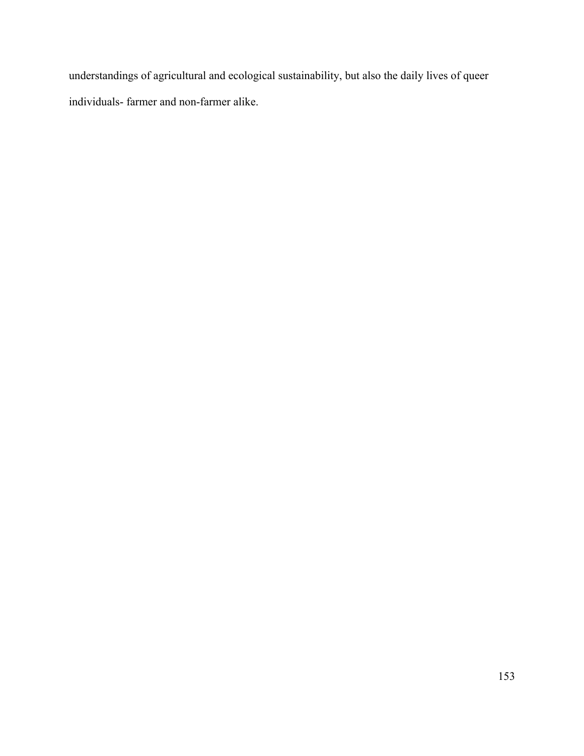understandings of agricultural and ecological sustainability, but also the daily lives of queer individuals- farmer and non-farmer alike.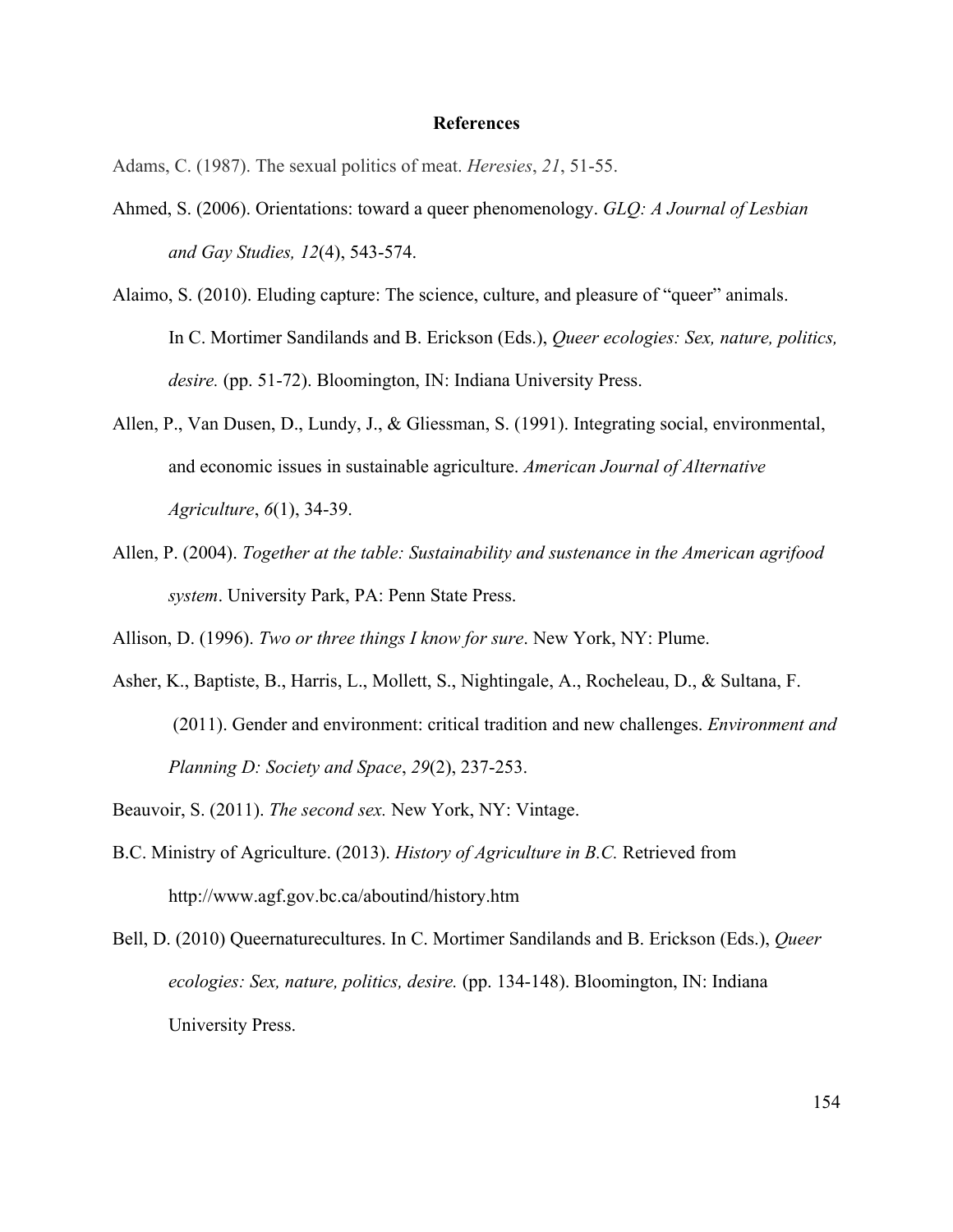# References

Adams, C. (1987). The sexual politics of meat. *Heresies*, *21*, 51-55.

Ahmed, S. (2006). Orientations: toward a queer phenomenology. *GLQ: A Journal of Lesbian and Gay Studies, 12*(4), 543-574.

Alaimo, S. (2010). Eluding capture: The science, culture, and pleasure of "queer" animals. In C. Mortimer Sandilands and B. Erickson (Eds.), *Queer ecologies: Sex, nature, politics, desire.* (pp. 51-72). Bloomington, IN: Indiana University Press.

Allen, P., Van Dusen, D., Lundy, J., & Gliessman, S. (1991). Integrating social, environmental, and economic issues in sustainable agriculture. *American Journal of Alternative Agriculture*, *6*(1), 34-39.

Allen, P. (2004). *Together at the table: Sustainability and sustenance in the American agrifood system*. University Park, PA: Penn State Press.

Allison, D. (1996). *Two or three things I know for sure*. New York, NY: Plume.

Asher, K., Baptiste, B., Harris, L., Mollett, S., Nightingale, A., Rocheleau, D., & Sultana, F. (2011). Gender and environment: critical tradition and new challenges. *Environment and Planning D: Society and Space*, *29*(2), 237-253.

Beauvoir, S. (2011). *The second sex.* New York, NY: Vintage.

B.C. Ministry of Agriculture. (2013). *History of Agriculture in B.C.* Retrieved from http://www.agf.gov.bc.ca/aboutind/history.htm

Bell, D. (2010) Queernaturecultures. In C. Mortimer Sandilands and B. Erickson (Eds.), *Queer ecologies: Sex, nature, politics, desire.* (pp. 134-148). Bloomington, IN: Indiana University Press.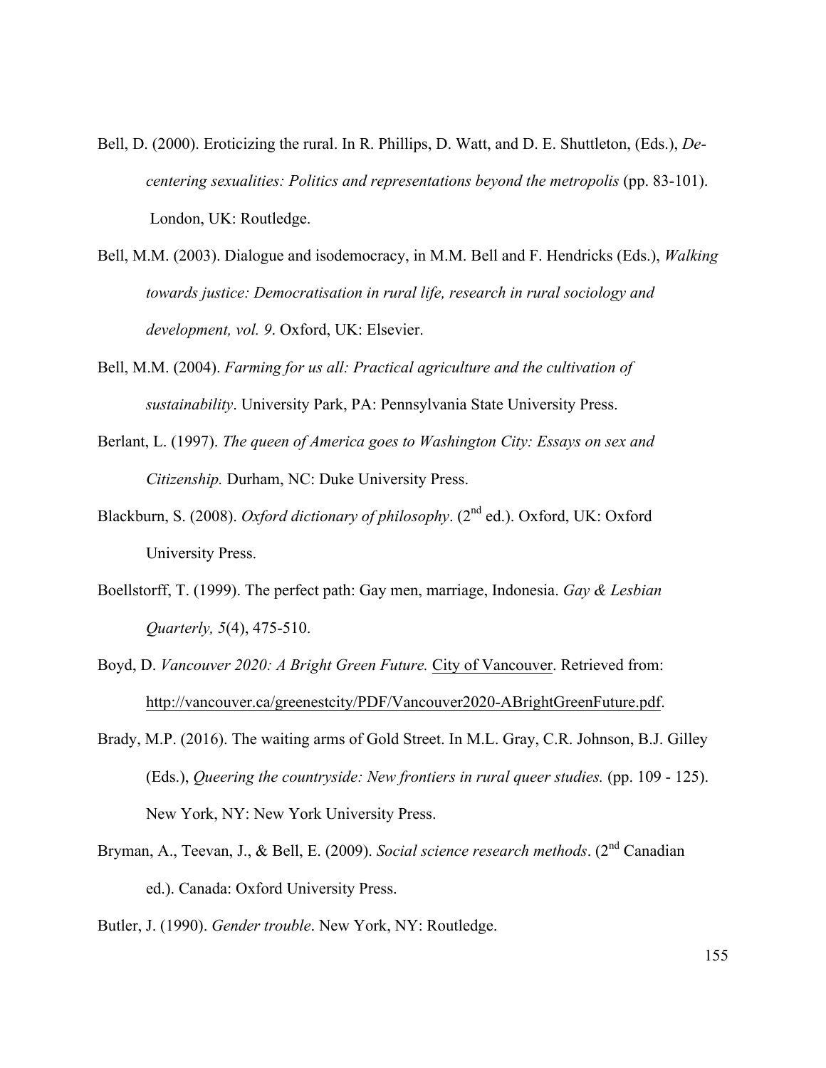Bell, D. (2000). Eroticizing the rural. In R. Phillips, D. Watt, and D. E. Shuttleton, (Eds.), *De-centering sexualities: Politics and representations beyond the metropolis* (pp. 83-101). London, UK: Routledge.

Bell, M.M. (2003). Dialogue and isodemocracy, in M.M. Bell and F. Hendricks (Eds.), *Walking towards justice: Democratisation in rural life, research in rural sociology and development, vol. 9*. Oxford, UK: Elsevier.

Bell, M.M. (2004). *Farming for us all: Practical agriculture and the cultivation of sustainability*. University Park, PA: Pennsylvania State University Press.

Berlant, L. (1997). *The queen of America goes to Washington City: Essays on sex and Citizenship.* Durham, NC: Duke University Press.

Blackburn, S. (2008). *Oxford dictionary of philosophy*. (2nd ed.). Oxford, UK: Oxford University Press.

Boellstorff, T. (1999). The perfect path: Gay men, marriage, Indonesia. *Gay & Lesbian Quarterly, 5*(4), 475-510.

Boyd, D. *Vancouver 2020: A Bright Green Future.* City of Vancouver. Retrieved from: http://vancouver.ca/greenestcity/PDF/Vancouver2020-ABrightGreenFuture.pdf.

Brady, M.P. (2016). The waiting arms of Gold Street. In M.L. Gray, C.R. Johnson, B.J. Gilley (Eds.), *Queering the countryside: New frontiers in rural queer studies.* (pp. 109 - 125). New York, NY: New York University Press.

Bryman, A., Teevan, J., & Bell, E. (2009). *Social science research methods*. (2nd Canadian ed.). Canada: Oxford University Press.

Butler, J. (1990). *Gender trouble*. New York, NY: Routledge.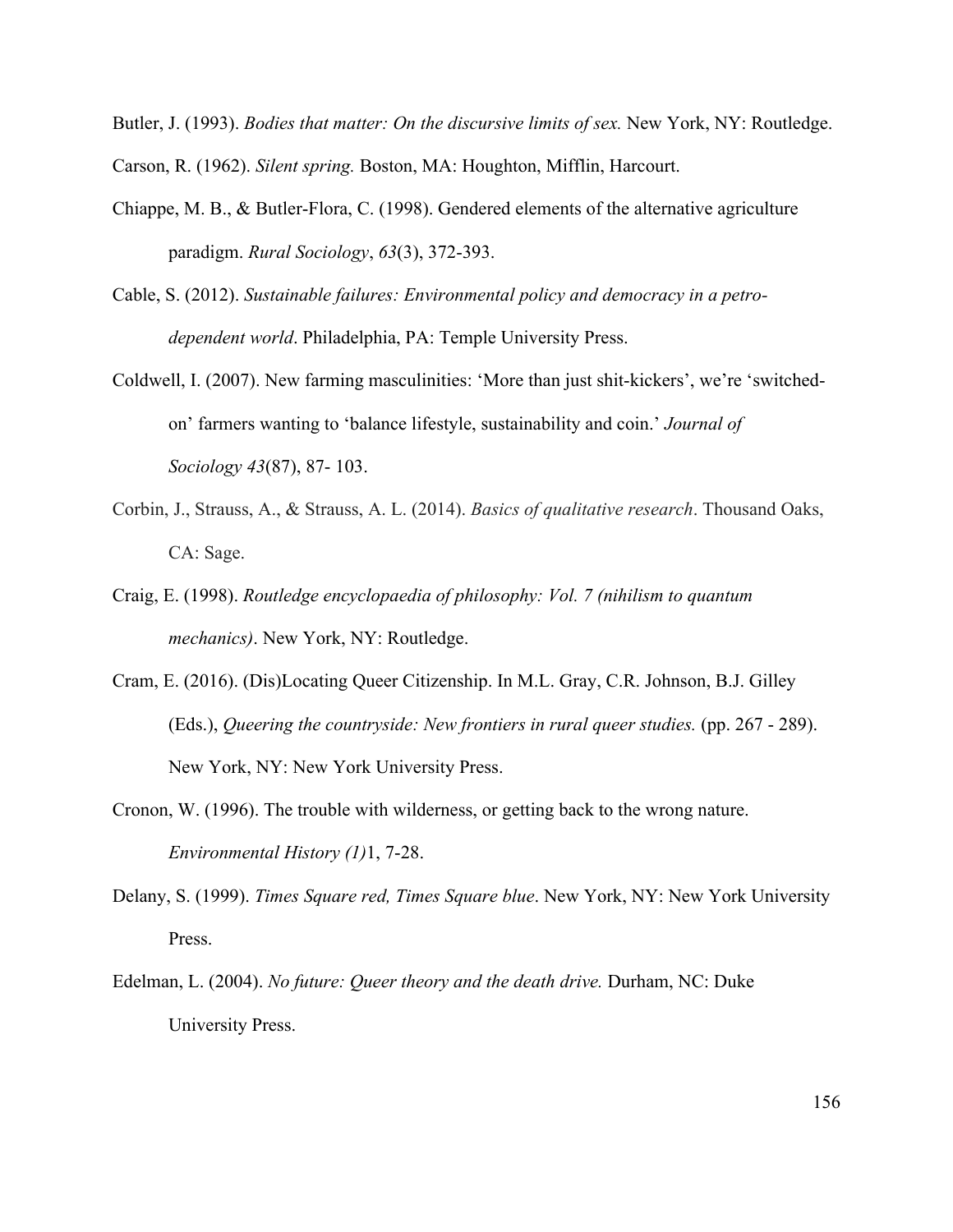Butler, J. (1993). *Bodies that matter: On the discursive limits of sex.* New York, NY: Routledge.

Carson, R. (1962). *Silent spring.* Boston, MA: Houghton, Mifflin, Harcourt.

Chiappe, M. B., & Butler-Flora, C. (1998). Gendered elements of the alternative agriculture paradigm. *Rural Sociology*, *63*(3), 372-393.

Cable, S. (2012). *Sustainable failures: Environmental policy and democracy in a petro-dependent world*. Philadelphia, PA: Temple University Press.

Coldwell, I. (2007). New farming masculinities: 'More than just shit-kickers', we're 'switched-on' farmers wanting to 'balance lifestyle, sustainability and coin.' *Journal of Sociology 43*(87), 87- 103.

Corbin, J., Strauss, A., & Strauss, A. L. (2014). *Basics of qualitative research*. Thousand Oaks, CA: Sage.

Craig, E. (1998). *Routledge encyclopaedia of philosophy: Vol. 7 (nihilism to quantum mechanics)*. New York, NY: Routledge.

Cram, E. (2016). (Dis)Locating Queer Citizenship. In M.L. Gray, C.R. Johnson, B.J. Gilley (Eds.), *Queering the countryside: New frontiers in rural queer studies.* (pp. 267 - 289). New York, NY: New York University Press.

Cronon, W. (1996). The trouble with wilderness, or getting back to the wrong nature. *Environmental History (1)*1, 7-28.

Delany, S. (1999). *Times Square red, Times Square blue*. New York, NY: New York University Press.

Edelman, L. (2004). *No future: Queer theory and the death drive.* Durham, NC: Duke University Press.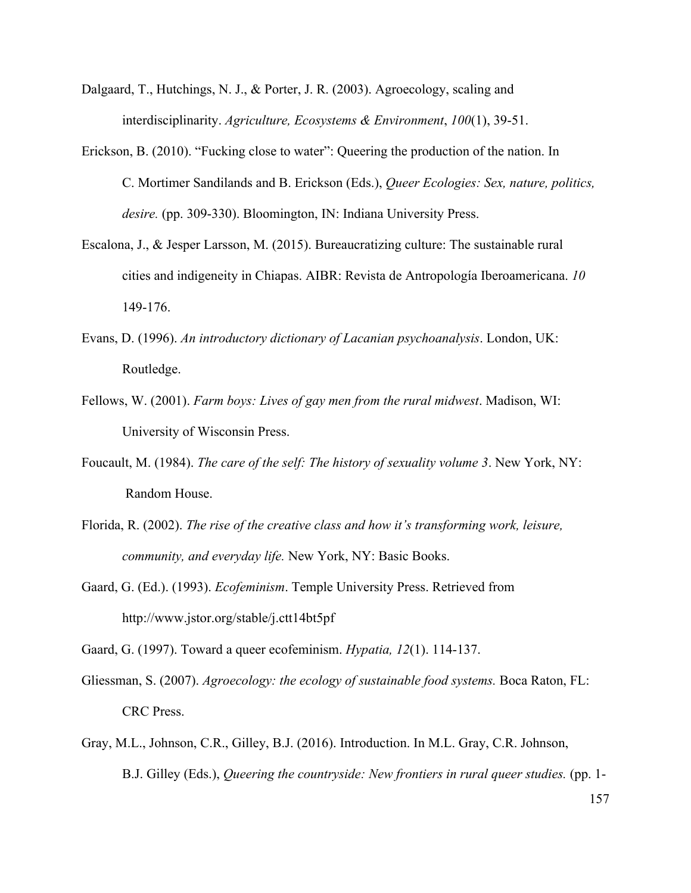Dalgaard, T., Hutchings, N. J., & Porter, J. R. (2003). Agroecology, scaling and interdisciplinarity. *Agriculture, Ecosystems & Environment*, *100*(1), 39-51.

Erickson, B. (2010). "Fucking close to water": Queering the production of the nation. In C. Mortimer Sandilands and B. Erickson (Eds.), *Queer Ecologies: Sex, nature, politics, desire.* (pp. 309-330). Bloomington, IN: Indiana University Press.

Escalona, J., & Jesper Larsson, M. (2015). Bureaucratizing culture: The sustainable rural cities and indigeneity in Chiapas. AIBR: Revista de Antropología Iberoamericana. *10* 149-176.

Evans, D. (1996). *An introductory dictionary of Lacanian psychoanalysis*. London, UK: Routledge.

Fellows, W. (2001). *Farm boys: Lives of gay men from the rural midwest*. Madison, WI: University of Wisconsin Press.

Foucault, M. (1984). *The care of the self: The history of sexuality volume 3*. New York, NY: Random House.

Florida, R. (2002). *The rise of the creative class and how it's transforming work, leisure, community, and everyday life.* New York, NY: Basic Books.

Gaard, G. (Ed.). (1993). *Ecofeminism*. Temple University Press. Retrieved from http://www.jstor.org/stable/j.ctt14bt5pf

Gaard, G. (1997). Toward a queer ecofeminism. *Hypatia, 12*(1). 114-137.

Gliessman, S. (2007). *Agroecology: the ecology of sustainable food systems.* Boca Raton, FL: CRC Press.

Gray, M.L., Johnson, C.R., Gilley, B.J. (2016). Introduction. In M.L. Gray, C.R. Johnson, B.J. Gilley (Eds.), *Queering the countryside: New frontiers in rural queer studies.* (pp. 1-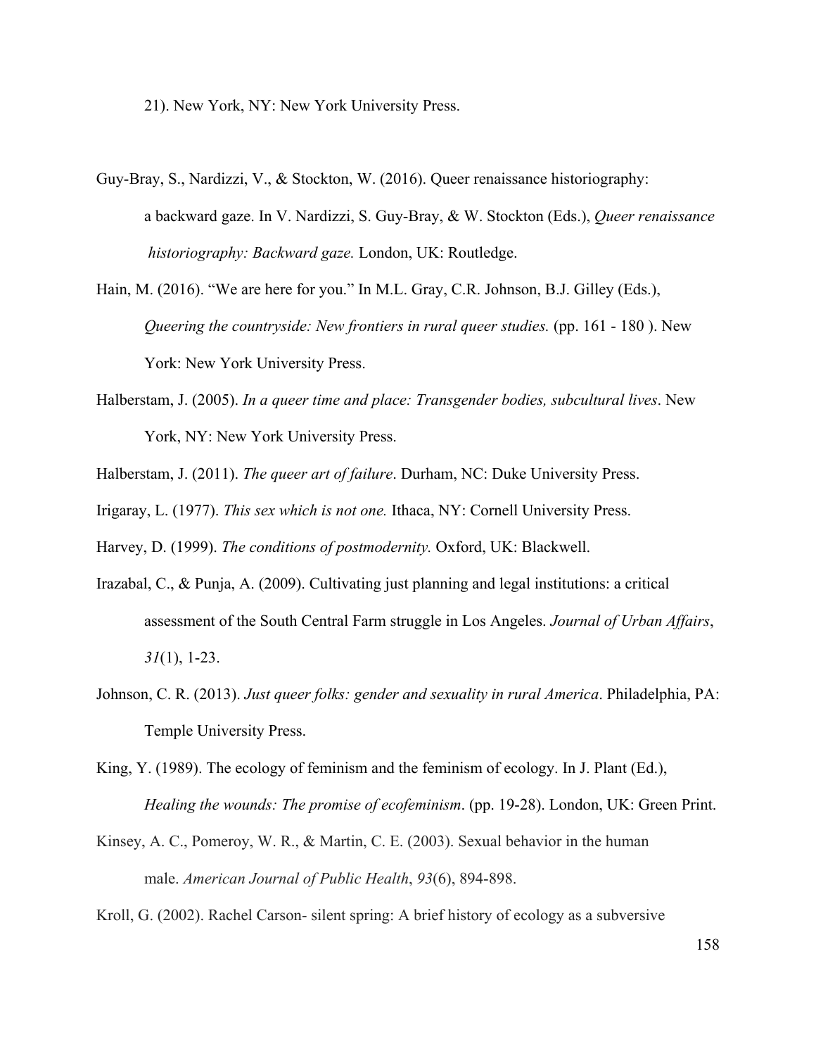21). New York, NY: New York University Press.

Guy-Bray, S., Nardizzi, V., & Stockton, W. (2016). Queer renaissance historiography: a backward gaze. In V. Nardizzi, S. Guy-Bray, & W. Stockton (Eds.), *Queer renaissance historiography: Backward gaze.* London, UK: Routledge.

Hain, M. (2016). "We are here for you." In M.L. Gray, C.R. Johnson, B.J. Gilley (Eds.), *Queering the countryside: New frontiers in rural queer studies.* (pp. 161 - 180 ). New York: New York University Press.

Halberstam, J. (2005). *In a queer time and place: Transgender bodies, subcultural lives*. New York, NY: New York University Press.

Halberstam, J. (2011). *The queer art of failure*. Durham, NC: Duke University Press.

Irigaray, L. (1977). *This sex which is not one.* Ithaca, NY: Cornell University Press.

Harvey, D. (1999). *The conditions of postmodernity.* Oxford, UK: Blackwell.

Irazabal, C., & Punja, A. (2009). Cultivating just planning and legal institutions: a critical assessment of the South Central Farm struggle in Los Angeles. *Journal of Urban Affairs*, *31*(1), 1-23.

Johnson, C. R. (2013). *Just queer folks: gender and sexuality in rural America*. Philadelphia, PA: Temple University Press.

King, Y. (1989). The ecology of feminism and the feminism of ecology. In J. Plant (Ed.), *Healing the wounds: The promise of ecofeminism*. (pp. 19-28). London, UK: Green Print.

Kinsey, A. C., Pomeroy, W. R., & Martin, C. E. (2003). Sexual behavior in the human male. *American Journal of Public Health*, *93*(6), 894-898.

Kroll, G. (2002). Rachel Carson- silent spring: A brief history of ecology as a subversive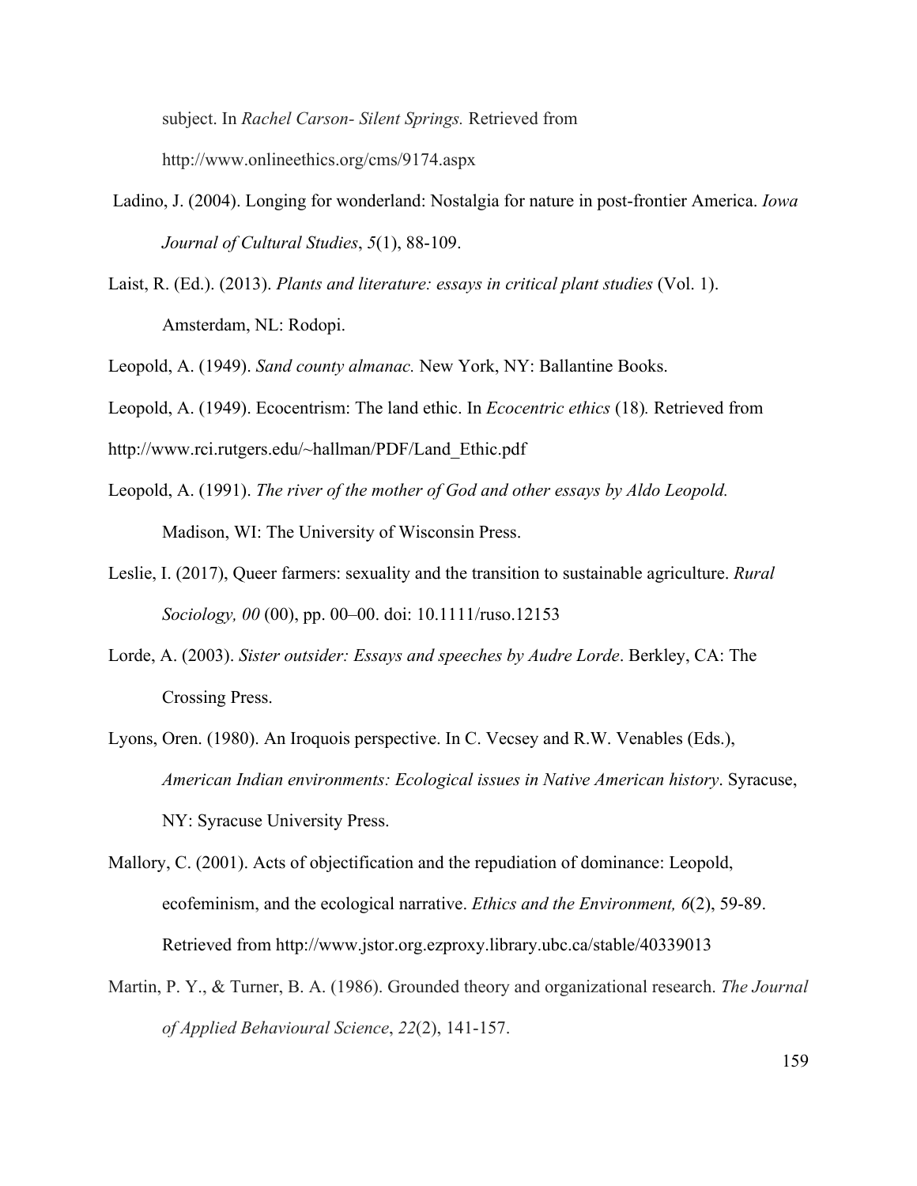subject. In *Rachel Carson- Silent Springs.* Retrieved from http://www.onlineethics.org/cms/9174.aspx

Ladino, J. (2004). Longing for wonderland: Nostalgia for nature in post-frontier America. *Iowa Journal of Cultural Studies*, *5*(1), 88-109.

Laist, R. (Ed.). (2013). *Plants and literature: essays in critical plant studies* (Vol. 1). Amsterdam, NL: Rodopi.

Leopold, A. (1949). *Sand county almanac.* New York, NY: Ballantine Books.

Leopold, A. (1949). Ecocentrism: The land ethic. In *Ecocentric ethics* (18)*.* Retrieved from http://www.rci.rutgers.edu/~hallman/PDF/Land_Ethic.pdf

Leopold, A. (1991). *The river of the mother of God and other essays by Aldo Leopold.* Madison, WI: The University of Wisconsin Press.

Leslie, I. (2017), Queer farmers: sexuality and the transition to sustainable agriculture. *Rural Sociology, 00* (00), pp. 00–00. doi: 10.1111/ruso.12153

Lorde, A. (2003). *Sister outsider: Essays and speeches by Audre Lorde*. Berkley, CA: The Crossing Press.

Lyons, Oren. (1980). An Iroquois perspective. In C. Vecsey and R.W. Venables (Eds.), *American Indian environments: Ecological issues in Native American history*. Syracuse, NY: Syracuse University Press.

Mallory, C. (2001). Acts of objectification and the repudiation of dominance: Leopold, ecofeminism, and the ecological narrative. *Ethics and the Environment, 6*(2), 59-89. Retrieved from http://www.jstor.org.ezproxy.library.ubc.ca/stable/40339013

Martin, P. Y., & Turner, B. A. (1986). Grounded theory and organizational research. *The Journal of Applied Behavioural Science*, *22*(2), 141-157.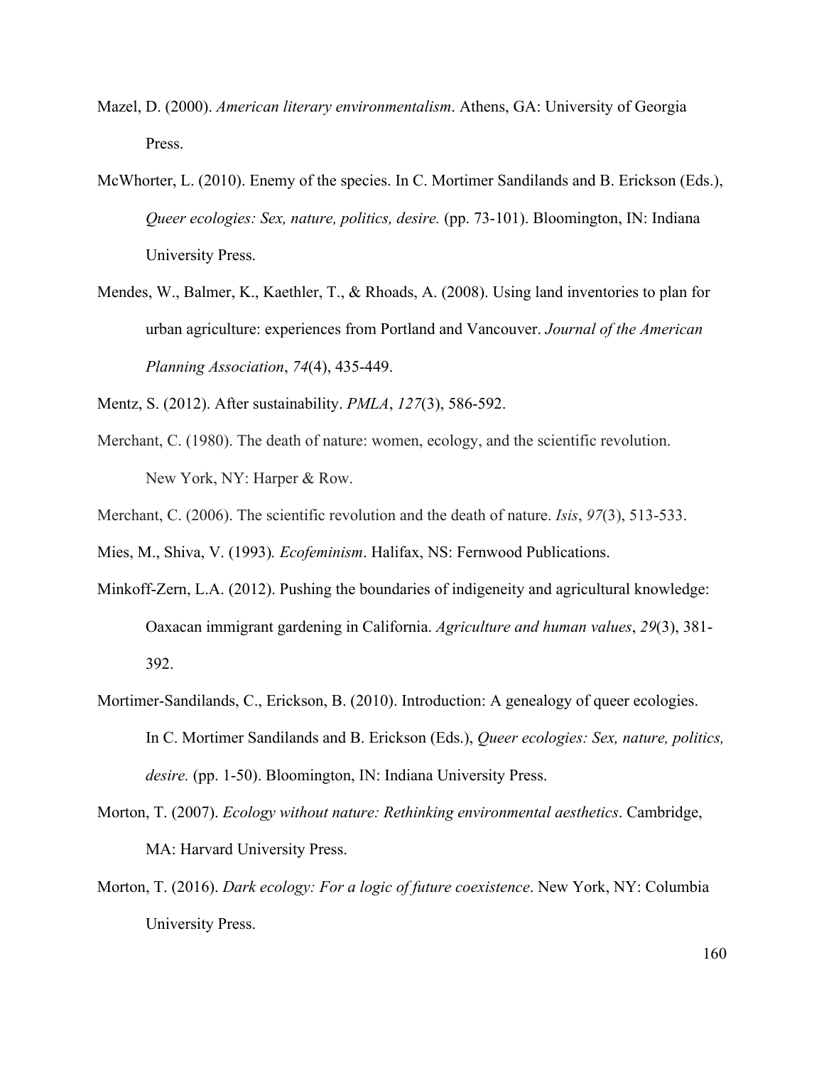Mazel, D. (2000). *American literary environmentalism*. Athens, GA: University of Georgia Press.

McWhorter, L. (2010). Enemy of the species. In C. Mortimer Sandilands and B. Erickson (Eds.), *Queer ecologies: Sex, nature, politics, desire.* (pp. 73-101). Bloomington, IN: Indiana University Press.

Mendes, W., Balmer, K., Kaethler, T., & Rhoads, A. (2008). Using land inventories to plan for urban agriculture: experiences from Portland and Vancouver. *Journal of the American Planning Association*, *74*(4), 435-449.

Mentz, S. (2012). After sustainability. *PMLA*, *127*(3), 586-592.

Merchant, C. (1980). The death of nature: women, ecology, and the scientific revolution. New York, NY: Harper & Row.

Merchant, C. (2006). The scientific revolution and the death of nature. *Isis*, *97*(3), 513-533.

Mies, M., Shiva, V. (1993). *Ecofeminism*. Halifax, NS: Fernwood Publications.

Minkoff-Zern, L.A. (2012). Pushing the boundaries of indigeneity and agricultural knowledge: Oaxacan immigrant gardening in California. *Agriculture and human values*, *29*(3), 381-392.

Mortimer-Sandilands, C., Erickson, B. (2010). Introduction: A genealogy of queer ecologies. In C. Mortimer Sandilands and B. Erickson (Eds.), *Queer ecologies: Sex, nature, politics, desire.* (pp. 1-50). Bloomington, IN: Indiana University Press.

Morton, T. (2007). *Ecology without nature: Rethinking environmental aesthetics*. Cambridge, MA: Harvard University Press.

Morton, T. (2016). *Dark ecology: For a logic of future coexistence*. New York, NY: Columbia University Press.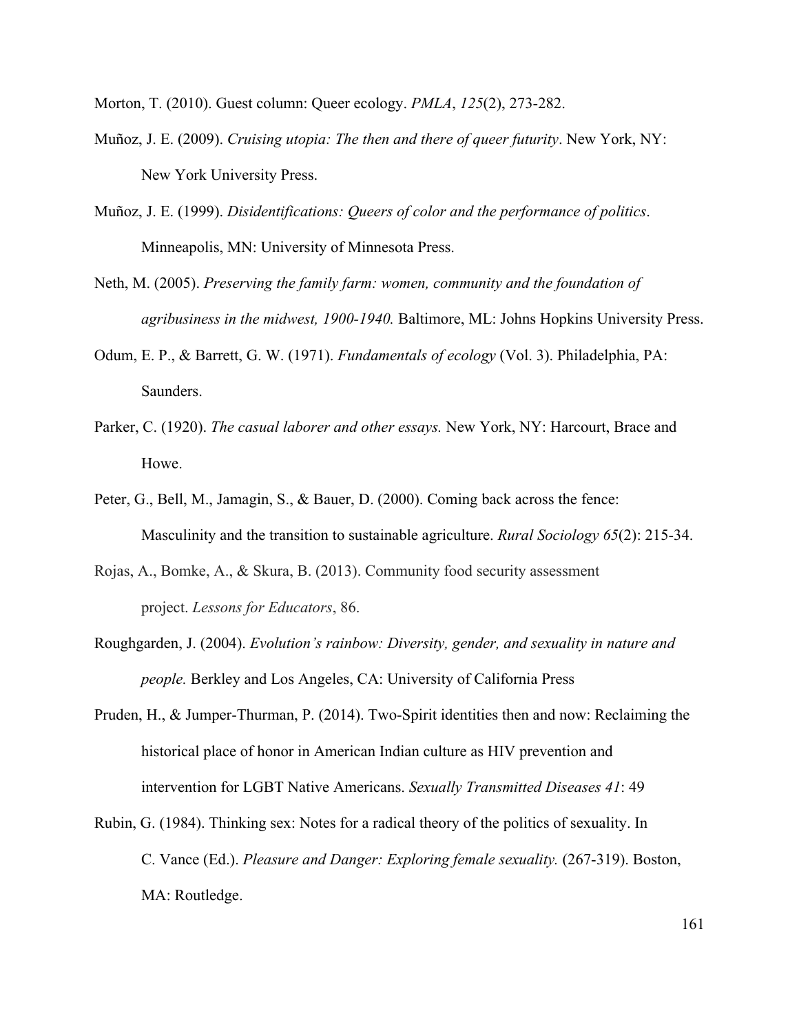Morton, T. (2010). Guest column: Queer ecology. *PMLA*, *125*(2), 273-282.

Muñoz, J. E. (2009). *Cruising utopia: The then and there of queer futurity*. New York, NY: New York University Press.

Muñoz, J. E. (1999). *Disidentifications: Queers of color and the performance of politics*. Minneapolis, MN: University of Minnesota Press.

Neth, M. (2005). *Preserving the family farm: women, community and the foundation of agribusiness in the midwest, 1900-1940.* Baltimore, ML: Johns Hopkins University Press.

Odum, E. P., & Barrett, G. W. (1971). *Fundamentals of ecology* (Vol. 3). Philadelphia, PA: Saunders.

Parker, C. (1920). *The casual laborer and other essays.* New York, NY: Harcourt, Brace and Howe.

Peter, G., Bell, M., Jamagin, S., & Bauer, D. (2000). Coming back across the fence: Masculinity and the transition to sustainable agriculture. *Rural Sociology 65*(2): 215-34.

Rojas, A., Bomke, A., & Skura, B. (2013). Community food security assessment project. *Lessons for Educators*, 86.

Roughgarden, J. (2004). *Evolution's rainbow: Diversity, gender, and sexuality in nature and people.* Berkley and Los Angeles, CA: University of California Press

Pruden, H., & Jumper-Thurman, P. (2014). Two-Spirit identities then and now: Reclaiming the historical place of honor in American Indian culture as HIV prevention and intervention for LGBT Native Americans. *Sexually Transmitted Diseases 41*: 49

Rubin, G. (1984). Thinking sex: Notes for a radical theory of the politics of sexuality. In C. Vance (Ed.). *Pleasure and Danger: Exploring female sexuality.* (267-319). Boston, MA: Routledge.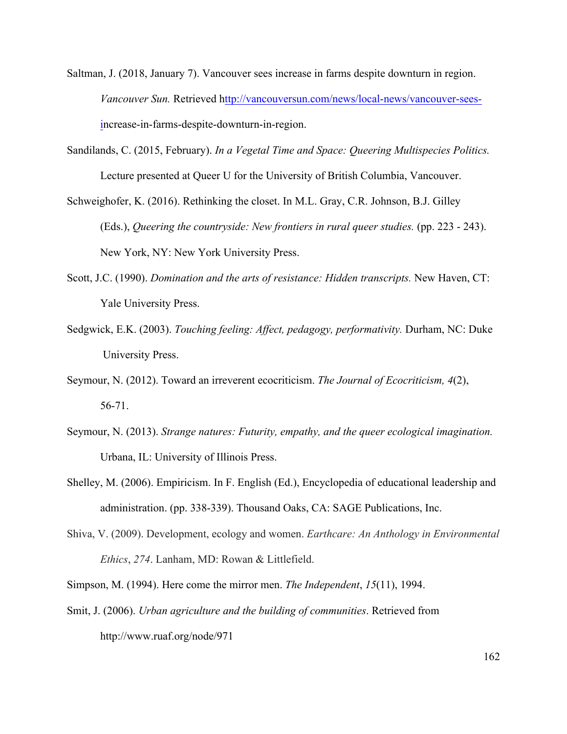Saltman, J. (2018, January 7). Vancouver sees increase in farms despite downturn in region. *Vancouver Sun.* Retrieved http://vancouversun.com/news/local-news/vancouver-sees-increase-in-farms-despite-downturn-in-region.

Sandilands, C. (2015, February). *In a Vegetal Time and Space: Queering Multispecies Politics.* Lecture presented at Queer U for the University of British Columbia, Vancouver.

Schweighofer, K. (2016). Rethinking the closet. In M.L. Gray, C.R. Johnson, B.J. Gilley (Eds.), *Queering the countryside: New frontiers in rural queer studies.* (pp. 223 - 243). New York, NY: New York University Press.

Scott, J.C. (1990). *Domination and the arts of resistance: Hidden transcripts.* New Haven, CT: Yale University Press.

Sedgwick, E.K. (2003). *Touching feeling: Affect, pedagogy, performativity.* Durham, NC: Duke University Press.

Seymour, N. (2012). Toward an irreverent ecocriticism. *The Journal of Ecocriticism, 4*(2), 56-71.

Seymour, N. (2013). *Strange natures: Futurity, empathy, and the queer ecological imagination.* Urbana, IL: University of Illinois Press.

Shelley, M. (2006). Empiricism. In F. English (Ed.), Encyclopedia of educational leadership and administration. (pp. 338-339). Thousand Oaks, CA: SAGE Publications, Inc.

Shiva, V. (2009). Development, ecology and women. *Earthcare: An Anthology in Environmental Ethics*, *274*. Lanham, MD: Rowan & Littlefield.

Simpson, M. (1994). Here come the mirror men. *The Independent*, *15*(11), 1994.

Smit, J. (2006). *Urban agriculture and the building of communities*. Retrieved from http://www.ruaf.org/node/971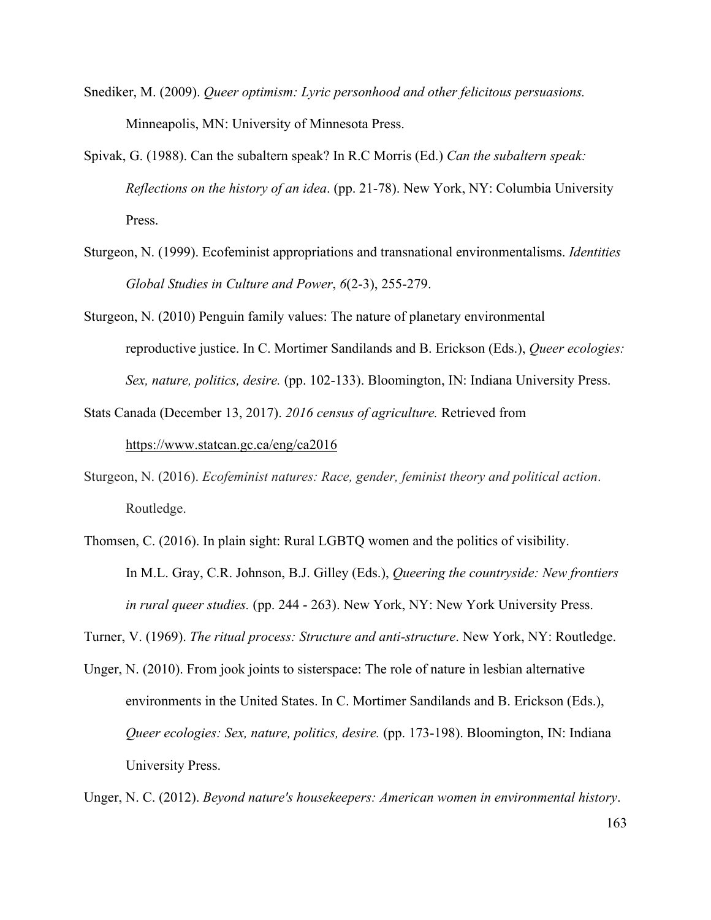Snediker, M. (2009). *Queer optimism: Lyric personhood and other felicitous persuasions.* Minneapolis, MN: University of Minnesota Press.

Spivak, G. (1988). Can the subaltern speak? In R.C Morris (Ed.) *Can the subaltern speak: Reflections on the history of an idea*. (pp. 21-78). New York, NY: Columbia University Press.

Sturgeon, N. (1999). Ecofeminist appropriations and transnational environmentalisms. *Identities Global Studies in Culture and Power*, *6*(2-3), 255-279.

Sturgeon, N. (2010) Penguin family values: The nature of planetary environmental reproductive justice. In C. Mortimer Sandilands and B. Erickson (Eds.), *Queer ecologies: Sex, nature, politics, desire.* (pp. 102-133). Bloomington, IN: Indiana University Press.

Stats Canada (December 13, 2017). *2016 census of agriculture.* Retrieved from https://www.statcan.gc.ca/eng/ca2016

Sturgeon, N. (2016). *Ecofeminist natures: Race, gender, feminist theory and political action*. Routledge.

Thomsen, C. (2016). In plain sight: Rural LGBTQ women and the politics of visibility. In M.L. Gray, C.R. Johnson, B.J. Gilley (Eds.), *Queering the countryside: New frontiers in rural queer studies.* (pp. 244 - 263). New York, NY: New York University Press.

Turner, V. (1969). *The ritual process: Structure and anti-structure*. New York, NY: Routledge.

Unger, N. (2010). From jook joints to sisterspace: The role of nature in lesbian alternative environments in the United States. In C. Mortimer Sandilands and B. Erickson (Eds.), *Queer ecologies: Sex, nature, politics, desire.* (pp. 173-198). Bloomington, IN: Indiana University Press.

Unger, N. C. (2012). *Beyond nature's housekeepers: American women in environmental history*.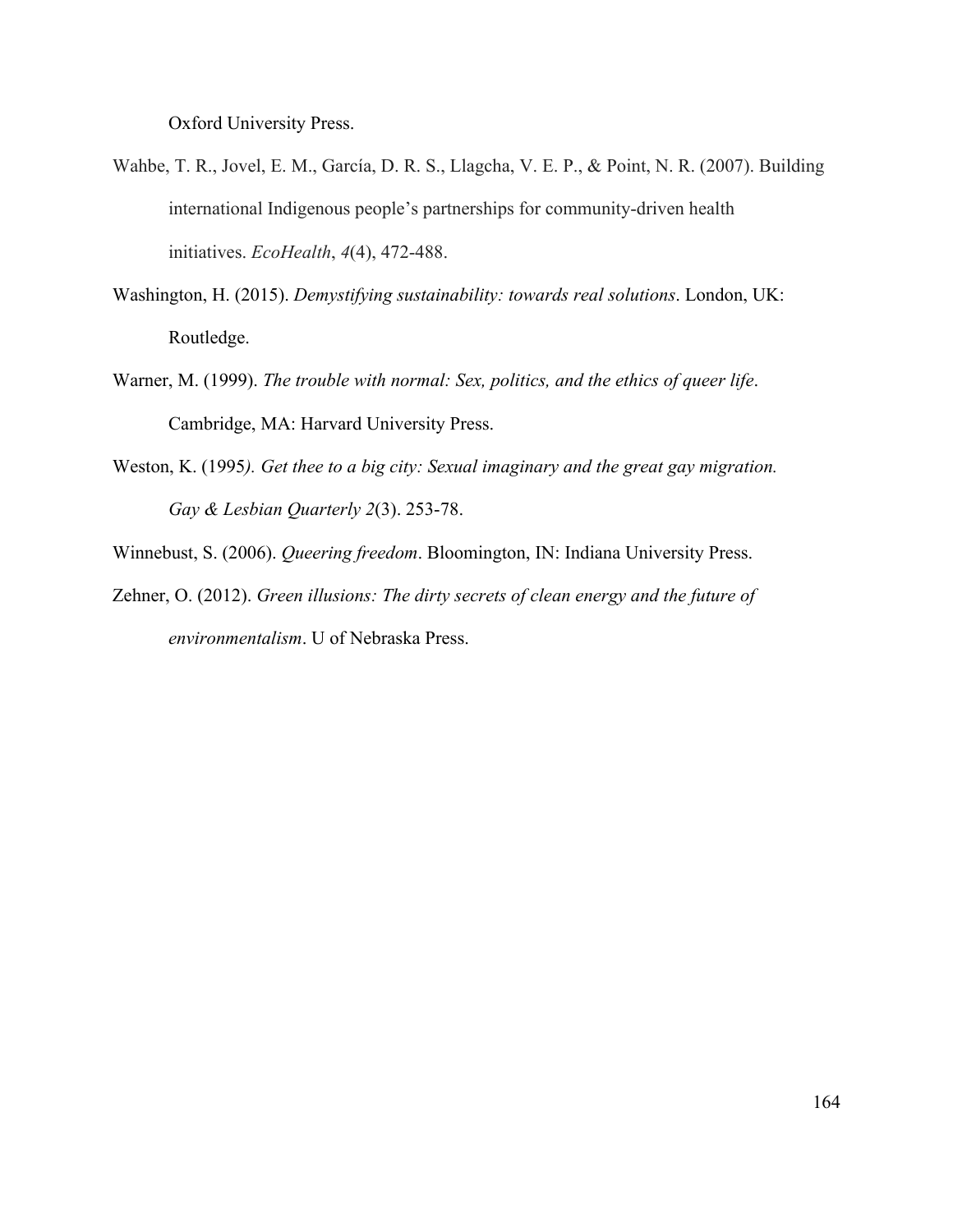Oxford University Press.

Wahbe, T. R., Jovel, E. M., García, D. R. S., Llagcha, V. E. P., & Point, N. R. (2007). Building international Indigenous people's partnerships for community-driven health initiatives. *EcoHealth*, *4*(4), 472-488.

Washington, H. (2015). *Demystifying sustainability: towards real solutions*. London, UK: Routledge.

Warner, M. (1999). *The trouble with normal: Sex, politics, and the ethics of queer life*. Cambridge, MA: Harvard University Press.

Weston, K. (1995*). Get thee to a big city: Sexual imaginary and the great gay migration. Gay & Lesbian Quarterly 2*(3). 253-78.

Winnebust, S. (2006). *Queering freedom*. Bloomington, IN: Indiana University Press.

Zehner, O. (2012). *Green illusions: The dirty secrets of clean energy and the future of environmentalism*. U of Nebraska Press.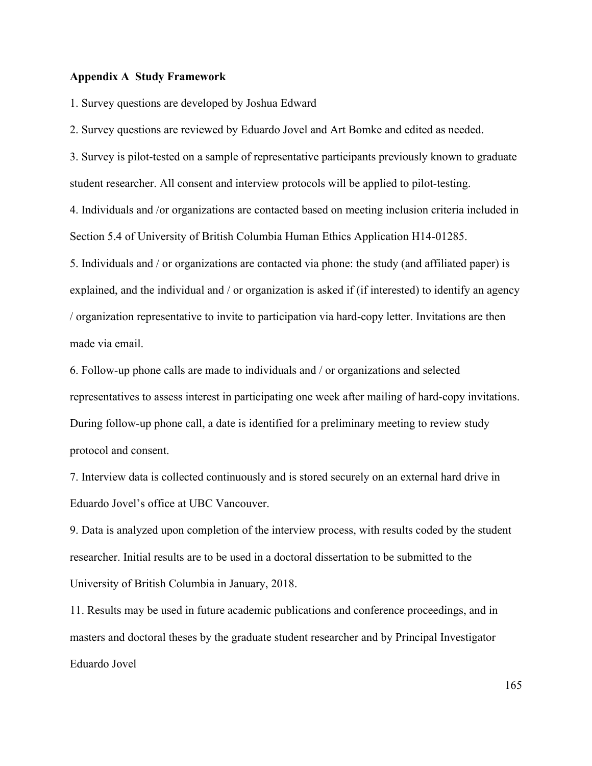**Appendix A Study Framework**

1. Survey questions are developed by Joshua Edward

2. Survey questions are reviewed by Eduardo Jovel and Art Bomke and edited as needed.

3. Survey is pilot-tested on a sample of representative participants previously known to graduate student researcher. All consent and interview protocols will be applied to pilot-testing.

4. Individuals and /or organizations are contacted based on meeting inclusion criteria included in Section 5.4 of University of British Columbia Human Ethics Application H14-01285.

5. Individuals and / or organizations are contacted via phone: the study (and affiliated paper) is explained, and the individual and / or organization is asked if (if interested) to identify an agency / organization representative to invite to participation via hard-copy letter. Invitations are then made via email.

6. Follow-up phone calls are made to individuals and / or organizations and selected representatives to assess interest in participating one week after mailing of hard-copy invitations. During follow-up phone call, a date is identified for a preliminary meeting to review study protocol and consent.

7. Interview data is collected continuously and is stored securely on an external hard drive in Eduardo Jovel's office at UBC Vancouver.

9. Data is analyzed upon completion of the interview process, with results coded by the student researcher. Initial results are to be used in a doctoral dissertation to be submitted to the University of British Columbia in January, 2018.

11. Results may be used in future academic publications and conference proceedings, and in masters and doctoral theses by the graduate student researcher and by Principal Investigator Eduardo Jovel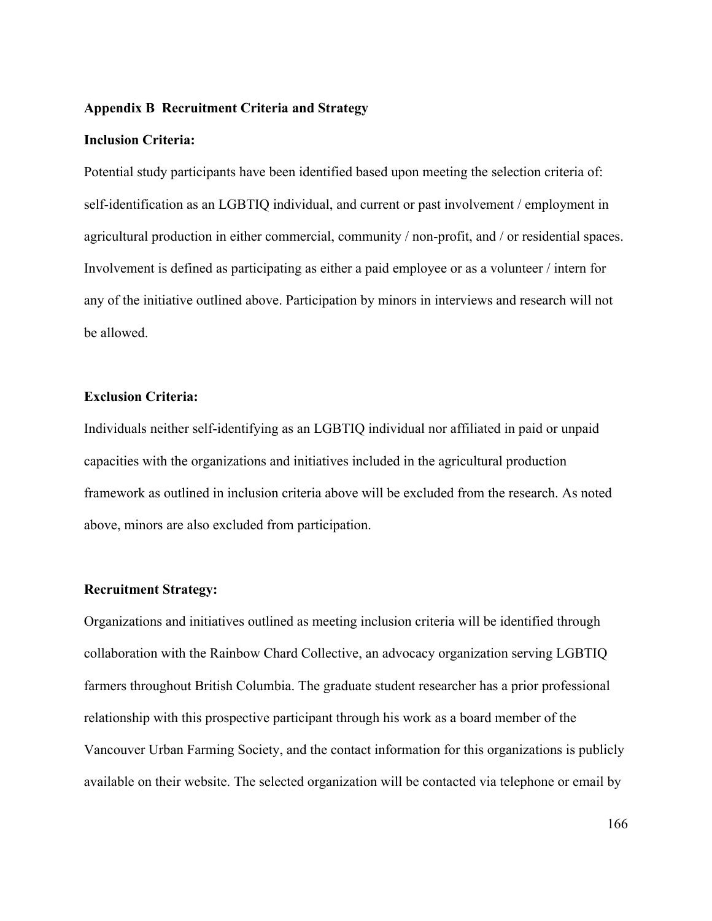## Appendix B Recruitment Criteria and Strategy

### Inclusion Criteria:

Potential study participants have been identified based upon meeting the selection criteria of: self-identification as an LGBTIQ individual, and current or past involvement / employment in agricultural production in either commercial, community / non-profit, and / or residential spaces. Involvement is defined as participating as either a paid employee or as a volunteer / intern for any of the initiative outlined above. Participation by minors in interviews and research will not be allowed.

### Exclusion Criteria:

Individuals neither self-identifying as an LGBTIQ individual nor affiliated in paid or unpaid capacities with the organizations and initiatives included in the agricultural production framework as outlined in inclusion criteria above will be excluded from the research. As noted above, minors are also excluded from participation.

### Recruitment Strategy:

Organizations and initiatives outlined as meeting inclusion criteria will be identified through collaboration with the Rainbow Chard Collective, an advocacy organization serving LGBTIQ farmers throughout British Columbia. The graduate student researcher has a prior professional relationship with this prospective participant through his work as a board member of the Vancouver Urban Farming Society, and the contact information for this organizations is publicly available on their website. The selected organization will be contacted via telephone or email by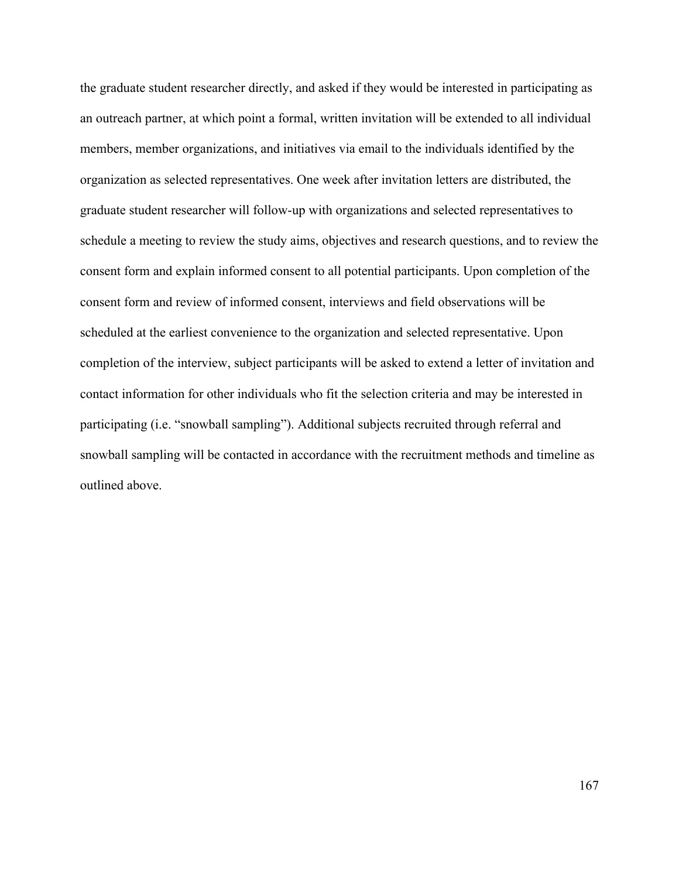the graduate student researcher directly, and asked if they would be interested in participating as an outreach partner, at which point a formal, written invitation will be extended to all individual members, member organizations, and initiatives via email to the individuals identified by the organization as selected representatives. One week after invitation letters are distributed, the graduate student researcher will follow-up with organizations and selected representatives to schedule a meeting to review the study aims, objectives and research questions, and to review the consent form and explain informed consent to all potential participants. Upon completion of the consent form and review of informed consent, interviews and field observations will be scheduled at the earliest convenience to the organization and selected representative. Upon completion of the interview, subject participants will be asked to extend a letter of invitation and contact information for other individuals who fit the selection criteria and may be interested in participating (i.e. "snowball sampling"). Additional subjects recruited through referral and snowball sampling will be contacted in accordance with the recruitment methods and timeline as outlined above.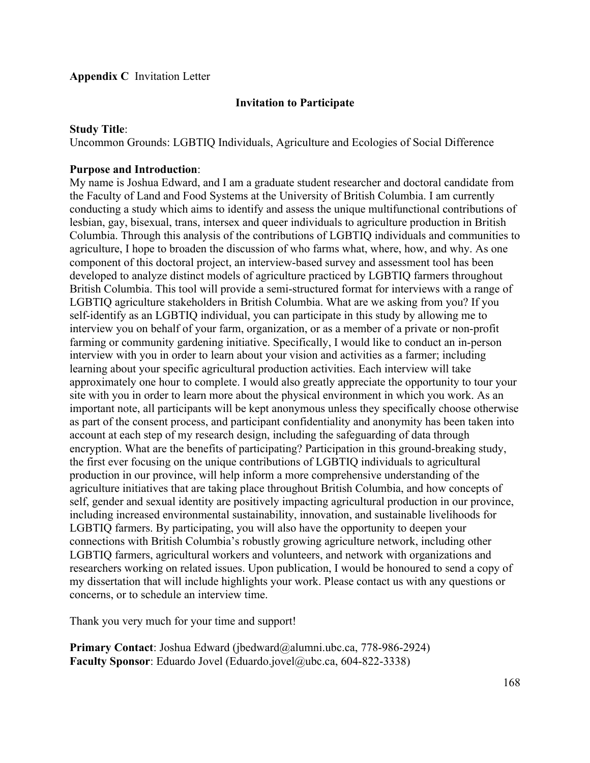**Appendix C** Invitation Letter

**Invitation to Participate**

**Study Title**:
Uncommon Grounds: LGBTIQ Individuals, Agriculture and Ecologies of Social Difference

**Purpose and Introduction**:
My name is Joshua Edward, and I am a graduate student researcher and doctoral candidate from the Faculty of Land and Food Systems at the University of British Columbia. I am currently conducting a study which aims to identify and assess the unique multifunctional contributions of lesbian, gay, bisexual, trans, intersex and queer individuals to agriculture production in British Columbia. Through this analysis of the contributions of LGBTIQ individuals and communities to agriculture, I hope to broaden the discussion of who farms what, where, how, and why. As one component of this doctoral project, an interview-based survey and assessment tool has been developed to analyze distinct models of agriculture practiced by LGBTIQ farmers throughout British Columbia. This tool will provide a semi-structured format for interviews with a range of LGBTIQ agriculture stakeholders in British Columbia. What are we asking from you? If you self-identify as an LGBTIQ individual, you can participate in this study by allowing me to interview you on behalf of your farm, organization, or as a member of a private or non-profit farming or community gardening initiative. Specifically, I would like to conduct an in-person interview with you in order to learn about your vision and activities as a farmer; including learning about your specific agricultural production activities. Each interview will take approximately one hour to complete. I would also greatly appreciate the opportunity to tour your site with you in order to learn more about the physical environment in which you work. As an important note, all participants will be kept anonymous unless they specifically choose otherwise as part of the consent process, and participant confidentiality and anonymity has been taken into account at each step of my research design, including the safeguarding of data through encryption. What are the benefits of participating? Participation in this ground-breaking study, the first ever focusing on the unique contributions of LGBTIQ individuals to agricultural production in our province, will help inform a more comprehensive understanding of the agriculture initiatives that are taking place throughout British Columbia, and how concepts of self, gender and sexual identity are positively impacting agricultural production in our province, including increased environmental sustainability, innovation, and sustainable livelihoods for LGBTIQ farmers. By participating, you will also have the opportunity to deepen your connections with British Columbia's robustly growing agriculture network, including other LGBTIQ farmers, agricultural workers and volunteers, and network with organizations and researchers working on related issues. Upon publication, I would be honoured to send a copy of my dissertation that will include highlights your work. Please contact us with any questions or concerns, or to schedule an interview time.

Thank you very much for your time and support!

**Primary Contact**: Joshua Edward (jbedward@alumni.ubc.ca, 778-986-2924)
**Faculty Sponsor**: Eduardo Jovel (Eduardo.jovel@ubc.ca, 604-822-3338)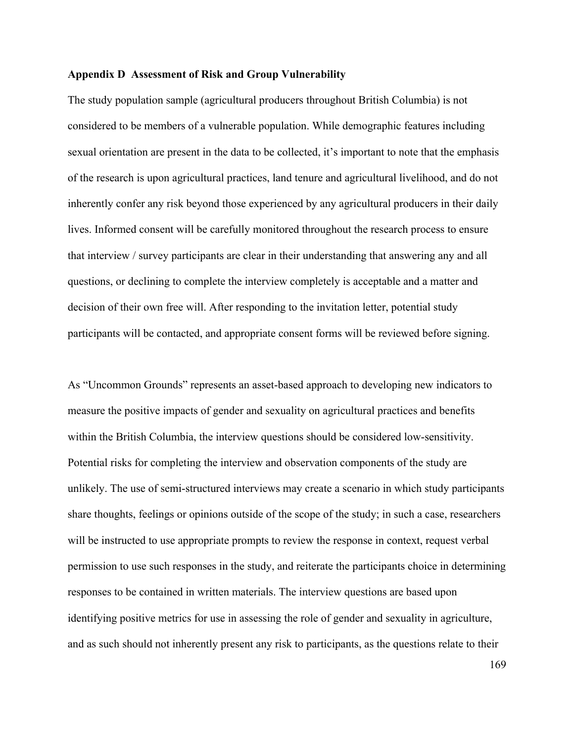## Appendix D Assessment of Risk and Group Vulnerability

The study population sample (agricultural producers throughout British Columbia) is not considered to be members of a vulnerable population. While demographic features including sexual orientation are present in the data to be collected, it's important to note that the emphasis of the research is upon agricultural practices, land tenure and agricultural livelihood, and do not inherently confer any risk beyond those experienced by any agricultural producers in their daily lives. Informed consent will be carefully monitored throughout the research process to ensure that interview / survey participants are clear in their understanding that answering any and all questions, or declining to complete the interview completely is acceptable and a matter and decision of their own free will. After responding to the invitation letter, potential study participants will be contacted, and appropriate consent forms will be reviewed before signing.

As "Uncommon Grounds" represents an asset-based approach to developing new indicators to measure the positive impacts of gender and sexuality on agricultural practices and benefits within the British Columbia, the interview questions should be considered low-sensitivity. Potential risks for completing the interview and observation components of the study are unlikely. The use of semi-structured interviews may create a scenario in which study participants share thoughts, feelings or opinions outside of the scope of the study; in such a case, researchers will be instructed to use appropriate prompts to review the response in context, request verbal permission to use such responses in the study, and reiterate the participants choice in determining responses to be contained in written materials. The interview questions are based upon identifying positive metrics for use in assessing the role of gender and sexuality in agriculture, and as such should not inherently present any risk to participants, as the questions relate to their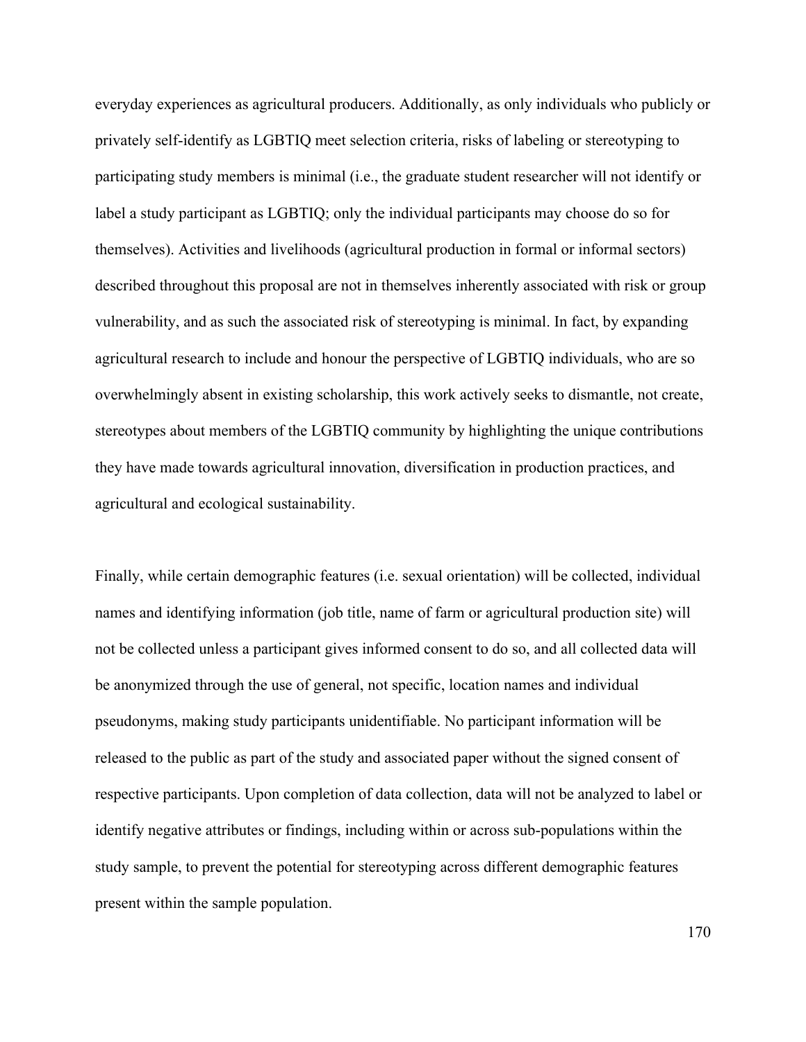everyday experiences as agricultural producers. Additionally, as only individuals who publicly or privately self-identify as LGBTIQ meet selection criteria, risks of labeling or stereotyping to participating study members is minimal (i.e., the graduate student researcher will not identify or label a study participant as LGBTIQ; only the individual participants may choose do so for themselves). Activities and livelihoods (agricultural production in formal or informal sectors) described throughout this proposal are not in themselves inherently associated with risk or group vulnerability, and as such the associated risk of stereotyping is minimal. In fact, by expanding agricultural research to include and honour the perspective of LGBTIQ individuals, who are so overwhelmingly absent in existing scholarship, this work actively seeks to dismantle, not create, stereotypes about members of the LGBTIQ community by highlighting the unique contributions they have made towards agricultural innovation, diversification in production practices, and agricultural and ecological sustainability.

Finally, while certain demographic features (i.e. sexual orientation) will be collected, individual names and identifying information (job title, name of farm or agricultural production site) will not be collected unless a participant gives informed consent to do so, and all collected data will be anonymized through the use of general, not specific, location names and individual pseudonyms, making study participants unidentifiable. No participant information will be released to the public as part of the study and associated paper without the signed consent of respective participants. Upon completion of data collection, data will not be analyzed to label or identify negative attributes or findings, including within or across sub-populations within the study sample, to prevent the potential for stereotyping across different demographic features present within the sample population.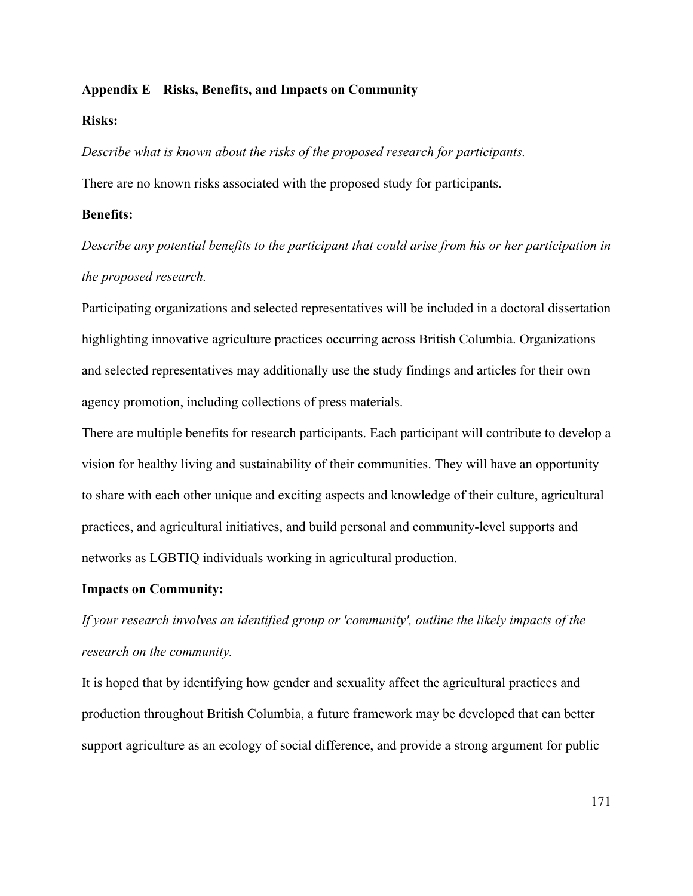## Appendix E Risks, Benefits, and Impacts on Community

**Risks:**

*Describe what is known about the risks of the proposed research for participants.*

There are no known risks associated with the proposed study for participants.

**Benefits:**

*Describe any potential benefits to the participant that could arise from his or her participation in the proposed research.*

Participating organizations and selected representatives will be included in a doctoral dissertation highlighting innovative agriculture practices occurring across British Columbia. Organizations and selected representatives may additionally use the study findings and articles for their own agency promotion, including collections of press materials.

There are multiple benefits for research participants. Each participant will contribute to develop a vision for healthy living and sustainability of their communities. They will have an opportunity to share with each other unique and exciting aspects and knowledge of their culture, agricultural practices, and agricultural initiatives, and build personal and community-level supports and networks as LGBTIQ individuals working in agricultural production.

**Impacts on Community:**

*If your research involves an identified group or 'community', outline the likely impacts of the research on the community.*

It is hoped that by identifying how gender and sexuality affect the agricultural practices and production throughout British Columbia, a future framework may be developed that can better support agriculture as an ecology of social difference, and provide a strong argument for public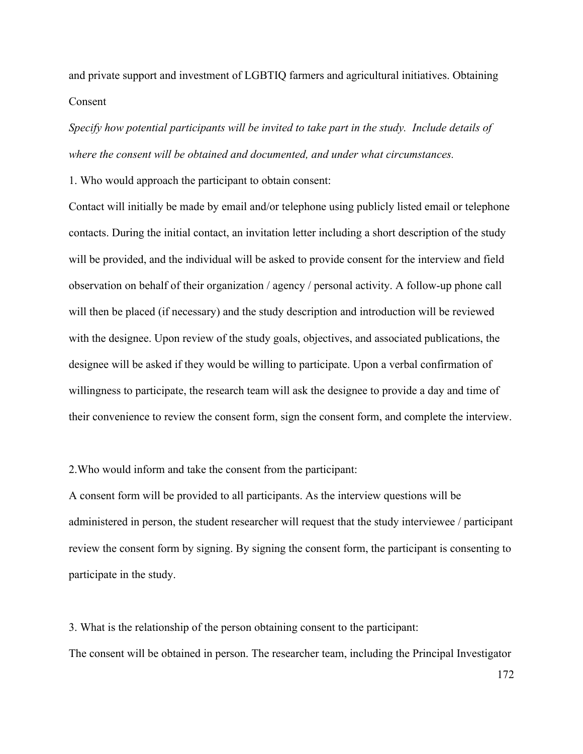and private support and investment of LGBTIQ farmers and agricultural initiatives. Obtaining Consent

*Specify how potential participants will be invited to take part in the study. Include details of where the consent will be obtained and documented, and under what circumstances.*

1. Who would approach the participant to obtain consent:

Contact will initially be made by email and/or telephone using publicly listed email or telephone contacts. During the initial contact, an invitation letter including a short description of the study will be provided, and the individual will be asked to provide consent for the interview and field observation on behalf of their organization / agency / personal activity. A follow-up phone call will then be placed (if necessary) and the study description and introduction will be reviewed with the designee. Upon review of the study goals, objectives, and associated publications, the designee will be asked if they would be willing to participate. Upon a verbal confirmation of willingness to participate, the research team will ask the designee to provide a day and time of their convenience to review the consent form, sign the consent form, and complete the interview.

2.Who would inform and take the consent from the participant:

A consent form will be provided to all participants. As the interview questions will be administered in person, the student researcher will request that the study interviewee / participant review the consent form by signing. By signing the consent form, the participant is consenting to participate in the study.

3. What is the relationship of the person obtaining consent to the participant:

The consent will be obtained in person. The researcher team, including the Principal Investigator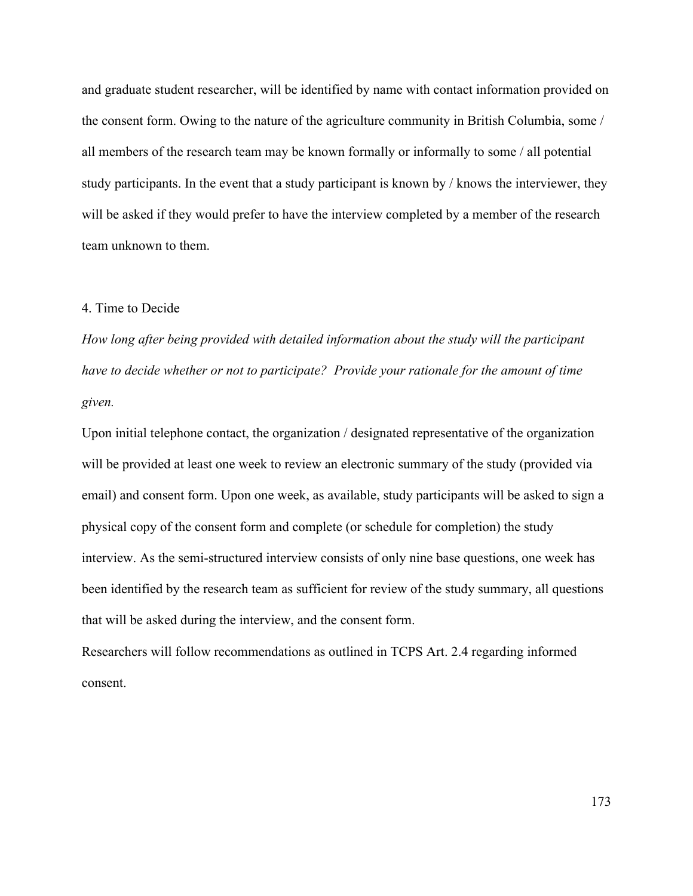and graduate student researcher, will be identified by name with contact information provided on the consent form. Owing to the nature of the agriculture community in British Columbia, some / all members of the research team may be known formally or informally to some / all potential study participants. In the event that a study participant is known by / knows the interviewer, they will be asked if they would prefer to have the interview completed by a member of the research team unknown to them.

4. Time to Decide

*How long after being provided with detailed information about the study will the participant have to decide whether or not to participate? Provide your rationale for the amount of time given.*

Upon initial telephone contact, the organization / designated representative of the organization will be provided at least one week to review an electronic summary of the study (provided via email) and consent form. Upon one week, as available, study participants will be asked to sign a physical copy of the consent form and complete (or schedule for completion) the study interview. As the semi-structured interview consists of only nine base questions, one week has been identified by the research team as sufficient for review of the study summary, all questions that will be asked during the interview, and the consent form.

Researchers will follow recommendations as outlined in TCPS Art. 2.4 regarding informed consent.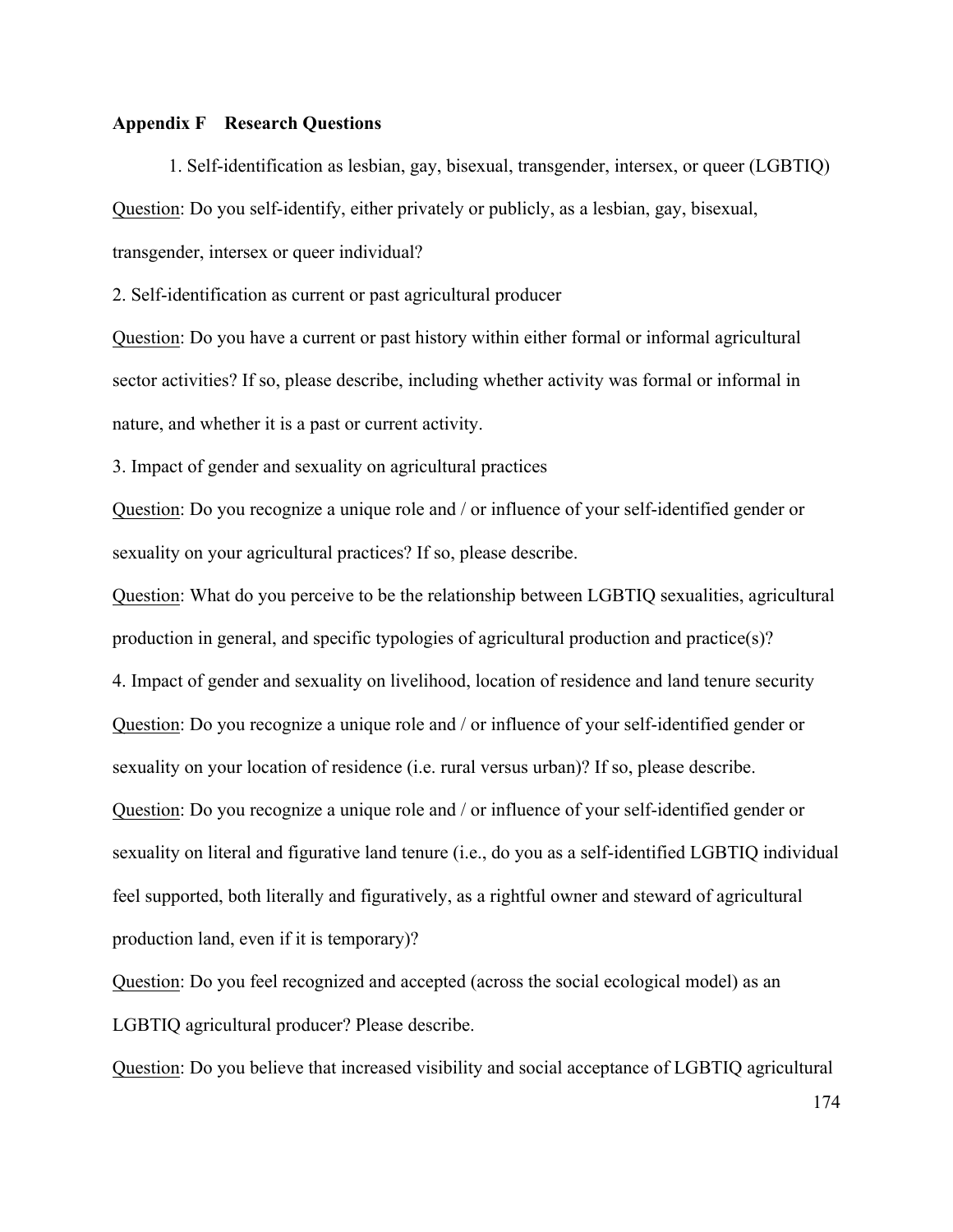**Appendix F Research Questions**

1. Self-identification as lesbian, gay, bisexual, transgender, intersex, or queer (LGBTIQ)

Question: Do you self-identify, either privately or publicly, as a lesbian, gay, bisexual, transgender, intersex or queer individual?

2. Self-identification as current or past agricultural producer

Question: Do you have a current or past history within either formal or informal agricultural sector activities? If so, please describe, including whether activity was formal or informal in nature, and whether it is a past or current activity.

3. Impact of gender and sexuality on agricultural practices

Question: Do you recognize a unique role and / or influence of your self-identified gender or sexuality on your agricultural practices? If so, please describe.

Question: What do you perceive to be the relationship between LGBTIQ sexualities, agricultural production in general, and specific typologies of agricultural production and practice(s)?

4. Impact of gender and sexuality on livelihood, location of residence and land tenure security

Question: Do you recognize a unique role and / or influence of your self-identified gender or sexuality on your location of residence (i.e. rural versus urban)? If so, please describe.

Question: Do you recognize a unique role and / or influence of your self-identified gender or sexuality on literal and figurative land tenure (i.e., do you as a self-identified LGBTIQ individual feel supported, both literally and figuratively, as a rightful owner and steward of agricultural production land, even if it is temporary)?

Question: Do you feel recognized and accepted (across the social ecological model) as an LGBTIQ agricultural producer? Please describe.

Question: Do you believe that increased visibility and social acceptance of LGBTIQ agricultural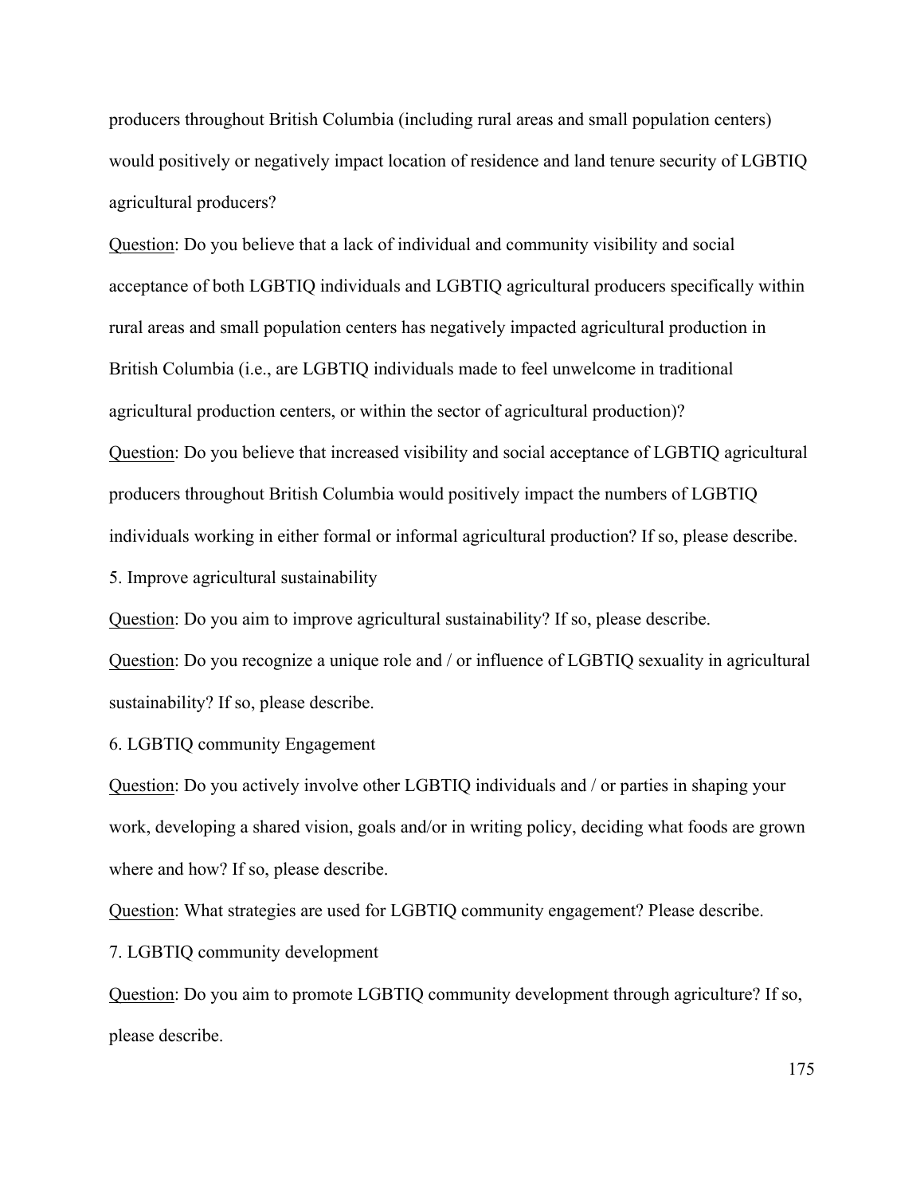producers throughout British Columbia (including rural areas and small population centers) would positively or negatively impact location of residence and land tenure security of LGBTIQ agricultural producers?

<u>Question</u>: Do you believe that a lack of individual and community visibility and social acceptance of both LGBTIQ individuals and LGBTIQ agricultural producers specifically within rural areas and small population centers has negatively impacted agricultural production in British Columbia (i.e., are LGBTIQ individuals made to feel unwelcome in traditional agricultural production centers, or within the sector of agricultural production)?

<u>Question</u>: Do you believe that increased visibility and social acceptance of LGBTIQ agricultural producers throughout British Columbia would positively impact the numbers of LGBTIQ individuals working in either formal or informal agricultural production? If so, please describe.

5. Improve agricultural sustainability

<u>Question</u>: Do you aim to improve agricultural sustainability? If so, please describe.

<u>Question</u>: Do you recognize a unique role and / or influence of LGBTIQ sexuality in agricultural sustainability? If so, please describe.

6. LGBTIQ community Engagement

<u>Question</u>: Do you actively involve other LGBTIQ individuals and / or parties in shaping your work, developing a shared vision, goals and/or in writing policy, deciding what foods are grown where and how? If so, please describe.

<u>Question</u>: What strategies are used for LGBTIQ community engagement? Please describe.

7. LGBTIQ community development

<u>Question</u>: Do you aim to promote LGBTIQ community development through agriculture? If so, please describe.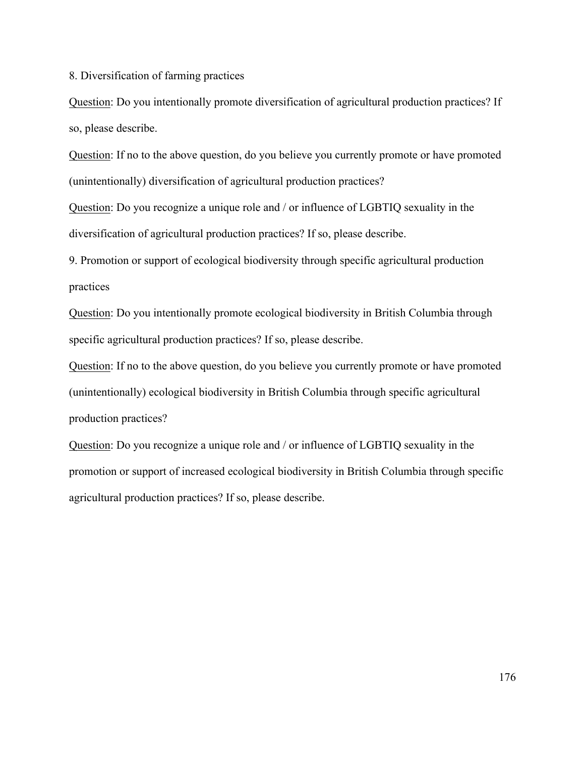8. Diversification of farming practices

<u>Question</u>: Do you intentionally promote diversification of agricultural production practices? If so, please describe.

<u>Question</u>: If no to the above question, do you believe you currently promote or have promoted (unintentionally) diversification of agricultural production practices?

<u>Question</u>: Do you recognize a unique role and / or influence of LGBTIQ sexuality in the diversification of agricultural production practices? If so, please describe.

9. Promotion or support of ecological biodiversity through specific agricultural production practices

<u>Question</u>: Do you intentionally promote ecological biodiversity in British Columbia through specific agricultural production practices? If so, please describe.

<u>Question</u>: If no to the above question, do you believe you currently promote or have promoted (unintentionally) ecological biodiversity in British Columbia through specific agricultural production practices?

<u>Question</u>: Do you recognize a unique role and / or influence of LGBTIQ sexuality in the promotion or support of increased ecological biodiversity in British Columbia through specific agricultural production practices? If so, please describe.